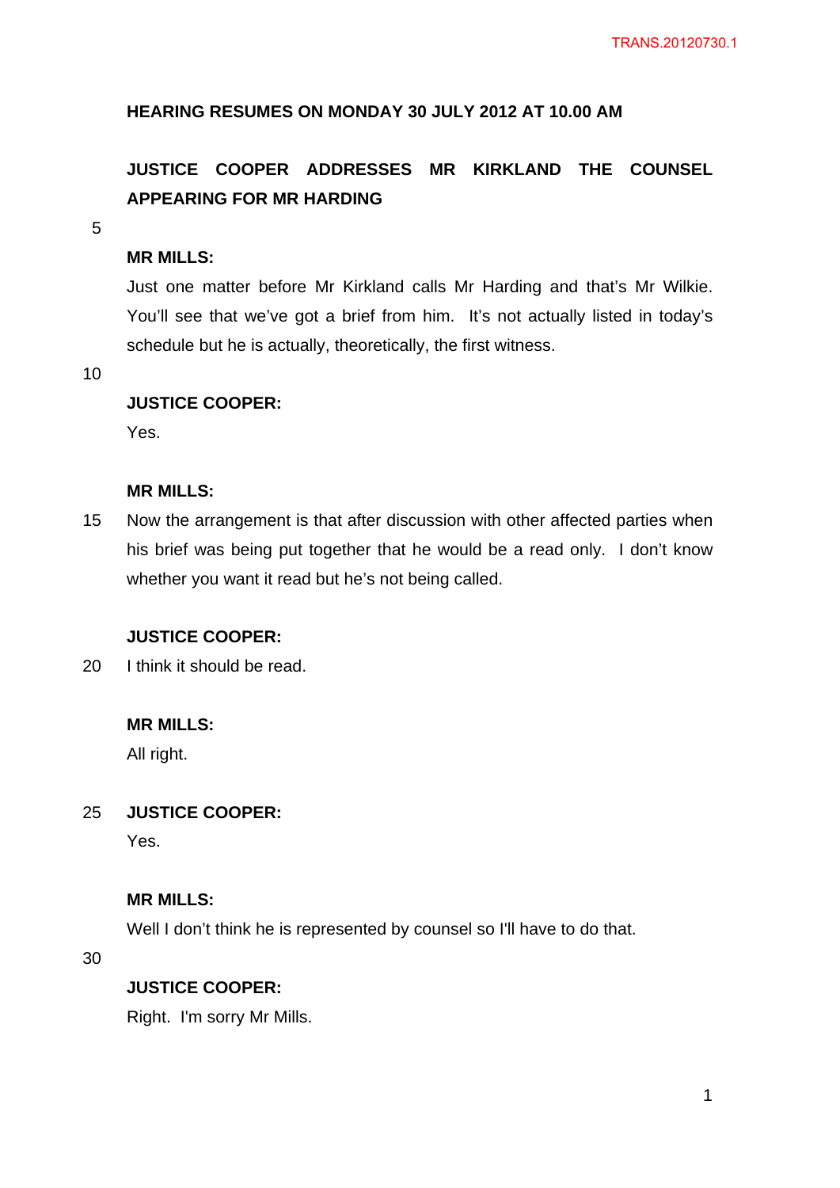**HEARING RESUMES ON MONDAY 30 JULY 2012 AT 10.00 AM**

**JUSTICE COOPER ADDRESSES MR KIRKLAND THE COUNSEL APPEARING FOR MR HARDING**

**MR MILLS:**

Just one matter before Mr Kirkland calls Mr Harding and that's Mr Wilkie. You'll see that we've got a brief from him. It's not actually listed in today's schedule but he is actually, theoretically, the first witness.

**JUSTICE COOPER:**

Yes.

**MR MILLS:**

Now the arrangement is that after discussion with other affected parties when his brief was being put together that he would be a read only. I don't know whether you want it read but he's not being called.

**JUSTICE COOPER:**

I think it should be read.

**MR MILLS:**

All right.

**JUSTICE COOPER:**

Yes.

**MR MILLS:**

Well I don't think he is represented by counsel so I'll have to do that.

**JUSTICE COOPER:**

Right. I'm sorry Mr Mills.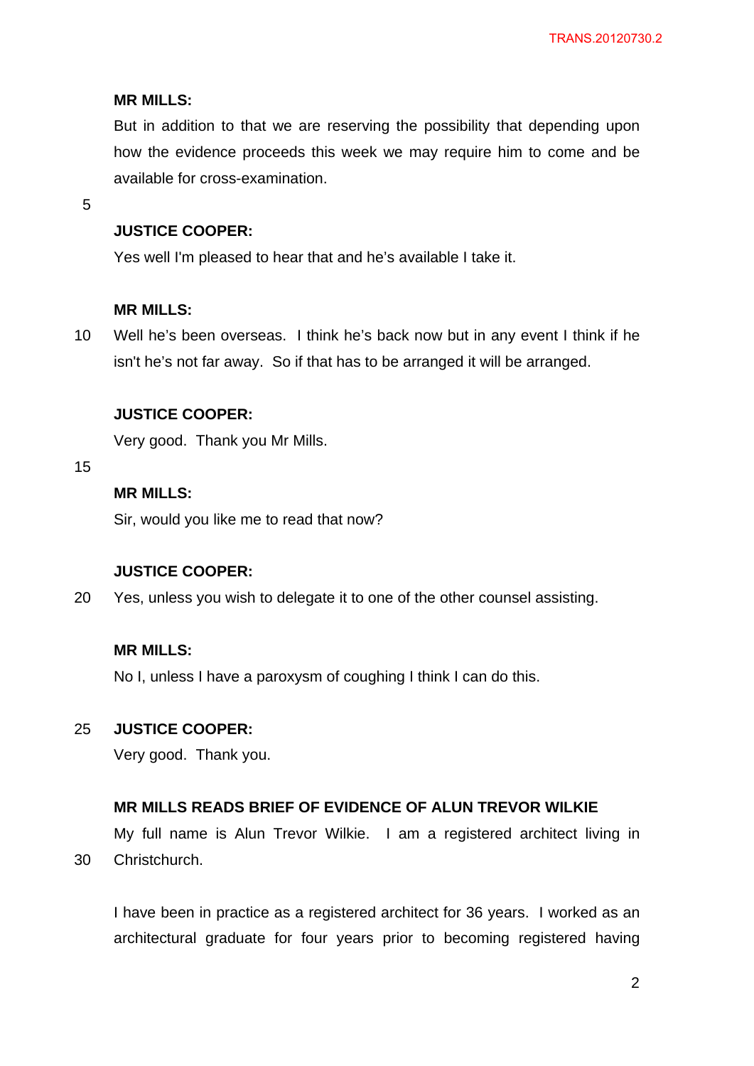**MR MILLS:**

But in addition to that we are reserving the possibility that depending upon how the evidence proceeds this week we may require him to come and be available for cross-examination.

**JUSTICE COOPER:**

Yes well I'm pleased to hear that and he's available I take it.

**MR MILLS:**

Well he's been overseas. I think he's back now but in any event I think if he isn't he's not far away. So if that has to be arranged it will be arranged.

**JUSTICE COOPER:**

Very good. Thank you Mr Mills.

**MR MILLS:**

Sir, would you like me to read that now?

**JUSTICE COOPER:**

Yes, unless you wish to delegate it to one of the other counsel assisting.

**MR MILLS:**

No I, unless I have a paroxysm of coughing I think I can do this.

**JUSTICE COOPER:**

Very good. Thank you.

**MR MILLS READS BRIEF OF EVIDENCE OF ALUN TREVOR WILKIE**

My full name is Alun Trevor Wilkie. I am a registered architect living in Christchurch.

I have been in practice as a registered architect for 36 years. I worked as an architectural graduate for four years prior to becoming registered having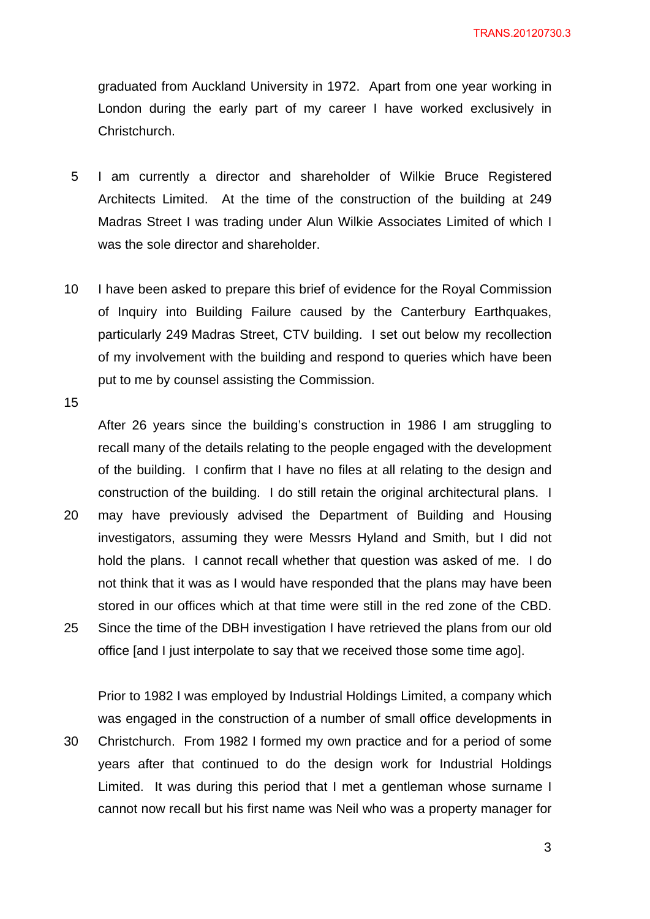graduated from Auckland University in 1972. Apart from one year working in London during the early part of my career I have worked exclusively in Christchurch.

I am currently a director and shareholder of Wilkie Bruce Registered Architects Limited. At the time of the construction of the building at 249 Madras Street I was trading under Alun Wilkie Associates Limited of which I was the sole director and shareholder.

I have been asked to prepare this brief of evidence for the Royal Commission of Inquiry into Building Failure caused by the Canterbury Earthquakes, particularly 249 Madras Street, CTV building. I set out below my recollection of my involvement with the building and respond to queries which have been put to me by counsel assisting the Commission.

After 26 years since the building's construction in 1986 I am struggling to recall many of the details relating to the people engaged with the development of the building. I confirm that I have no files at all relating to the design and construction of the building. I do still retain the original architectural plans. I may have previously advised the Department of Building and Housing investigators, assuming they were Messrs Hyland and Smith, but I did not hold the plans. I cannot recall whether that question was asked of me. I do not think that it was as I would have responded that the plans may have been stored in our offices which at that time were still in the red zone of the CBD. Since the time of the DBH investigation I have retrieved the plans from our old office [and I just interpolate to say that we received those some time ago].

Prior to 1982 I was employed by Industrial Holdings Limited, a company which was engaged in the construction of a number of small office developments in Christchurch. From 1982 I formed my own practice and for a period of some years after that continued to do the design work for Industrial Holdings Limited. It was during this period that I met a gentleman whose surname I cannot now recall but his first name was Neil who was a property manager for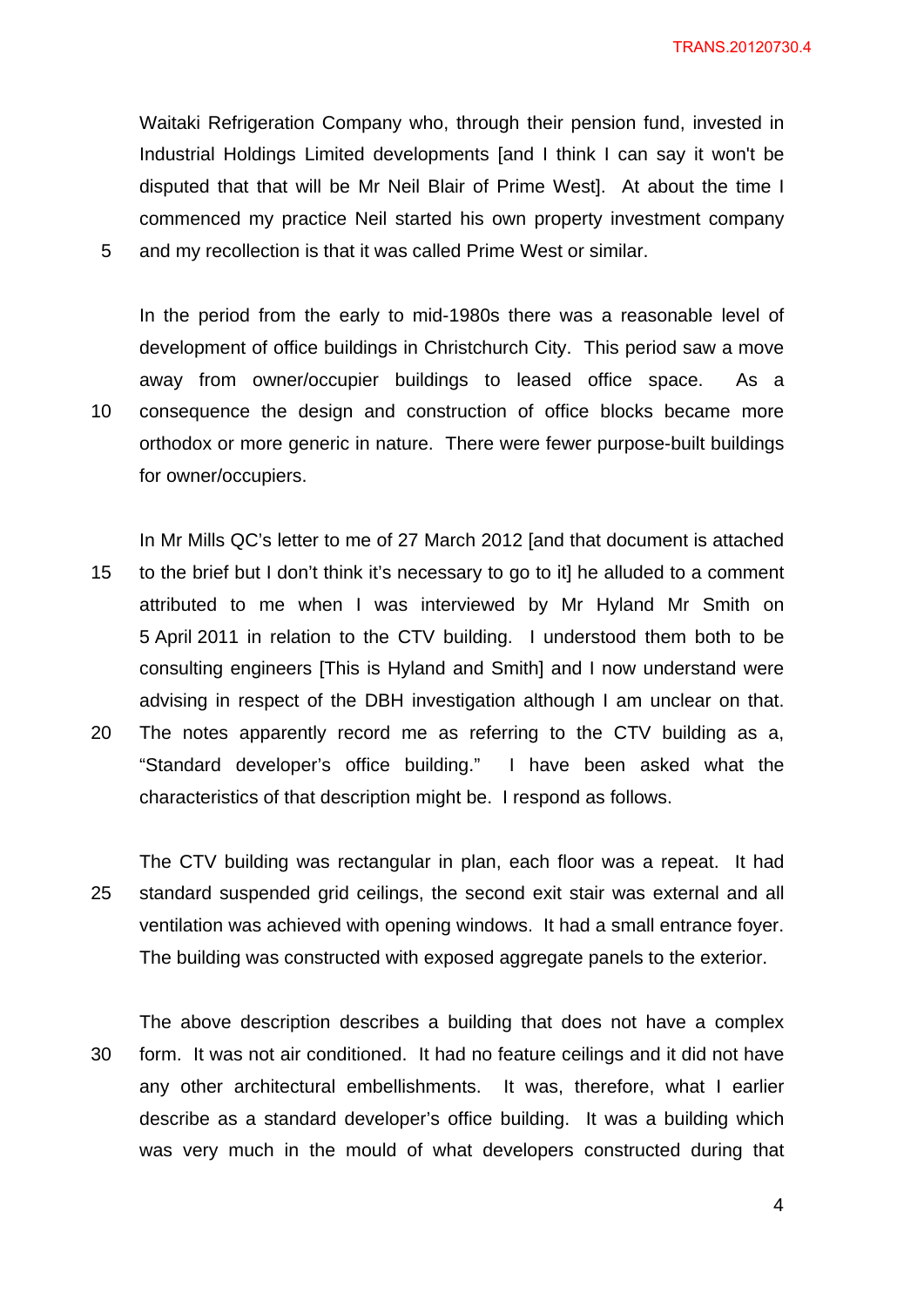Waitaki Refrigeration Company who, through their pension fund, invested in Industrial Holdings Limited developments [and I think I can say it won't be disputed that that will be Mr Neil Blair of Prime West]. At about the time I commenced my practice Neil started his own property investment company and my recollection is that it was called Prime West or similar.

In the period from the early to mid-1980s there was a reasonable level of development of office buildings in Christchurch City. This period saw a move away from owner/occupier buildings to leased office space. As a consequence the design and construction of office blocks became more orthodox or more generic in nature. There were fewer purpose-built buildings for owner/occupiers.

In Mr Mills QC's letter to me of 27 March 2012 [and that document is attached to the brief but I don't think it's necessary to go to it] he alluded to a comment attributed to me when I was interviewed by Mr Hyland Mr Smith on 5 April 2011 in relation to the CTV building. I understood them both to be consulting engineers [This is Hyland and Smith] and I now understand were advising in respect of the DBH investigation although I am unclear on that. The notes apparently record me as referring to the CTV building as a, "Standard developer's office building." I have been asked what the characteristics of that description might be. I respond as follows.

The CTV building was rectangular in plan, each floor was a repeat. It had standard suspended grid ceilings, the second exit stair was external and all ventilation was achieved with opening windows. It had a small entrance foyer. The building was constructed with exposed aggregate panels to the exterior.

The above description describes a building that does not have a complex form. It was not air conditioned. It had no feature ceilings and it did not have any other architectural embellishments. It was, therefore, what I earlier describe as a standard developer's office building. It was a building which was very much in the mould of what developers constructed during that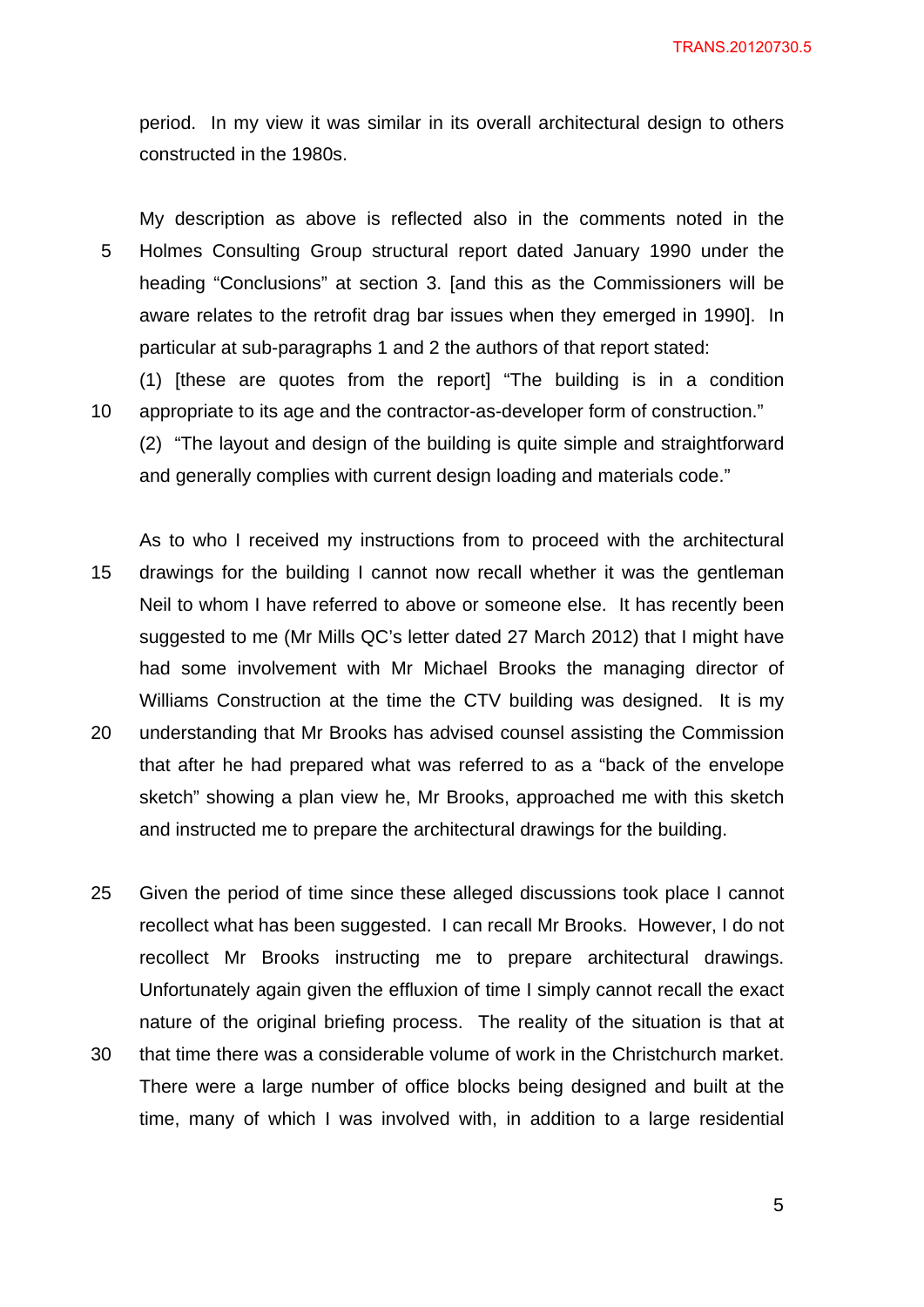period. In my view it was similar in its overall architectural design to others constructed in the 1980s.

My description as above is reflected also in the comments noted in the Holmes Consulting Group structural report dated January 1990 under the heading "Conclusions" at section 3. [and this as the Commissioners will be aware relates to the retrofit drag bar issues when they emerged in 1990]. In particular at sub-paragraphs 1 and 2 the authors of that report stated:

(1) [these are quotes from the report] "The building is in a condition appropriate to its age and the contractor-as-developer form of construction."

(2) "The layout and design of the building is quite simple and straightforward and generally complies with current design loading and materials code."

As to who I received my instructions from to proceed with the architectural drawings for the building I cannot now recall whether it was the gentleman Neil to whom I have referred to above or someone else. It has recently been suggested to me (Mr Mills QC's letter dated 27 March 2012) that I might have had some involvement with Mr Michael Brooks the managing director of Williams Construction at the time the CTV building was designed. It is my understanding that Mr Brooks has advised counsel assisting the Commission that after he had prepared what was referred to as a "back of the envelope sketch" showing a plan view he, Mr Brooks, approached me with this sketch and instructed me to prepare the architectural drawings for the building.

Given the period of time since these alleged discussions took place I cannot recollect what has been suggested. I can recall Mr Brooks. However, I do not recollect Mr Brooks instructing me to prepare architectural drawings. Unfortunately again given the effluxion of time I simply cannot recall the exact nature of the original briefing process. The reality of the situation is that at that time there was a considerable volume of work in the Christchurch market. There were a large number of office blocks being designed and built at the time, many of which I was involved with, in addition to a large residential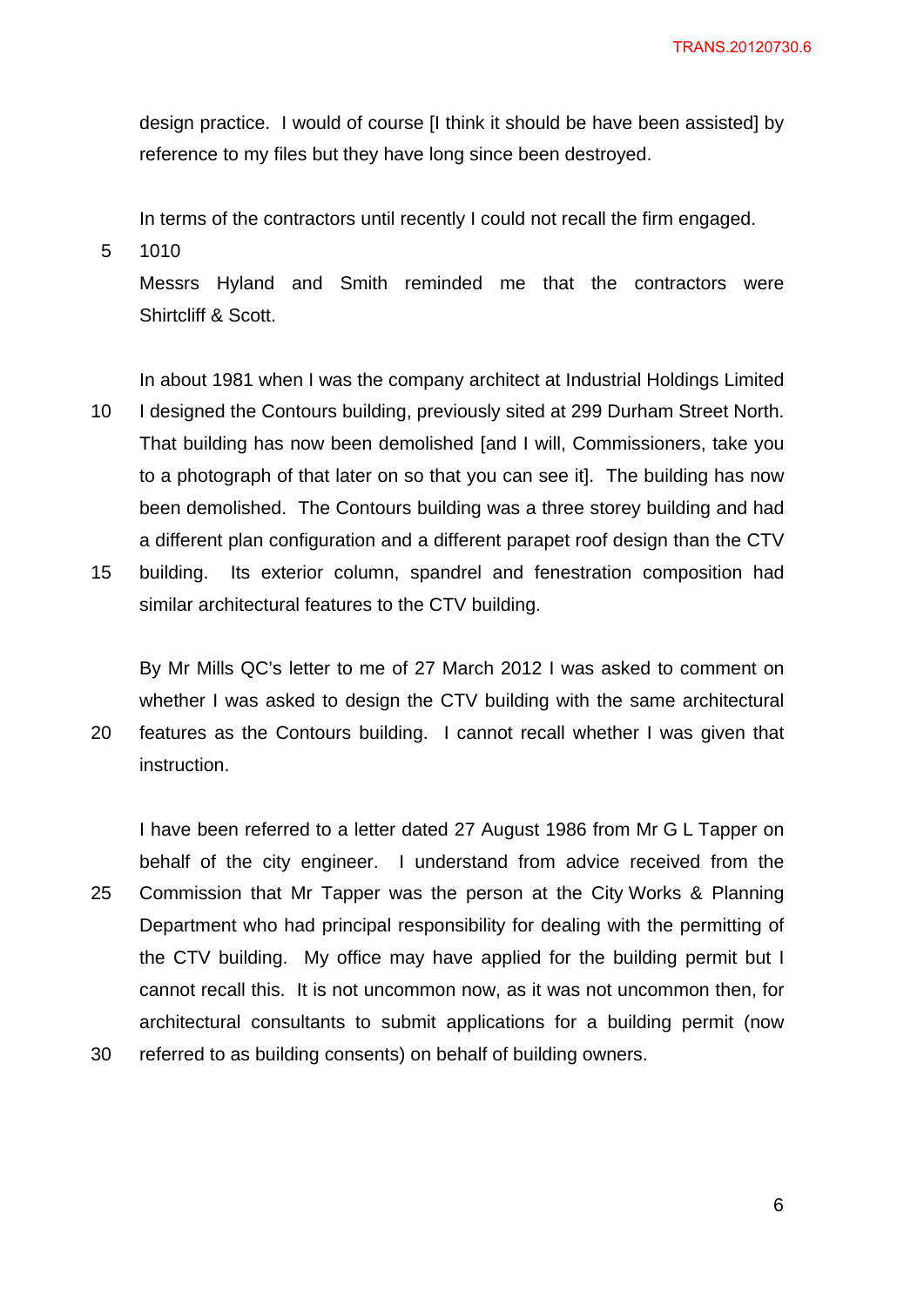design practice. I would of course [I think it should be have been assisted] by reference to my files but they have long since been destroyed.

In terms of the contractors until recently I could not recall the firm engaged.

1010

Messrs Hyland and Smith reminded me that the contractors were Shirtcliff & Scott.

In about 1981 when I was the company architect at Industrial Holdings Limited I designed the Contours building, previously sited at 299 Durham Street North. That building has now been demolished [and I will, Commissioners, take you to a photograph of that later on so that you can see it]. The building has now been demolished. The Contours building was a three storey building and had a different plan configuration and a different parapet roof design than the CTV building. Its exterior column, spandrel and fenestration composition had similar architectural features to the CTV building.

By Mr Mills QC's letter to me of 27 March 2012 I was asked to comment on whether I was asked to design the CTV building with the same architectural features as the Contours building. I cannot recall whether I was given that instruction.

I have been referred to a letter dated 27 August 1986 from Mr G L Tapper on behalf of the city engineer. I understand from advice received from the Commission that Mr Tapper was the person at the City Works & Planning Department who had principal responsibility for dealing with the permitting of the CTV building. My office may have applied for the building permit but I cannot recall this. It is not uncommon now, as it was not uncommon then, for architectural consultants to submit applications for a building permit (now referred to as building consents) on behalf of building owners.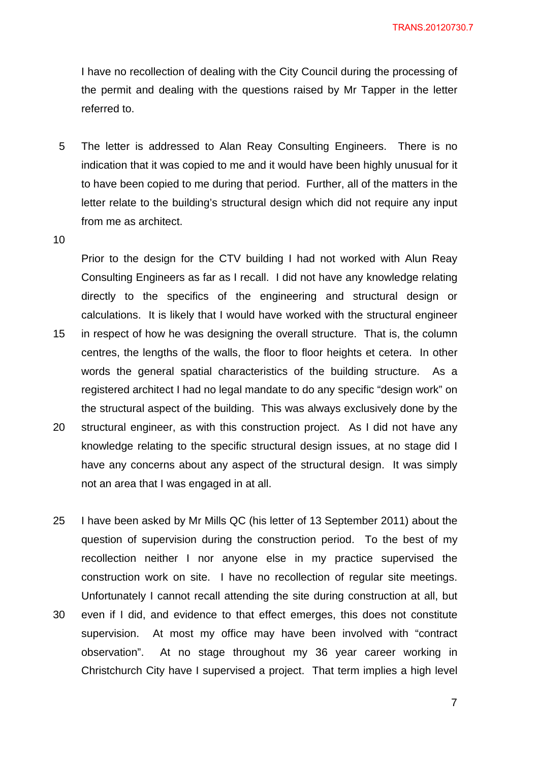I have no recollection of dealing with the City Council during the processing of the permit and dealing with the questions raised by Mr Tapper in the letter referred to.

The letter is addressed to Alan Reay Consulting Engineers. There is no indication that it was copied to me and it would have been highly unusual for it to have been copied to me during that period. Further, all of the matters in the letter relate to the building's structural design which did not require any input from me as architect.

Prior to the design for the CTV building I had not worked with Alun Reay Consulting Engineers as far as I recall. I did not have any knowledge relating directly to the specifics of the engineering and structural design or calculations. It is likely that I would have worked with the structural engineer in respect of how he was designing the overall structure. That is, the column centres, the lengths of the walls, the floor to floor heights et cetera. In other words the general spatial characteristics of the building structure. As a registered architect I had no legal mandate to do any specific "design work" on the structural aspect of the building. This was always exclusively done by the structural engineer, as with this construction project. As I did not have any knowledge relating to the specific structural design issues, at no stage did I have any concerns about any aspect of the structural design. It was simply not an area that I was engaged in at all.

I have been asked by Mr Mills QC (his letter of 13 September 2011) about the question of supervision during the construction period. To the best of my recollection neither I nor anyone else in my practice supervised the construction work on site. I have no recollection of regular site meetings. Unfortunately I cannot recall attending the site during construction at all, but even if I did, and evidence to that effect emerges, this does not constitute supervision. At most my office may have been involved with "contract observation". At no stage throughout my 36 year career working in Christchurch City have I supervised a project. That term implies a high level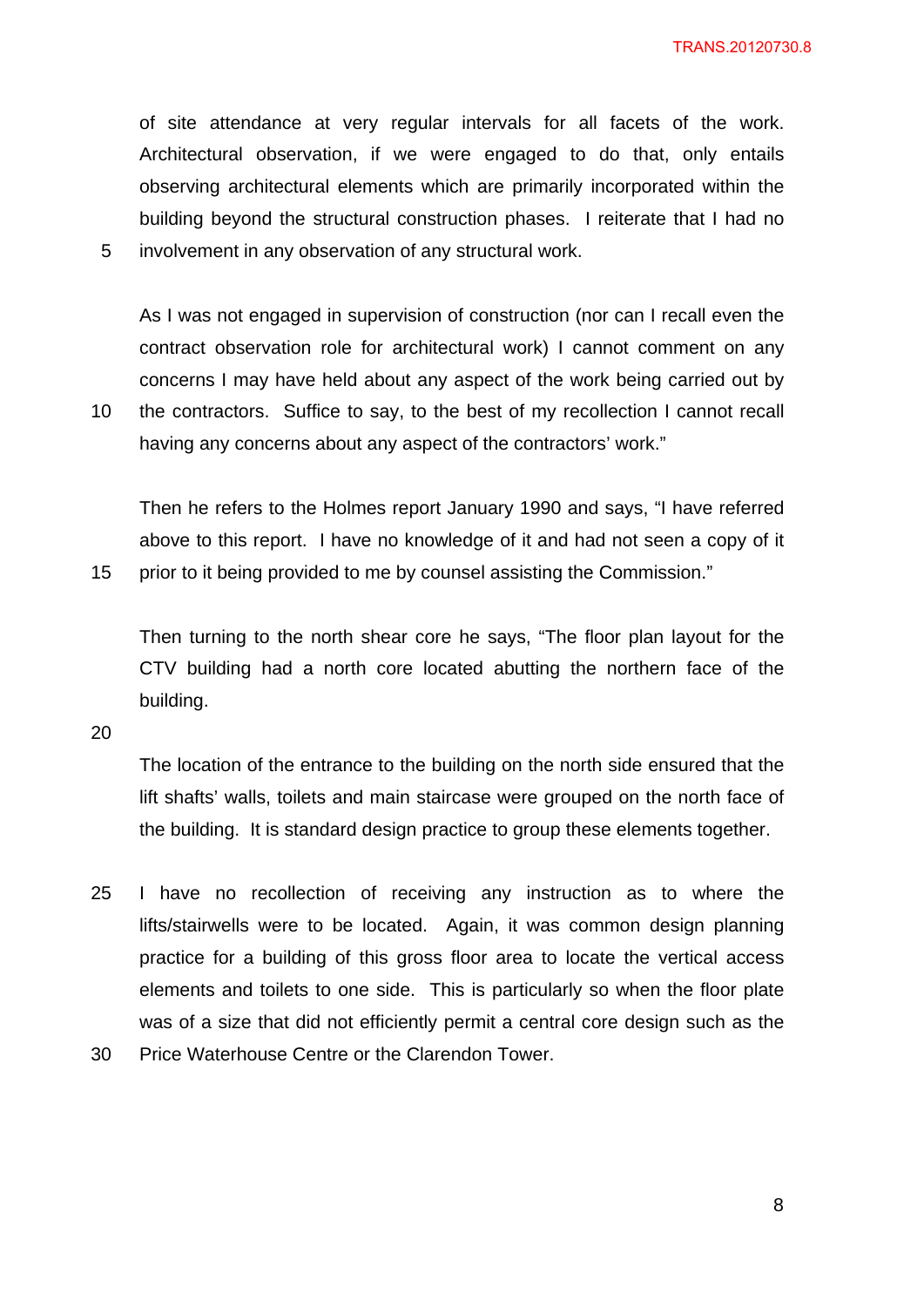of site attendance at very regular intervals for all facets of the work. Architectural observation, if we were engaged to do that, only entails observing architectural elements which are primarily incorporated within the building beyond the structural construction phases. I reiterate that I had no involvement in any observation of any structural work.

As I was not engaged in supervision of construction (nor can I recall even the contract observation role for architectural work) I cannot comment on any concerns I may have held about any aspect of the work being carried out by the contractors. Suffice to say, to the best of my recollection I cannot recall having any concerns about any aspect of the contractors' work."

Then he refers to the Holmes report January 1990 and says, "I have referred above to this report. I have no knowledge of it and had not seen a copy of it prior to it being provided to me by counsel assisting the Commission."

Then turning to the north shear core he says, "The floor plan layout for the CTV building had a north core located abutting the northern face of the building.

The location of the entrance to the building on the north side ensured that the lift shafts' walls, toilets and main staircase were grouped on the north face of the building. It is standard design practice to group these elements together.

I have no recollection of receiving any instruction as to where the lifts/stairwells were to be located. Again, it was common design planning practice for a building of this gross floor area to locate the vertical access elements and toilets to one side. This is particularly so when the floor plate was of a size that did not efficiently permit a central core design such as the Price Waterhouse Centre or the Clarendon Tower.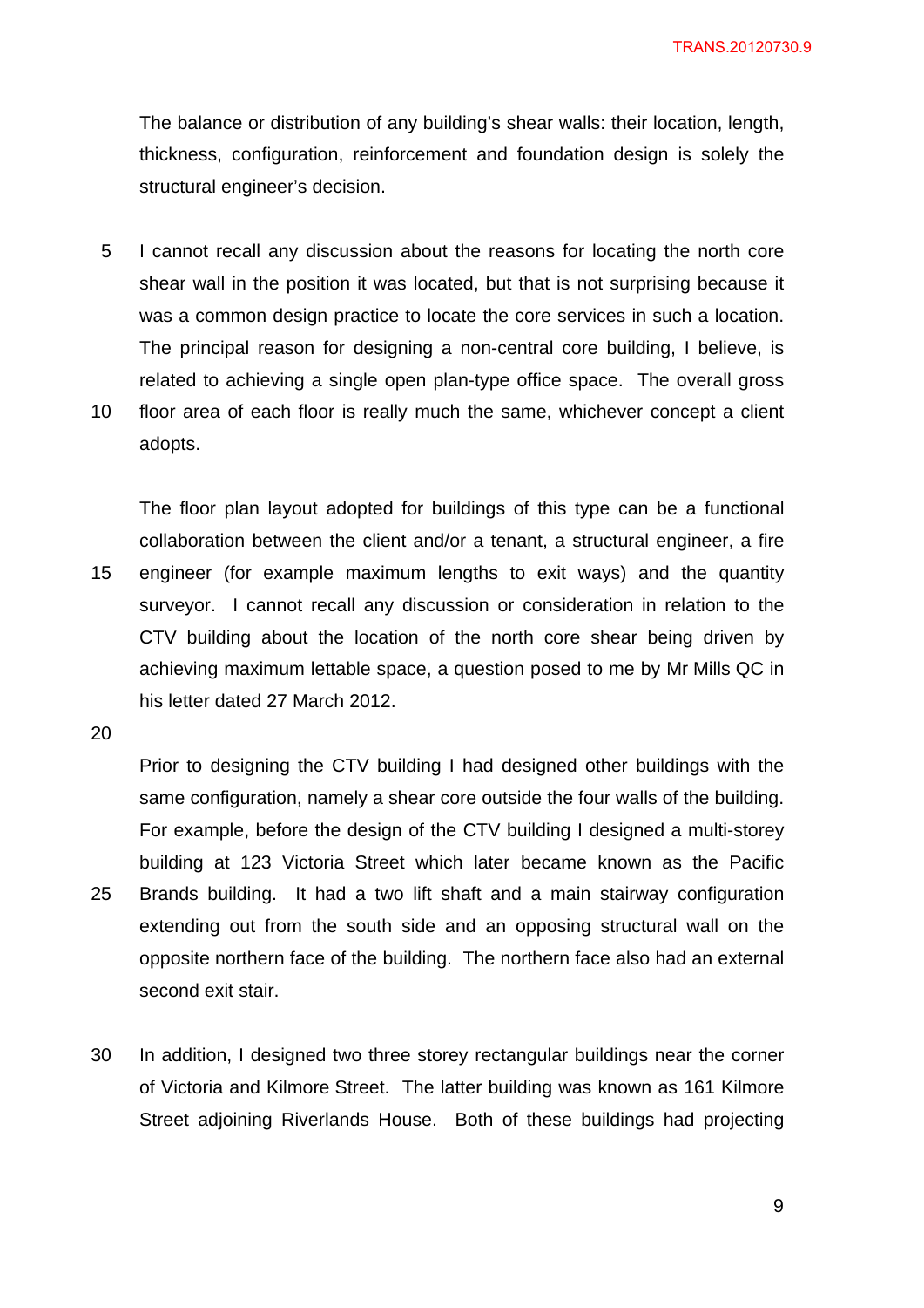The balance or distribution of any building's shear walls: their location, length, thickness, configuration, reinforcement and foundation design is solely the structural engineer's decision.

I cannot recall any discussion about the reasons for locating the north core shear wall in the position it was located, but that is not surprising because it was a common design practice to locate the core services in such a location. The principal reason for designing a non-central core building, I believe, is related to achieving a single open plan-type office space. The overall gross floor area of each floor is really much the same, whichever concept a client adopts.

The floor plan layout adopted for buildings of this type can be a functional collaboration between the client and/or a tenant, a structural engineer, a fire engineer (for example maximum lengths to exit ways) and the quantity surveyor. I cannot recall any discussion or consideration in relation to the CTV building about the location of the north core shear being driven by achieving maximum lettable space, a question posed to me by Mr Mills QC in his letter dated 27 March 2012.

Prior to designing the CTV building I had designed other buildings with the same configuration, namely a shear core outside the four walls of the building. For example, before the design of the CTV building I designed a multi-storey building at 123 Victoria Street which later became known as the Pacific Brands building. It had a two lift shaft and a main stairway configuration extending out from the south side and an opposing structural wall on the opposite northern face of the building. The northern face also had an external second exit stair.

In addition, I designed two three storey rectangular buildings near the corner of Victoria and Kilmore Street. The latter building was known as 161 Kilmore Street adjoining Riverlands House. Both of these buildings had projecting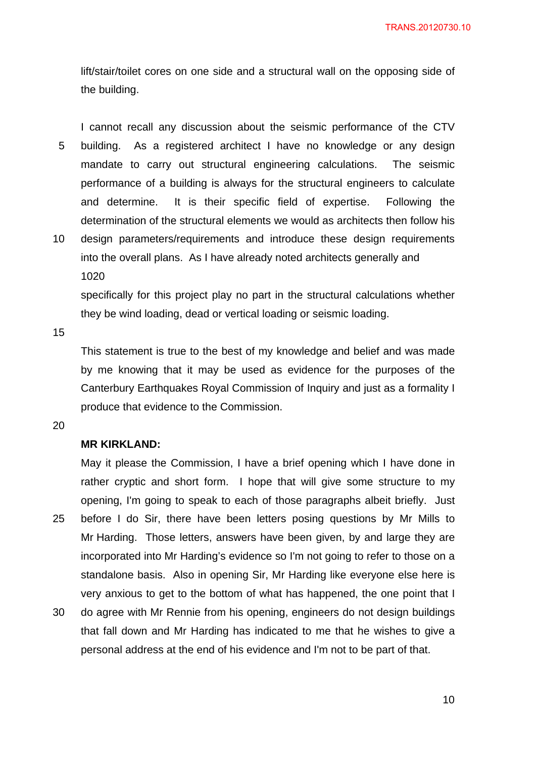lift/stair/toilet cores on one side and a structural wall on the opposing side of the building.

I cannot recall any discussion about the seismic performance of the CTV building. As a registered architect I have no knowledge or any design mandate to carry out structural engineering calculations. The seismic performance of a building is always for the structural engineers to calculate and determine. It is their specific field of expertise. Following the determination of the structural elements we would as architects then follow his design parameters/requirements and introduce these design requirements into the overall plans. As I have already noted architects generally and

1020

specifically for this project play no part in the structural calculations whether they be wind loading, dead or vertical loading or seismic loading.

This statement is true to the best of my knowledge and belief and was made by me knowing that it may be used as evidence for the purposes of the Canterbury Earthquakes Royal Commission of Inquiry and just as a formality I produce that evidence to the Commission.

**MR KIRKLAND:**

May it please the Commission, I have a brief opening which I have done in rather cryptic and short form. I hope that will give some structure to my opening, I'm going to speak to each of those paragraphs albeit briefly. Just before I do Sir, there have been letters posing questions by Mr Mills to Mr Harding. Those letters, answers have been given, by and large they are incorporated into Mr Harding's evidence so I'm not going to refer to those on a standalone basis. Also in opening Sir, Mr Harding like everyone else here is very anxious to get to the bottom of what has happened, the one point that I do agree with Mr Rennie from his opening, engineers do not design buildings that fall down and Mr Harding has indicated to me that he wishes to give a personal address at the end of his evidence and I'm not to be part of that.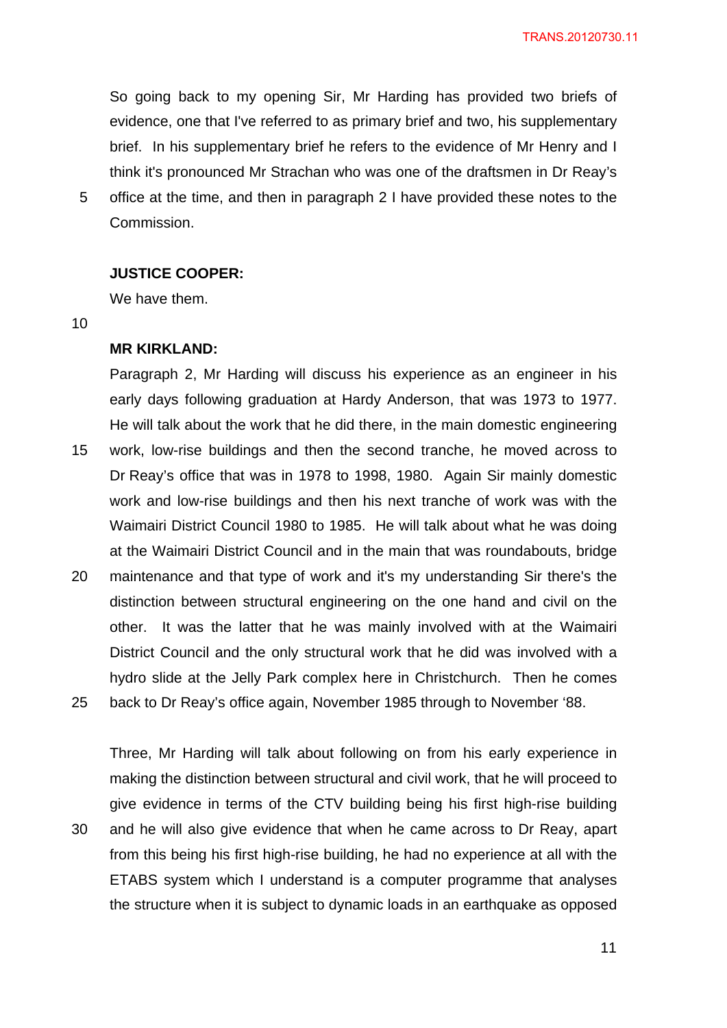So going back to my opening Sir, Mr Harding has provided two briefs of evidence, one that I've referred to as primary brief and two, his supplementary brief. In his supplementary brief he refers to the evidence of Mr Henry and I think it's pronounced Mr Strachan who was one of the draftsmen in Dr Reay's office at the time, and then in paragraph 2 I have provided these notes to the Commission.

**JUSTICE COOPER:**

We have them.

**MR KIRKLAND:**

Paragraph 2, Mr Harding will discuss his experience as an engineer in his early days following graduation at Hardy Anderson, that was 1973 to 1977. He will talk about the work that he did there, in the main domestic engineering work, low-rise buildings and then the second tranche, he moved across to Dr Reay's office that was in 1978 to 1998, 1980. Again Sir mainly domestic work and low-rise buildings and then his next tranche of work was with the Waimairi District Council 1980 to 1985. He will talk about what he was doing at the Waimairi District Council and in the main that was roundabouts, bridge maintenance and that type of work and it's my understanding Sir there's the distinction between structural engineering on the one hand and civil on the other. It was the latter that he was mainly involved with at the Waimairi District Council and the only structural work that he did was involved with a hydro slide at the Jelly Park complex here in Christchurch. Then he comes back to Dr Reay's office again, November 1985 through to November '88.

Three, Mr Harding will talk about following on from his early experience in making the distinction between structural and civil work, that he will proceed to give evidence in terms of the CTV building being his first high-rise building and he will also give evidence that when he came across to Dr Reay, apart from this being his first high-rise building, he had no experience at all with the ETABS system which I understand is a computer programme that analyses the structure when it is subject to dynamic loads in an earthquake as opposed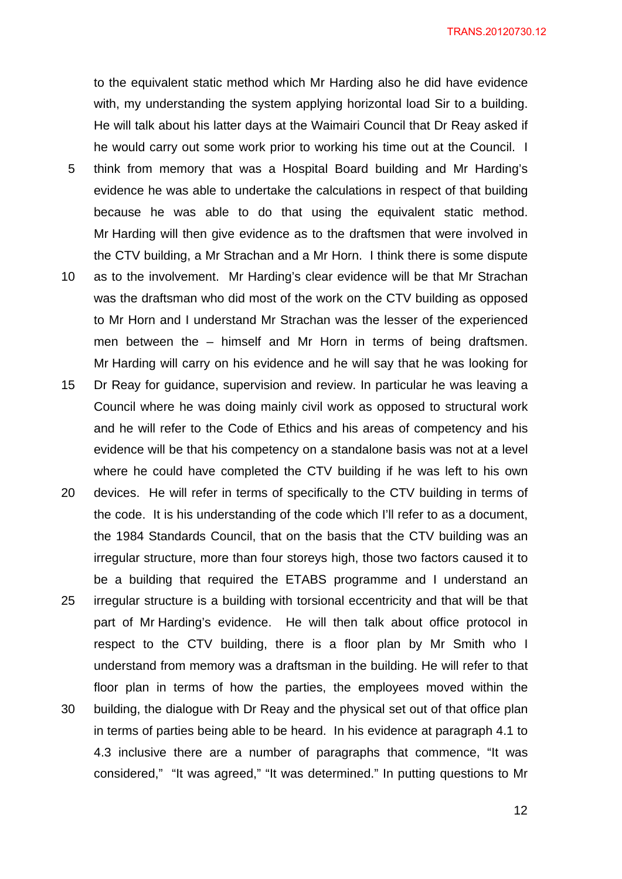to the equivalent static method which Mr Harding also he did have evidence with, my understanding the system applying horizontal load Sir to a building. He will talk about his latter days at the Waimairi Council that Dr Reay asked if he would carry out some work prior to working his time out at the Council. I think from memory that was a Hospital Board building and Mr Harding's evidence he was able to undertake the calculations in respect of that building because he was able to do that using the equivalent static method. Mr Harding will then give evidence as to the draftsmen that were involved in the CTV building, a Mr Strachan and a Mr Horn. I think there is some dispute as to the involvement. Mr Harding's clear evidence will be that Mr Strachan was the draftsman who did most of the work on the CTV building as opposed to Mr Horn and I understand Mr Strachan was the lesser of the experienced men between the – himself and Mr Horn in terms of being draftsmen. Mr Harding will carry on his evidence and he will say that he was looking for Dr Reay for guidance, supervision and review. In particular he was leaving a Council where he was doing mainly civil work as opposed to structural work and he will refer to the Code of Ethics and his areas of competency and his evidence will be that his competency on a standalone basis was not at a level where he could have completed the CTV building if he was left to his own devices. He will refer in terms of specifically to the CTV building in terms of the code. It is his understanding of the code which I'll refer to as a document, the 1984 Standards Council, that on the basis that the CTV building was an irregular structure, more than four storeys high, those two factors caused it to be a building that required the ETABS programme and I understand an irregular structure is a building with torsional eccentricity and that will be that part of Mr Harding's evidence. He will then talk about office protocol in respect to the CTV building, there is a floor plan by Mr Smith who I understand from memory was a draftsman in the building. He will refer to that floor plan in terms of how the parties, the employees moved within the building, the dialogue with Dr Reay and the physical set out of that office plan in terms of parties being able to be heard. In his evidence at paragraph 4.1 to 4.3 inclusive there are a number of paragraphs that commence, "It was considered," "It was agreed," "It was determined." In putting questions to Mr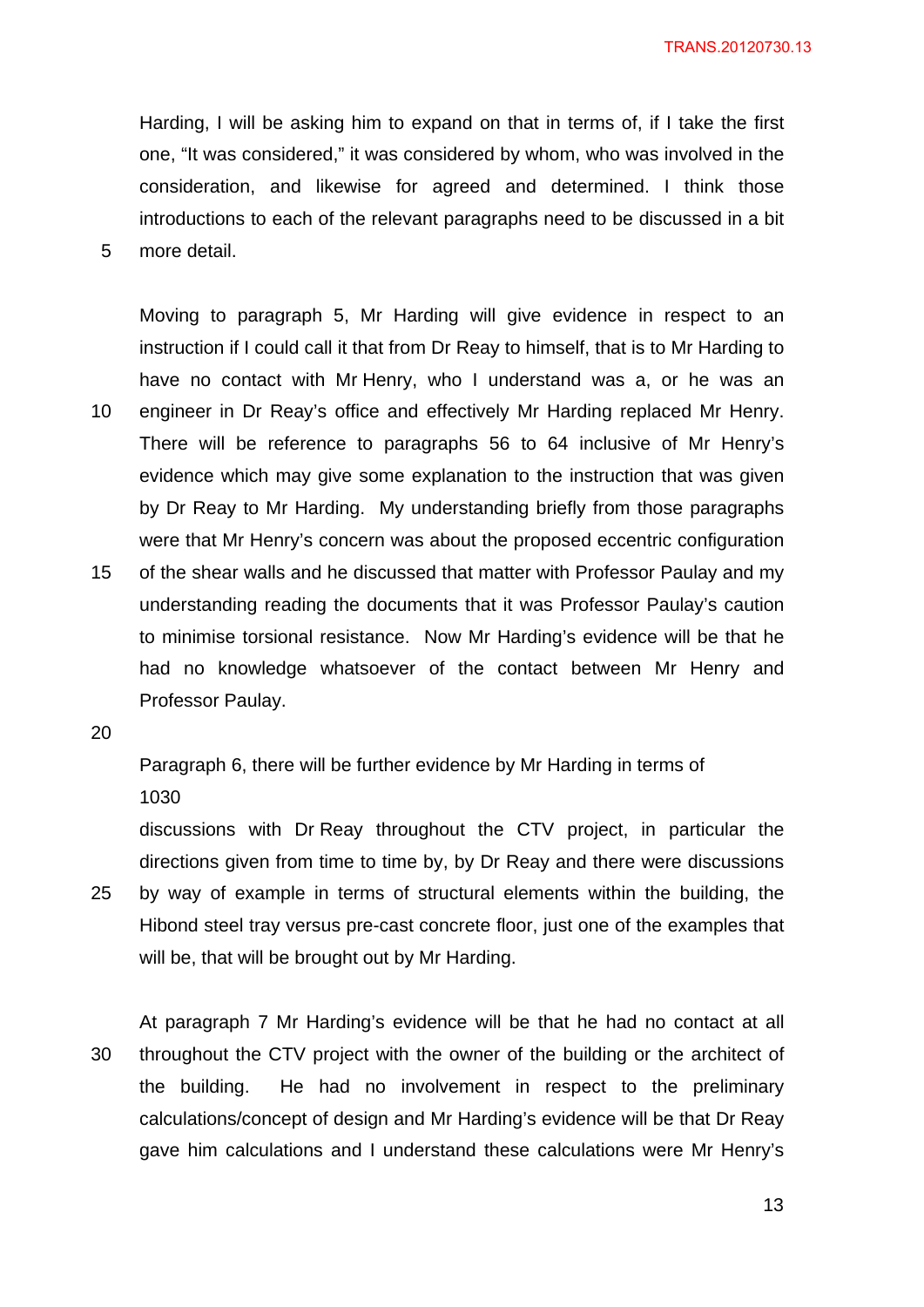Harding, I will be asking him to expand on that in terms of, if I take the first one, "It was considered," it was considered by whom, who was involved in the consideration, and likewise for agreed and determined. I think those introductions to each of the relevant paragraphs need to be discussed in a bit more detail.

Moving to paragraph 5, Mr Harding will give evidence in respect to an instruction if I could call it that from Dr Reay to himself, that is to Mr Harding to have no contact with Mr Henry, who I understand was a, or he was an engineer in Dr Reay's office and effectively Mr Harding replaced Mr Henry. There will be reference to paragraphs 56 to 64 inclusive of Mr Henry's evidence which may give some explanation to the instruction that was given by Dr Reay to Mr Harding. My understanding briefly from those paragraphs were that Mr Henry's concern was about the proposed eccentric configuration of the shear walls and he discussed that matter with Professor Paulay and my understanding reading the documents that it was Professor Paulay's caution to minimise torsional resistance. Now Mr Harding's evidence will be that he had no knowledge whatsoever of the contact between Mr Henry and Professor Paulay.

Paragraph 6, there will be further evidence by Mr Harding in terms of

1030

discussions with Dr Reay throughout the CTV project, in particular the directions given from time to time by, by Dr Reay and there were discussions by way of example in terms of structural elements within the building, the Hibond steel tray versus pre-cast concrete floor, just one of the examples that will be, that will be brought out by Mr Harding.

At paragraph 7 Mr Harding's evidence will be that he had no contact at all throughout the CTV project with the owner of the building or the architect of the building. He had no involvement in respect to the preliminary calculations/concept of design and Mr Harding's evidence will be that Dr Reay gave him calculations and I understand these calculations were Mr Henry's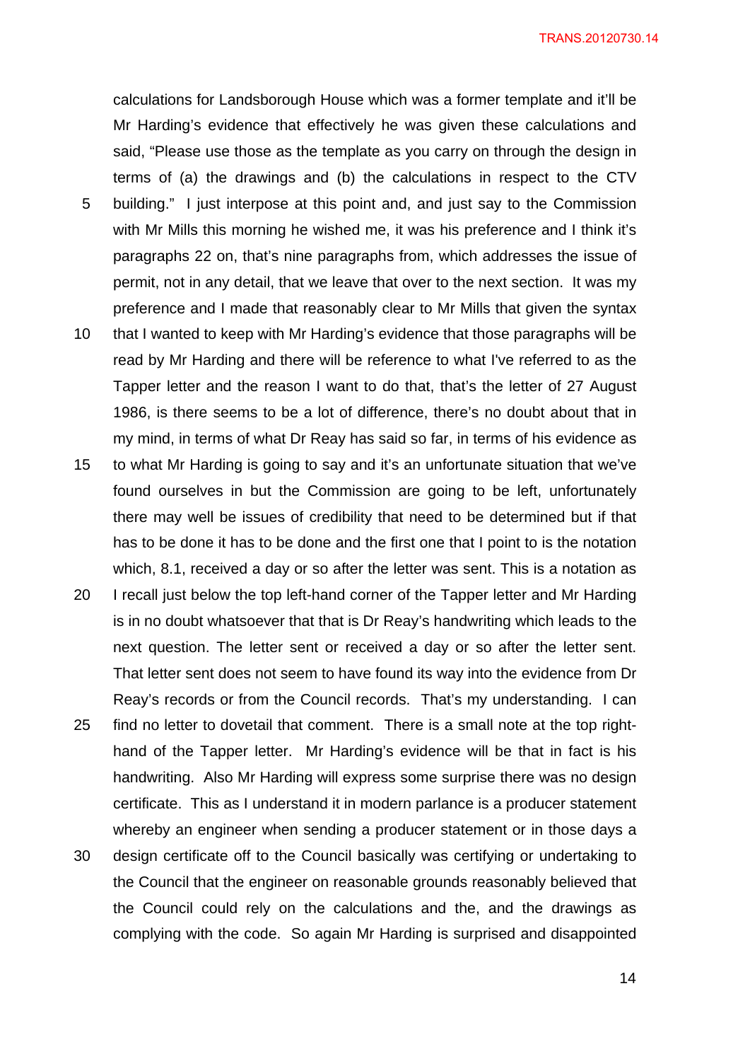calculations for Landsborough House which was a former template and it'll be Mr Harding's evidence that effectively he was given these calculations and said, "Please use those as the template as you carry on through the design in terms of (a) the drawings and (b) the calculations in respect to the CTV building." I just interpose at this point and, and just say to the Commission with Mr Mills this morning he wished me, it was his preference and I think it's paragraphs 22 on, that's nine paragraphs from, which addresses the issue of permit, not in any detail, that we leave that over to the next section. It was my preference and I made that reasonably clear to Mr Mills that given the syntax that I wanted to keep with Mr Harding's evidence that those paragraphs will be read by Mr Harding and there will be reference to what I've referred to as the Tapper letter and the reason I want to do that, that's the letter of 27 August 1986, is there seems to be a lot of difference, there's no doubt about that in my mind, in terms of what Dr Reay has said so far, in terms of his evidence as to what Mr Harding is going to say and it's an unfortunate situation that we've found ourselves in but the Commission are going to be left, unfortunately there may well be issues of credibility that need to be determined but if that has to be done it has to be done and the first one that I point to is the notation which, 8.1, received a day or so after the letter was sent. This is a notation as I recall just below the top left-hand corner of the Tapper letter and Mr Harding is in no doubt whatsoever that that is Dr Reay's handwriting which leads to the next question. The letter sent or received a day or so after the letter sent. That letter sent does not seem to have found its way into the evidence from Dr Reay's records or from the Council records. That's my understanding. I can find no letter to dovetail that comment. There is a small note at the top right-hand of the Tapper letter. Mr Harding's evidence will be that in fact is his handwriting. Also Mr Harding will express some surprise there was no design certificate. This as I understand it in modern parlance is a producer statement whereby an engineer when sending a producer statement or in those days a design certificate off to the Council basically was certifying or undertaking to the Council that the engineer on reasonable grounds reasonably believed that the Council could rely on the calculations and the, and the drawings as complying with the code. So again Mr Harding is surprised and disappointed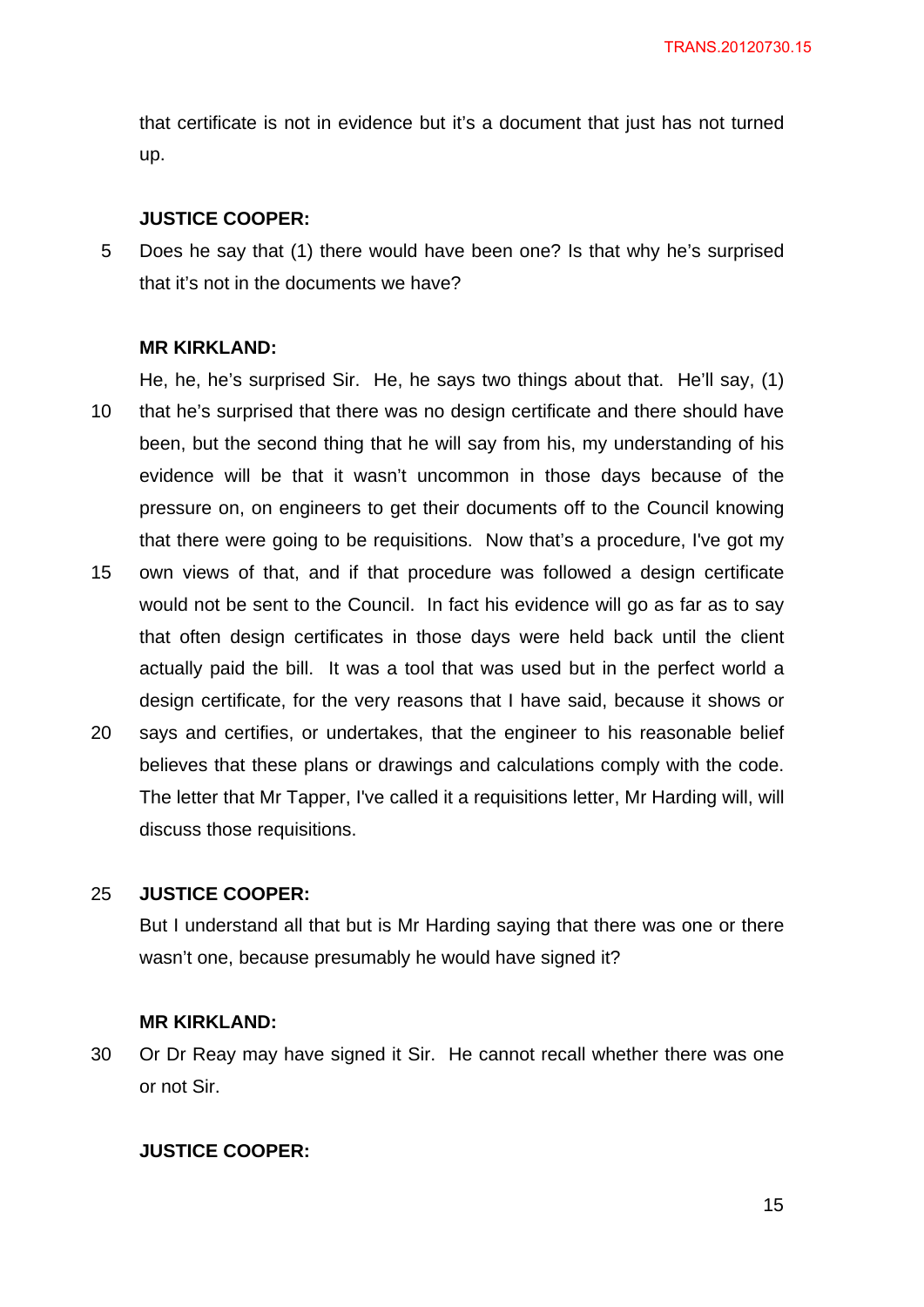that certificate is not in evidence but it's a document that just has not turned up.

**JUSTICE COOPER:**

Does he say that (1) there would have been one? Is that why he's surprised that it's not in the documents we have?

**MR KIRKLAND:**

He, he, he's surprised Sir. He, he says two things about that. He'll say, (1) that he's surprised that there was no design certificate and there should have been, but the second thing that he will say from his, my understanding of his evidence will be that it wasn't uncommon in those days because of the pressure on, on engineers to get their documents off to the Council knowing that there were going to be requisitions. Now that's a procedure, I've got my own views of that, and if that procedure was followed a design certificate would not be sent to the Council. In fact his evidence will go as far as to say that often design certificates in those days were held back until the client actually paid the bill. It was a tool that was used but in the perfect world a design certificate, for the very reasons that I have said, because it shows or says and certifies, or undertakes, that the engineer to his reasonable belief believes that these plans or drawings and calculations comply with the code. The letter that Mr Tapper, I've called it a requisitions letter, Mr Harding will, will discuss those requisitions.

**JUSTICE COOPER:**

But I understand all that but is Mr Harding saying that there was one or there wasn't one, because presumably he would have signed it?

**MR KIRKLAND:**

Or Dr Reay may have signed it Sir. He cannot recall whether there was one or not Sir.

**JUSTICE COOPER:**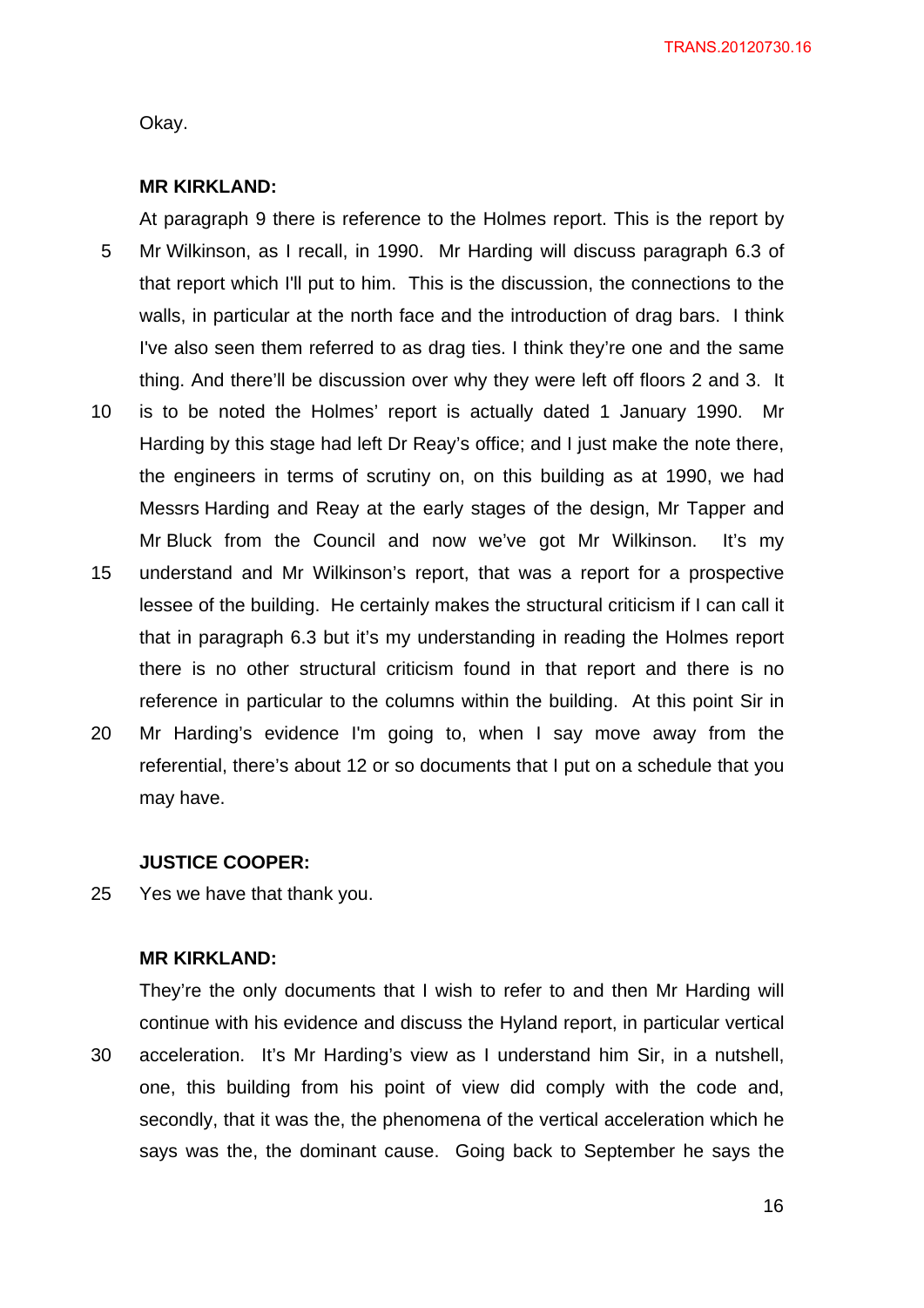Okay.

**MR KIRKLAND:**

At paragraph 9 there is reference to the Holmes report. This is the report by Mr Wilkinson, as I recall, in 1990. Mr Harding will discuss paragraph 6.3 of that report which I'll put to him. This is the discussion, the connections to the walls, in particular at the north face and the introduction of drag bars. I think I've also seen them referred to as drag ties. I think they're one and the same thing. And there'll be discussion over why they were left off floors 2 and 3. It is to be noted the Holmes' report is actually dated 1 January 1990. Mr Harding by this stage had left Dr Reay's office; and I just make the note there, the engineers in terms of scrutiny on, on this building as at 1990, we had Messrs Harding and Reay at the early stages of the design, Mr Tapper and Mr Bluck from the Council and now we've got Mr Wilkinson. It's my understand and Mr Wilkinson's report, that was a report for a prospective lessee of the building. He certainly makes the structural criticism if I can call it that in paragraph 6.3 but it's my understanding in reading the Holmes report there is no other structural criticism found in that report and there is no reference in particular to the columns within the building. At this point Sir in Mr Harding's evidence I'm going to, when I say move away from the referential, there's about 12 or so documents that I put on a schedule that you may have.

**JUSTICE COOPER:**

Yes we have that thank you.

**MR KIRKLAND:**

They're the only documents that I wish to refer to and then Mr Harding will continue with his evidence and discuss the Hyland report, in particular vertical acceleration. It's Mr Harding's view as I understand him Sir, in a nutshell, one, this building from his point of view did comply with the code and, secondly, that it was the, the phenomena of the vertical acceleration which he says was the, the dominant cause. Going back to September he says the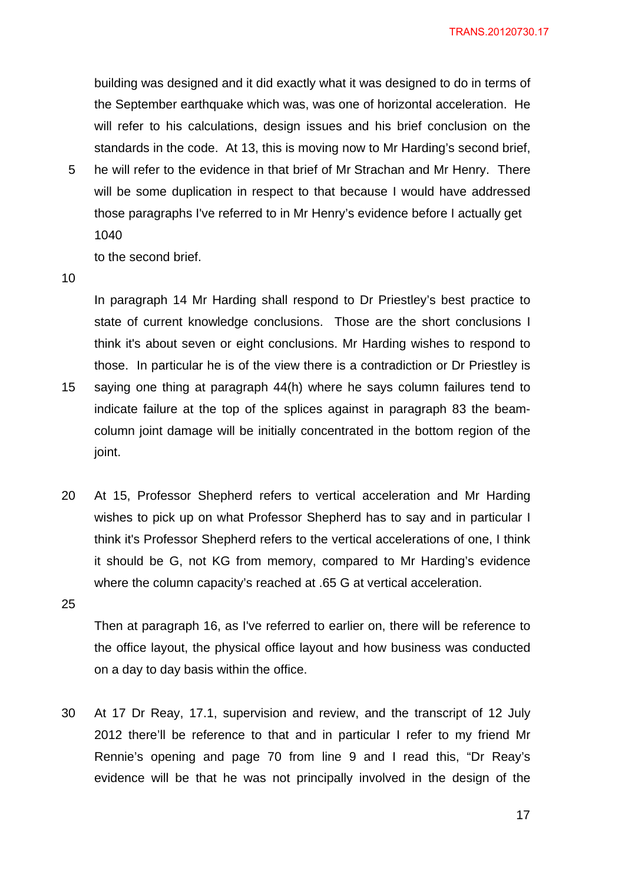building was designed and it did exactly what it was designed to do in terms of the September earthquake which was, was one of horizontal acceleration. He will refer to his calculations, design issues and his brief conclusion on the standards in the code. At 13, this is moving now to Mr Harding's second brief, he will refer to the evidence in that brief of Mr Strachan and Mr Henry. There will be some duplication in respect to that because I would have addressed those paragraphs I've referred to in Mr Henry's evidence before I actually get

1040

to the second brief.

In paragraph 14 Mr Harding shall respond to Dr Priestley's best practice to state of current knowledge conclusions. Those are the short conclusions I think it's about seven or eight conclusions. Mr Harding wishes to respond to those. In particular he is of the view there is a contradiction or Dr Priestley is saying one thing at paragraph 44(h) where he says column failures tend to indicate failure at the top of the splices against in paragraph 83 the beam-column joint damage will be initially concentrated in the bottom region of the joint.

At 15, Professor Shepherd refers to vertical acceleration and Mr Harding wishes to pick up on what Professor Shepherd has to say and in particular I think it's Professor Shepherd refers to the vertical accelerations of one, I think it should be G, not KG from memory, compared to Mr Harding's evidence where the column capacity's reached at .65 G at vertical acceleration.

Then at paragraph 16, as I've referred to earlier on, there will be reference to the office layout, the physical office layout and how business was conducted on a day to day basis within the office.

At 17 Dr Reay, 17.1, supervision and review, and the transcript of 12 July 2012 there'll be reference to that and in particular I refer to my friend Mr Rennie's opening and page 70 from line 9 and I read this, "Dr Reay's evidence will be that he was not principally involved in the design of the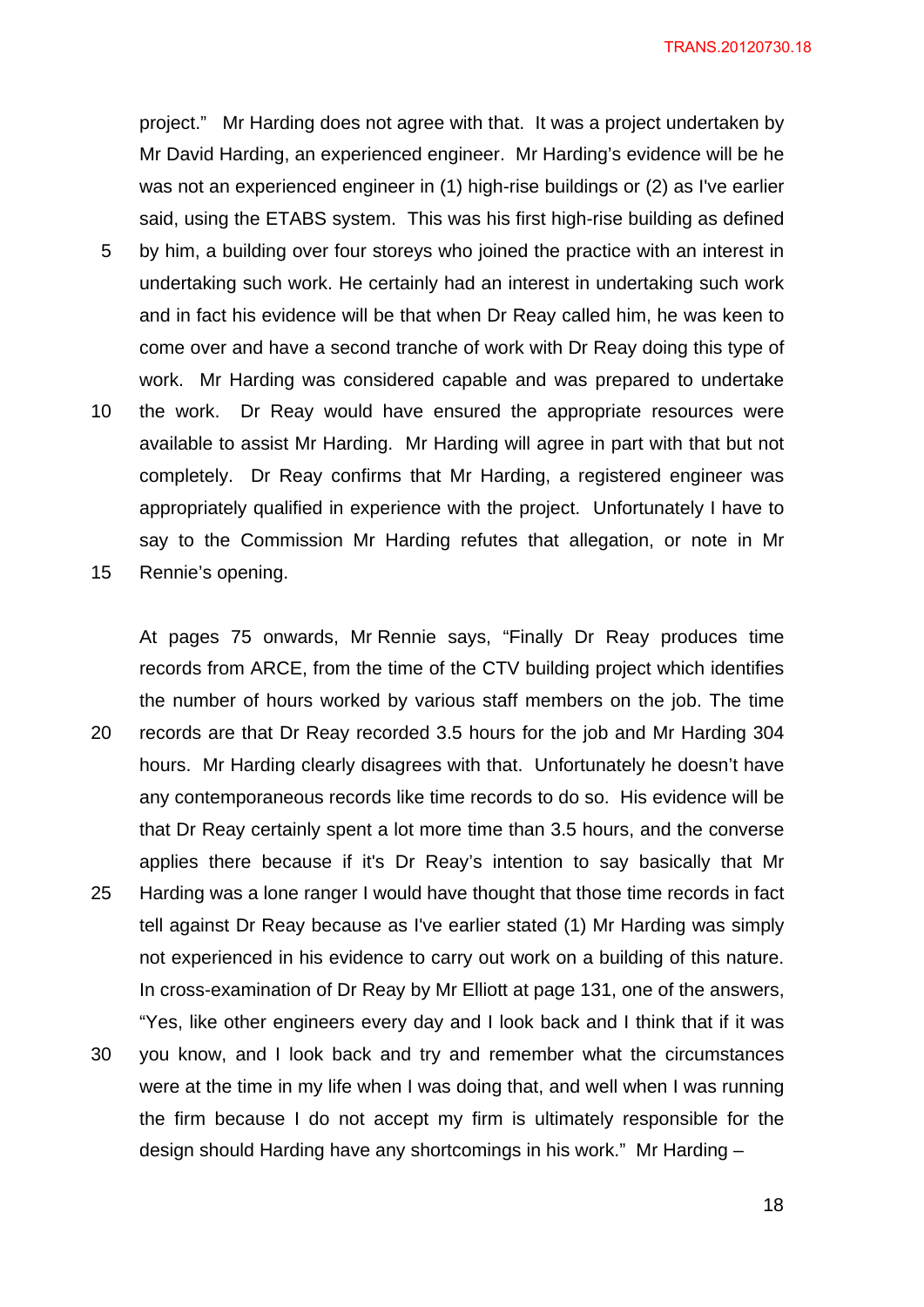project." Mr Harding does not agree with that. It was a project undertaken by Mr David Harding, an experienced engineer. Mr Harding's evidence will be he was not an experienced engineer in (1) high-rise buildings or (2) as I've earlier said, using the ETABS system. This was his first high-rise building as defined by him, a building over four storeys who joined the practice with an interest in undertaking such work. He certainly had an interest in undertaking such work and in fact his evidence will be that when Dr Reay called him, he was keen to come over and have a second tranche of work with Dr Reay doing this type of work. Mr Harding was considered capable and was prepared to undertake the work. Dr Reay would have ensured the appropriate resources were available to assist Mr Harding. Mr Harding will agree in part with that but not completely. Dr Reay confirms that Mr Harding, a registered engineer was appropriately qualified in experience with the project. Unfortunately I have to say to the Commission Mr Harding refutes that allegation, or note in Mr Rennie's opening.

At pages 75 onwards, Mr Rennie says, "Finally Dr Reay produces time records from ARCE, from the time of the CTV building project which identifies the number of hours worked by various staff members on the job. The time records are that Dr Reay recorded 3.5 hours for the job and Mr Harding 304 hours. Mr Harding clearly disagrees with that. Unfortunately he doesn't have any contemporaneous records like time records to do so. His evidence will be that Dr Reay certainly spent a lot more time than 3.5 hours, and the converse applies there because if it's Dr Reay's intention to say basically that Mr Harding was a lone ranger I would have thought that those time records in fact tell against Dr Reay because as I've earlier stated (1) Mr Harding was simply not experienced in his evidence to carry out work on a building of this nature. In cross-examination of Dr Reay by Mr Elliott at page 131, one of the answers, "Yes, like other engineers every day and I look back and I think that if it was you know, and I look back and try and remember what the circumstances were at the time in my life when I was doing that, and well when I was running the firm because I do not accept my firm is ultimately responsible for the design should Harding have any shortcomings in his work." Mr Harding –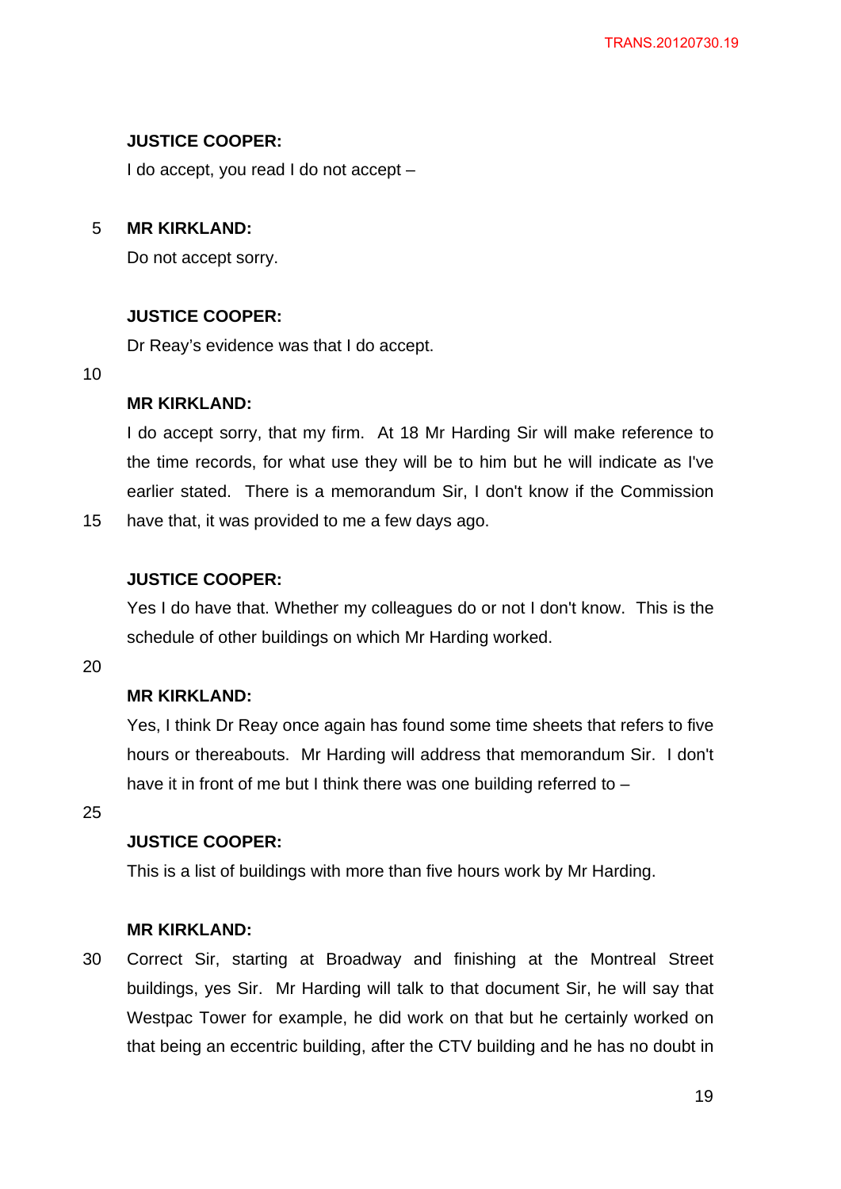**JUSTICE COOPER:**

I do accept, you read I do not accept –

**MR KIRKLAND:**

Do not accept sorry.

**JUSTICE COOPER:**

Dr Reay's evidence was that I do accept.

**MR KIRKLAND:**

I do accept sorry, that my firm. At 18 Mr Harding Sir will make reference to the time records, for what use they will be to him but he will indicate as I've earlier stated. There is a memorandum Sir, I don't know if the Commission have that, it was provided to me a few days ago.

**JUSTICE COOPER:**

Yes I do have that. Whether my colleagues do or not I don't know. This is the schedule of other buildings on which Mr Harding worked.

**MR KIRKLAND:**

Yes, I think Dr Reay once again has found some time sheets that refers to five hours or thereabouts. Mr Harding will address that memorandum Sir. I don't have it in front of me but I think there was one building referred to –

**JUSTICE COOPER:**

This is a list of buildings with more than five hours work by Mr Harding.

**MR KIRKLAND:**

Correct Sir, starting at Broadway and finishing at the Montreal Street buildings, yes Sir. Mr Harding will talk to that document Sir, he will say that Westpac Tower for example, he did work on that but he certainly worked on that being an eccentric building, after the CTV building and he has no doubt in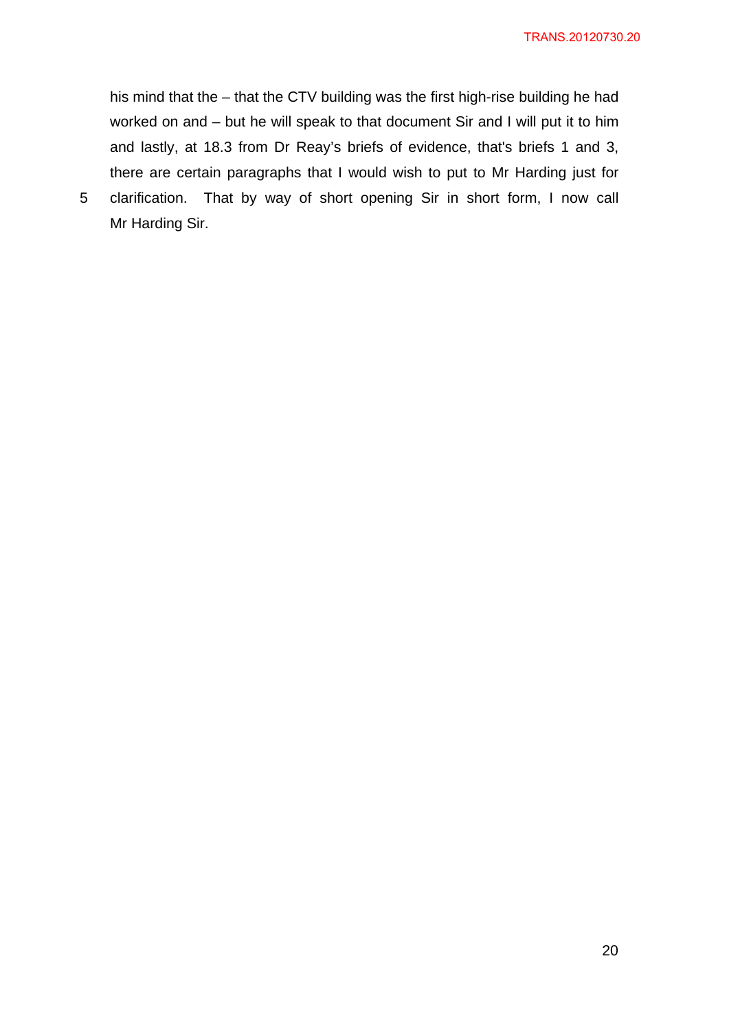his mind that the – that the CTV building was the first high-rise building he had worked on and – but he will speak to that document Sir and I will put it to him and lastly, at 18.3 from Dr Reay's briefs of evidence, that's briefs 1 and 3, there are certain paragraphs that I would wish to put to Mr Harding just for clarification. That by way of short opening Sir in short form, I now call Mr Harding Sir.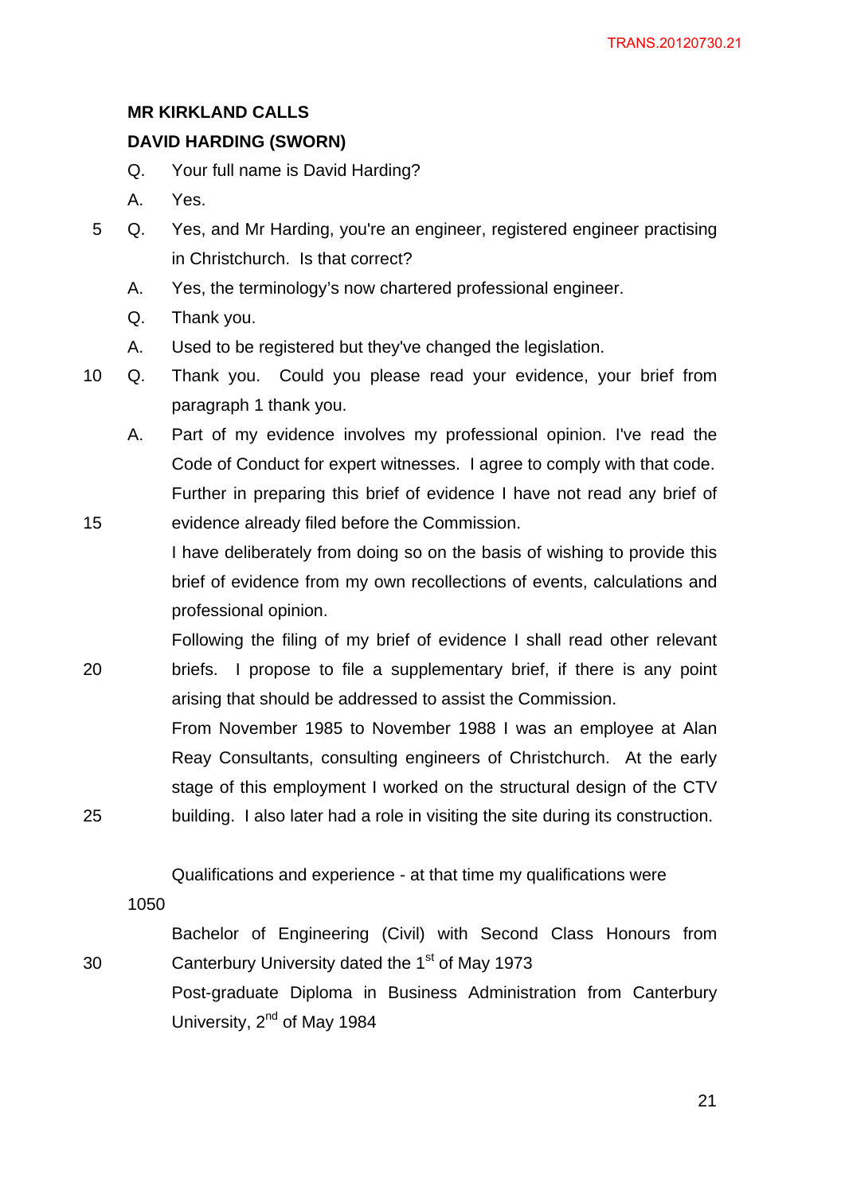**MR KIRKLAND CALLS**

**DAVID HARDING (SWORN)**

Q. Your full name is David Harding?

A. Yes.

Q. Yes, and Mr Harding, you're an engineer, registered engineer practising in Christchurch. Is that correct?

A. Yes, the terminology's now chartered professional engineer.

Q. Thank you.

A. Used to be registered but they've changed the legislation.

Q. Thank you. Could you please read your evidence, your brief from paragraph 1 thank you.

A. Part of my evidence involves my professional opinion. I've read the Code of Conduct for expert witnesses. I agree to comply with that code. Further in preparing this brief of evidence I have not read any brief of evidence already filed before the Commission.

I have deliberately from doing so on the basis of wishing to provide this brief of evidence from my own recollections of events, calculations and professional opinion.

Following the filing of my brief of evidence I shall read other relevant briefs. I propose to file a supplementary brief, if there is any point arising that should be addressed to assist the Commission.

From November 1985 to November 1988 I was an employee at Alan Reay Consultants, consulting engineers of Christchurch. At the early stage of this employment I worked on the structural design of the CTV building. I also later had a role in visiting the site during its construction.

Qualifications and experience - at that time my qualifications were

1050

Bachelor of Engineering (Civil) with Second Class Honours from Canterbury University dated the 1st of May 1973

Post-graduate Diploma in Business Administration from Canterbury University, 2nd of May 1984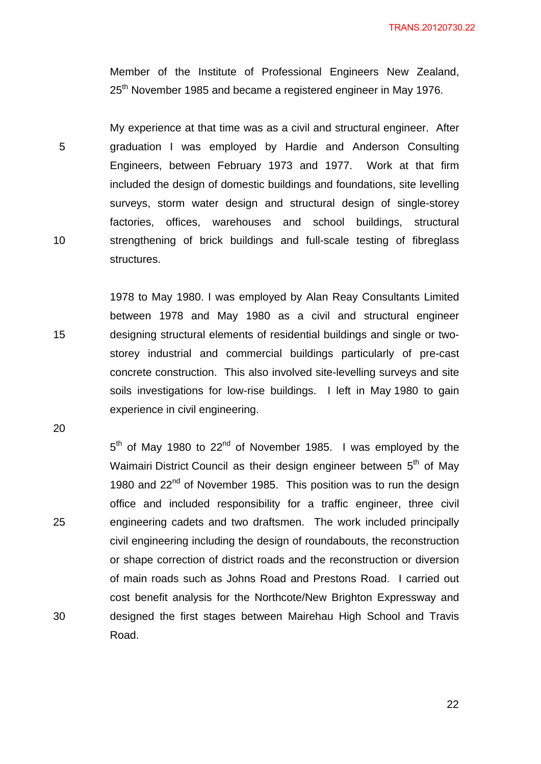Member of the Institute of Professional Engineers New Zealand, 25th November 1985 and became a registered engineer in May 1976.

My experience at that time was as a civil and structural engineer. After graduation I was employed by Hardie and Anderson Consulting Engineers, between February 1973 and 1977. Work at that firm included the design of domestic buildings and foundations, site levelling surveys, storm water design and structural design of single-storey factories, offices, warehouses and school buildings, structural strengthening of brick buildings and full-scale testing of fibreglass structures.

1978 to May 1980. I was employed by Alan Reay Consultants Limited between 1978 and May 1980 as a civil and structural engineer designing structural elements of residential buildings and single or two-storey industrial and commercial buildings particularly of pre-cast concrete construction. This also involved site-levelling surveys and site soils investigations for low-rise buildings. I left in May 1980 to gain experience in civil engineering.

5th of May 1980 to 22nd of November 1985. I was employed by the Waimairi District Council as their design engineer between 5th of May 1980 and 22nd of November 1985. This position was to run the design office and included responsibility for a traffic engineer, three civil engineering cadets and two draftsmen. The work included principally civil engineering including the design of roundabouts, the reconstruction or shape correction of district roads and the reconstruction or diversion of main roads such as Johns Road and Prestons Road. I carried out cost benefit analysis for the Northcote/New Brighton Expressway and designed the first stages between Mairehau High School and Travis Road.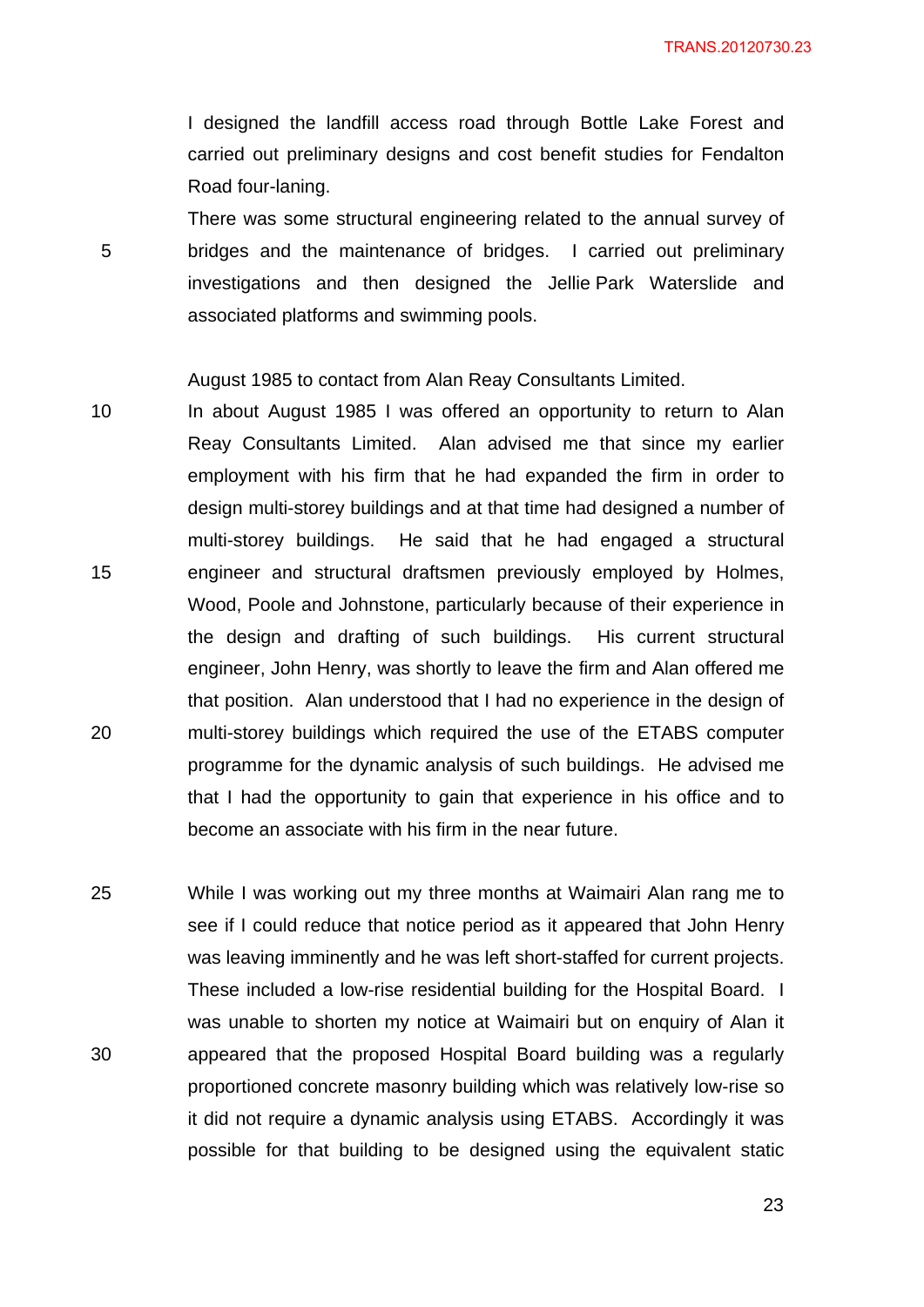I designed the landfill access road through Bottle Lake Forest and carried out preliminary designs and cost benefit studies for Fendalton Road four-laning.

There was some structural engineering related to the annual survey of bridges and the maintenance of bridges. I carried out preliminary investigations and then designed the Jellie Park Waterslide and associated platforms and swimming pools.

August 1985 to contact from Alan Reay Consultants Limited.

In about August 1985 I was offered an opportunity to return to Alan Reay Consultants Limited. Alan advised me that since my earlier employment with his firm that he had expanded the firm in order to design multi-storey buildings and at that time had designed a number of multi-storey buildings. He said that he had engaged a structural engineer and structural draftsmen previously employed by Holmes, Wood, Poole and Johnstone, particularly because of their experience in the design and drafting of such buildings. His current structural engineer, John Henry, was shortly to leave the firm and Alan offered me that position. Alan understood that I had no experience in the design of multi-storey buildings which required the use of the ETABS computer programme for the dynamic analysis of such buildings. He advised me that I had the opportunity to gain that experience in his office and to become an associate with his firm in the near future.

While I was working out my three months at Waimairi Alan rang me to see if I could reduce that notice period as it appeared that John Henry was leaving imminently and he was left short-staffed for current projects. These included a low-rise residential building for the Hospital Board. I was unable to shorten my notice at Waimairi but on enquiry of Alan it appeared that the proposed Hospital Board building was a regularly proportioned concrete masonry building which was relatively low-rise so it did not require a dynamic analysis using ETABS. Accordingly it was possible for that building to be designed using the equivalent static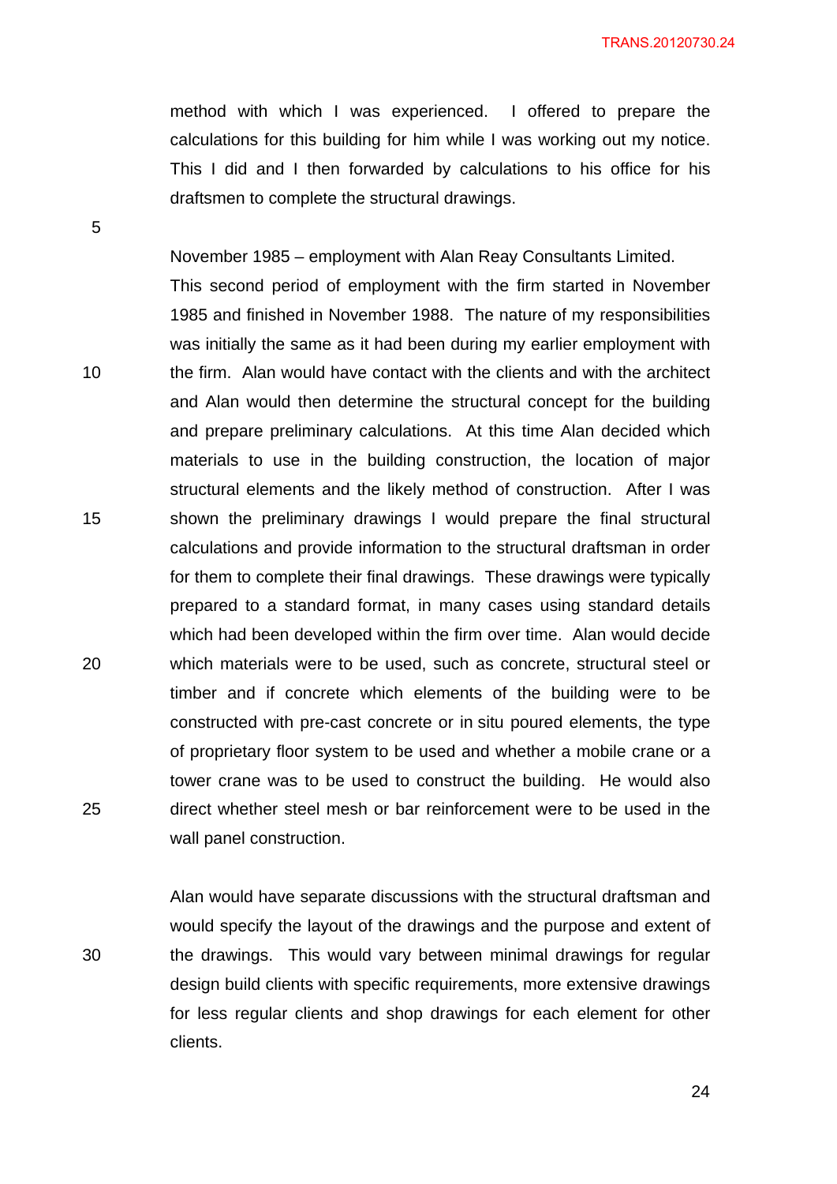method with which I was experienced. I offered to prepare the calculations for this building for him while I was working out my notice. This I did and I then forwarded by calculations to his office for his draftsmen to complete the structural drawings.

November 1985 – employment with Alan Reay Consultants Limited.
This second period of employment with the firm started in November 1985 and finished in November 1988. The nature of my responsibilities was initially the same as it had been during my earlier employment with the firm. Alan would have contact with the clients and with the architect and Alan would then determine the structural concept for the building and prepare preliminary calculations. At this time Alan decided which materials to use in the building construction, the location of major structural elements and the likely method of construction. After I was shown the preliminary drawings I would prepare the final structural calculations and provide information to the structural draftsman in order for them to complete their final drawings. These drawings were typically prepared to a standard format, in many cases using standard details which had been developed within the firm over time. Alan would decide which materials were to be used, such as concrete, structural steel or timber and if concrete which elements of the building were to be constructed with pre-cast concrete or in situ poured elements, the type of proprietary floor system to be used and whether a mobile crane or a tower crane was to be used to construct the building. He would also direct whether steel mesh or bar reinforcement were to be used in the wall panel construction.

Alan would have separate discussions with the structural draftsman and would specify the layout of the drawings and the purpose and extent of the drawings. This would vary between minimal drawings for regular design build clients with specific requirements, more extensive drawings for less regular clients and shop drawings for each element for other clients.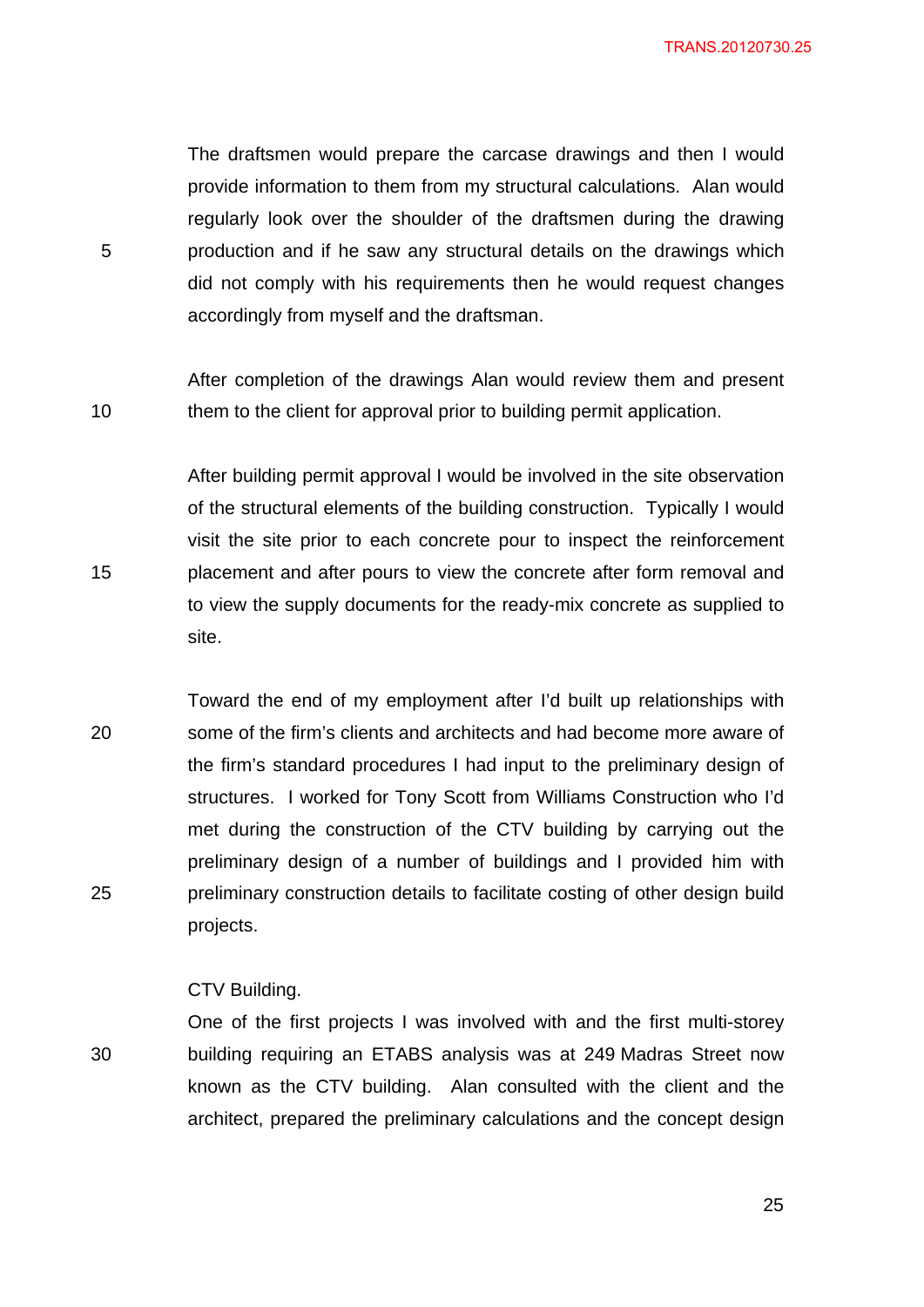The draftsmen would prepare the carcase drawings and then I would provide information to them from my structural calculations. Alan would regularly look over the shoulder of the draftsmen during the drawing production and if he saw any structural details on the drawings which did not comply with his requirements then he would request changes accordingly from myself and the draftsman.

After completion of the drawings Alan would review them and present them to the client for approval prior to building permit application.

After building permit approval I would be involved in the site observation of the structural elements of the building construction. Typically I would visit the site prior to each concrete pour to inspect the reinforcement placement and after pours to view the concrete after form removal and to view the supply documents for the ready-mix concrete as supplied to site.

Toward the end of my employment after I'd built up relationships with some of the firm's clients and architects and had become more aware of the firm's standard procedures I had input to the preliminary design of structures. I worked for Tony Scott from Williams Construction who I'd met during the construction of the CTV building by carrying out the preliminary design of a number of buildings and I provided him with preliminary construction details to facilitate costing of other design build projects.

CTV Building.

One of the first projects I was involved with and the first multi-storey building requiring an ETABS analysis was at 249 Madras Street now known as the CTV building. Alan consulted with the client and the architect, prepared the preliminary calculations and the concept design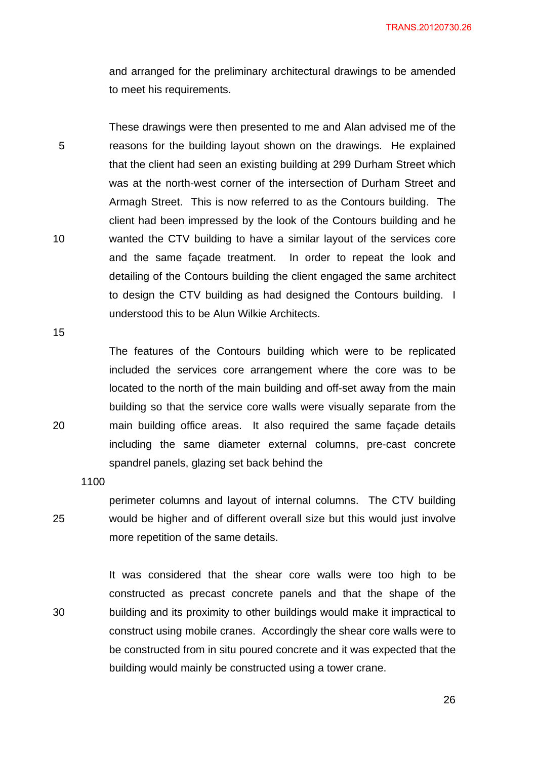and arranged for the preliminary architectural drawings to be amended to meet his requirements.

These drawings were then presented to me and Alan advised me of the reasons for the building layout shown on the drawings. He explained that the client had seen an existing building at 299 Durham Street which was at the north-west corner of the intersection of Durham Street and Armagh Street. This is now referred to as the Contours building. The client had been impressed by the look of the Contours building and he wanted the CTV building to have a similar layout of the services core and the same façade treatment. In order to repeat the look and detailing of the Contours building the client engaged the same architect to design the CTV building as had designed the Contours building. I understood this to be Alun Wilkie Architects.

The features of the Contours building which were to be replicated included the services core arrangement where the core was to be located to the north of the main building and off-set away from the main building so that the service core walls were visually separate from the main building office areas. It also required the same façade details including the same diameter external columns, pre-cast concrete spandrel panels, glazing set back behind the

1100

perimeter columns and layout of internal columns. The CTV building would be higher and of different overall size but this would just involve more repetition of the same details.

It was considered that the shear core walls were too high to be constructed as precast concrete panels and that the shape of the building and its proximity to other buildings would make it impractical to construct using mobile cranes. Accordingly the shear core walls were to be constructed from in situ poured concrete and it was expected that the building would mainly be constructed using a tower crane.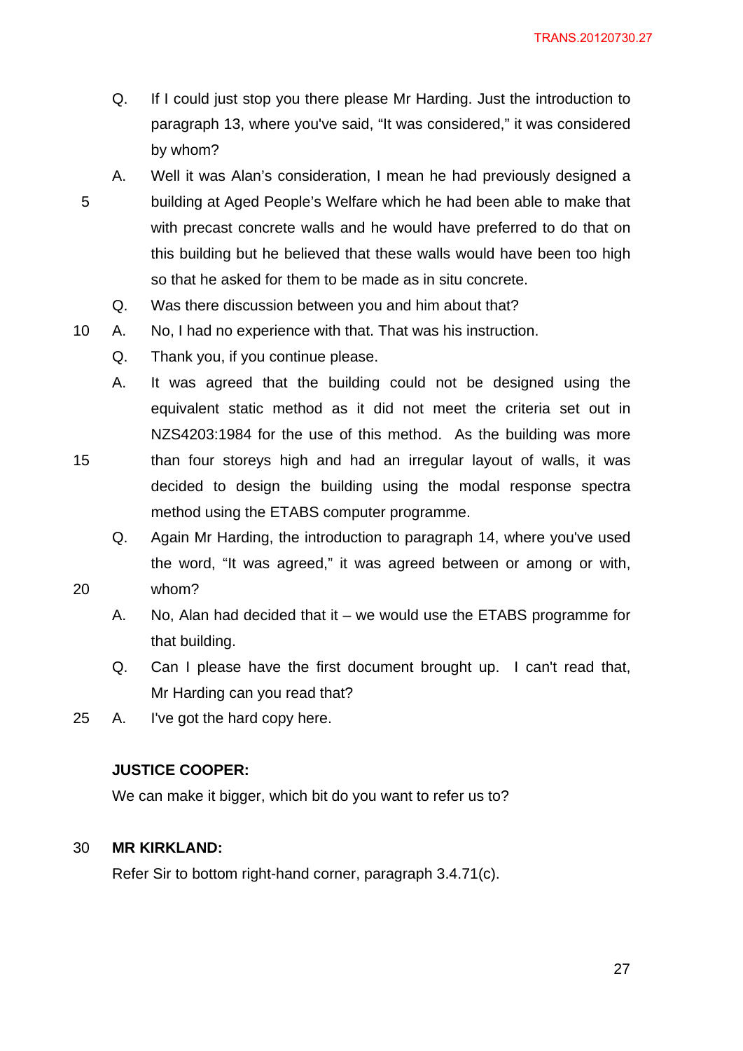Q. If I could just stop you there please Mr Harding. Just the introduction to paragraph 13, where you've said, "It was considered," it was considered by whom?

A. Well it was Alan's consideration, I mean he had previously designed a building at Aged People's Welfare which he had been able to make that with precast concrete walls and he would have preferred to do that on this building but he believed that these walls would have been too high so that he asked for them to be made as in situ concrete.

Q. Was there discussion between you and him about that?

A. No, I had no experience with that. That was his instruction.

Q. Thank you, if you continue please.

A. It was agreed that the building could not be designed using the equivalent static method as it did not meet the criteria set out in NZS4203:1984 for the use of this method. As the building was more than four storeys high and had an irregular layout of walls, it was decided to design the building using the modal response spectra method using the ETABS computer programme.

Q. Again Mr Harding, the introduction to paragraph 14, where you've used the word, "It was agreed," it was agreed between or among or with, whom?

A. No, Alan had decided that it – we would use the ETABS programme for that building.

Q. Can I please have the first document brought up. I can't read that, Mr Harding can you read that?

A. I've got the hard copy here.

**JUSTICE COOPER:**

We can make it bigger, which bit do you want to refer us to?

**MR KIRKLAND:**

Refer Sir to bottom right-hand corner, paragraph 3.4.71(c).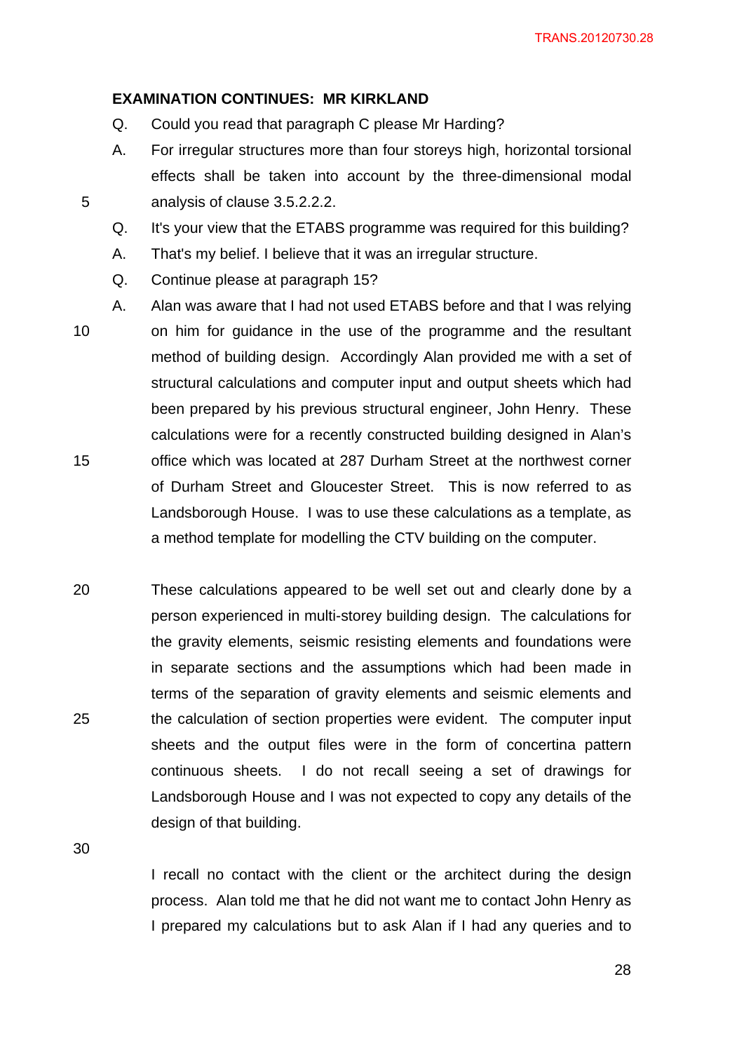**EXAMINATION CONTINUES: MR KIRKLAND**

Q. Could you read that paragraph C please Mr Harding?

A. For irregular structures more than four storeys high, horizontal torsional effects shall be taken into account by the three-dimensional modal analysis of clause 3.5.2.2.2.

Q. It's your view that the ETABS programme was required for this building?

A. That's my belief. I believe that it was an irregular structure.

Q. Continue please at paragraph 15?

A. Alan was aware that I had not used ETABS before and that I was relying on him for guidance in the use of the programme and the resultant method of building design. Accordingly Alan provided me with a set of structural calculations and computer input and output sheets which had been prepared by his previous structural engineer, John Henry. These calculations were for a recently constructed building designed in Alan's office which was located at 287 Durham Street at the northwest corner of Durham Street and Gloucester Street. This is now referred to as Landsborough House. I was to use these calculations as a template, as a method template for modelling the CTV building on the computer.

These calculations appeared to be well set out and clearly done by a person experienced in multi-storey building design. The calculations for the gravity elements, seismic resisting elements and foundations were in separate sections and the assumptions which had been made in terms of the separation of gravity elements and seismic elements and the calculation of section properties were evident. The computer input sheets and the output files were in the form of concertina pattern continuous sheets. I do not recall seeing a set of drawings for Landsborough House and I was not expected to copy any details of the design of that building.

I recall no contact with the client or the architect during the design process. Alan told me that he did not want me to contact John Henry as I prepared my calculations but to ask Alan if I had any queries and to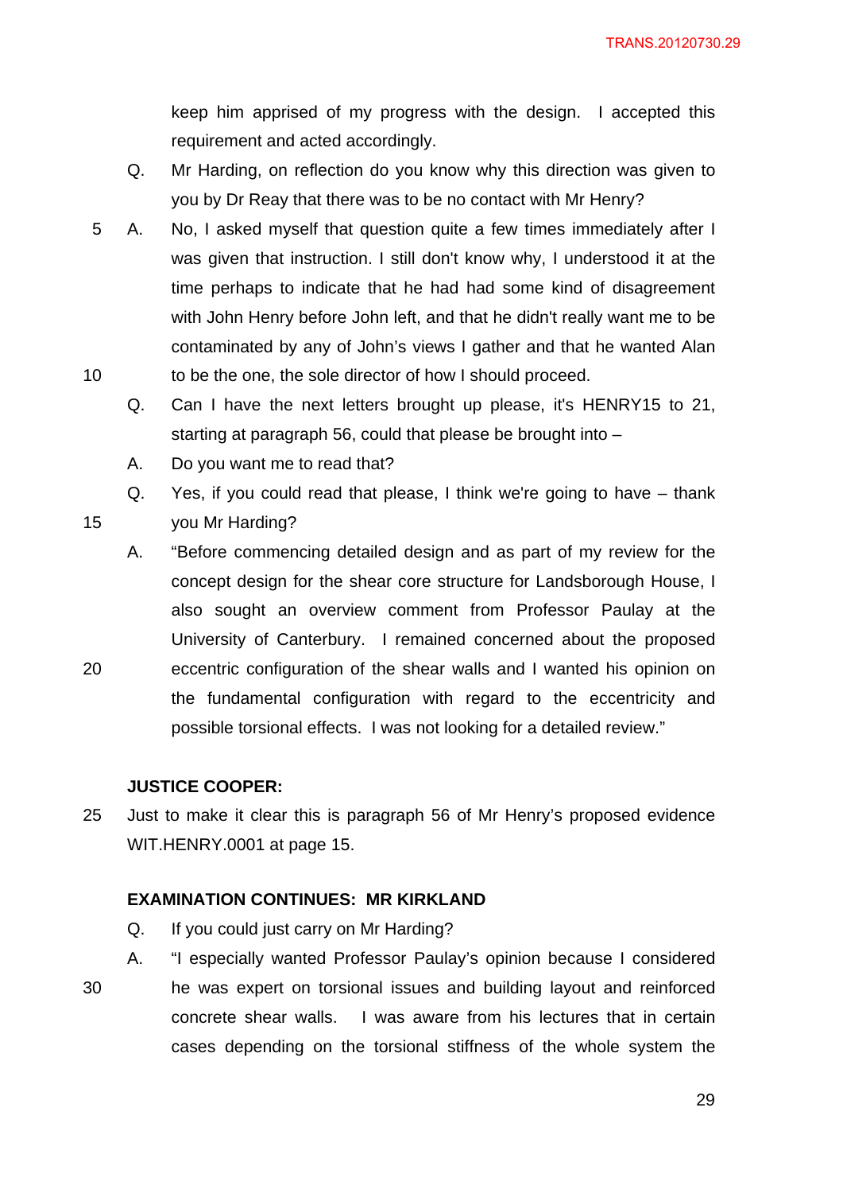keep him apprised of my progress with the design. I accepted this requirement and acted accordingly.

Q. Mr Harding, on reflection do you know why this direction was given to you by Dr Reay that there was to be no contact with Mr Henry?

A. No, I asked myself that question quite a few times immediately after I was given that instruction. I still don't know why, I understood it at the time perhaps to indicate that he had had some kind of disagreement with John Henry before John left, and that he didn't really want me to be contaminated by any of John's views I gather and that he wanted Alan to be the one, the sole director of how I should proceed.

Q. Can I have the next letters brought up please, it's HENRY15 to 21, starting at paragraph 56, could that please be brought into –

A. Do you want me to read that?

Q. Yes, if you could read that please, I think we're going to have – thank you Mr Harding?

A. "Before commencing detailed design and as part of my review for the concept design for the shear core structure for Landsborough House, I also sought an overview comment from Professor Paulay at the University of Canterbury. I remained concerned about the proposed eccentric configuration of the shear walls and I wanted his opinion on the fundamental configuration with regard to the eccentricity and possible torsional effects. I was not looking for a detailed review."

**JUSTICE COOPER:**

Just to make it clear this is paragraph 56 of Mr Henry's proposed evidence WIT.HENRY.0001 at page 15.

**EXAMINATION CONTINUES: MR KIRKLAND**

Q. If you could just carry on Mr Harding?

A. "I especially wanted Professor Paulay's opinion because I considered he was expert on torsional issues and building layout and reinforced concrete shear walls. I was aware from his lectures that in certain cases depending on the torsional stiffness of the whole system the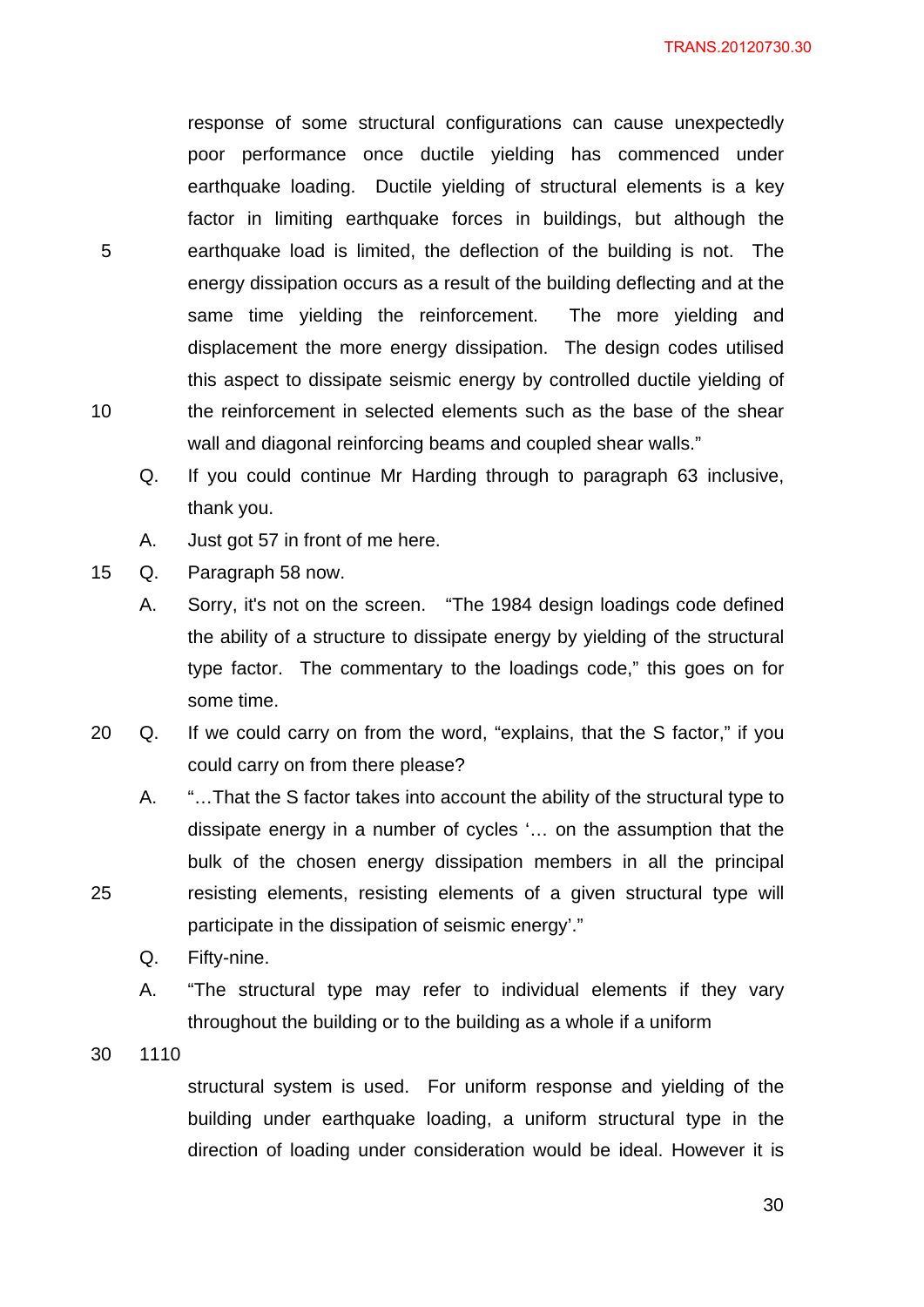response of some structural configurations can cause unexpectedly poor performance once ductile yielding has commenced under earthquake loading. Ductile yielding of structural elements is a key factor in limiting earthquake forces in buildings, but although the earthquake load is limited, the deflection of the building is not. The energy dissipation occurs as a result of the building deflecting and at the same time yielding the reinforcement. The more yielding and displacement the more energy dissipation. The design codes utilised this aspect to dissipate seismic energy by controlled ductile yielding of the reinforcement in selected elements such as the base of the shear wall and diagonal reinforcing beams and coupled shear walls."

Q. If you could continue Mr Harding through to paragraph 63 inclusive, thank you.

A. Just got 57 in front of me here.

Q. Paragraph 58 now.

A. Sorry, it's not on the screen. "The 1984 design loadings code defined the ability of a structure to dissipate energy by yielding of the structural type factor. The commentary to the loadings code," this goes on for some time.

Q. If we could carry on from the word, "explains, that the S factor," if you could carry on from there please?

A. "…That the S factor takes into account the ability of the structural type to dissipate energy in a number of cycles '… on the assumption that the bulk of the chosen energy dissipation members in all the principal resisting elements, resisting elements of a given structural type will participate in the dissipation of seismic energy'."

Q. Fifty-nine.

A. "The structural type may refer to individual elements if they vary throughout the building or to the building as a whole if a uniform

1110

structural system is used. For uniform response and yielding of the building under earthquake loading, a uniform structural type in the direction of loading under consideration would be ideal. However it is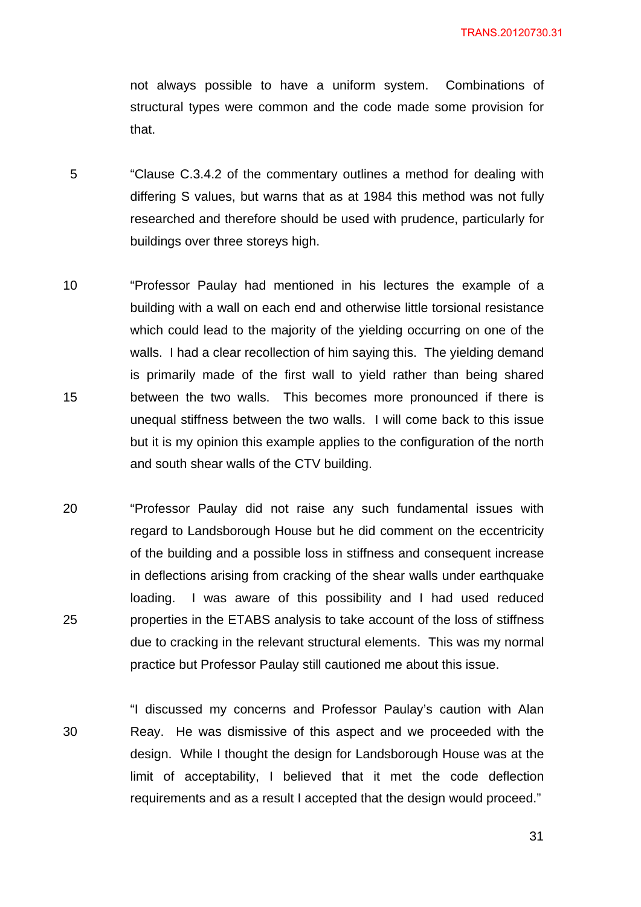not always possible to have a uniform system. Combinations of structural types were common and the code made some provision for that.

"Clause C.3.4.2 of the commentary outlines a method for dealing with differing S values, but warns that as at 1984 this method was not fully researched and therefore should be used with prudence, particularly for buildings over three storeys high.

"Professor Paulay had mentioned in his lectures the example of a building with a wall on each end and otherwise little torsional resistance which could lead to the majority of the yielding occurring on one of the walls. I had a clear recollection of him saying this. The yielding demand is primarily made of the first wall to yield rather than being shared between the two walls. This becomes more pronounced if there is unequal stiffness between the two walls. I will come back to this issue but it is my opinion this example applies to the configuration of the north and south shear walls of the CTV building.

"Professor Paulay did not raise any such fundamental issues with regard to Landsborough House but he did comment on the eccentricity of the building and a possible loss in stiffness and consequent increase in deflections arising from cracking of the shear walls under earthquake loading. I was aware of this possibility and I had used reduced properties in the ETABS analysis to take account of the loss of stiffness due to cracking in the relevant structural elements. This was my normal practice but Professor Paulay still cautioned me about this issue.

"I discussed my concerns and Professor Paulay's caution with Alan Reay. He was dismissive of this aspect and we proceeded with the design. While I thought the design for Landsborough House was at the limit of acceptability, I believed that it met the code deflection requirements and as a result I accepted that the design would proceed."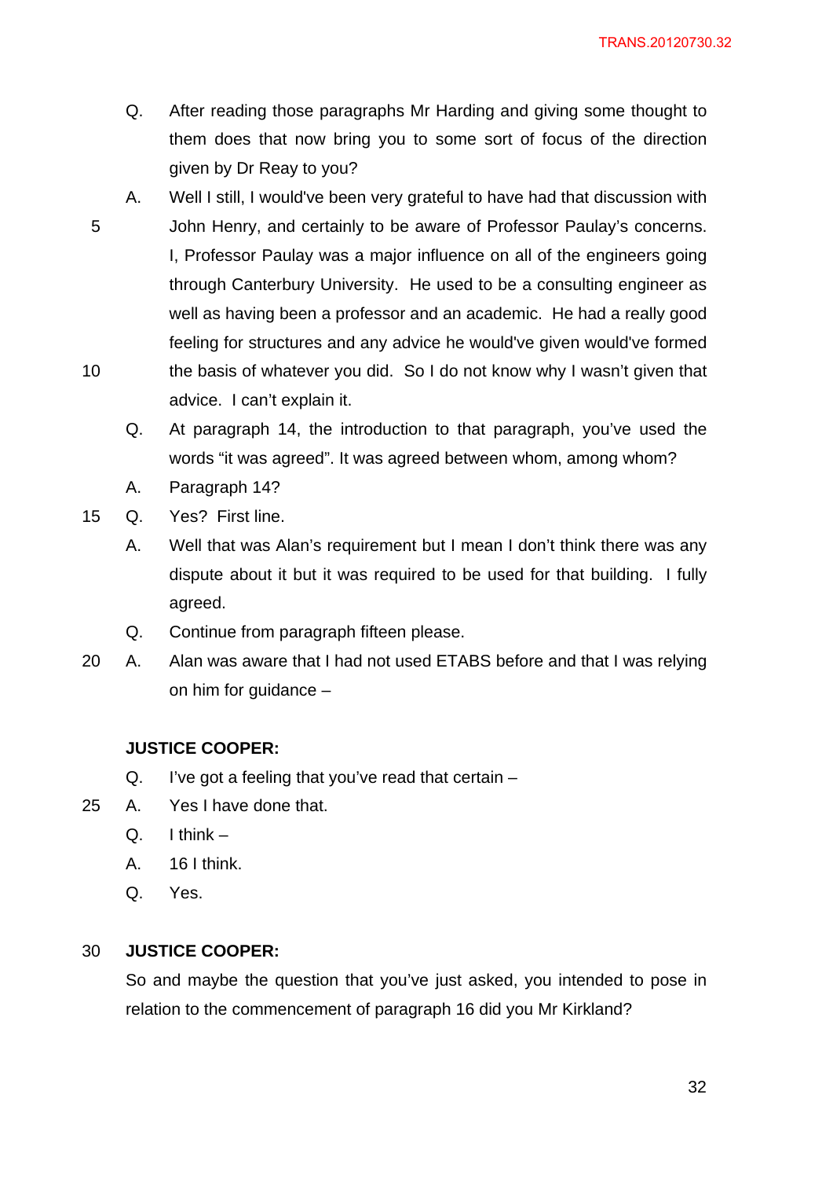Q. After reading those paragraphs Mr Harding and giving some thought to them does that now bring you to some sort of focus of the direction given by Dr Reay to you?

A. Well I still, I would've been very grateful to have had that discussion with John Henry, and certainly to be aware of Professor Paulay's concerns. I, Professor Paulay was a major influence on all of the engineers going through Canterbury University. He used to be a consulting engineer as well as having been a professor and an academic. He had a really good feeling for structures and any advice he would've given would've formed the basis of whatever you did. So I do not know why I wasn't given that advice. I can't explain it.

Q. At paragraph 14, the introduction to that paragraph, you've used the words "it was agreed". It was agreed between whom, among whom?

A. Paragraph 14?

Q. Yes? First line.

A. Well that was Alan's requirement but I mean I don't think there was any dispute about it but it was required to be used for that building. I fully agreed.

Q. Continue from paragraph fifteen please.

A. Alan was aware that I had not used ETABS before and that I was relying on him for guidance –

**JUSTICE COOPER:**

Q. I've got a feeling that you've read that certain –

A. Yes I have done that.

Q. I think –

A. 16 I think.

Q. Yes.

**JUSTICE COOPER:**

So and maybe the question that you've just asked, you intended to pose in relation to the commencement of paragraph 16 did you Mr Kirkland?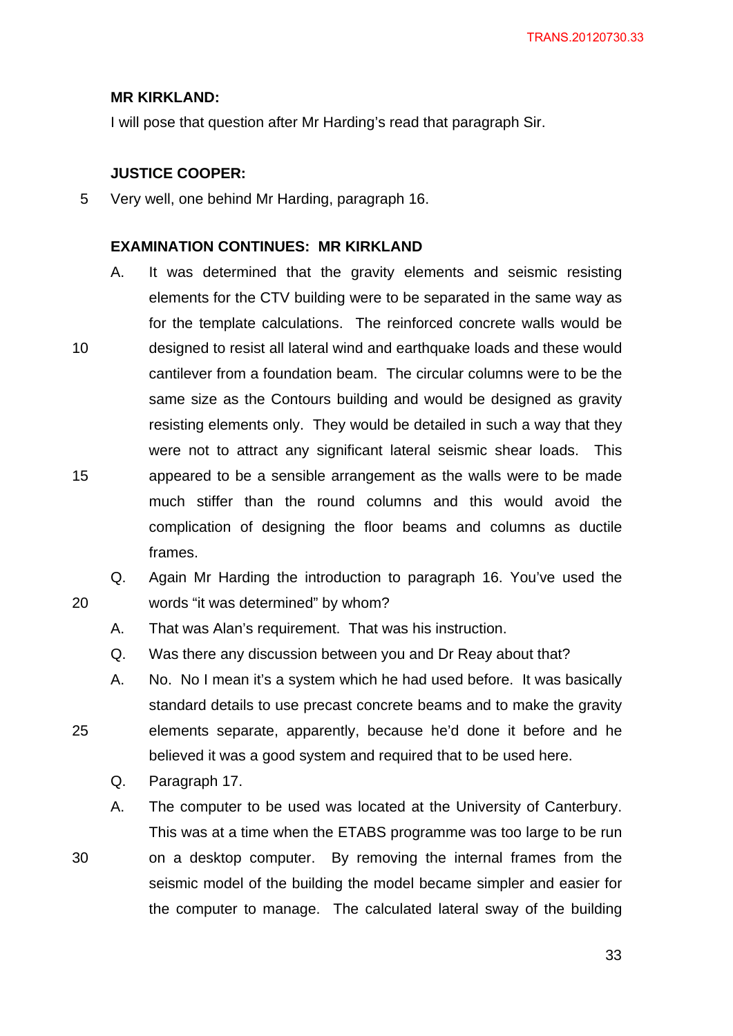**MR KIRKLAND:**

I will pose that question after Mr Harding's read that paragraph Sir.

**JUSTICE COOPER:**

Very well, one behind Mr Harding, paragraph 16.

**EXAMINATION CONTINUES: MR KIRKLAND**

A. It was determined that the gravity elements and seismic resisting elements for the CTV building were to be separated in the same way as for the template calculations. The reinforced concrete walls would be designed to resist all lateral wind and earthquake loads and these would cantilever from a foundation beam. The circular columns were to be the same size as the Contours building and would be designed as gravity resisting elements only. They would be detailed in such a way that they were not to attract any significant lateral seismic shear loads. This appeared to be a sensible arrangement as the walls were to be made much stiffer than the round columns and this would avoid the complication of designing the floor beams and columns as ductile frames.

Q. Again Mr Harding the introduction to paragraph 16. You've used the words "it was determined" by whom?

A. That was Alan's requirement. That was his instruction.

Q. Was there any discussion between you and Dr Reay about that?

A. No. No I mean it's a system which he had used before. It was basically standard details to use precast concrete beams and to make the gravity elements separate, apparently, because he'd done it before and he believed it was a good system and required that to be used here.

Q. Paragraph 17.

A. The computer to be used was located at the University of Canterbury. This was at a time when the ETABS programme was too large to be run on a desktop computer. By removing the internal frames from the seismic model of the building the model became simpler and easier for the computer to manage. The calculated lateral sway of the building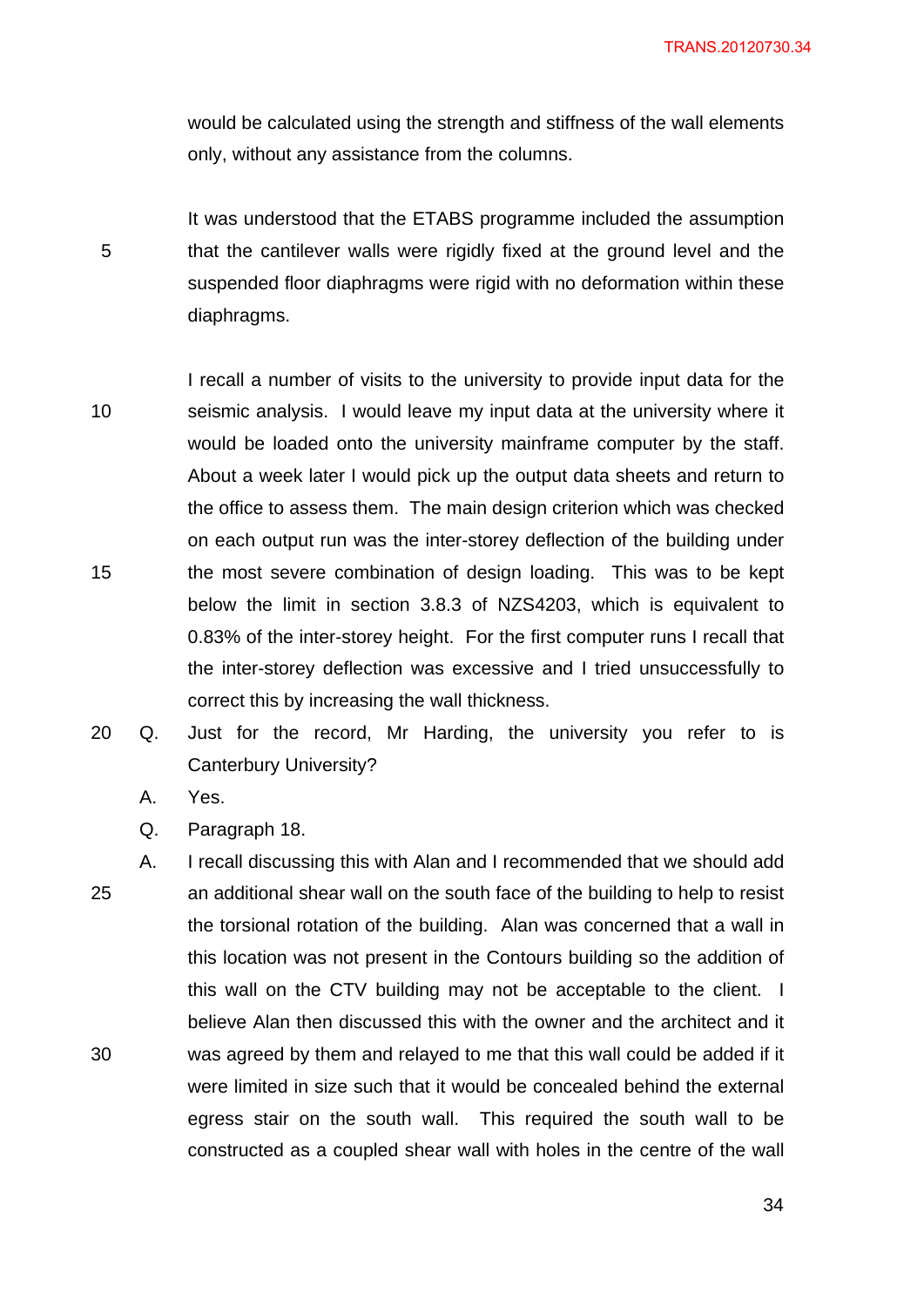would be calculated using the strength and stiffness of the wall elements only, without any assistance from the columns.

It was understood that the ETABS programme included the assumption that the cantilever walls were rigidly fixed at the ground level and the suspended floor diaphragms were rigid with no deformation within these diaphragms.

I recall a number of visits to the university to provide input data for the seismic analysis. I would leave my input data at the university where it would be loaded onto the university mainframe computer by the staff. About a week later I would pick up the output data sheets and return to the office to assess them. The main design criterion which was checked on each output run was the inter-storey deflection of the building under the most severe combination of design loading. This was to be kept below the limit in section 3.8.3 of NZS4203, which is equivalent to 0.83% of the inter-storey height. For the first computer runs I recall that the inter-storey deflection was excessive and I tried unsuccessfully to correct this by increasing the wall thickness.

Q. Just for the record, Mr Harding, the university you refer to is Canterbury University?

A. Yes.

Q. Paragraph 18.

A. I recall discussing this with Alan and I recommended that we should add an additional shear wall on the south face of the building to help to resist the torsional rotation of the building. Alan was concerned that a wall in this location was not present in the Contours building so the addition of this wall on the CTV building may not be acceptable to the client. I believe Alan then discussed this with the owner and the architect and it was agreed by them and relayed to me that this wall could be added if it were limited in size such that it would be concealed behind the external egress stair on the south wall. This required the south wall to be constructed as a coupled shear wall with holes in the centre of the wall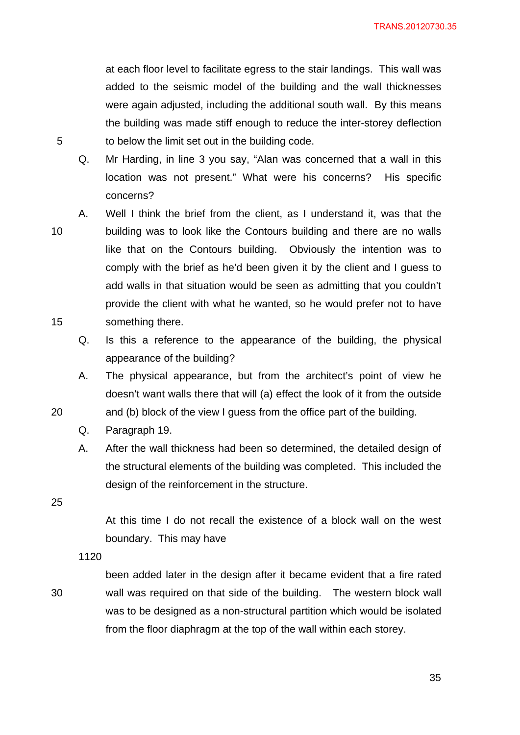at each floor level to facilitate egress to the stair landings. This wall was added to the seismic model of the building and the wall thicknesses were again adjusted, including the additional south wall. By this means the building was made stiff enough to reduce the inter-storey deflection to below the limit set out in the building code.

Q. Mr Harding, in line 3 you say, "Alan was concerned that a wall in this location was not present." What were his concerns? His specific concerns?

A. Well I think the brief from the client, as I understand it, was that the building was to look like the Contours building and there are no walls like that on the Contours building. Obviously the intention was to comply with the brief as he'd been given it by the client and I guess to add walls in that situation would be seen as admitting that you couldn't provide the client with what he wanted, so he would prefer not to have something there.

Q. Is this a reference to the appearance of the building, the physical appearance of the building?

A. The physical appearance, but from the architect's point of view he doesn't want walls there that will (a) effect the look of it from the outside and (b) block of the view I guess from the office part of the building.

Q. Paragraph 19.

A. After the wall thickness had been so determined, the detailed design of the structural elements of the building was completed. This included the design of the reinforcement in the structure.

At this time I do not recall the existence of a block wall on the west boundary. This may have

1120

been added later in the design after it became evident that a fire rated wall was required on that side of the building. The western block wall was to be designed as a non-structural partition which would be isolated from the floor diaphragm at the top of the wall within each storey.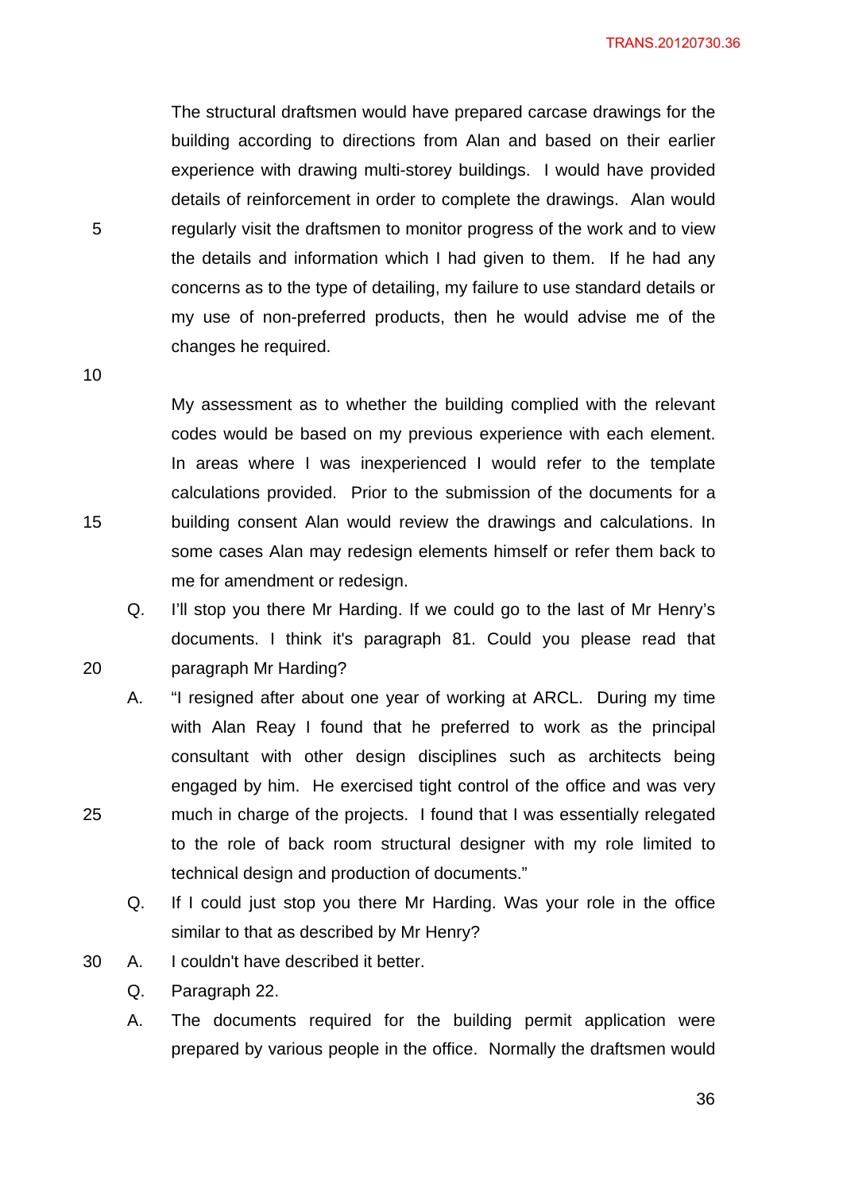The structural draftsmen would have prepared carcase drawings for the building according to directions from Alan and based on their earlier experience with drawing multi-storey buildings. I would have provided details of reinforcement in order to complete the drawings. Alan would regularly visit the draftsmen to monitor progress of the work and to view the details and information which I had given to them. If he had any concerns as to the type of detailing, my failure to use standard details or my use of non-preferred products, then he would advise me of the changes he required.

My assessment as to whether the building complied with the relevant codes would be based on my previous experience with each element. In areas where I was inexperienced I would refer to the template calculations provided. Prior to the submission of the documents for a building consent Alan would review the drawings and calculations. In some cases Alan may redesign elements himself or refer them back to me for amendment or redesign.

Q. I'll stop you there Mr Harding. If we could go to the last of Mr Henry's documents. I think it's paragraph 81. Could you please read that paragraph Mr Harding?

A. "I resigned after about one year of working at ARCL. During my time with Alan Reay I found that he preferred to work as the principal consultant with other design disciplines such as architects being engaged by him. He exercised tight control of the office and was very much in charge of the projects. I found that I was essentially relegated to the role of back room structural designer with my role limited to technical design and production of documents."

Q. If I could just stop you there Mr Harding. Was your role in the office similar to that as described by Mr Henry?

A. I couldn't have described it better.

Q. Paragraph 22.

A. The documents required for the building permit application were prepared by various people in the office. Normally the draftsmen would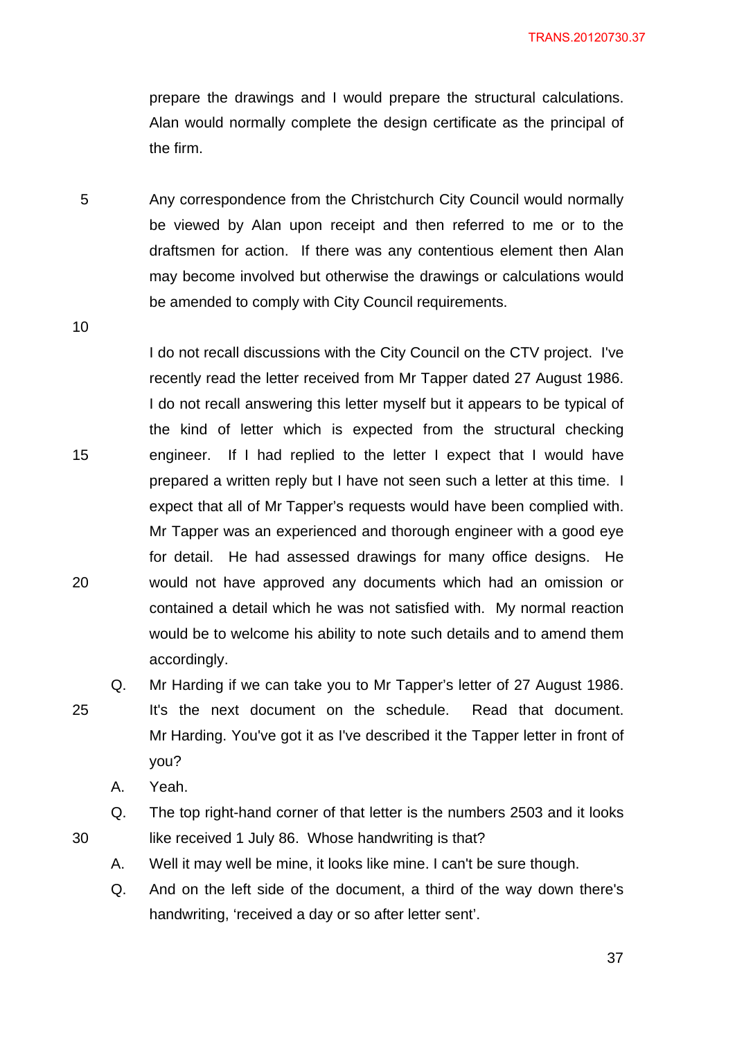prepare the drawings and I would prepare the structural calculations. Alan would normally complete the design certificate as the principal of the firm.

Any correspondence from the Christchurch City Council would normally be viewed by Alan upon receipt and then referred to me or to the draftsmen for action. If there was any contentious element then Alan may become involved but otherwise the drawings or calculations would be amended to comply with City Council requirements.

I do not recall discussions with the City Council on the CTV project. I've recently read the letter received from Mr Tapper dated 27 August 1986. I do not recall answering this letter myself but it appears to be typical of the kind of letter which is expected from the structural checking engineer. If I had replied to the letter I expect that I would have prepared a written reply but I have not seen such a letter at this time. I expect that all of Mr Tapper's requests would have been complied with. Mr Tapper was an experienced and thorough engineer with a good eye for detail. He had assessed drawings for many office designs. He would not have approved any documents which had an omission or contained a detail which he was not satisfied with. My normal reaction would be to welcome his ability to note such details and to amend them accordingly.

Q. Mr Harding if we can take you to Mr Tapper's letter of 27 August 1986. It's the next document on the schedule. Read that document. Mr Harding. You've got it as I've described it the Tapper letter in front of you?

A. Yeah.

Q. The top right-hand corner of that letter is the numbers 2503 and it looks like received 1 July 86. Whose handwriting is that?

A. Well it may well be mine, it looks like mine. I can't be sure though.

Q. And on the left side of the document, a third of the way down there's handwriting, 'received a day or so after letter sent'.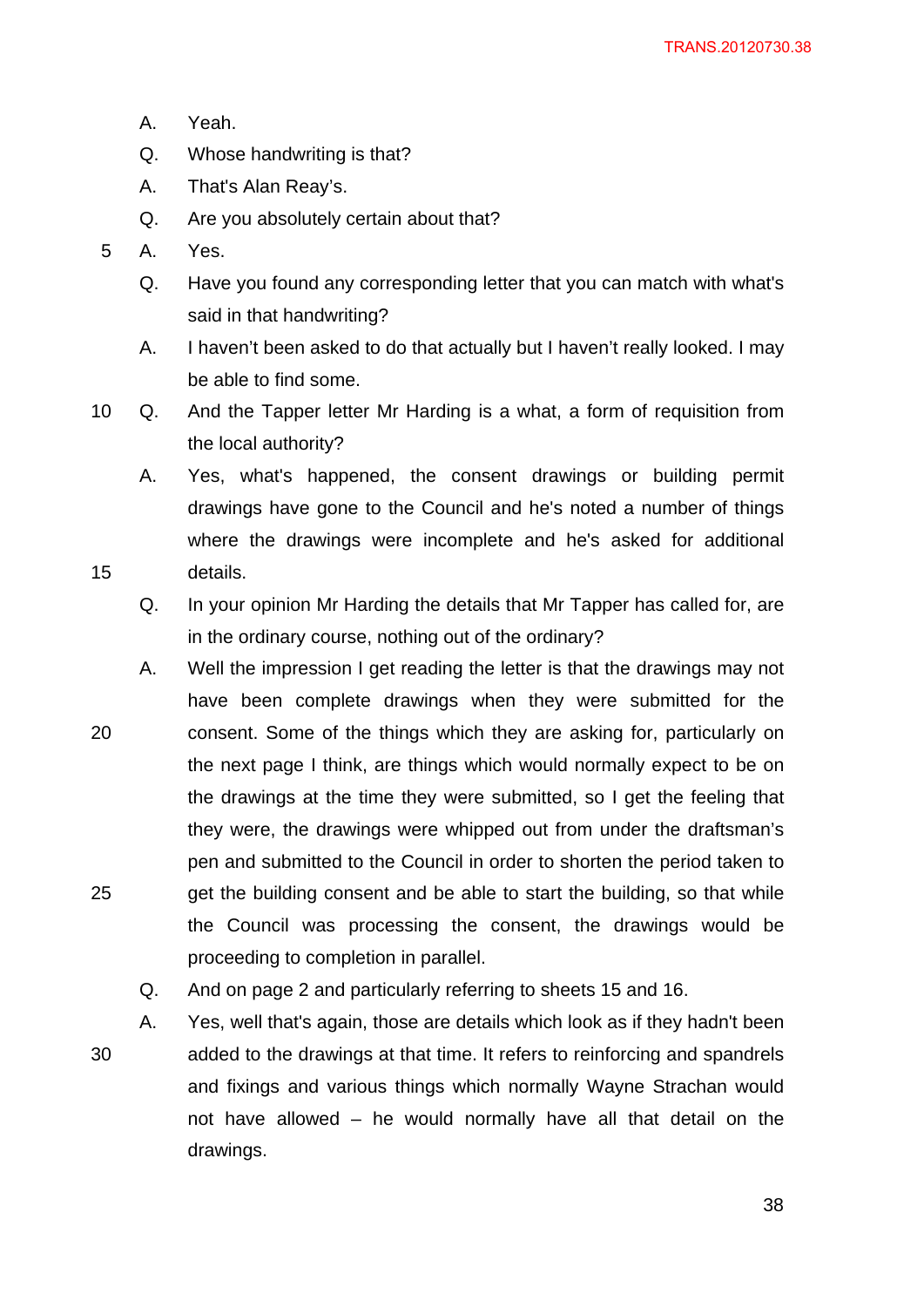A. Yeah.

Q. Whose handwriting is that?

A. That's Alan Reay's.

Q. Are you absolutely certain about that?

A. Yes.

Q. Have you found any corresponding letter that you can match with what's said in that handwriting?

A. I haven't been asked to do that actually but I haven't really looked. I may be able to find some.

Q. And the Tapper letter Mr Harding is a what, a form of requisition from the local authority?

A. Yes, what's happened, the consent drawings or building permit drawings have gone to the Council and he's noted a number of things where the drawings were incomplete and he's asked for additional details.

Q. In your opinion Mr Harding the details that Mr Tapper has called for, are in the ordinary course, nothing out of the ordinary?

A. Well the impression I get reading the letter is that the drawings may not have been complete drawings when they were submitted for the consent. Some of the things which they are asking for, particularly on the next page I think, are things which would normally expect to be on the drawings at the time they were submitted, so I get the feeling that they were, the drawings were whipped out from under the draftsman's pen and submitted to the Council in order to shorten the period taken to get the building consent and be able to start the building, so that while the Council was processing the consent, the drawings would be proceeding to completion in parallel.

Q. And on page 2 and particularly referring to sheets 15 and 16.

A. Yes, well that's again, those are details which look as if they hadn't been added to the drawings at that time. It refers to reinforcing and spandrels and fixings and various things which normally Wayne Strachan would not have allowed – he would normally have all that detail on the drawings.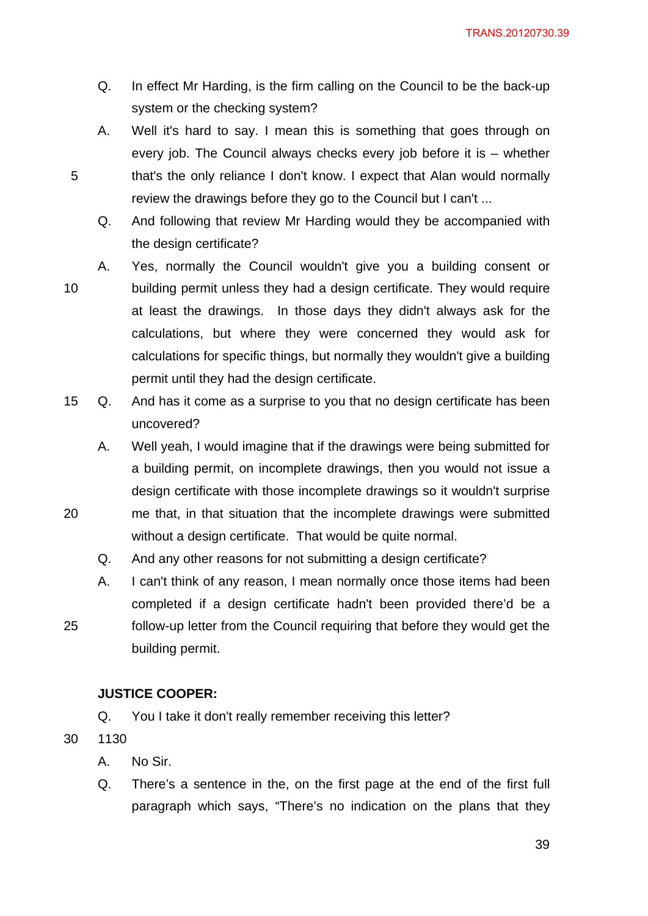Q. In effect Mr Harding, is the firm calling on the Council to be the back-up system or the checking system?

A. Well it's hard to say. I mean this is something that goes through on every job. The Council always checks every job before it is – whether that's the only reliance I don't know. I expect that Alan would normally review the drawings before they go to the Council but I can't ...

Q. And following that review Mr Harding would they be accompanied with the design certificate?

A. Yes, normally the Council wouldn't give you a building consent or building permit unless they had a design certificate. They would require at least the drawings. In those days they didn't always ask for the calculations, but where they were concerned they would ask for calculations for specific things, but normally they wouldn't give a building permit until they had the design certificate.

Q. And has it come as a surprise to you that no design certificate has been uncovered?

A. Well yeah, I would imagine that if the drawings were being submitted for a building permit, on incomplete drawings, then you would not issue a design certificate with those incomplete drawings so it wouldn't surprise me that, in that situation that the incomplete drawings were submitted without a design certificate. That would be quite normal.

Q. And any other reasons for not submitting a design certificate?

A. I can't think of any reason, I mean normally once those items had been completed if a design certificate hadn't been provided there'd be a follow-up letter from the Council requiring that before they would get the building permit.

**JUSTICE COOPER:**

Q. You I take it don't really remember receiving this letter?

1130

A. No Sir.

Q. There's a sentence in the, on the first page at the end of the first full paragraph which says, "There's no indication on the plans that they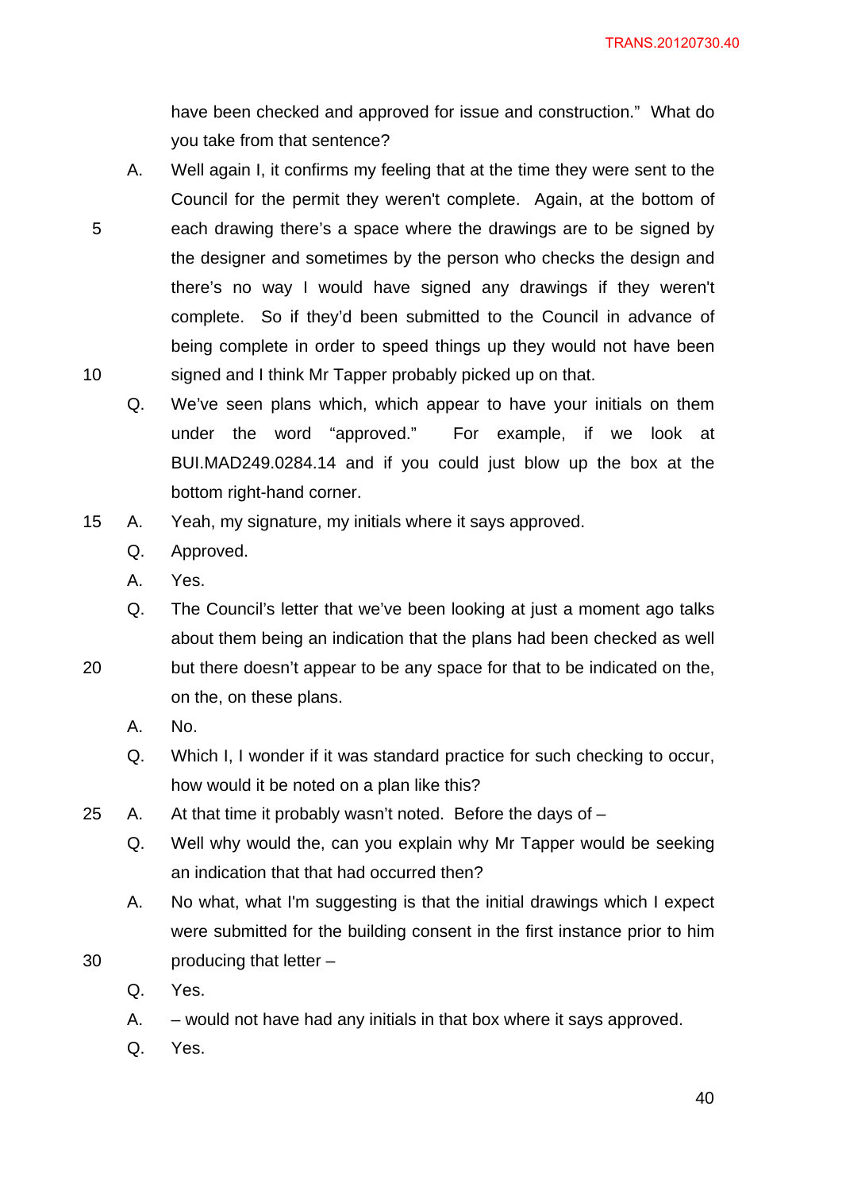have been checked and approved for issue and construction." What do you take from that sentence?

A. Well again I, it confirms my feeling that at the time they were sent to the Council for the permit they weren't complete. Again, at the bottom of each drawing there's a space where the drawings are to be signed by the designer and sometimes by the person who checks the design and there's no way I would have signed any drawings if they weren't complete. So if they'd been submitted to the Council in advance of being complete in order to speed things up they would not have been signed and I think Mr Tapper probably picked up on that.

Q. We've seen plans which, which appear to have your initials on them under the word "approved." For example, if we look at BUI.MAD249.0284.14 and if you could just blow up the box at the bottom right-hand corner.

A. Yeah, my signature, my initials where it says approved.

Q. Approved.

A. Yes.

Q. The Council's letter that we've been looking at just a moment ago talks about them being an indication that the plans had been checked as well but there doesn't appear to be any space for that to be indicated on the, on the, on these plans.

A. No.

Q. Which I, I wonder if it was standard practice for such checking to occur, how would it be noted on a plan like this?

A. At that time it probably wasn't noted. Before the days of –

Q. Well why would the, can you explain why Mr Tapper would be seeking an indication that that had occurred then?

A. No what, what I'm suggesting is that the initial drawings which I expect were submitted for the building consent in the first instance prior to him producing that letter –

Q. Yes.

A. – would not have had any initials in that box where it says approved.

Q. Yes.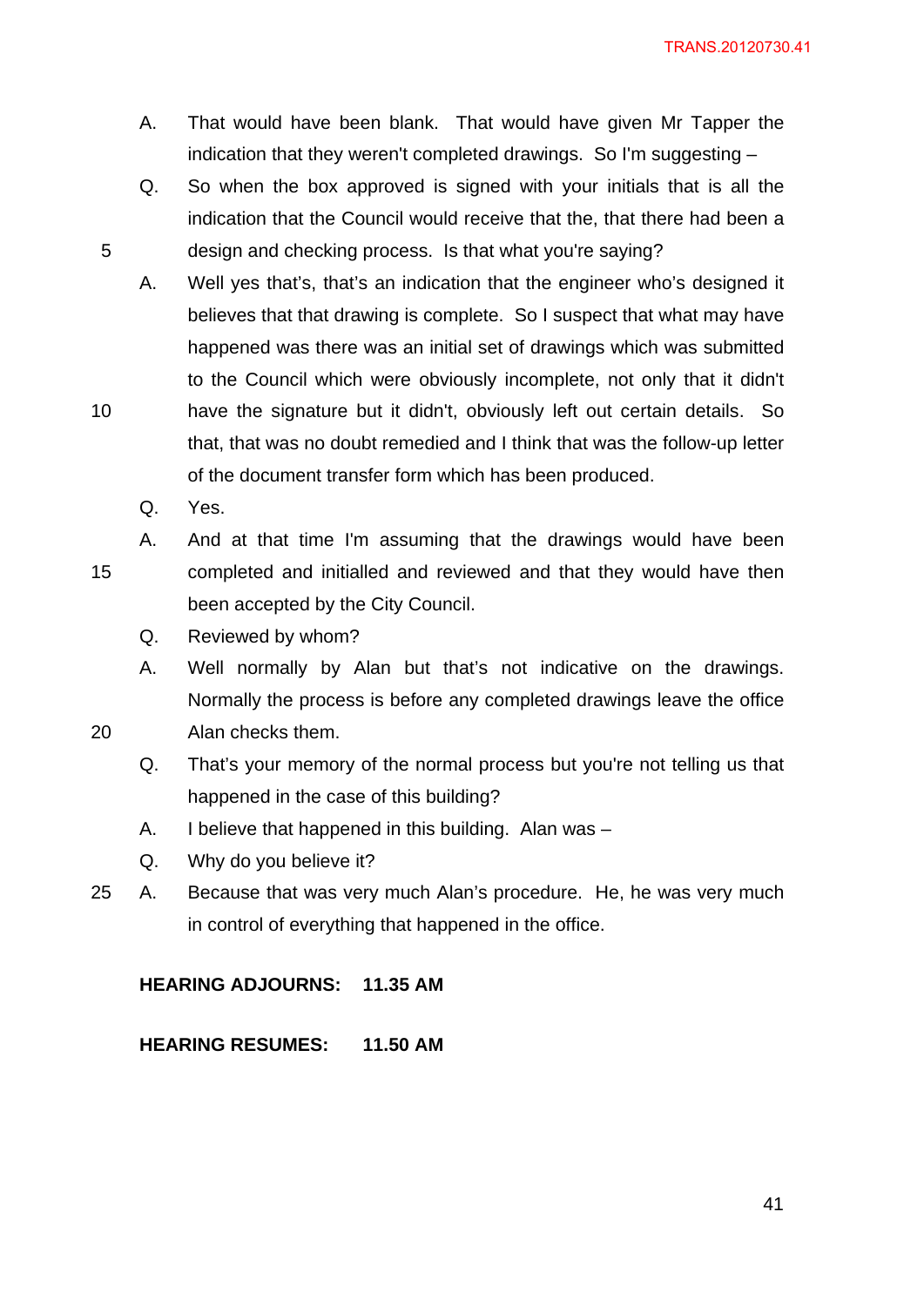A. That would have been blank. That would have given Mr Tapper the indication that they weren't completed drawings. So I'm suggesting –

Q. So when the box approved is signed with your initials that is all the indication that the Council would receive that the, that there had been a design and checking process. Is that what you're saying?

A. Well yes that's, that's an indication that the engineer who's designed it believes that that drawing is complete. So I suspect that what may have happened was there was an initial set of drawings which was submitted to the Council which were obviously incomplete, not only that it didn't have the signature but it didn't, obviously left out certain details. So that, that was no doubt remedied and I think that was the follow-up letter of the document transfer form which has been produced.

Q. Yes.

A. And at that time I'm assuming that the drawings would have been completed and initialled and reviewed and that they would have then been accepted by the City Council.

Q. Reviewed by whom?

A. Well normally by Alan but that's not indicative on the drawings. Normally the process is before any completed drawings leave the office Alan checks them.

Q. That's your memory of the normal process but you're not telling us that happened in the case of this building?

A. I believe that happened in this building. Alan was –

Q. Why do you believe it?

A. Because that was very much Alan's procedure. He, he was very much in control of everything that happened in the office.

**HEARING ADJOURNS: 11.35 AM**

**HEARING RESUMES: 11.50 AM**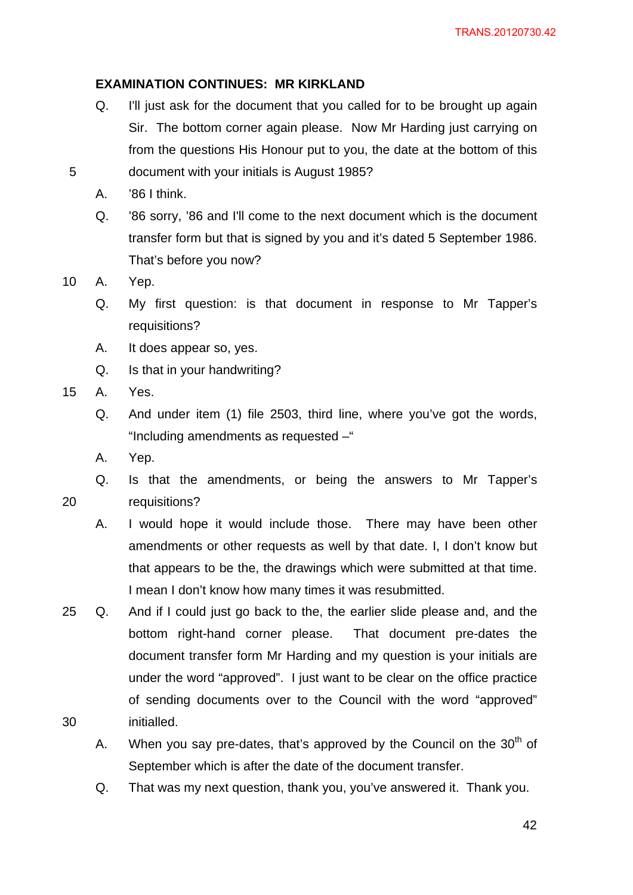**EXAMINATION CONTINUES: MR KIRKLAND**

Q. I'll just ask for the document that you called for to be brought up again Sir. The bottom corner again please. Now Mr Harding just carrying on from the questions His Honour put to you, the date at the bottom of this document with your initials is August 1985?

A. '86 I think.

Q. '86 sorry, '86 and I'll come to the next document which is the document transfer form but that is signed by you and it's dated 5 September 1986. That's before you now?

A. Yep.

Q. My first question: is that document in response to Mr Tapper's requisitions?

A. It does appear so, yes.

Q. Is that in your handwriting?

A. Yes.

Q. And under item (1) file 2503, third line, where you've got the words, "Including amendments as requested –"

A. Yep.

Q. Is that the amendments, or being the answers to Mr Tapper's requisitions?

A. I would hope it would include those. There may have been other amendments or other requests as well by that date. I, I don't know but that appears to be the, the drawings which were submitted at that time. I mean I don't know how many times it was resubmitted.

Q. And if I could just go back to the, the earlier slide please and, and the bottom right-hand corner please. That document pre-dates the document transfer form Mr Harding and my question is your initials are under the word "approved". I just want to be clear on the office practice of sending documents over to the Council with the word "approved" initialled.

A. When you say pre-dates, that's approved by the Council on the 30th of September which is after the date of the document transfer.

Q. That was my next question, thank you, you've answered it. Thank you.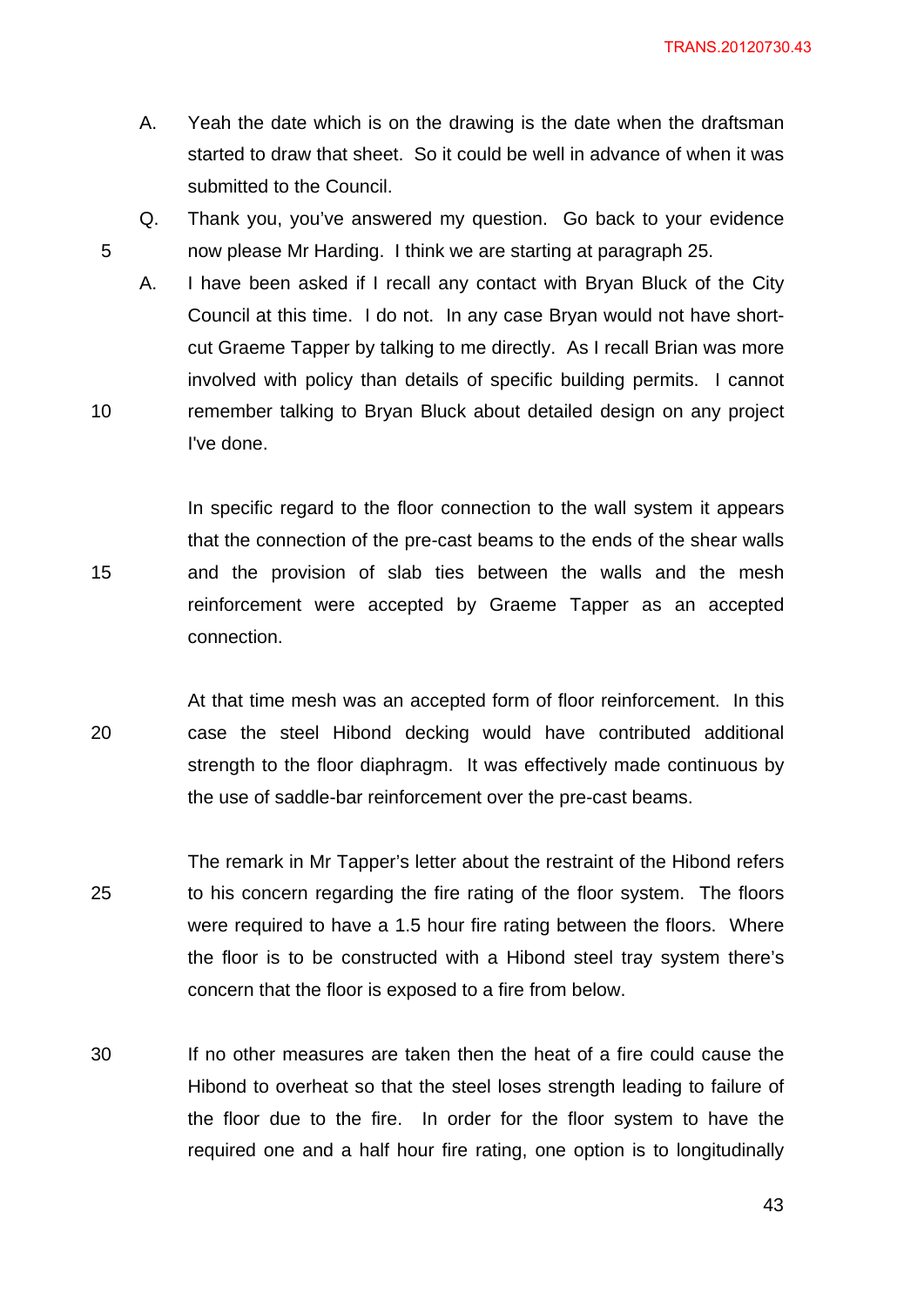A. Yeah the date which is on the drawing is the date when the draftsman started to draw that sheet. So it could be well in advance of when it was submitted to the Council.

Q. Thank you, you've answered my question. Go back to your evidence now please Mr Harding. I think we are starting at paragraph 25.

A. I have been asked if I recall any contact with Bryan Bluck of the City Council at this time. I do not. In any case Bryan would not have short-cut Graeme Tapper by talking to me directly. As I recall Brian was more involved with policy than details of specific building permits. I cannot remember talking to Bryan Bluck about detailed design on any project I've done.

In specific regard to the floor connection to the wall system it appears that the connection of the pre-cast beams to the ends of the shear walls and the provision of slab ties between the walls and the mesh reinforcement were accepted by Graeme Tapper as an accepted connection.

At that time mesh was an accepted form of floor reinforcement. In this case the steel Hibond decking would have contributed additional strength to the floor diaphragm. It was effectively made continuous by the use of saddle-bar reinforcement over the pre-cast beams.

The remark in Mr Tapper's letter about the restraint of the Hibond refers to his concern regarding the fire rating of the floor system. The floors were required to have a 1.5 hour fire rating between the floors. Where the floor is to be constructed with a Hibond steel tray system there's concern that the floor is exposed to a fire from below.

If no other measures are taken then the heat of a fire could cause the Hibond to overheat so that the steel loses strength leading to failure of the floor due to the fire. In order for the floor system to have the required one and a half hour fire rating, one option is to longitudinally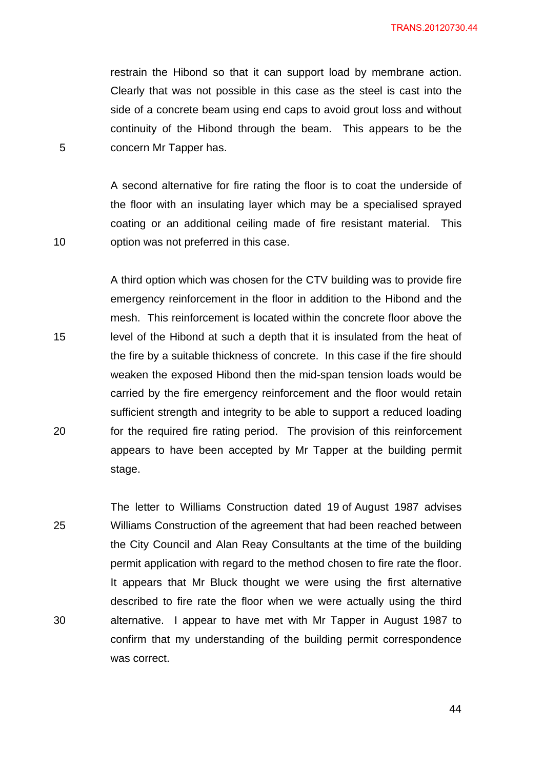restrain the Hibond so that it can support load by membrane action. Clearly that was not possible in this case as the steel is cast into the side of a concrete beam using end caps to avoid grout loss and without continuity of the Hibond through the beam. This appears to be the concern Mr Tapper has.

A second alternative for fire rating the floor is to coat the underside of the floor with an insulating layer which may be a specialised sprayed coating or an additional ceiling made of fire resistant material. This option was not preferred in this case.

A third option which was chosen for the CTV building was to provide fire emergency reinforcement in the floor in addition to the Hibond and the mesh. This reinforcement is located within the concrete floor above the level of the Hibond at such a depth that it is insulated from the heat of the fire by a suitable thickness of concrete. In this case if the fire should weaken the exposed Hibond then the mid-span tension loads would be carried by the fire emergency reinforcement and the floor would retain sufficient strength and integrity to be able to support a reduced loading for the required fire rating period. The provision of this reinforcement appears to have been accepted by Mr Tapper at the building permit stage.

The letter to Williams Construction dated 19 of August 1987 advises Williams Construction of the agreement that had been reached between the City Council and Alan Reay Consultants at the time of the building permit application with regard to the method chosen to fire rate the floor. It appears that Mr Bluck thought we were using the first alternative described to fire rate the floor when we were actually using the third alternative. I appear to have met with Mr Tapper in August 1987 to confirm that my understanding of the building permit correspondence was correct.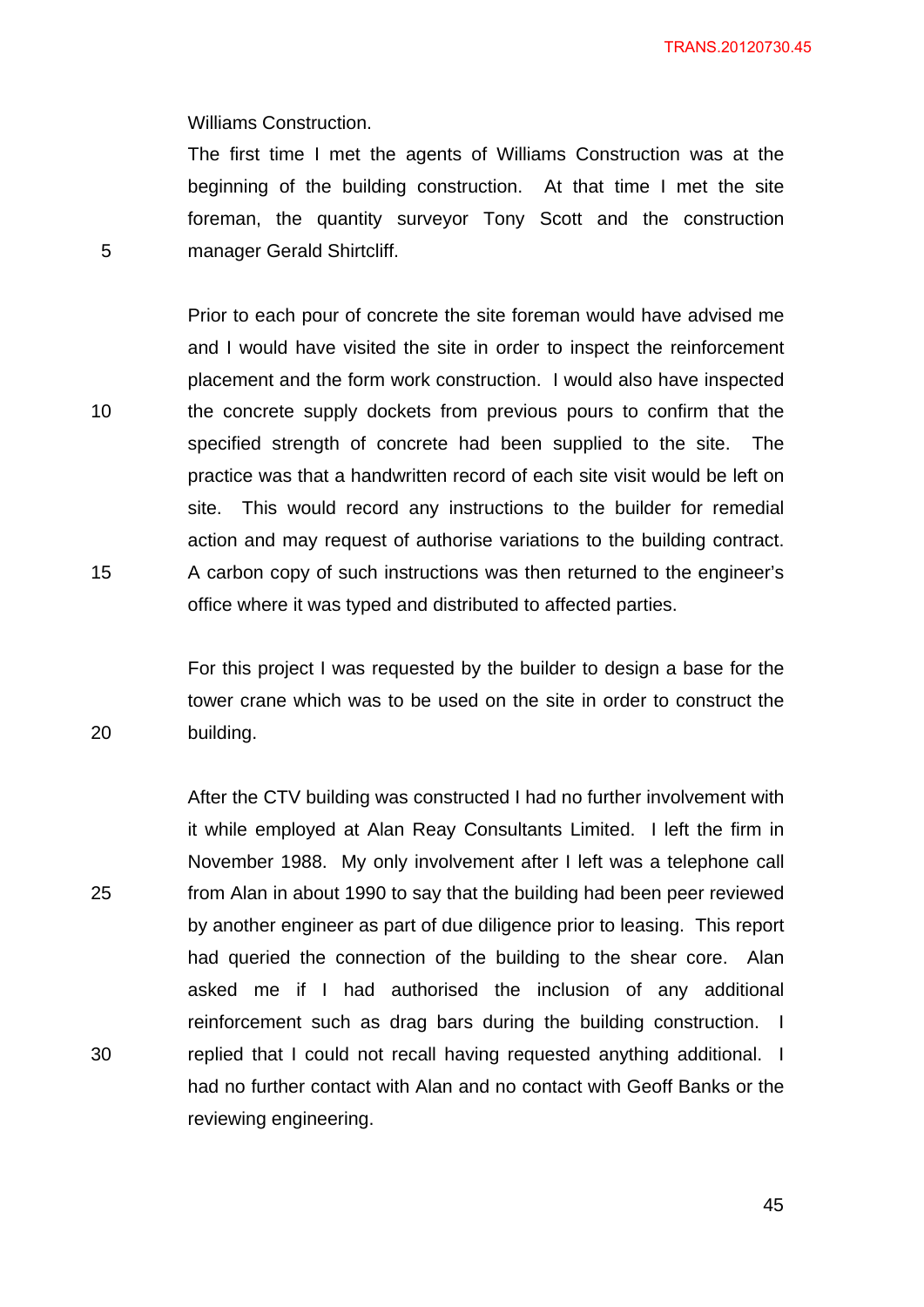Williams Construction.

The first time I met the agents of Williams Construction was at the beginning of the building construction. At that time I met the site foreman, the quantity surveyor Tony Scott and the construction manager Gerald Shirtcliff.

Prior to each pour of concrete the site foreman would have advised me and I would have visited the site in order to inspect the reinforcement placement and the form work construction. I would also have inspected the concrete supply dockets from previous pours to confirm that the specified strength of concrete had been supplied to the site. The practice was that a handwritten record of each site visit would be left on site. This would record any instructions to the builder for remedial action and may request of authorise variations to the building contract. A carbon copy of such instructions was then returned to the engineer's office where it was typed and distributed to affected parties.

For this project I was requested by the builder to design a base for the tower crane which was to be used on the site in order to construct the building.

After the CTV building was constructed I had no further involvement with it while employed at Alan Reay Consultants Limited. I left the firm in November 1988. My only involvement after I left was a telephone call from Alan in about 1990 to say that the building had been peer reviewed by another engineer as part of due diligence prior to leasing. This report had queried the connection of the building to the shear core. Alan asked me if I had authorised the inclusion of any additional reinforcement such as drag bars during the building construction. I replied that I could not recall having requested anything additional. I had no further contact with Alan and no contact with Geoff Banks or the reviewing engineering.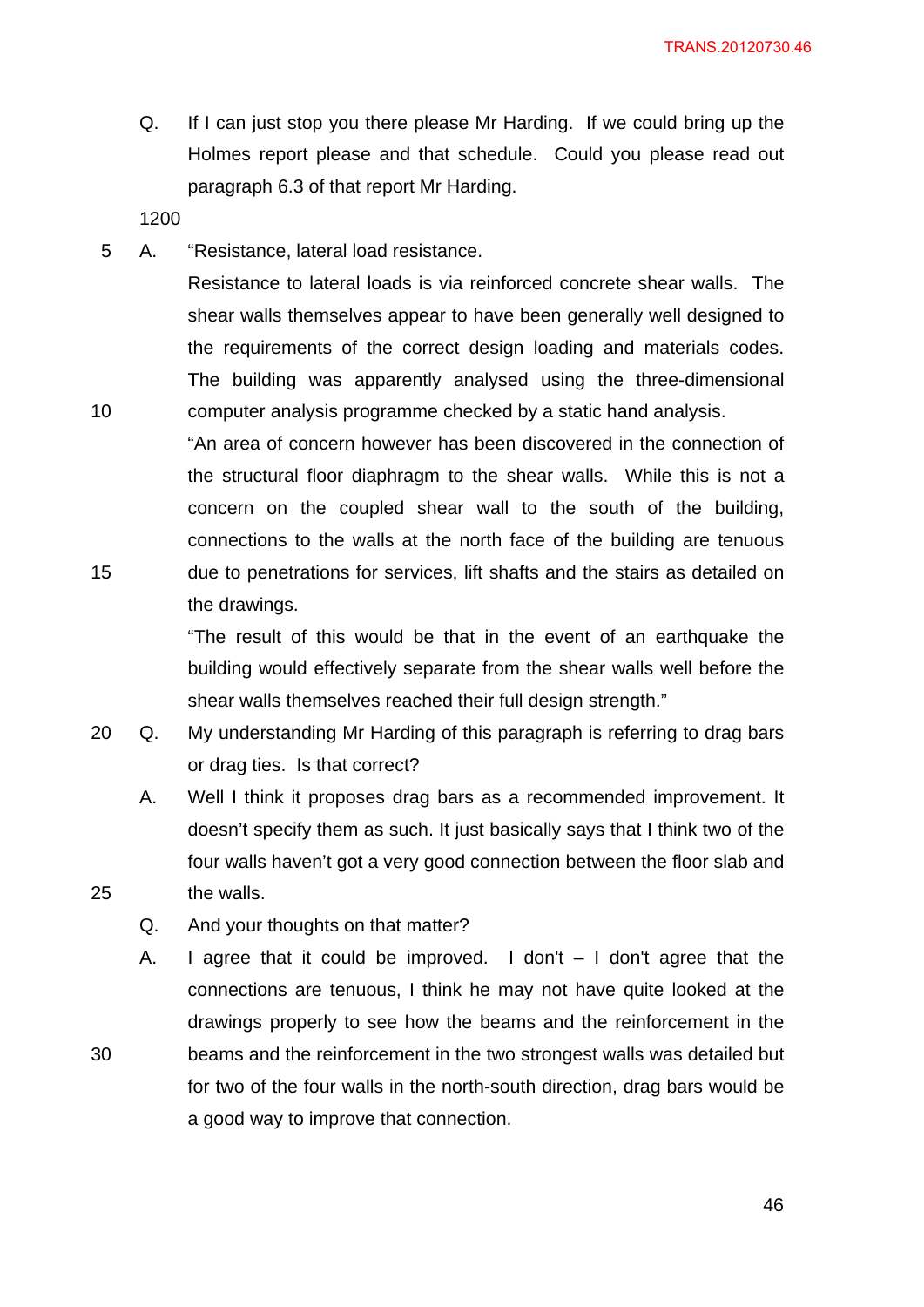Q. If I can just stop you there please Mr Harding. If we could bring up the Holmes report please and that schedule. Could you please read out paragraph 6.3 of that report Mr Harding.

1200

A. "Resistance, lateral load resistance.

Resistance to lateral loads is via reinforced concrete shear walls. The shear walls themselves appear to have been generally well designed to the requirements of the correct design loading and materials codes. The building was apparently analysed using the three-dimensional computer analysis programme checked by a static hand analysis.

"An area of concern however has been discovered in the connection of the structural floor diaphragm to the shear walls. While this is not a concern on the coupled shear wall to the south of the building, connections to the walls at the north face of the building are tenuous due to penetrations for services, lift shafts and the stairs as detailed on the drawings.

"The result of this would be that in the event of an earthquake the building would effectively separate from the shear walls well before the shear walls themselves reached their full design strength."

Q. My understanding Mr Harding of this paragraph is referring to drag bars or drag ties. Is that correct?

A. Well I think it proposes drag bars as a recommended improvement. It doesn't specify them as such. It just basically says that I think two of the four walls haven't got a very good connection between the floor slab and the walls.

Q. And your thoughts on that matter?

A. I agree that it could be improved. I don't – I don't agree that the connections are tenuous, I think he may not have quite looked at the drawings properly to see how the beams and the reinforcement in the beams and the reinforcement in the two strongest walls was detailed but for two of the four walls in the north-south direction, drag bars would be a good way to improve that connection.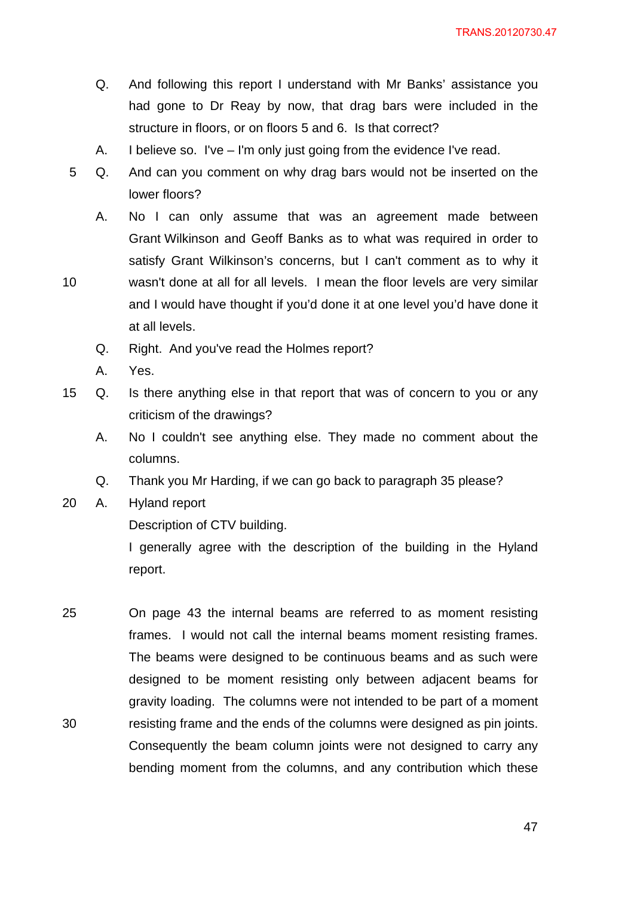Q. And following this report I understand with Mr Banks' assistance you had gone to Dr Reay by now, that drag bars were included in the structure in floors, or on floors 5 and 6. Is that correct?

A. I believe so. I've – I'm only just going from the evidence I've read.

Q. And can you comment on why drag bars would not be inserted on the lower floors?

A. No I can only assume that was an agreement made between Grant Wilkinson and Geoff Banks as to what was required in order to satisfy Grant Wilkinson's concerns, but I can't comment as to why it wasn't done at all for all levels. I mean the floor levels are very similar and I would have thought if you'd done it at one level you'd have done it at all levels.

Q. Right. And you've read the Holmes report?

A. Yes.

Q. Is there anything else in that report that was of concern to you or any criticism of the drawings?

A. No I couldn't see anything else. They made no comment about the columns.

Q. Thank you Mr Harding, if we can go back to paragraph 35 please?

A. Hyland report

Description of CTV building.

I generally agree with the description of the building in the Hyland report.

On page 43 the internal beams are referred to as moment resisting frames. I would not call the internal beams moment resisting frames. The beams were designed to be continuous beams and as such were designed to be moment resisting only between adjacent beams for gravity loading. The columns were not intended to be part of a moment resisting frame and the ends of the columns were designed as pin joints. Consequently the beam column joints were not designed to carry any bending moment from the columns, and any contribution which these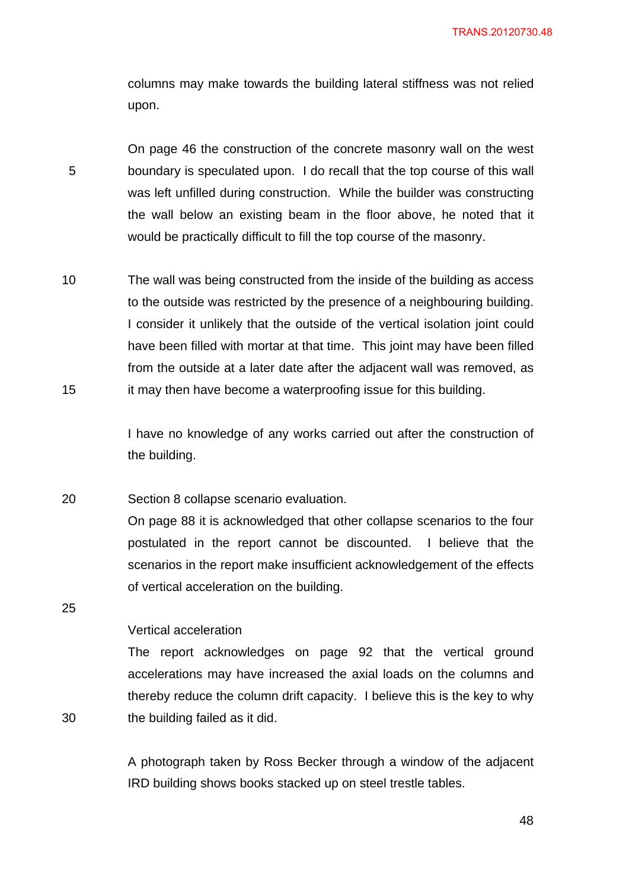columns may make towards the building lateral stiffness was not relied upon.

On page 46 the construction of the concrete masonry wall on the west boundary is speculated upon. I do recall that the top course of this wall was left unfilled during construction. While the builder was constructing the wall below an existing beam in the floor above, he noted that it would be practically difficult to fill the top course of the masonry.

The wall was being constructed from the inside of the building as access to the outside was restricted by the presence of a neighbouring building. I consider it unlikely that the outside of the vertical isolation joint could have been filled with mortar at that time. This joint may have been filled from the outside at a later date after the adjacent wall was removed, as it may then have become a waterproofing issue for this building.

I have no knowledge of any works carried out after the construction of the building.

Section 8 collapse scenario evaluation.
On page 88 it is acknowledged that other collapse scenarios to the four postulated in the report cannot be discounted. I believe that the scenarios in the report make insufficient acknowledgement of the effects of vertical acceleration on the building.

Vertical acceleration
The report acknowledges on page 92 that the vertical ground accelerations may have increased the axial loads on the columns and thereby reduce the column drift capacity. I believe this is the key to why the building failed as it did.

A photograph taken by Ross Becker through a window of the adjacent IRD building shows books stacked up on steel trestle tables.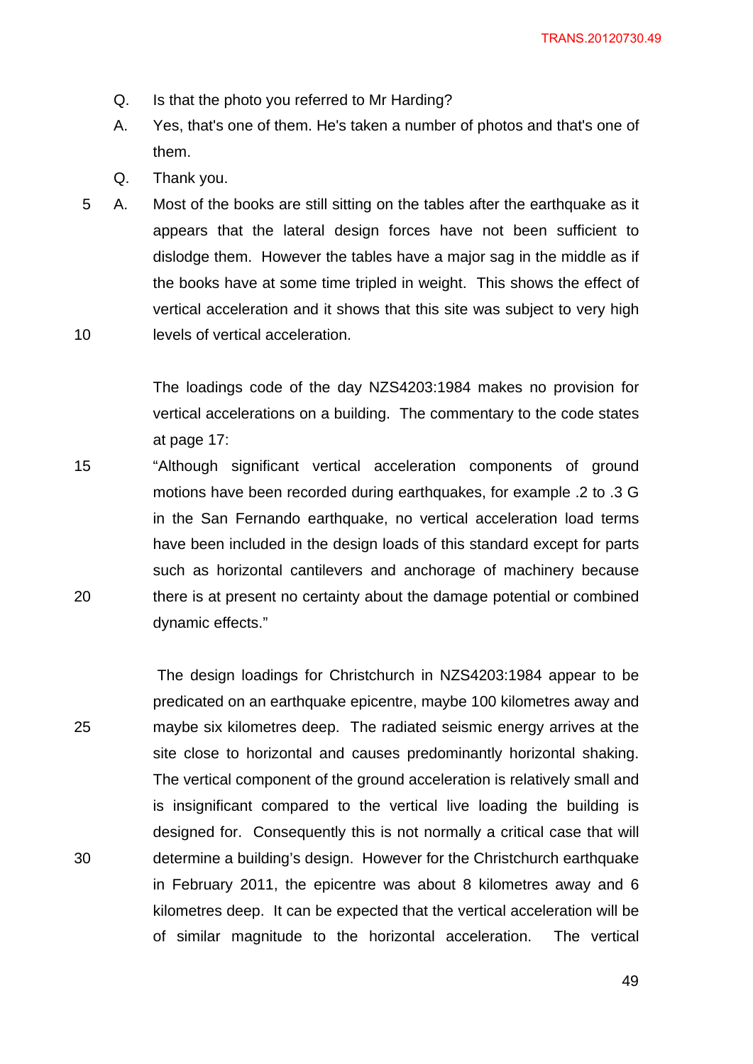Q. Is that the photo you referred to Mr Harding?

A. Yes, that's one of them. He's taken a number of photos and that's one of them.

Q. Thank you.

A. Most of the books are still sitting on the tables after the earthquake as it appears that the lateral design forces have not been sufficient to dislodge them. However the tables have a major sag in the middle as if the books have at some time tripled in weight. This shows the effect of vertical acceleration and it shows that this site was subject to very high levels of vertical acceleration.

The loadings code of the day NZS4203:1984 makes no provision for vertical accelerations on a building. The commentary to the code states at page 17:

"Although significant vertical acceleration components of ground motions have been recorded during earthquakes, for example .2 to .3 G in the San Fernando earthquake, no vertical acceleration load terms have been included in the design loads of this standard except for parts such as horizontal cantilevers and anchorage of machinery because there is at present no certainty about the damage potential or combined dynamic effects."

The design loadings for Christchurch in NZS4203:1984 appear to be predicated on an earthquake epicentre, maybe 100 kilometres away and maybe six kilometres deep. The radiated seismic energy arrives at the site close to horizontal and causes predominantly horizontal shaking. The vertical component of the ground acceleration is relatively small and is insignificant compared to the vertical live loading the building is designed for. Consequently this is not normally a critical case that will determine a building's design. However for the Christchurch earthquake in February 2011, the epicentre was about 8 kilometres away and 6 kilometres deep. It can be expected that the vertical acceleration will be of similar magnitude to the horizontal acceleration. The vertical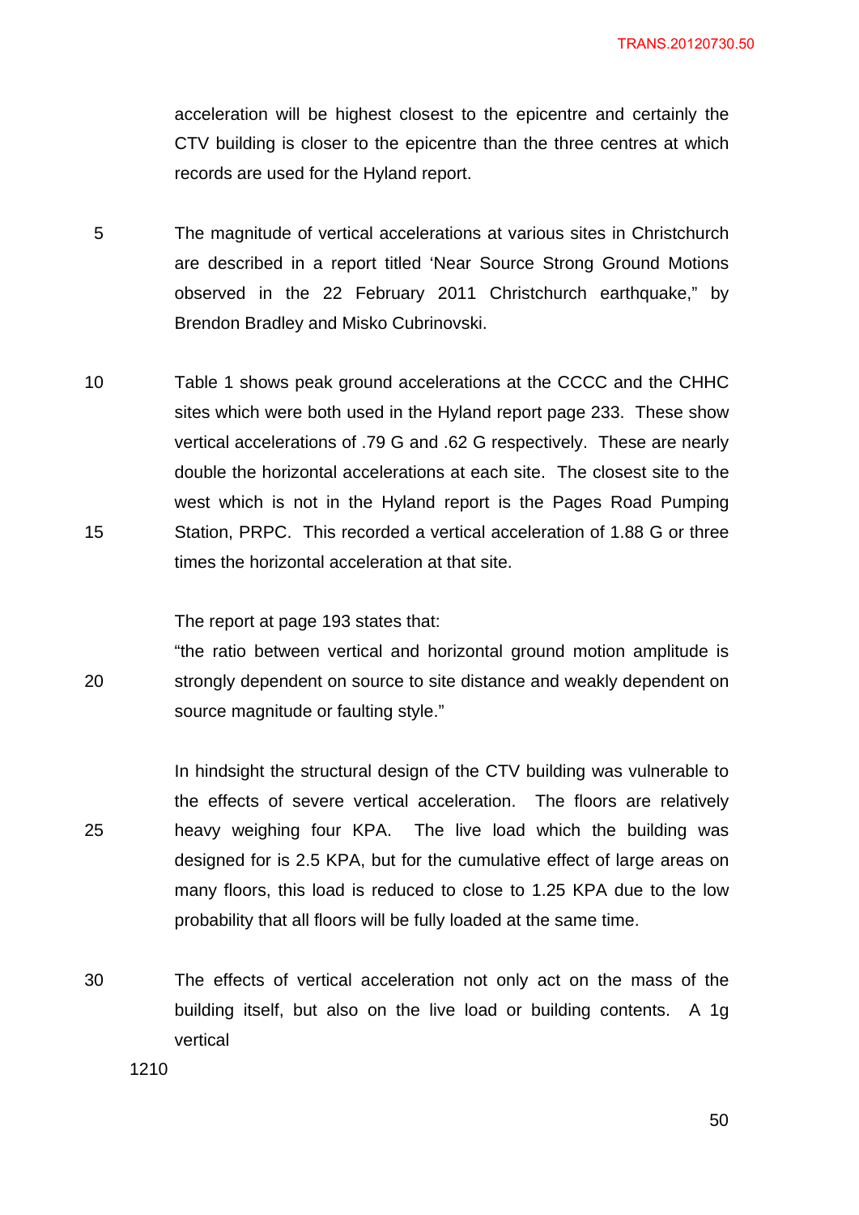acceleration will be highest closest to the epicentre and certainly the CTV building is closer to the epicentre than the three centres at which records are used for the Hyland report.

The magnitude of vertical accelerations at various sites in Christchurch are described in a report titled 'Near Source Strong Ground Motions observed in the 22 February 2011 Christchurch earthquake," by Brendon Bradley and Misko Cubrinovski.

Table 1 shows peak ground accelerations at the CCCC and the CHHC sites which were both used in the Hyland report page 233. These show vertical accelerations of .79 G and .62 G respectively. These are nearly double the horizontal accelerations at each site. The closest site to the west which is not in the Hyland report is the Pages Road Pumping Station, PRPC. This recorded a vertical acceleration of 1.88 G or three times the horizontal acceleration at that site.

The report at page 193 states that:

"the ratio between vertical and horizontal ground motion amplitude is strongly dependent on source to site distance and weakly dependent on source magnitude or faulting style."

In hindsight the structural design of the CTV building was vulnerable to the effects of severe vertical acceleration. The floors are relatively heavy weighing four KPA. The live load which the building was designed for is 2.5 KPA, but for the cumulative effect of large areas on many floors, this load is reduced to close to 1.25 KPA due to the low probability that all floors will be fully loaded at the same time.

The effects of vertical acceleration not only act on the mass of the building itself, but also on the live load or building contents. A 1g vertical

1210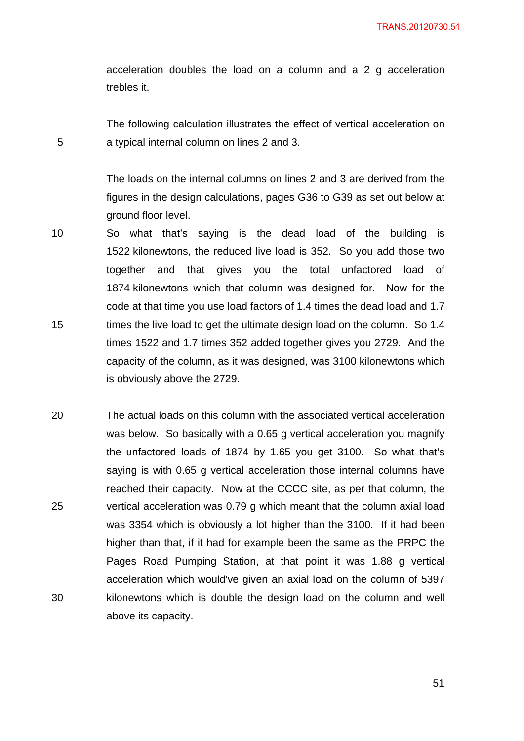acceleration doubles the load on a column and a 2 g acceleration trebles it.

The following calculation illustrates the effect of vertical acceleration on a typical internal column on lines 2 and 3.

The loads on the internal columns on lines 2 and 3 are derived from the figures in the design calculations, pages G36 to G39 as set out below at ground floor level.

So what that's saying is the dead load of the building is 1522 kilonewtons, the reduced live load is 352. So you add those two together and that gives you the total unfactored load of 1874 kilonewtons which that column was designed for. Now for the code at that time you use load factors of 1.4 times the dead load and 1.7 times the live load to get the ultimate design load on the column. So 1.4 times 1522 and 1.7 times 352 added together gives you 2729. And the capacity of the column, as it was designed, was 3100 kilonewtons which is obviously above the 2729.

The actual loads on this column with the associated vertical acceleration was below. So basically with a 0.65 g vertical acceleration you magnify the unfactored loads of 1874 by 1.65 you get 3100. So what that's saying is with 0.65 g vertical acceleration those internal columns have reached their capacity. Now at the CCCC site, as per that column, the vertical acceleration was 0.79 g which meant that the column axial load was 3354 which is obviously a lot higher than the 3100. If it had been higher than that, if it had for example been the same as the PRPC the Pages Road Pumping Station, at that point it was 1.88 g vertical acceleration which would've given an axial load on the column of 5397 kilonewtons which is double the design load on the column and well above its capacity.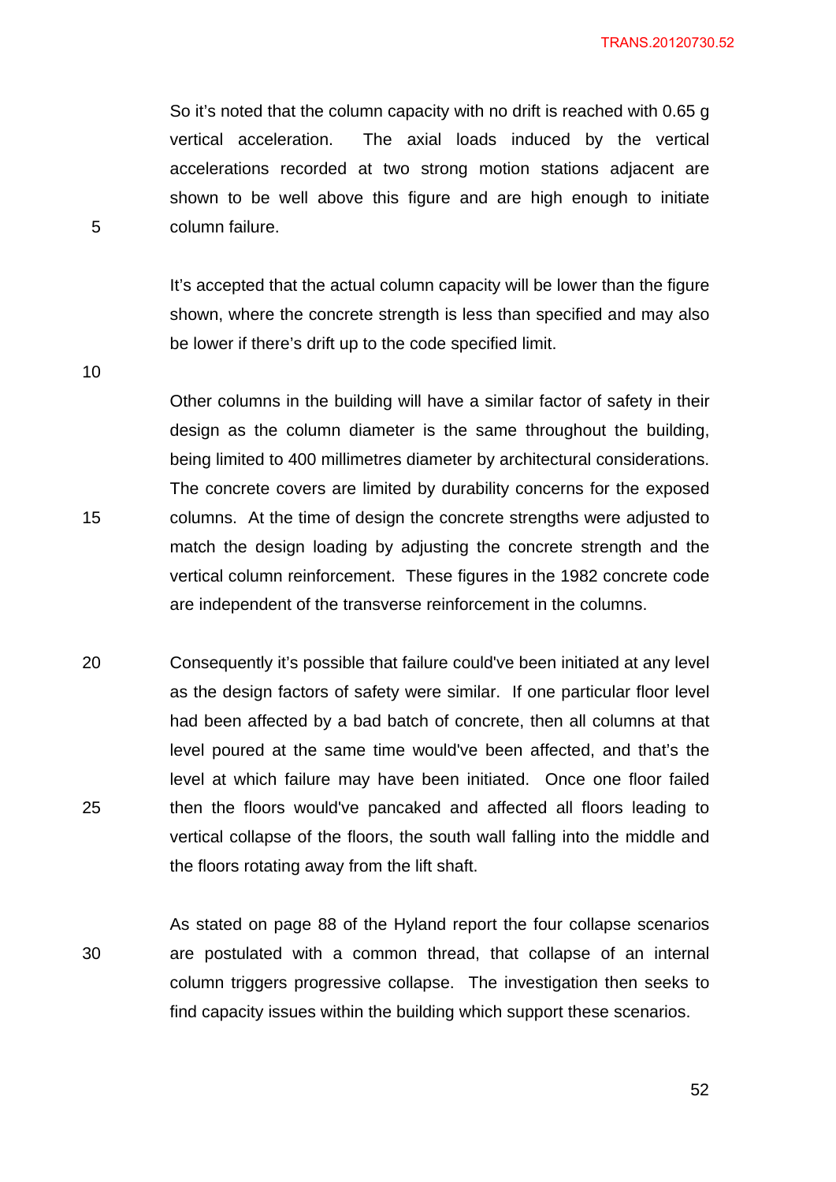So it's noted that the column capacity with no drift is reached with 0.65 g vertical acceleration. The axial loads induced by the vertical accelerations recorded at two strong motion stations adjacent are shown to be well above this figure and are high enough to initiate column failure.

It's accepted that the actual column capacity will be lower than the figure shown, where the concrete strength is less than specified and may also be lower if there's drift up to the code specified limit.

Other columns in the building will have a similar factor of safety in their design as the column diameter is the same throughout the building, being limited to 400 millimetres diameter by architectural considerations. The concrete covers are limited by durability concerns for the exposed columns. At the time of design the concrete strengths were adjusted to match the design loading by adjusting the concrete strength and the vertical column reinforcement. These figures in the 1982 concrete code are independent of the transverse reinforcement in the columns.

Consequently it's possible that failure could've been initiated at any level as the design factors of safety were similar. If one particular floor level had been affected by a bad batch of concrete, then all columns at that level poured at the same time would've been affected, and that's the level at which failure may have been initiated. Once one floor failed then the floors would've pancaked and affected all floors leading to vertical collapse of the floors, the south wall falling into the middle and the floors rotating away from the lift shaft.

As stated on page 88 of the Hyland report the four collapse scenarios are postulated with a common thread, that collapse of an internal column triggers progressive collapse. The investigation then seeks to find capacity issues within the building which support these scenarios.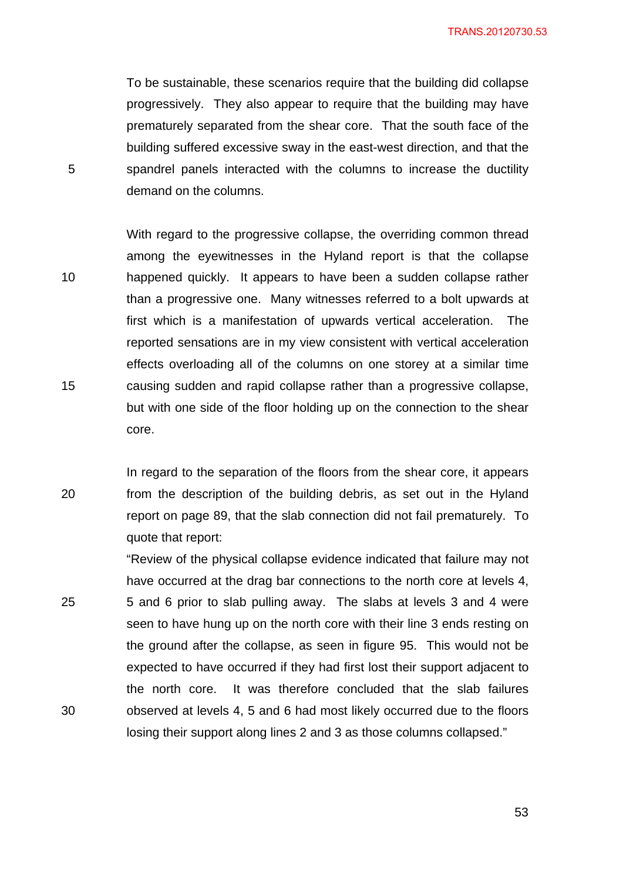To be sustainable, these scenarios require that the building did collapse progressively. They also appear to require that the building may have prematurely separated from the shear core. That the south face of the building suffered excessive sway in the east-west direction, and that the spandrel panels interacted with the columns to increase the ductility demand on the columns.

With regard to the progressive collapse, the overriding common thread among the eyewitnesses in the Hyland report is that the collapse happened quickly. It appears to have been a sudden collapse rather than a progressive one. Many witnesses referred to a bolt upwards at first which is a manifestation of upwards vertical acceleration. The reported sensations are in my view consistent with vertical acceleration effects overloading all of the columns on one storey at a similar time causing sudden and rapid collapse rather than a progressive collapse, but with one side of the floor holding up on the connection to the shear core.

In regard to the separation of the floors from the shear core, it appears from the description of the building debris, as set out in the Hyland report on page 89, that the slab connection did not fail prematurely. To quote that report:

"Review of the physical collapse evidence indicated that failure may not have occurred at the drag bar connections to the north core at levels 4, 5 and 6 prior to slab pulling away. The slabs at levels 3 and 4 were seen to have hung up on the north core with their line 3 ends resting on the ground after the collapse, as seen in figure 95. This would not be expected to have occurred if they had first lost their support adjacent to the north core. It was therefore concluded that the slab failures observed at levels 4, 5 and 6 had most likely occurred due to the floors losing their support along lines 2 and 3 as those columns collapsed."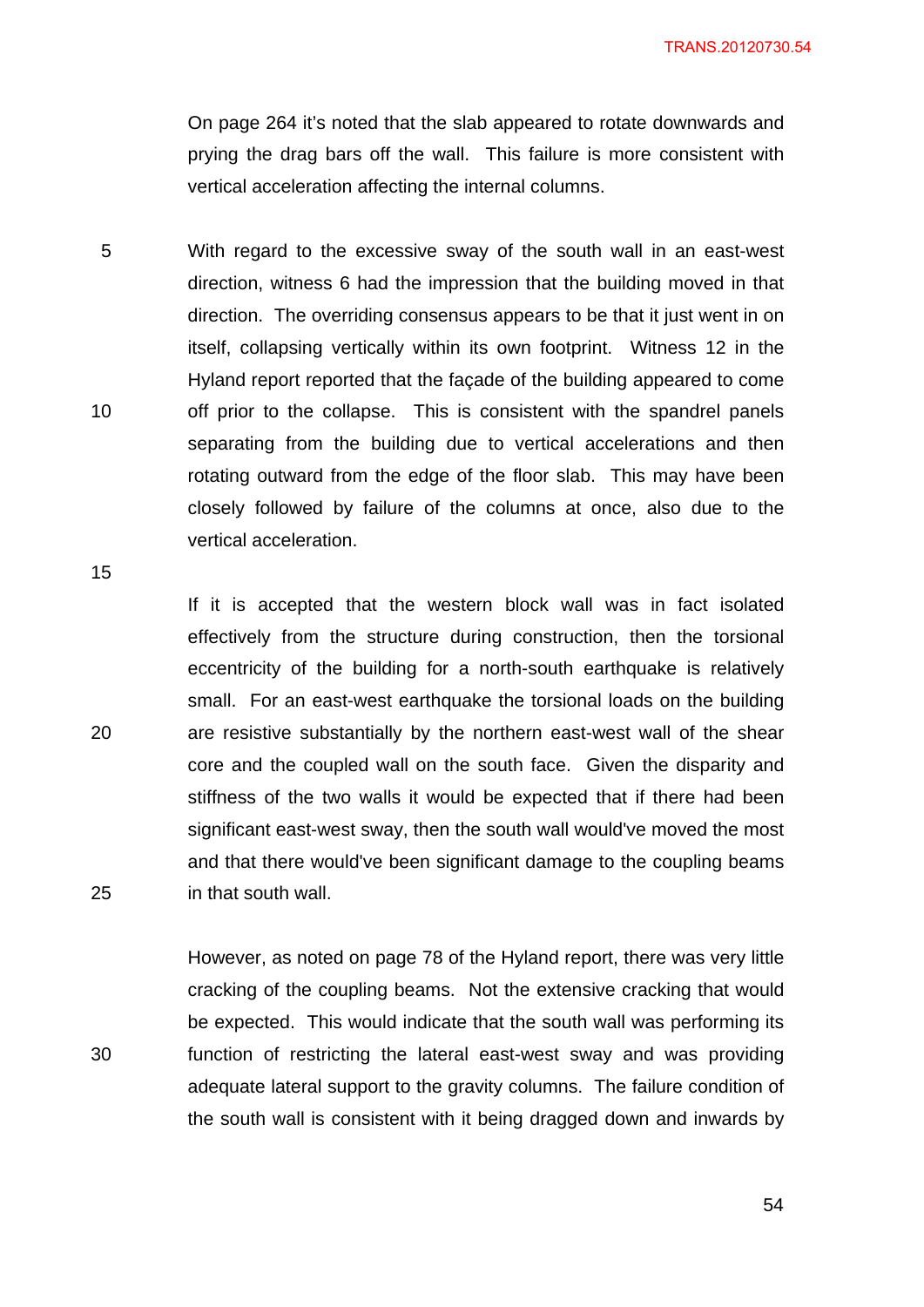On page 264 it's noted that the slab appeared to rotate downwards and prying the drag bars off the wall. This failure is more consistent with vertical acceleration affecting the internal columns.

With regard to the excessive sway of the south wall in an east-west direction, witness 6 had the impression that the building moved in that direction. The overriding consensus appears to be that it just went in on itself, collapsing vertically within its own footprint. Witness 12 in the Hyland report reported that the façade of the building appeared to come off prior to the collapse. This is consistent with the spandrel panels separating from the building due to vertical accelerations and then rotating outward from the edge of the floor slab. This may have been closely followed by failure of the columns at once, also due to the vertical acceleration.

If it is accepted that the western block wall was in fact isolated effectively from the structure during construction, then the torsional eccentricity of the building for a north-south earthquake is relatively small. For an east-west earthquake the torsional loads on the building are resistive substantially by the northern east-west wall of the shear core and the coupled wall on the south face. Given the disparity and stiffness of the two walls it would be expected that if there had been significant east-west sway, then the south wall would've moved the most and that there would've been significant damage to the coupling beams in that south wall.

However, as noted on page 78 of the Hyland report, there was very little cracking of the coupling beams. Not the extensive cracking that would be expected. This would indicate that the south wall was performing its function of restricting the lateral east-west sway and was providing adequate lateral support to the gravity columns. The failure condition of the south wall is consistent with it being dragged down and inwards by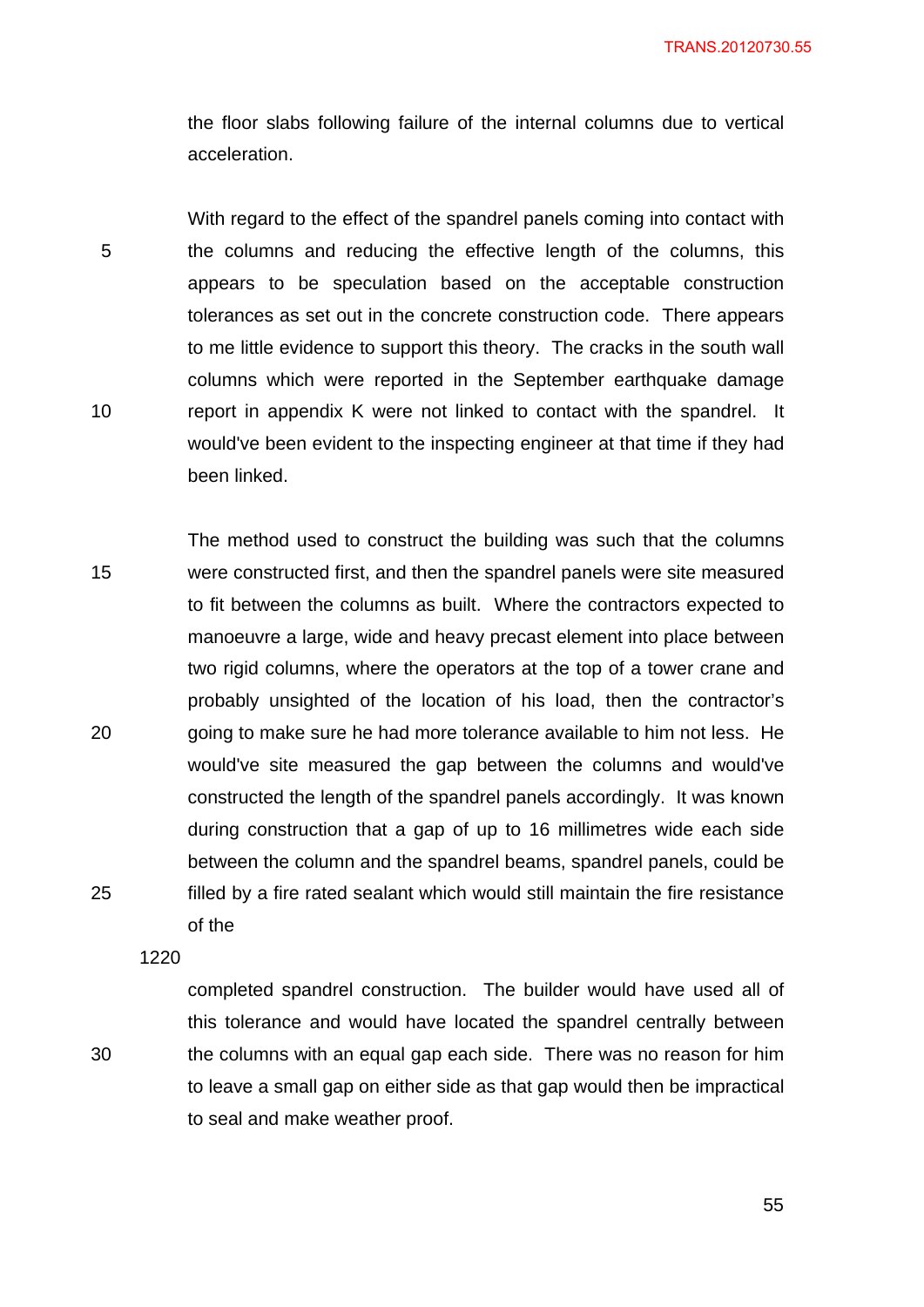the floor slabs following failure of the internal columns due to vertical acceleration.

With regard to the effect of the spandrel panels coming into contact with the columns and reducing the effective length of the columns, this appears to be speculation based on the acceptable construction tolerances as set out in the concrete construction code. There appears to me little evidence to support this theory. The cracks in the south wall columns which were reported in the September earthquake damage report in appendix K were not linked to contact with the spandrel. It would've been evident to the inspecting engineer at that time if they had been linked.

The method used to construct the building was such that the columns were constructed first, and then the spandrel panels were site measured to fit between the columns as built. Where the contractors expected to manoeuvre a large, wide and heavy precast element into place between two rigid columns, where the operators at the top of a tower crane and probably unsighted of the location of his load, then the contractor's going to make sure he had more tolerance available to him not less. He would've site measured the gap between the columns and would've constructed the length of the spandrel panels accordingly. It was known during construction that a gap of up to 16 millimetres wide each side between the column and the spandrel beams, spandrel panels, could be filled by a fire rated sealant which would still maintain the fire resistance of the

1220

completed spandrel construction. The builder would have used all of this tolerance and would have located the spandrel centrally between the columns with an equal gap each side. There was no reason for him to leave a small gap on either side as that gap would then be impractical to seal and make weather proof.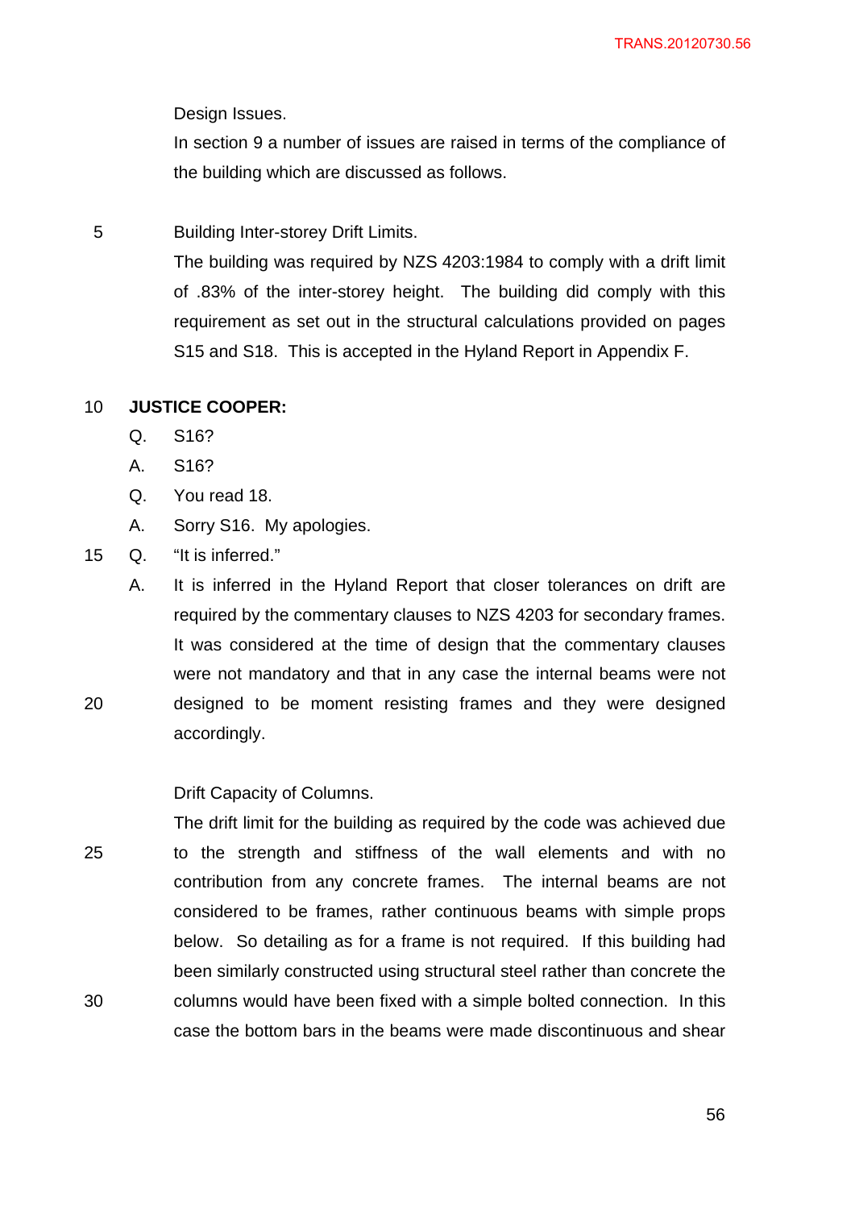Design Issues.

In section 9 a number of issues are raised in terms of the compliance of the building which are discussed as follows.

Building Inter-storey Drift Limits.

The building was required by NZS 4203:1984 to comply with a drift limit of .83% of the inter-storey height. The building did comply with this requirement as set out in the structural calculations provided on pages S15 and S18. This is accepted in the Hyland Report in Appendix F.

**JUSTICE COOPER:**

Q. S16?

A. S16?

Q. You read 18.

A. Sorry S16. My apologies.

Q. "It is inferred."

A. It is inferred in the Hyland Report that closer tolerances on drift are required by the commentary clauses to NZS 4203 for secondary frames. It was considered at the time of design that the commentary clauses were not mandatory and that in any case the internal beams were not designed to be moment resisting frames and they were designed accordingly.

Drift Capacity of Columns.

The drift limit for the building as required by the code was achieved due to the strength and stiffness of the wall elements and with no contribution from any concrete frames. The internal beams are not considered to be frames, rather continuous beams with simple props below. So detailing as for a frame is not required. If this building had been similarly constructed using structural steel rather than concrete the columns would have been fixed with a simple bolted connection. In this case the bottom bars in the beams were made discontinuous and shear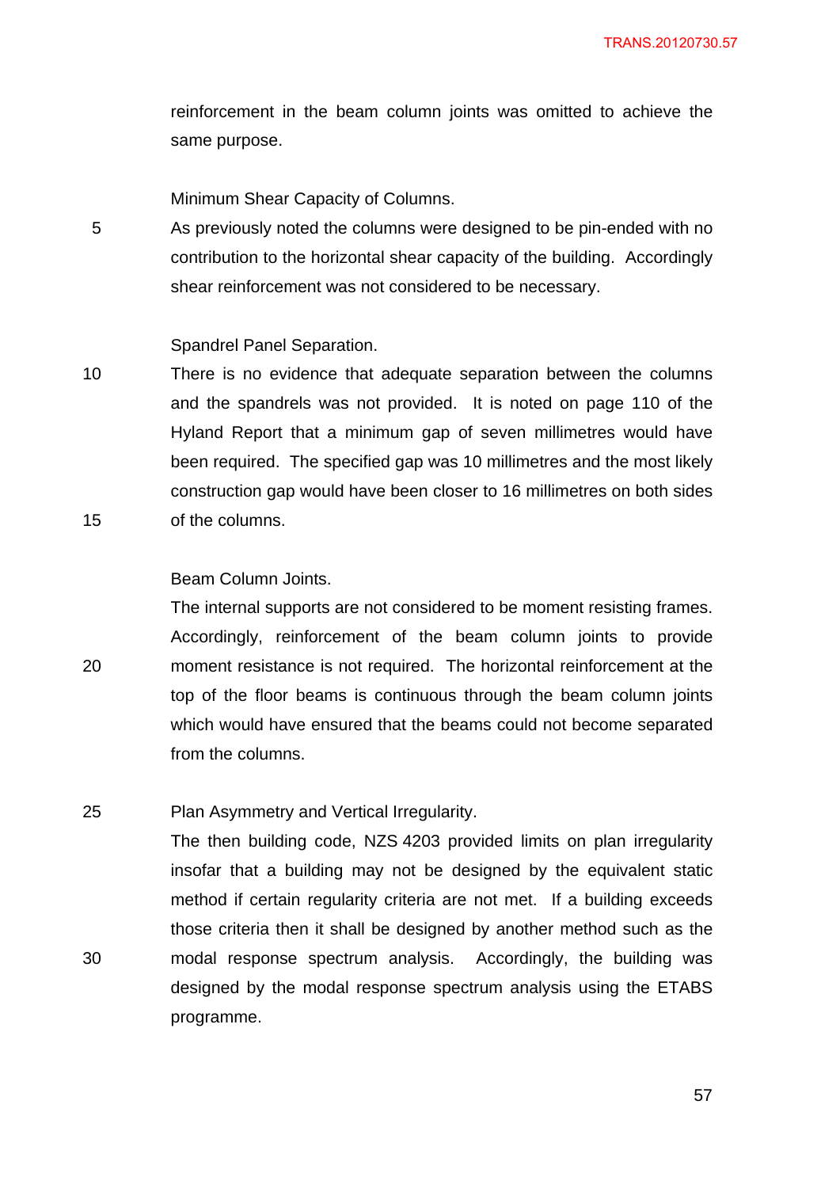reinforcement in the beam column joints was omitted to achieve the same purpose.

Minimum Shear Capacity of Columns.

As previously noted the columns were designed to be pin-ended with no contribution to the horizontal shear capacity of the building. Accordingly shear reinforcement was not considered to be necessary.

Spandrel Panel Separation.

There is no evidence that adequate separation between the columns and the spandrels was not provided. It is noted on page 110 of the Hyland Report that a minimum gap of seven millimetres would have been required. The specified gap was 10 millimetres and the most likely construction gap would have been closer to 16 millimetres on both sides of the columns.

Beam Column Joints.

The internal supports are not considered to be moment resisting frames. Accordingly, reinforcement of the beam column joints to provide moment resistance is not required. The horizontal reinforcement at the top of the floor beams is continuous through the beam column joints which would have ensured that the beams could not become separated from the columns.

Plan Asymmetry and Vertical Irregularity.

The then building code, NZS 4203 provided limits on plan irregularity insofar that a building may not be designed by the equivalent static method if certain regularity criteria are not met. If a building exceeds those criteria then it shall be designed by another method such as the modal response spectrum analysis. Accordingly, the building was designed by the modal response spectrum analysis using the ETABS programme.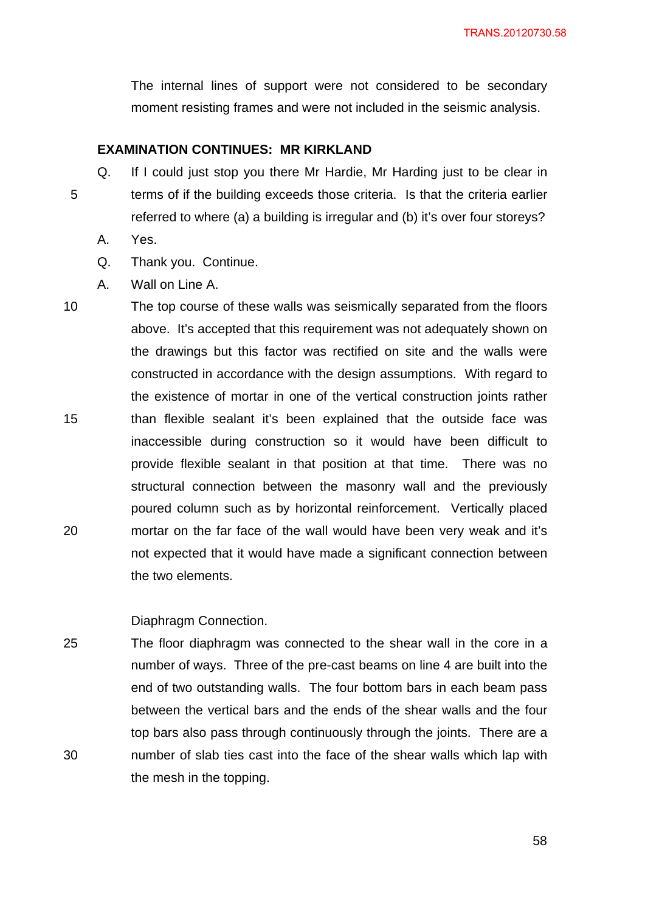The internal lines of support were not considered to be secondary moment resisting frames and were not included in the seismic analysis.

**EXAMINATION CONTINUES: MR KIRKLAND**

Q. If I could just stop you there Mr Hardie, Mr Harding just to be clear in terms of if the building exceeds those criteria. Is that the criteria earlier referred to where (a) a building is irregular and (b) it's over four storeys?

A. Yes.

Q. Thank you. Continue.

A. Wall on Line A.

The top course of these walls was seismically separated from the floors above. It's accepted that this requirement was not adequately shown on the drawings but this factor was rectified on site and the walls were constructed in accordance with the design assumptions. With regard to the existence of mortar in one of the vertical construction joints rather than flexible sealant it's been explained that the outside face was inaccessible during construction so it would have been difficult to provide flexible sealant in that position at that time. There was no structural connection between the masonry wall and the previously poured column such as by horizontal reinforcement. Vertically placed mortar on the far face of the wall would have been very weak and it's not expected that it would have made a significant connection between the two elements.

Diaphragm Connection.

The floor diaphragm was connected to the shear wall in the core in a number of ways. Three of the pre-cast beams on line 4 are built into the end of two outstanding walls. The four bottom bars in each beam pass between the vertical bars and the ends of the shear walls and the four top bars also pass through continuously through the joints. There are a number of slab ties cast into the face of the shear walls which lap with the mesh in the topping.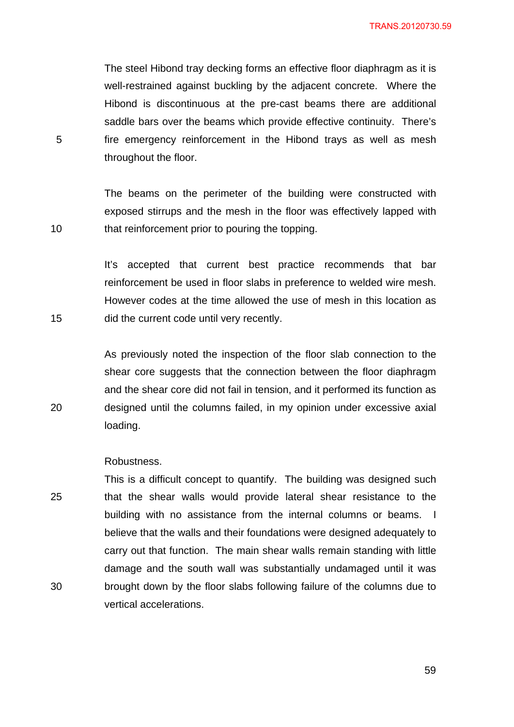The steel Hibond tray decking forms an effective floor diaphragm as it is well-restrained against buckling by the adjacent concrete. Where the Hibond is discontinuous at the pre-cast beams there are additional saddle bars over the beams which provide effective continuity. There's fire emergency reinforcement in the Hibond trays as well as mesh throughout the floor.

The beams on the perimeter of the building were constructed with exposed stirrups and the mesh in the floor was effectively lapped with that reinforcement prior to pouring the topping.

It's accepted that current best practice recommends that bar reinforcement be used in floor slabs in preference to welded wire mesh. However codes at the time allowed the use of mesh in this location as did the current code until very recently.

As previously noted the inspection of the floor slab connection to the shear core suggests that the connection between the floor diaphragm and the shear core did not fail in tension, and it performed its function as designed until the columns failed, in my opinion under excessive axial loading.

Robustness.

This is a difficult concept to quantify. The building was designed such that the shear walls would provide lateral shear resistance to the building with no assistance from the internal columns or beams. I believe that the walls and their foundations were designed adequately to carry out that function. The main shear walls remain standing with little damage and the south wall was substantially undamaged until it was brought down by the floor slabs following failure of the columns due to vertical accelerations.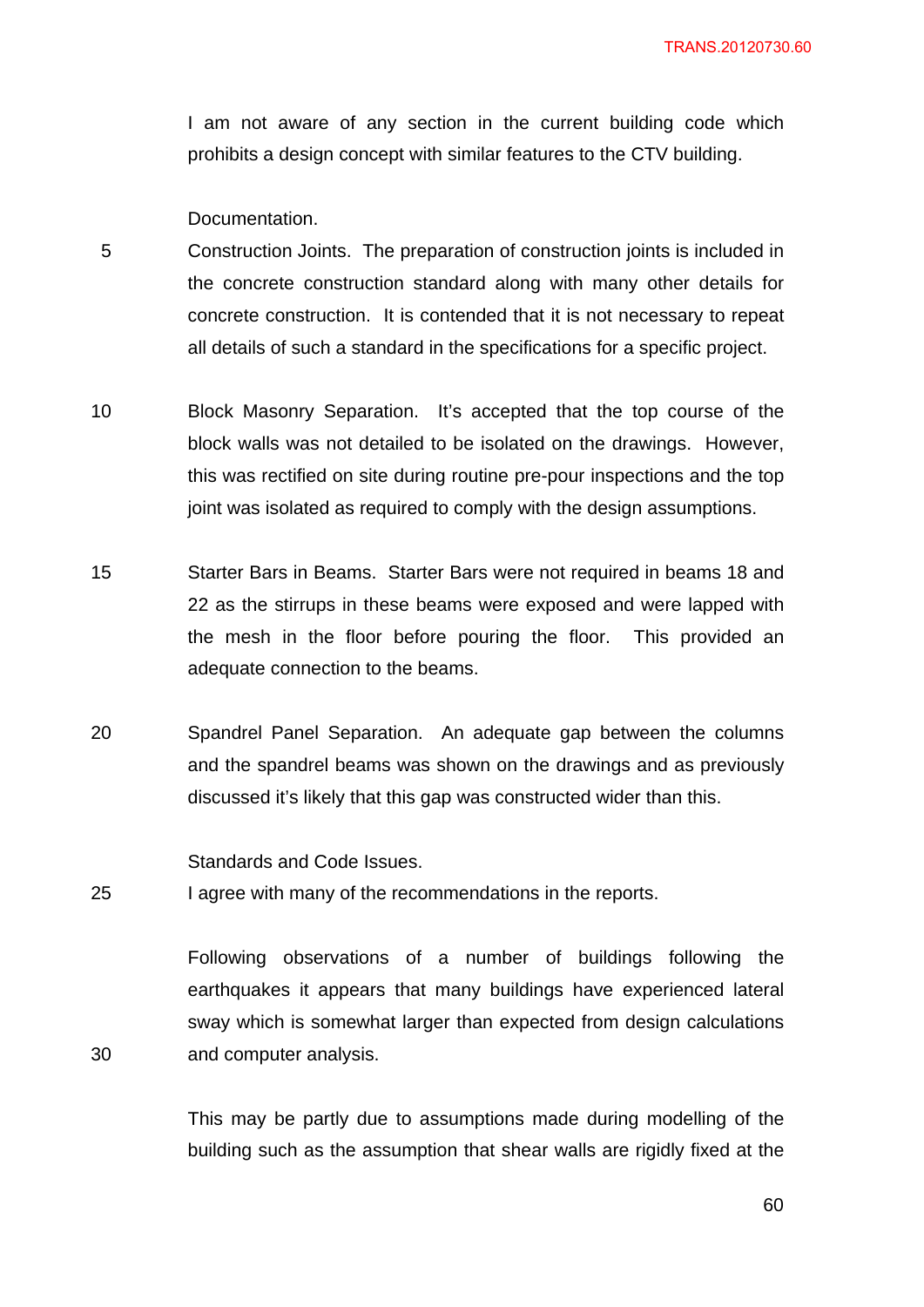I am not aware of any section in the current building code which prohibits a design concept with similar features to the CTV building.

Documentation.

Construction Joints. The preparation of construction joints is included in the concrete construction standard along with many other details for concrete construction. It is contended that it is not necessary to repeat all details of such a standard in the specifications for a specific project.

Block Masonry Separation. It's accepted that the top course of the block walls was not detailed to be isolated on the drawings. However, this was rectified on site during routine pre-pour inspections and the top joint was isolated as required to comply with the design assumptions.

Starter Bars in Beams. Starter Bars were not required in beams 18 and 22 as the stirrups in these beams were exposed and were lapped with the mesh in the floor before pouring the floor. This provided an adequate connection to the beams.

Spandrel Panel Separation. An adequate gap between the columns and the spandrel beams was shown on the drawings and as previously discussed it's likely that this gap was constructed wider than this.

Standards and Code Issues.

I agree with many of the recommendations in the reports.

Following observations of a number of buildings following the earthquakes it appears that many buildings have experienced lateral sway which is somewhat larger than expected from design calculations and computer analysis.

This may be partly due to assumptions made during modelling of the building such as the assumption that shear walls are rigidly fixed at the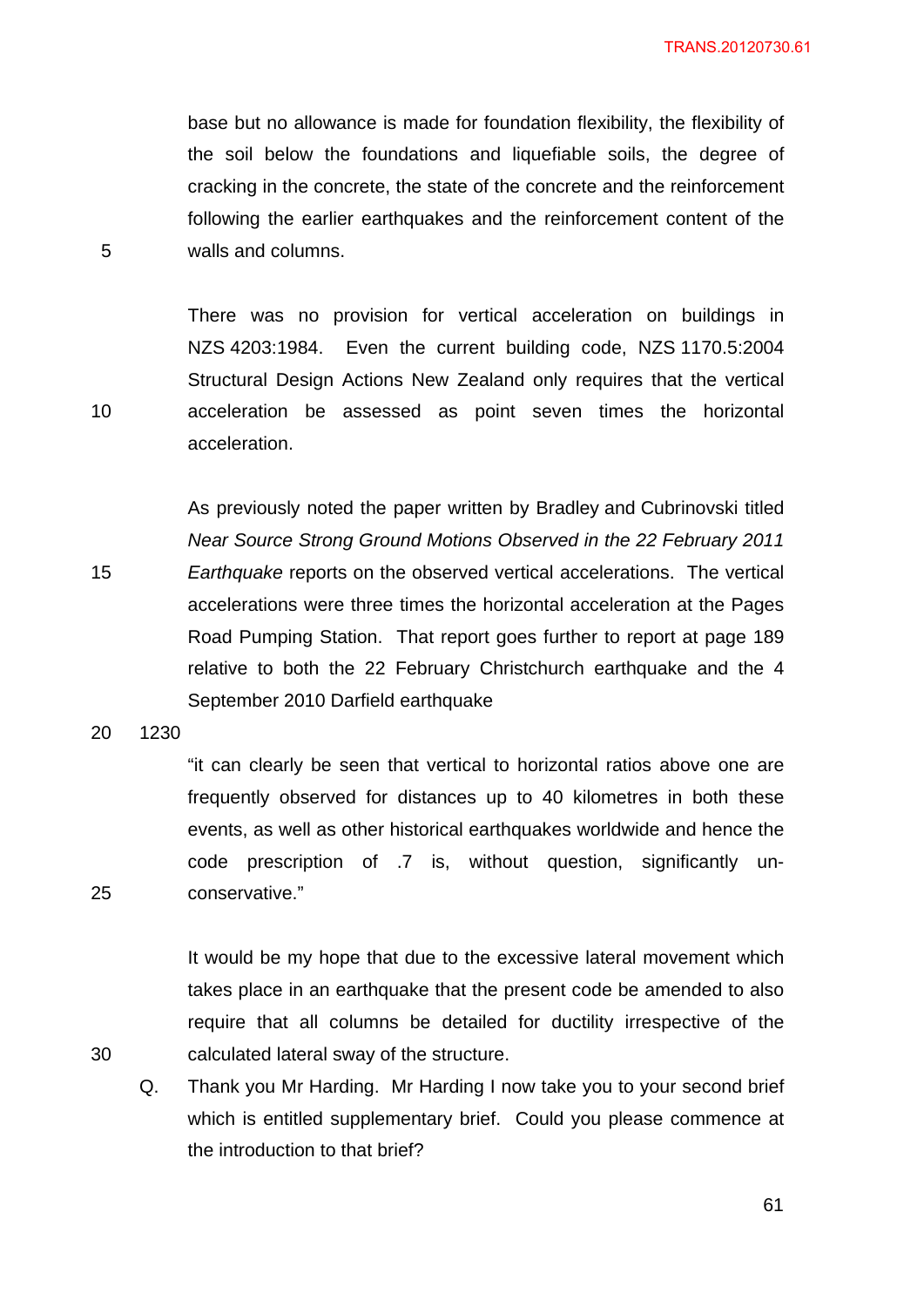base but no allowance is made for foundation flexibility, the flexibility of the soil below the foundations and liquefiable soils, the degree of cracking in the concrete, the state of the concrete and the reinforcement following the earlier earthquakes and the reinforcement content of the walls and columns.

There was no provision for vertical acceleration on buildings in NZS 4203:1984. Even the current building code, NZS 1170.5:2004 Structural Design Actions New Zealand only requires that the vertical acceleration be assessed as point seven times the horizontal acceleration.

As previously noted the paper written by Bradley and Cubrinovski titled *Near Source Strong Ground Motions Observed in the 22 February 2011 Earthquake* reports on the observed vertical accelerations. The vertical accelerations were three times the horizontal acceleration at the Pages Road Pumping Station. That report goes further to report at page 189 relative to both the 22 February Christchurch earthquake and the 4 September 2010 Darfield earthquake

1230

"it can clearly be seen that vertical to horizontal ratios above one are frequently observed for distances up to 40 kilometres in both these events, as well as other historical earthquakes worldwide and hence the code prescription of .7 is, without question, significantly un-conservative."

It would be my hope that due to the excessive lateral movement which takes place in an earthquake that the present code be amended to also require that all columns be detailed for ductility irrespective of the calculated lateral sway of the structure.

Q. Thank you Mr Harding. Mr Harding I now take you to your second brief which is entitled supplementary brief. Could you please commence at the introduction to that brief?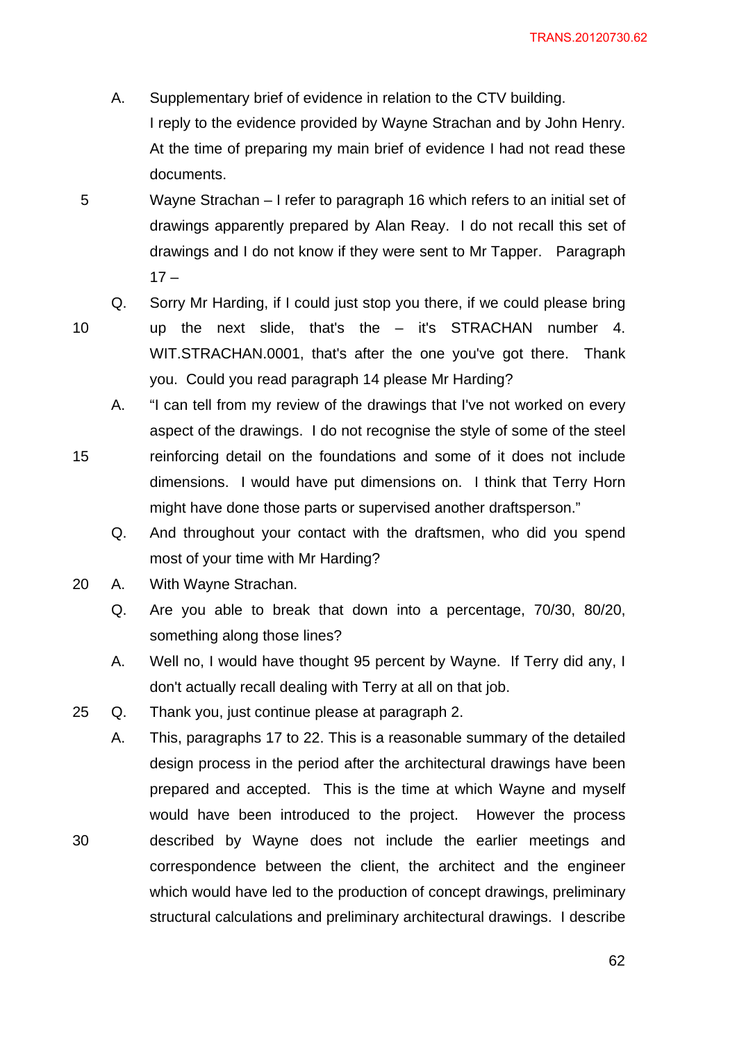A. Supplementary brief of evidence in relation to the CTV building. I reply to the evidence provided by Wayne Strachan and by John Henry. At the time of preparing my main brief of evidence I had not read these documents.

Wayne Strachan – I refer to paragraph 16 which refers to an initial set of drawings apparently prepared by Alan Reay. I do not recall this set of drawings and I do not know if they were sent to Mr Tapper. Paragraph 17 –

Q. Sorry Mr Harding, if I could just stop you there, if we could please bring up the next slide, that's the – it's STRACHAN number 4. WIT.STRACHAN.0001, that's after the one you've got there. Thank you. Could you read paragraph 14 please Mr Harding?

A. "I can tell from my review of the drawings that I've not worked on every aspect of the drawings. I do not recognise the style of some of the steel reinforcing detail on the foundations and some of it does not include dimensions. I would have put dimensions on. I think that Terry Horn might have done those parts or supervised another draftsperson."

Q. And throughout your contact with the draftsmen, who did you spend most of your time with Mr Harding?

A. With Wayne Strachan.

Q. Are you able to break that down into a percentage, 70/30, 80/20, something along those lines?

A. Well no, I would have thought 95 percent by Wayne. If Terry did any, I don't actually recall dealing with Terry at all on that job.

Q. Thank you, just continue please at paragraph 2.

A. This, paragraphs 17 to 22. This is a reasonable summary of the detailed design process in the period after the architectural drawings have been prepared and accepted. This is the time at which Wayne and myself would have been introduced to the project. However the process described by Wayne does not include the earlier meetings and correspondence between the client, the architect and the engineer which would have led to the production of concept drawings, preliminary structural calculations and preliminary architectural drawings. I describe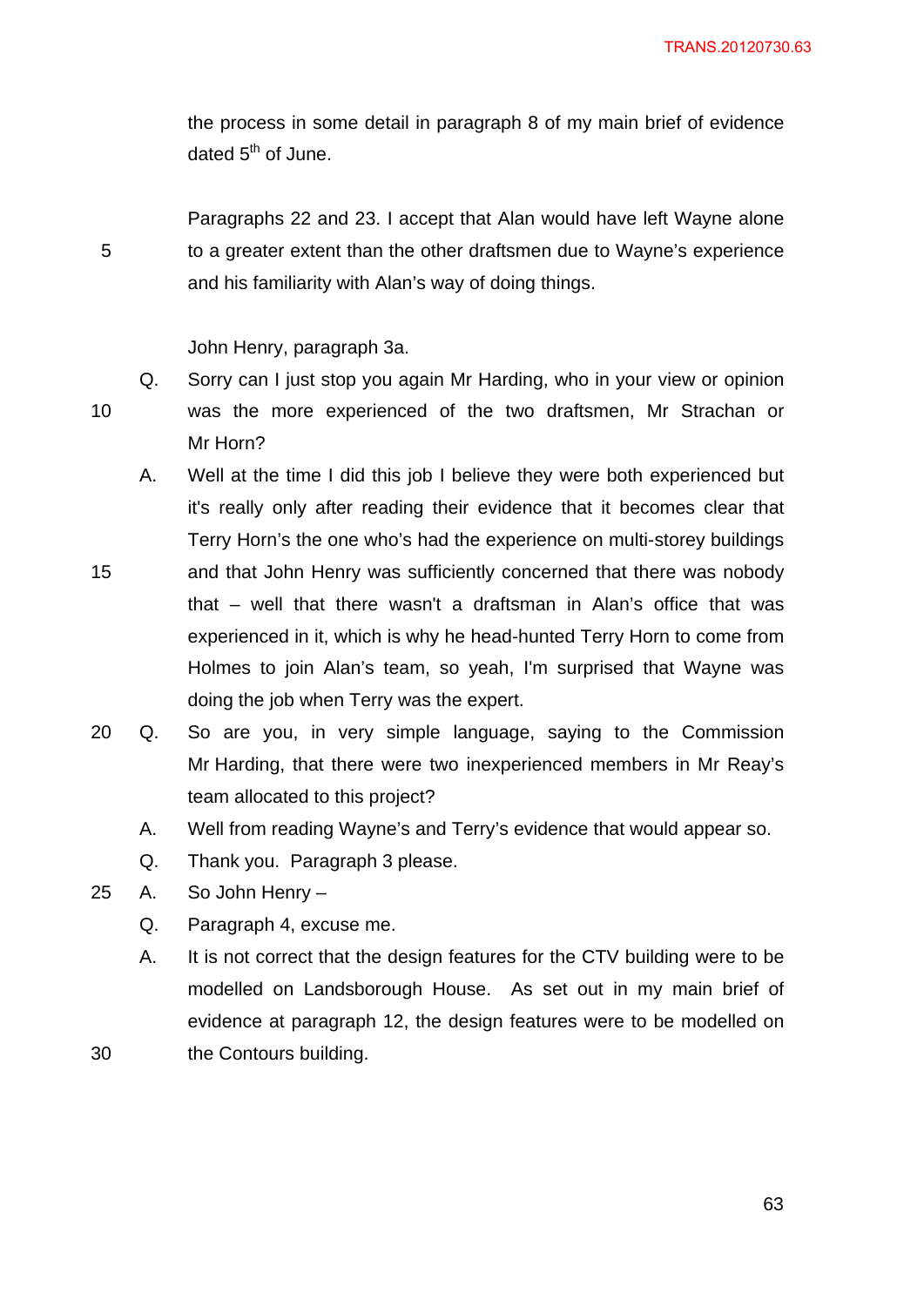the process in some detail in paragraph 8 of my main brief of evidence dated 5th of June.

Paragraphs 22 and 23. I accept that Alan would have left Wayne alone to a greater extent than the other draftsmen due to Wayne's experience and his familiarity with Alan's way of doing things.

John Henry, paragraph 3a.

Q. Sorry can I just stop you again Mr Harding, who in your view or opinion was the more experienced of the two draftsmen, Mr Strachan or Mr Horn?

A. Well at the time I did this job I believe they were both experienced but it's really only after reading their evidence that it becomes clear that Terry Horn's the one who's had the experience on multi-storey buildings and that John Henry was sufficiently concerned that there was nobody that – well that there wasn't a draftsman in Alan's office that was experienced in it, which is why he head-hunted Terry Horn to come from Holmes to join Alan's team, so yeah, I'm surprised that Wayne was doing the job when Terry was the expert.

Q. So are you, in very simple language, saying to the Commission Mr Harding, that there were two inexperienced members in Mr Reay's team allocated to this project?

A. Well from reading Wayne's and Terry's evidence that would appear so.

Q. Thank you. Paragraph 3 please.

A. So John Henry –

Q. Paragraph 4, excuse me.

A. It is not correct that the design features for the CTV building were to be modelled on Landsborough House. As set out in my main brief of evidence at paragraph 12, the design features were to be modelled on the Contours building.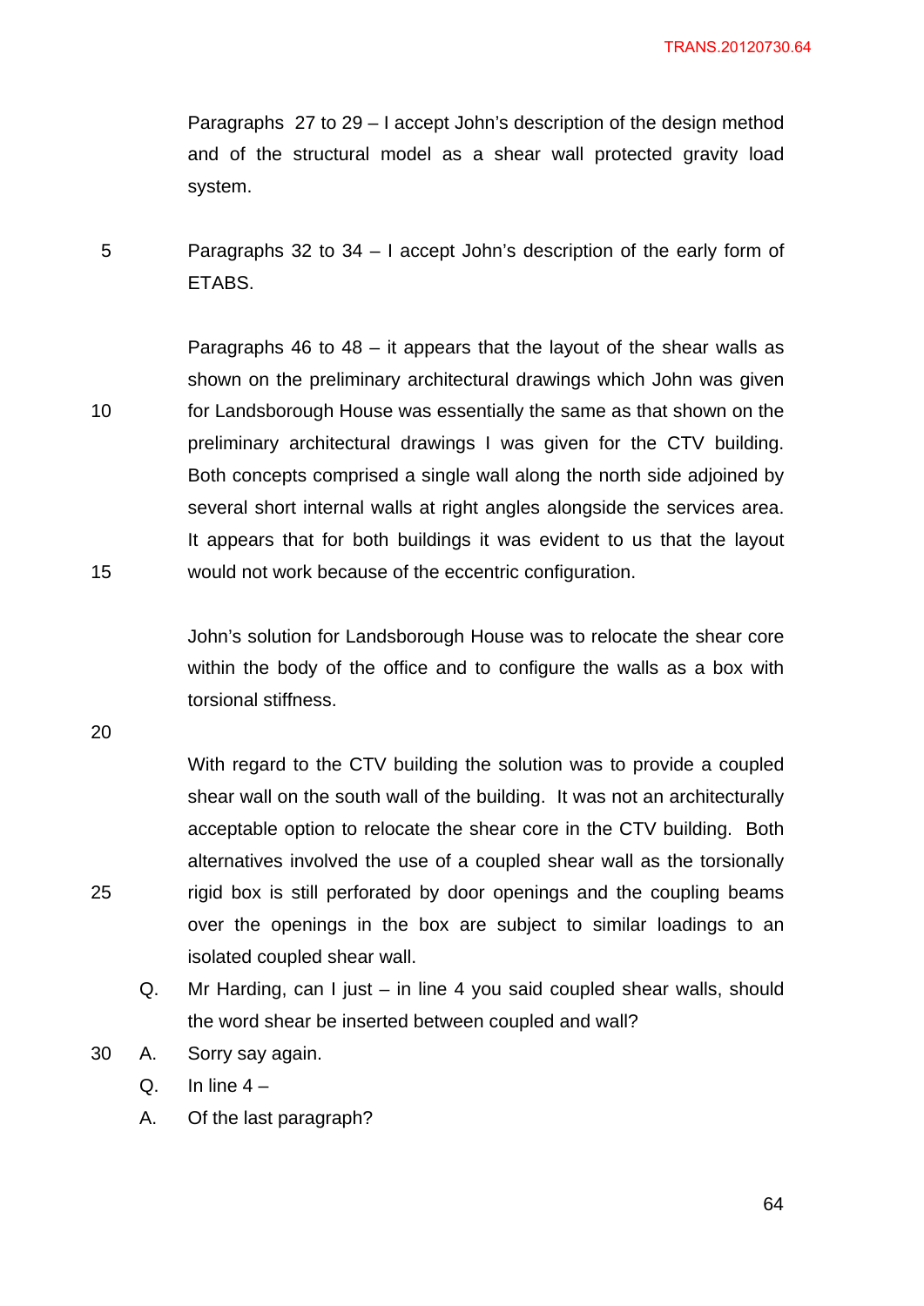Paragraphs 27 to 29 – I accept John's description of the design method and of the structural model as a shear wall protected gravity load system.

Paragraphs 32 to 34 – I accept John's description of the early form of ETABS.

Paragraphs 46 to 48 – it appears that the layout of the shear walls as shown on the preliminary architectural drawings which John was given for Landsborough House was essentially the same as that shown on the preliminary architectural drawings I was given for the CTV building. Both concepts comprised a single wall along the north side adjoined by several short internal walls at right angles alongside the services area. It appears that for both buildings it was evident to us that the layout would not work because of the eccentric configuration.

John's solution for Landsborough House was to relocate the shear core within the body of the office and to configure the walls as a box with torsional stiffness.

With regard to the CTV building the solution was to provide a coupled shear wall on the south wall of the building. It was not an architecturally acceptable option to relocate the shear core in the CTV building. Both alternatives involved the use of a coupled shear wall as the torsionally rigid box is still perforated by door openings and the coupling beams over the openings in the box are subject to similar loadings to an isolated coupled shear wall.

Q. Mr Harding, can I just – in line 4 you said coupled shear walls, should the word shear be inserted between coupled and wall?

A. Sorry say again.

Q. In line 4 –

A. Of the last paragraph?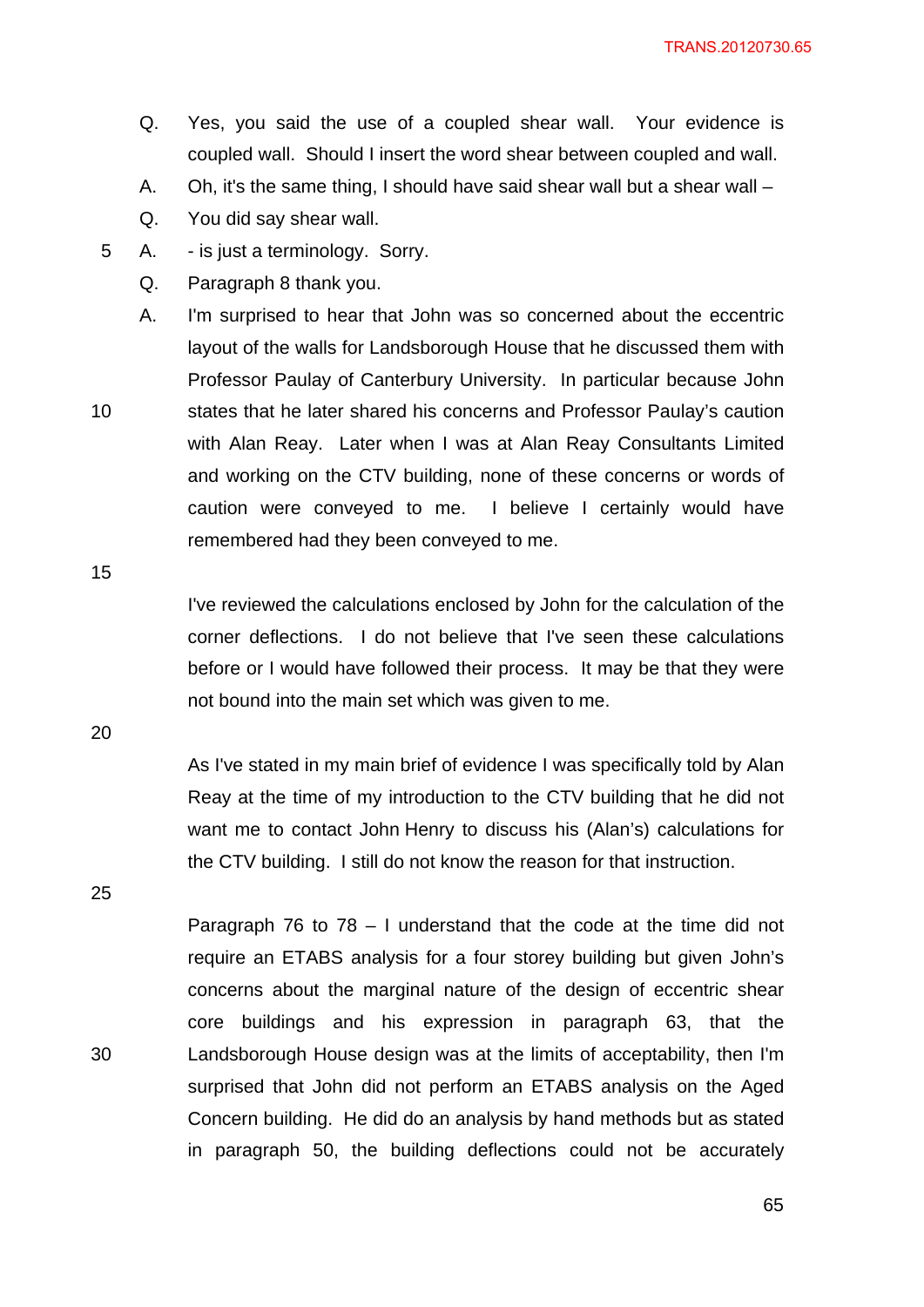Q. Yes, you said the use of a coupled shear wall. Your evidence is coupled wall. Should I insert the word shear between coupled and wall.

A. Oh, it's the same thing, I should have said shear wall but a shear wall –

Q. You did say shear wall.

A. - is just a terminology. Sorry.

Q. Paragraph 8 thank you.

A. I'm surprised to hear that John was so concerned about the eccentric layout of the walls for Landsborough House that he discussed them with Professor Paulay of Canterbury University. In particular because John states that he later shared his concerns and Professor Paulay's caution with Alan Reay. Later when I was at Alan Reay Consultants Limited and working on the CTV building, none of these concerns or words of caution were conveyed to me. I believe I certainly would have remembered had they been conveyed to me.

I've reviewed the calculations enclosed by John for the calculation of the corner deflections. I do not believe that I've seen these calculations before or I would have followed their process. It may be that they were not bound into the main set which was given to me.

As I've stated in my main brief of evidence I was specifically told by Alan Reay at the time of my introduction to the CTV building that he did not want me to contact John Henry to discuss his (Alan's) calculations for the CTV building. I still do not know the reason for that instruction.

Paragraph 76 to 78 – I understand that the code at the time did not require an ETABS analysis for a four storey building but given John's concerns about the marginal nature of the design of eccentric shear core buildings and his expression in paragraph 63, that the Landsborough House design was at the limits of acceptability, then I'm surprised that John did not perform an ETABS analysis on the Aged Concern building. He did do an analysis by hand methods but as stated in paragraph 50, the building deflections could not be accurately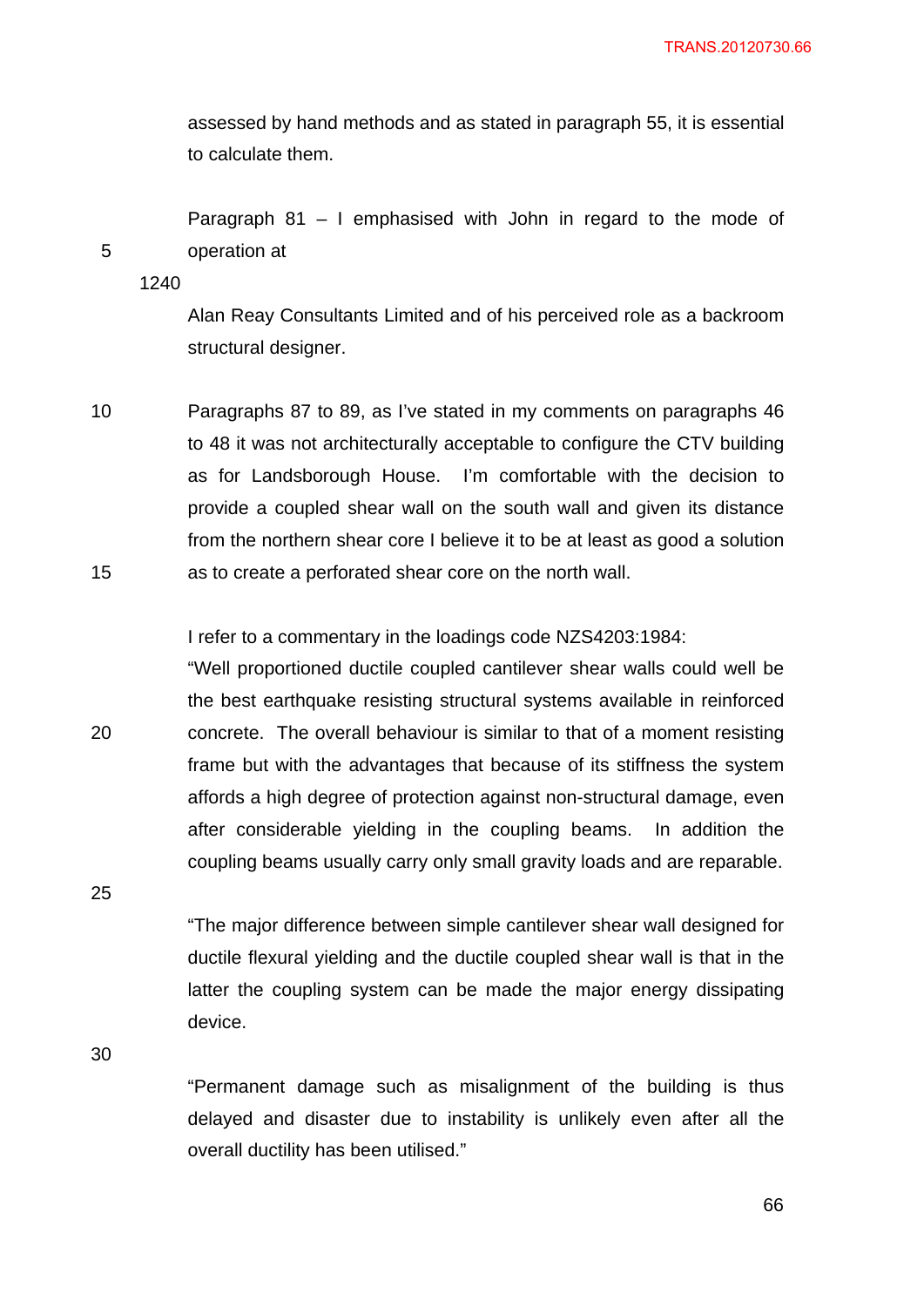assessed by hand methods and as stated in paragraph 55, it is essential to calculate them.

Paragraph 81 – I emphasised with John in regard to the mode of operation at

1240

Alan Reay Consultants Limited and of his perceived role as a backroom structural designer.

Paragraphs 87 to 89, as I've stated in my comments on paragraphs 46 to 48 it was not architecturally acceptable to configure the CTV building as for Landsborough House. I'm comfortable with the decision to provide a coupled shear wall on the south wall and given its distance from the northern shear core I believe it to be at least as good a solution as to create a perforated shear core on the north wall.

I refer to a commentary in the loadings code NZS4203:1984:

"Well proportioned ductile coupled cantilever shear walls could well be the best earthquake resisting structural systems available in reinforced concrete. The overall behaviour is similar to that of a moment resisting frame but with the advantages that because of its stiffness the system affords a high degree of protection against non-structural damage, even after considerable yielding in the coupling beams. In addition the coupling beams usually carry only small gravity loads and are reparable.

"The major difference between simple cantilever shear wall designed for ductile flexural yielding and the ductile coupled shear wall is that in the latter the coupling system can be made the major energy dissipating device.

"Permanent damage such as misalignment of the building is thus delayed and disaster due to instability is unlikely even after all the overall ductility has been utilised."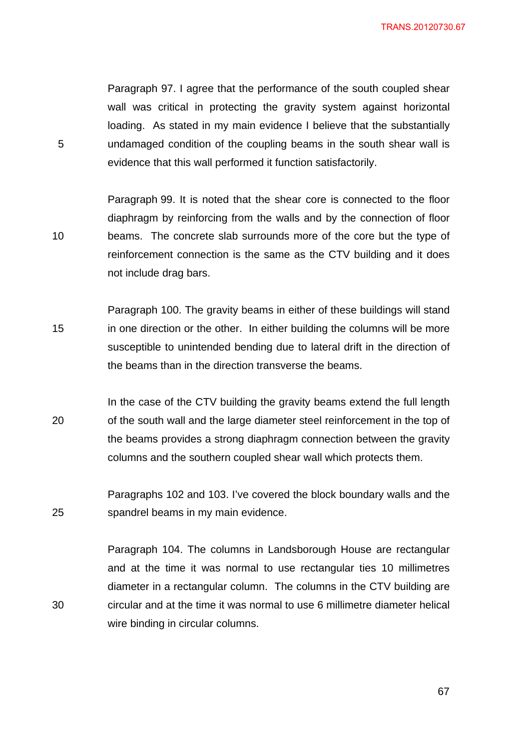Paragraph 97. I agree that the performance of the south coupled shear wall was critical in protecting the gravity system against horizontal loading. As stated in my main evidence I believe that the substantially undamaged condition of the coupling beams in the south shear wall is evidence that this wall performed it function satisfactorily.

Paragraph 99. It is noted that the shear core is connected to the floor diaphragm by reinforcing from the walls and by the connection of floor beams. The concrete slab surrounds more of the core but the type of reinforcement connection is the same as the CTV building and it does not include drag bars.

Paragraph 100. The gravity beams in either of these buildings will stand in one direction or the other. In either building the columns will be more susceptible to unintended bending due to lateral drift in the direction of the beams than in the direction transverse the beams.

In the case of the CTV building the gravity beams extend the full length of the south wall and the large diameter steel reinforcement in the top of the beams provides a strong diaphragm connection between the gravity columns and the southern coupled shear wall which protects them.

Paragraphs 102 and 103. I've covered the block boundary walls and the spandrel beams in my main evidence.

Paragraph 104. The columns in Landsborough House are rectangular and at the time it was normal to use rectangular ties 10 millimetres diameter in a rectangular column. The columns in the CTV building are circular and at the time it was normal to use 6 millimetre diameter helical wire binding in circular columns.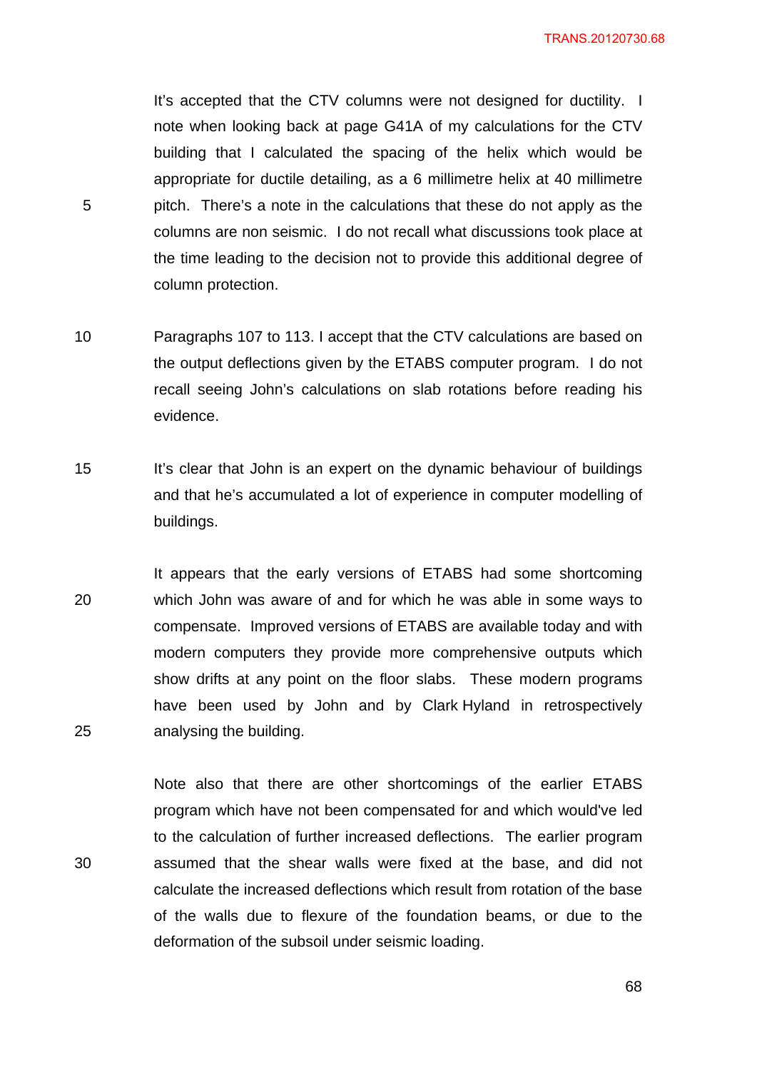It's accepted that the CTV columns were not designed for ductility. I note when looking back at page G41A of my calculations for the CTV building that I calculated the spacing of the helix which would be appropriate for ductile detailing, as a 6 millimetre helix at 40 millimetre pitch. There's a note in the calculations that these do not apply as the columns are non seismic. I do not recall what discussions took place at the time leading to the decision not to provide this additional degree of column protection.

Paragraphs 107 to 113. I accept that the CTV calculations are based on the output deflections given by the ETABS computer program. I do not recall seeing John's calculations on slab rotations before reading his evidence.

It's clear that John is an expert on the dynamic behaviour of buildings and that he's accumulated a lot of experience in computer modelling of buildings.

It appears that the early versions of ETABS had some shortcoming which John was aware of and for which he was able in some ways to compensate. Improved versions of ETABS are available today and with modern computers they provide more comprehensive outputs which show drifts at any point on the floor slabs. These modern programs have been used by John and by Clark Hyland in retrospectively analysing the building.

Note also that there are other shortcomings of the earlier ETABS program which have not been compensated for and which would've led to the calculation of further increased deflections. The earlier program assumed that the shear walls were fixed at the base, and did not calculate the increased deflections which result from rotation of the base of the walls due to flexure of the foundation beams, or due to the deformation of the subsoil under seismic loading.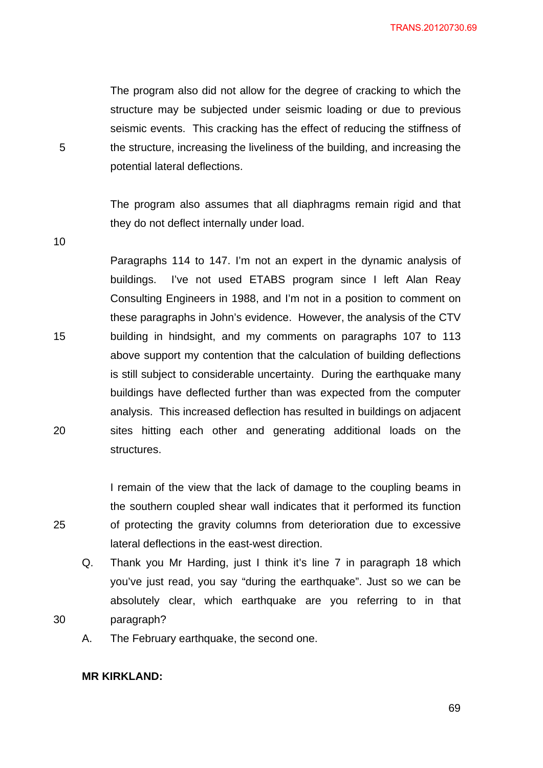The program also did not allow for the degree of cracking to which the structure may be subjected under seismic loading or due to previous seismic events. This cracking has the effect of reducing the stiffness of the structure, increasing the liveliness of the building, and increasing the potential lateral deflections.

The program also assumes that all diaphragms remain rigid and that they do not deflect internally under load.

Paragraphs 114 to 147. I'm not an expert in the dynamic analysis of buildings. I've not used ETABS program since I left Alan Reay Consulting Engineers in 1988, and I'm not in a position to comment on these paragraphs in John's evidence. However, the analysis of the CTV building in hindsight, and my comments on paragraphs 107 to 113 above support my contention that the calculation of building deflections is still subject to considerable uncertainty. During the earthquake many buildings have deflected further than was expected from the computer analysis. This increased deflection has resulted in buildings on adjacent sites hitting each other and generating additional loads on the structures.

I remain of the view that the lack of damage to the coupling beams in the southern coupled shear wall indicates that it performed its function of protecting the gravity columns from deterioration due to excessive lateral deflections in the east-west direction.

Q. Thank you Mr Harding, just I think it's line 7 in paragraph 18 which you've just read, you say "during the earthquake". Just so we can be absolutely clear, which earthquake are you referring to in that paragraph?

A. The February earthquake, the second one.

**MR KIRKLAND:**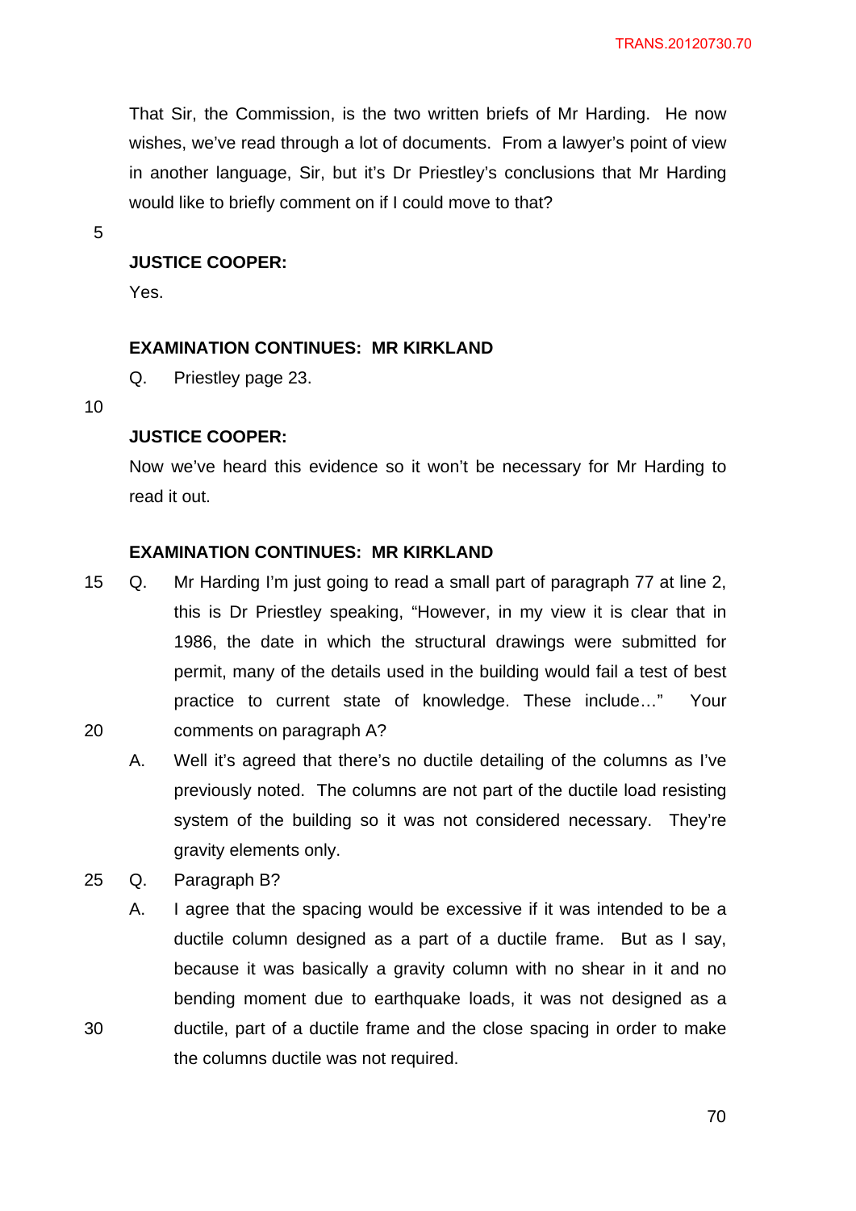That Sir, the Commission, is the two written briefs of Mr Harding. He now wishes, we've read through a lot of documents. From a lawyer's point of view in another language, Sir, but it's Dr Priestley's conclusions that Mr Harding would like to briefly comment on if I could move to that?

**JUSTICE COOPER:**

Yes.

**EXAMINATION CONTINUES: MR KIRKLAND**

Q. Priestley page 23.

**JUSTICE COOPER:**

Now we've heard this evidence so it won't be necessary for Mr Harding to read it out.

**EXAMINATION CONTINUES: MR KIRKLAND**

Q. Mr Harding I'm just going to read a small part of paragraph 77 at line 2, this is Dr Priestley speaking, "However, in my view it is clear that in 1986, the date in which the structural drawings were submitted for permit, many of the details used in the building would fail a test of best practice to current state of knowledge. These include…" Your comments on paragraph A?

A. Well it's agreed that there's no ductile detailing of the columns as I've previously noted. The columns are not part of the ductile load resisting system of the building so it was not considered necessary. They're gravity elements only.

Q. Paragraph B?

A. I agree that the spacing would be excessive if it was intended to be a ductile column designed as a part of a ductile frame. But as I say, because it was basically a gravity column with no shear in it and no bending moment due to earthquake loads, it was not designed as a ductile, part of a ductile frame and the close spacing in order to make the columns ductile was not required.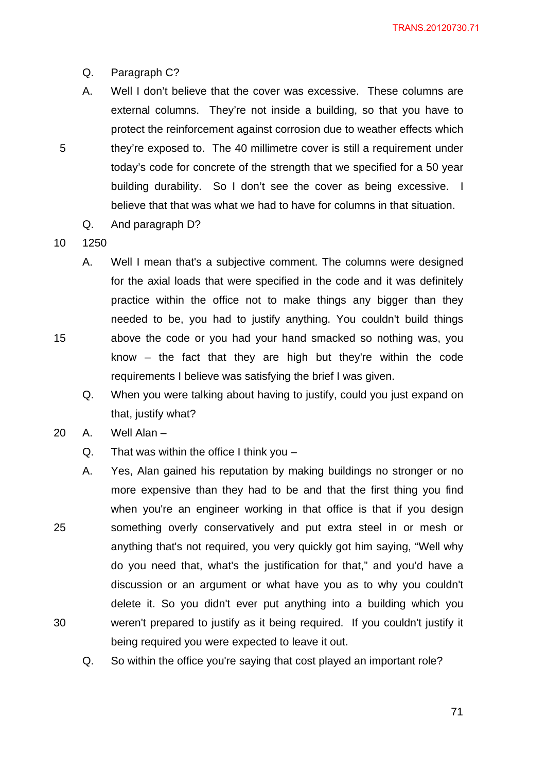Q. Paragraph C?

A. Well I don't believe that the cover was excessive. These columns are external columns. They're not inside a building, so that you have to protect the reinforcement against corrosion due to weather effects which they're exposed to. The 40 millimetre cover is still a requirement under today's code for concrete of the strength that we specified for a 50 year building durability. So I don't see the cover as being excessive. I believe that that was what we had to have for columns in that situation.

Q. And paragraph D?

1250

A. Well I mean that's a subjective comment. The columns were designed for the axial loads that were specified in the code and it was definitely practice within the office not to make things any bigger than they needed to be, you had to justify anything. You couldn't build things above the code or you had your hand smacked so nothing was, you know – the fact that they are high but they're within the code requirements I believe was satisfying the brief I was given.

Q. When you were talking about having to justify, could you just expand on that, justify what?

A. Well Alan –

Q. That was within the office I think you –

A. Yes, Alan gained his reputation by making buildings no stronger or no more expensive than they had to be and that the first thing you find when you're an engineer working in that office is that if you design something overly conservatively and put extra steel in or mesh or anything that's not required, you very quickly got him saying, "Well why do you need that, what's the justification for that," and you'd have a discussion or an argument or what have you as to why you couldn't delete it. So you didn't ever put anything into a building which you weren't prepared to justify as it being required. If you couldn't justify it being required you were expected to leave it out.

Q. So within the office you're saying that cost played an important role?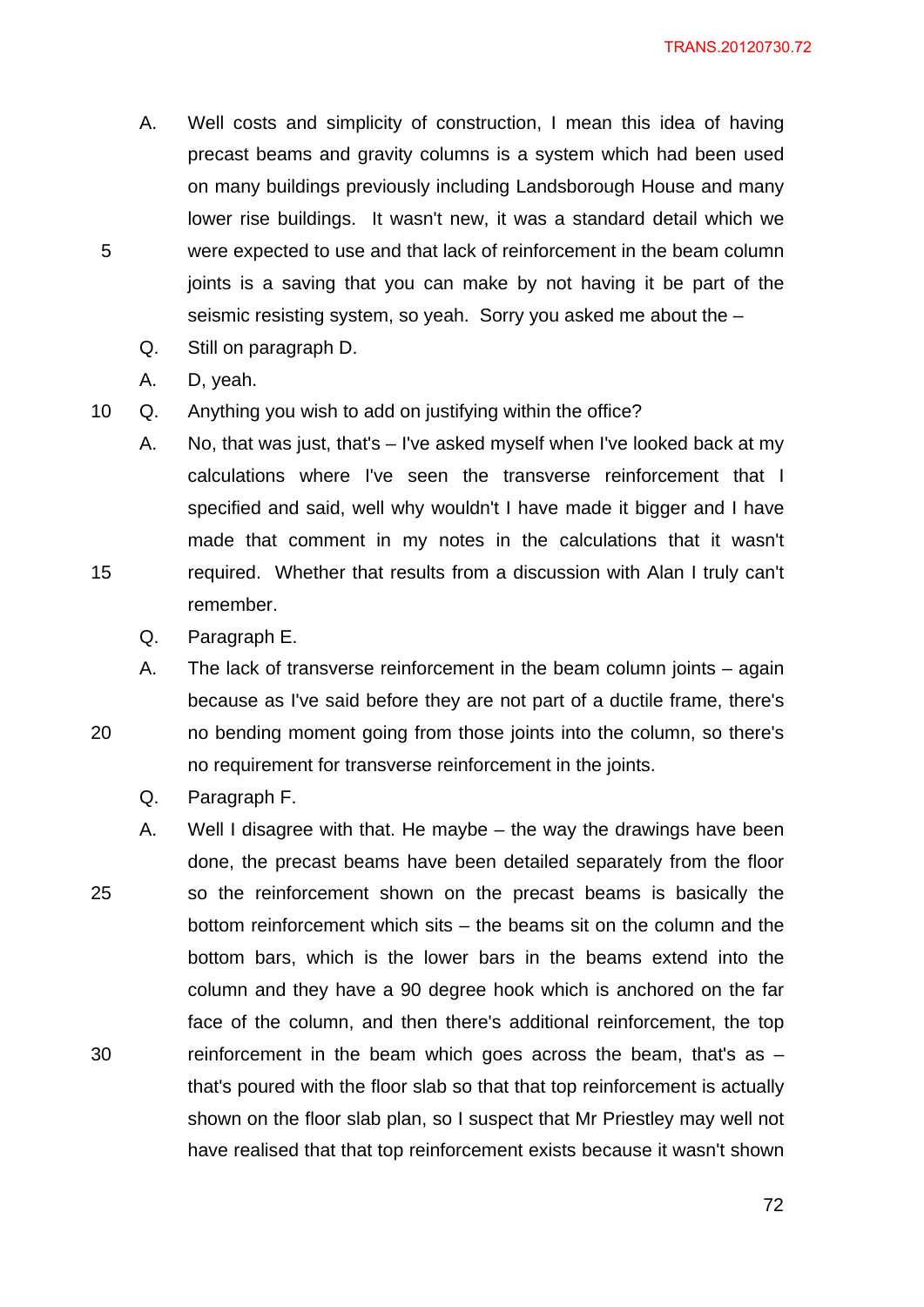A. Well costs and simplicity of construction, I mean this idea of having precast beams and gravity columns is a system which had been used on many buildings previously including Landsborough House and many lower rise buildings. It wasn't new, it was a standard detail which we were expected to use and that lack of reinforcement in the beam column joints is a saving that you can make by not having it be part of the seismic resisting system, so yeah. Sorry you asked me about the –

Q. Still on paragraph D.

A. D, yeah.

Q. Anything you wish to add on justifying within the office?

A. No, that was just, that's – I've asked myself when I've looked back at my calculations where I've seen the transverse reinforcement that I specified and said, well why wouldn't I have made it bigger and I have made that comment in my notes in the calculations that it wasn't required. Whether that results from a discussion with Alan I truly can't remember.

Q. Paragraph E.

A. The lack of transverse reinforcement in the beam column joints – again because as I've said before they are not part of a ductile frame, there's no bending moment going from those joints into the column, so there's no requirement for transverse reinforcement in the joints.

Q. Paragraph F.

A. Well I disagree with that. He maybe – the way the drawings have been done, the precast beams have been detailed separately from the floor so the reinforcement shown on the precast beams is basically the bottom reinforcement which sits – the beams sit on the column and the bottom bars, which is the lower bars in the beams extend into the column and they have a 90 degree hook which is anchored on the far face of the column, and then there's additional reinforcement, the top reinforcement in the beam which goes across the beam, that's as – that's poured with the floor slab so that that top reinforcement is actually shown on the floor slab plan, so I suspect that Mr Priestley may well not have realised that that top reinforcement exists because it wasn't shown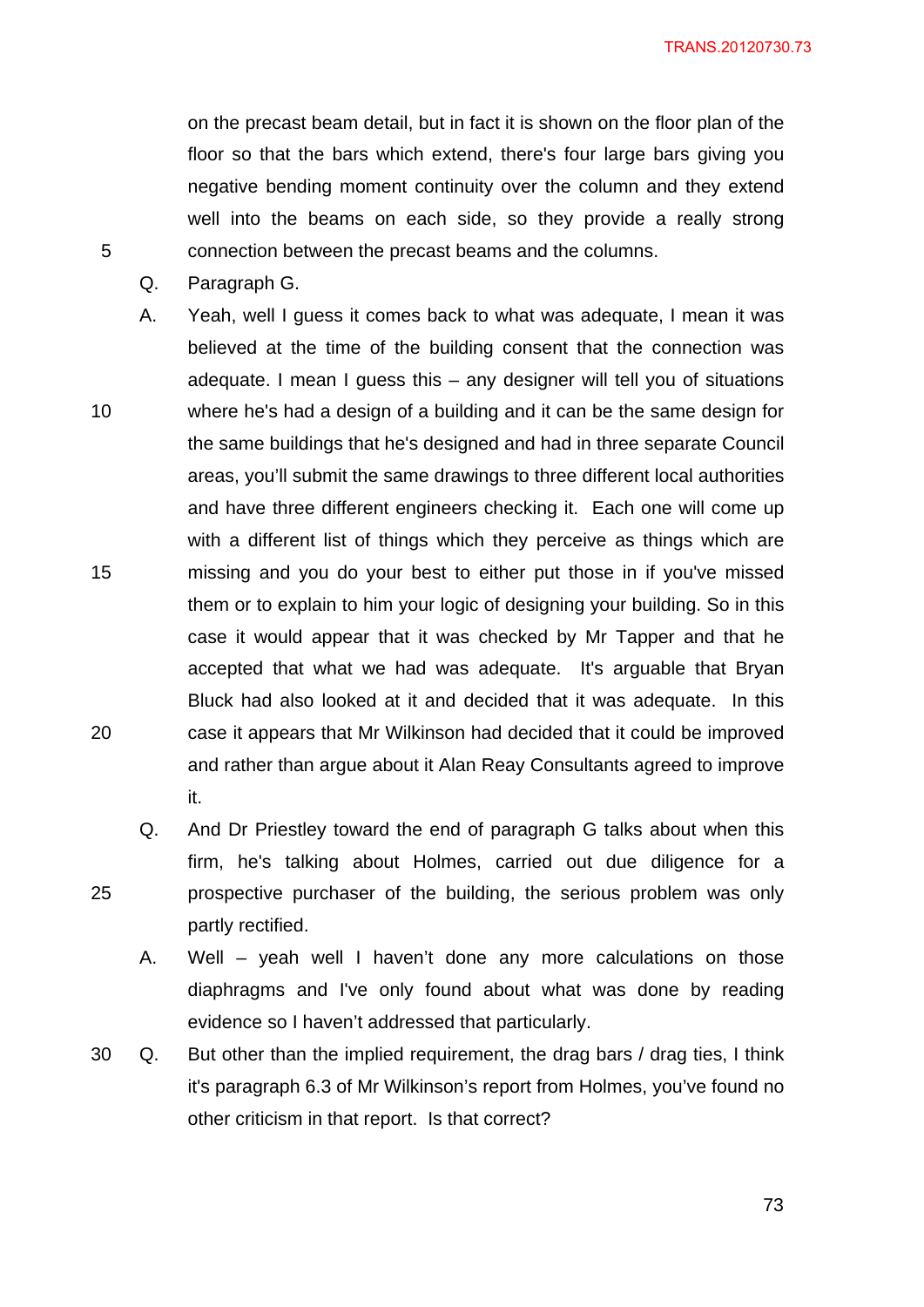on the precast beam detail, but in fact it is shown on the floor plan of the floor so that the bars which extend, there's four large bars giving you negative bending moment continuity over the column and they extend well into the beams on each side, so they provide a really strong connection between the precast beams and the columns.

Q. Paragraph G.

A. Yeah, well I guess it comes back to what was adequate, I mean it was believed at the time of the building consent that the connection was adequate. I mean I guess this – any designer will tell you of situations where he's had a design of a building and it can be the same design for the same buildings that he's designed and had in three separate Council areas, you'll submit the same drawings to three different local authorities and have three different engineers checking it. Each one will come up with a different list of things which they perceive as things which are missing and you do your best to either put those in if you've missed them or to explain to him your logic of designing your building. So in this case it would appear that it was checked by Mr Tapper and that he accepted that what we had was adequate. It's arguable that Bryan Bluck had also looked at it and decided that it was adequate. In this case it appears that Mr Wilkinson had decided that it could be improved and rather than argue about it Alan Reay Consultants agreed to improve it.

Q. And Dr Priestley toward the end of paragraph G talks about when this firm, he's talking about Holmes, carried out due diligence for a prospective purchaser of the building, the serious problem was only partly rectified.

A. Well – yeah well I haven't done any more calculations on those diaphragms and I've only found about what was done by reading evidence so I haven't addressed that particularly.

Q. But other than the implied requirement, the drag bars / drag ties, I think it's paragraph 6.3 of Mr Wilkinson's report from Holmes, you've found no other criticism in that report. Is that correct?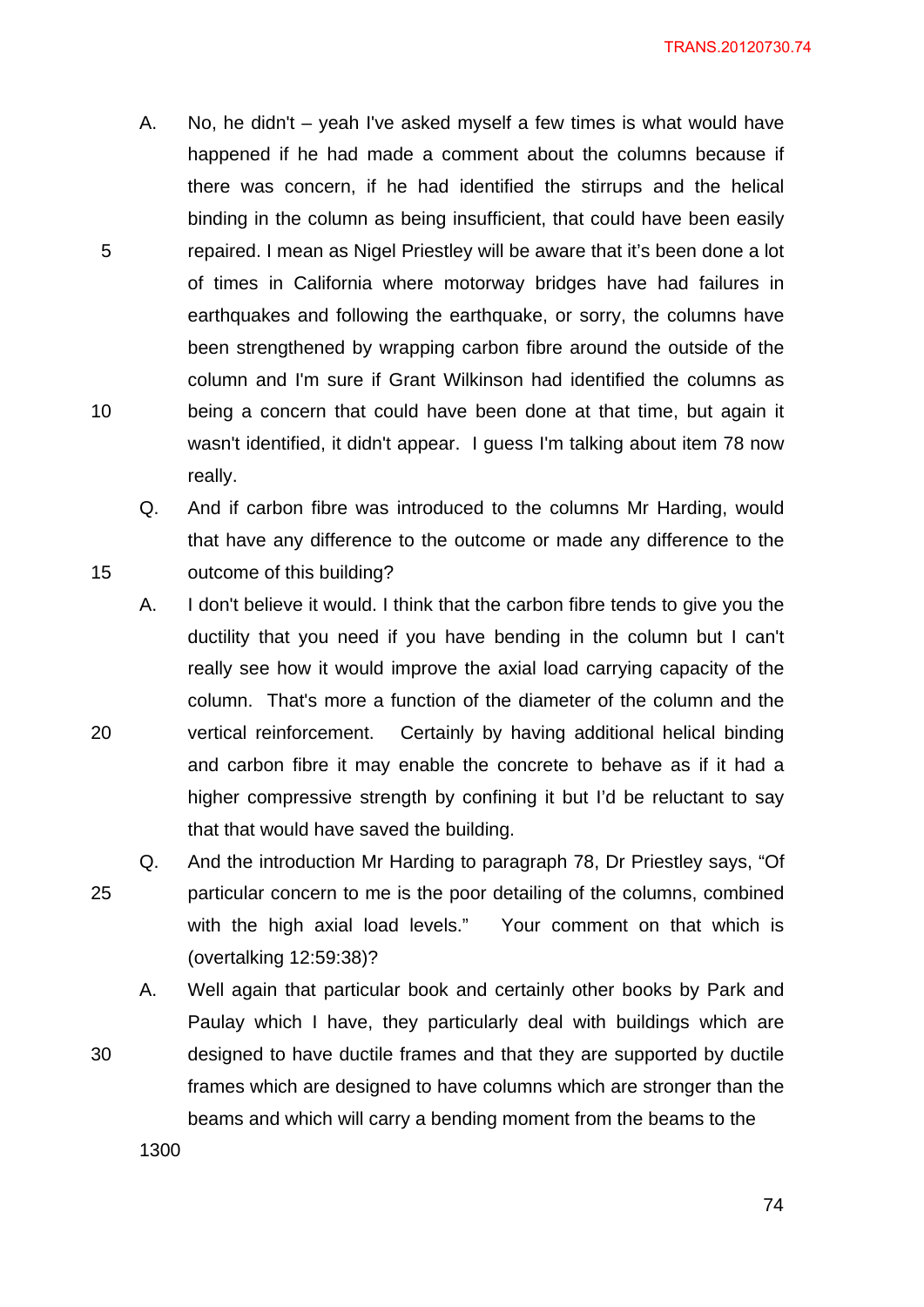A. No, he didn't – yeah I've asked myself a few times is what would have happened if he had made a comment about the columns because if there was concern, if he had identified the stirrups and the helical binding in the column as being insufficient, that could have been easily repaired. I mean as Nigel Priestley will be aware that it's been done a lot of times in California where motorway bridges have had failures in earthquakes and following the earthquake, or sorry, the columns have been strengthened by wrapping carbon fibre around the outside of the column and I'm sure if Grant Wilkinson had identified the columns as being a concern that could have been done at that time, but again it wasn't identified, it didn't appear. I guess I'm talking about item 78 now really.

Q. And if carbon fibre was introduced to the columns Mr Harding, would that have any difference to the outcome or made any difference to the outcome of this building?

A. I don't believe it would. I think that the carbon fibre tends to give you the ductility that you need if you have bending in the column but I can't really see how it would improve the axial load carrying capacity of the column. That's more a function of the diameter of the column and the vertical reinforcement. Certainly by having additional helical binding and carbon fibre it may enable the concrete to behave as if it had a higher compressive strength by confining it but I'd be reluctant to say that that would have saved the building.

Q. And the introduction Mr Harding to paragraph 78, Dr Priestley says, "Of particular concern to me is the poor detailing of the columns, combined with the high axial load levels." Your comment on that which is (overtalking 12:59:38)?

A. Well again that particular book and certainly other books by Park and Paulay which I have, they particularly deal with buildings which are designed to have ductile frames and that they are supported by ductile frames which are designed to have columns which are stronger than the beams and which will carry a bending moment from the beams to the

1300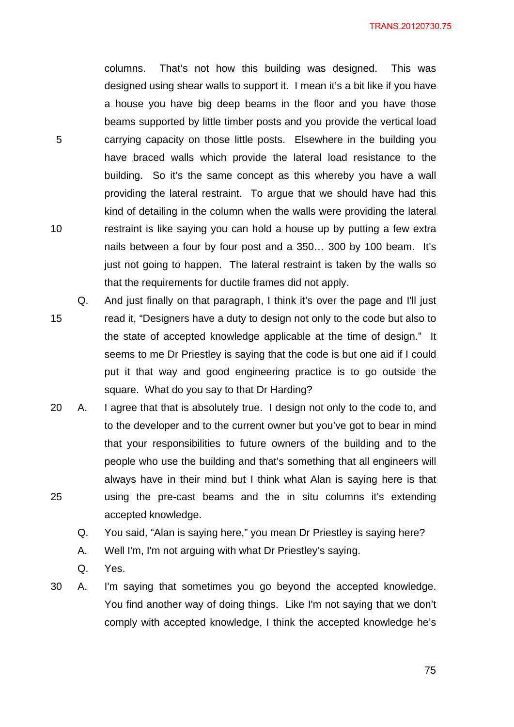columns. That's not how this building was designed. This was designed using shear walls to support it. I mean it's a bit like if you have a house you have big deep beams in the floor and you have those beams supported by little timber posts and you provide the vertical load carrying capacity on those little posts. Elsewhere in the building you have braced walls which provide the lateral load resistance to the building. So it's the same concept as this whereby you have a wall providing the lateral restraint. To argue that we should have had this kind of detailing in the column when the walls were providing the lateral restraint is like saying you can hold a house up by putting a few extra nails between a four by four post and a 350… 300 by 100 beam. It's just not going to happen. The lateral restraint is taken by the walls so that the requirements for ductile frames did not apply.

Q. And just finally on that paragraph, I think it's over the page and I'll just read it, "Designers have a duty to design not only to the code but also to the state of accepted knowledge applicable at the time of design." It seems to me Dr Priestley is saying that the code is but one aid if I could put it that way and good engineering practice is to go outside the square. What do you say to that Dr Harding?

A. I agree that that is absolutely true. I design not only to the code to, and to the developer and to the current owner but you've got to bear in mind that your responsibilities to future owners of the building and to the people who use the building and that's something that all engineers will always have in their mind but I think what Alan is saying here is that using the pre-cast beams and the in situ columns it's extending accepted knowledge.

Q. You said, "Alan is saying here," you mean Dr Priestley is saying here?

A. Well I'm, I'm not arguing with what Dr Priestley's saying.

Q. Yes.

A. I'm saying that sometimes you go beyond the accepted knowledge. You find another way of doing things. Like I'm not saying that we don't comply with accepted knowledge, I think the accepted knowledge he's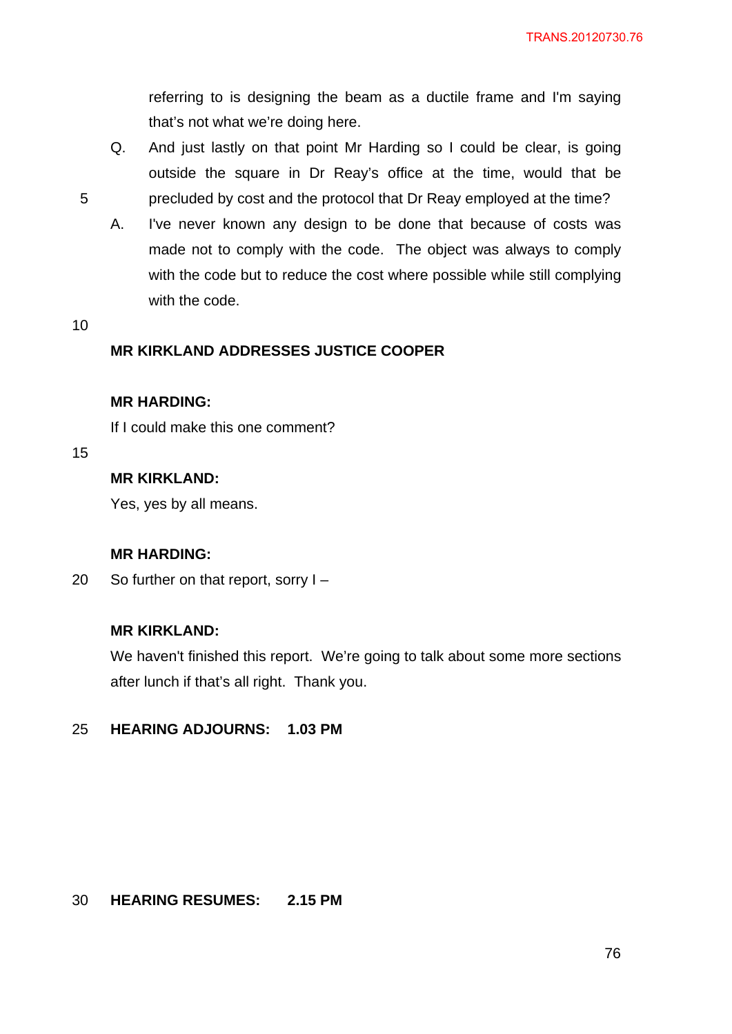referring to is designing the beam as a ductile frame and I'm saying that's not what we're doing here.

Q. And just lastly on that point Mr Harding so I could be clear, is going outside the square in Dr Reay's office at the time, would that be precluded by cost and the protocol that Dr Reay employed at the time?

A. I've never known any design to be done that because of costs was made not to comply with the code. The object was always to comply with the code but to reduce the cost where possible while still complying with the code.

**MR KIRKLAND ADDRESSES JUSTICE COOPER**

**MR HARDING:**

If I could make this one comment?

**MR KIRKLAND:**

Yes, yes by all means.

**MR HARDING:**

So further on that report, sorry I –

**MR KIRKLAND:**

We haven't finished this report. We're going to talk about some more sections after lunch if that's all right. Thank you.

**HEARING ADJOURNS: 1.03 PM**

**HEARING RESUMES: 2.15 PM**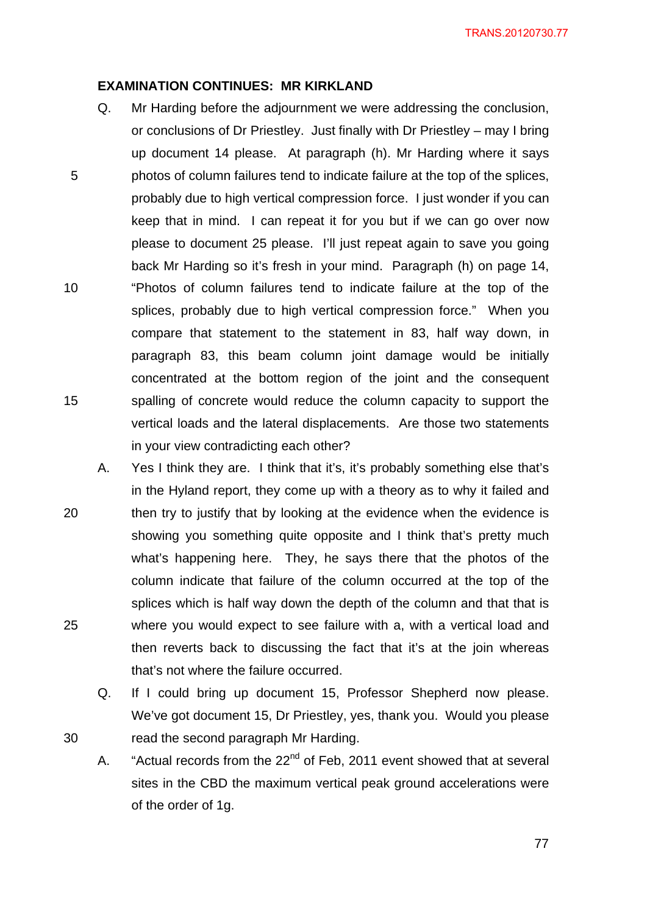**EXAMINATION CONTINUES: MR KIRKLAND**

Q. Mr Harding before the adjournment we were addressing the conclusion, or conclusions of Dr Priestley. Just finally with Dr Priestley – may I bring up document 14 please. At paragraph (h). Mr Harding where it says photos of column failures tend to indicate failure at the top of the splices, probably due to high vertical compression force. I just wonder if you can keep that in mind. I can repeat it for you but if we can go over now please to document 25 please. I'll just repeat again to save you going back Mr Harding so it's fresh in your mind. Paragraph (h) on page 14, "Photos of column failures tend to indicate failure at the top of the splices, probably due to high vertical compression force." When you compare that statement to the statement in 83, half way down, in paragraph 83, this beam column joint damage would be initially concentrated at the bottom region of the joint and the consequent spalling of concrete would reduce the column capacity to support the vertical loads and the lateral displacements. Are those two statements in your view contradicting each other?

A. Yes I think they are. I think that it's, it's probably something else that's in the Hyland report, they come up with a theory as to why it failed and then try to justify that by looking at the evidence when the evidence is showing you something quite opposite and I think that's pretty much what's happening here. They, he says there that the photos of the column indicate that failure of the column occurred at the top of the splices which is half way down the depth of the column and that that is where you would expect to see failure with a, with a vertical load and then reverts back to discussing the fact that it's at the join whereas that's not where the failure occurred.

Q. If I could bring up document 15, Professor Shepherd now please. We've got document 15, Dr Priestley, yes, thank you. Would you please read the second paragraph Mr Harding.

A. "Actual records from the 22nd of Feb, 2011 event showed that at several sites in the CBD the maximum vertical peak ground accelerations were of the order of 1g.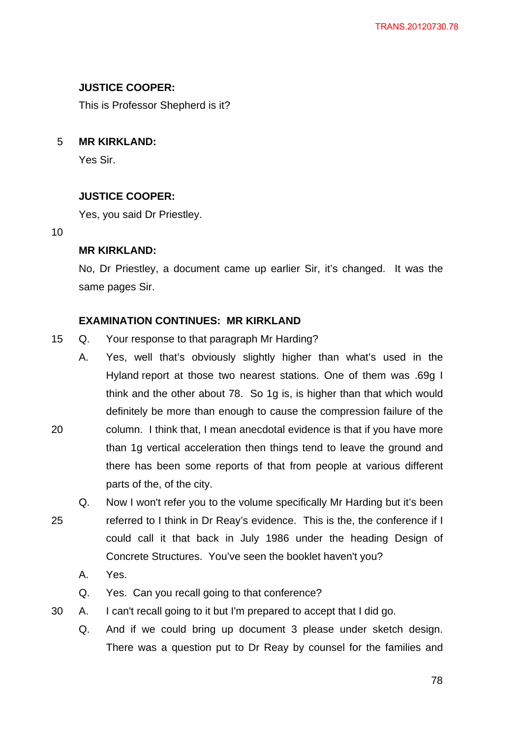**JUSTICE COOPER:**

This is Professor Shepherd is it?

**MR KIRKLAND:**

Yes Sir.

**JUSTICE COOPER:**

Yes, you said Dr Priestley.

**MR KIRKLAND:**

No, Dr Priestley, a document came up earlier Sir, it's changed. It was the same pages Sir.

**EXAMINATION CONTINUES: MR KIRKLAND**

Q. Your response to that paragraph Mr Harding?

A. Yes, well that's obviously slightly higher than what's used in the Hyland report at those two nearest stations. One of them was .69g I think and the other about 78. So 1g is, is higher than that which would definitely be more than enough to cause the compression failure of the column. I think that, I mean anecdotal evidence is that if you have more than 1g vertical acceleration then things tend to leave the ground and there has been some reports of that from people at various different parts of the, of the city.

Q. Now I won't refer you to the volume specifically Mr Harding but it's been referred to I think in Dr Reay's evidence. This is the, the conference if I could call it that back in July 1986 under the heading Design of Concrete Structures. You've seen the booklet haven't you?

A. Yes.

Q. Yes. Can you recall going to that conference?

A. I can't recall going to it but I'm prepared to accept that I did go.

Q. And if we could bring up document 3 please under sketch design. There was a question put to Dr Reay by counsel for the families and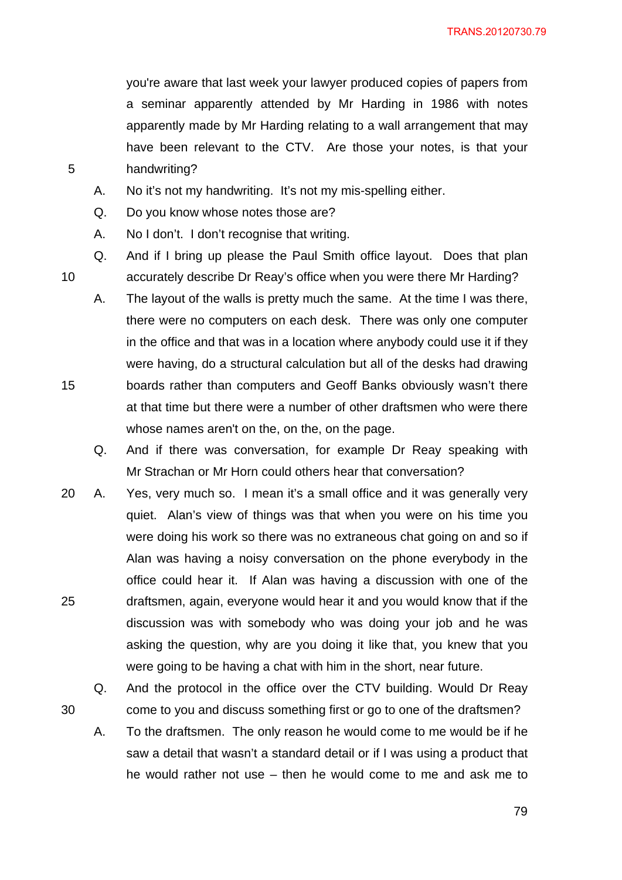you're aware that last week your lawyer produced copies of papers from a seminar apparently attended by Mr Harding in 1986 with notes apparently made by Mr Harding relating to a wall arrangement that may have been relevant to the CTV. Are those your notes, is that your handwriting?

A. No it's not my handwriting. It's not my mis-spelling either.

Q. Do you know whose notes those are?

A. No I don't. I don't recognise that writing.

Q. And if I bring up please the Paul Smith office layout. Does that plan accurately describe Dr Reay's office when you were there Mr Harding?

A. The layout of the walls is pretty much the same. At the time I was there, there were no computers on each desk. There was only one computer in the office and that was in a location where anybody could use it if they were having, do a structural calculation but all of the desks had drawing boards rather than computers and Geoff Banks obviously wasn't there at that time but there were a number of other draftsmen who were there whose names aren't on the, on the, on the page.

Q. And if there was conversation, for example Dr Reay speaking with Mr Strachan or Mr Horn could others hear that conversation?

A. Yes, very much so. I mean it's a small office and it was generally very quiet. Alan's view of things was that when you were on his time you were doing his work so there was no extraneous chat going on and so if Alan was having a noisy conversation on the phone everybody in the office could hear it. If Alan was having a discussion with one of the draftsmen, again, everyone would hear it and you would know that if the discussion was with somebody who was doing your job and he was asking the question, why are you doing it like that, you knew that you were going to be having a chat with him in the short, near future.

Q. And the protocol in the office over the CTV building. Would Dr Reay come to you and discuss something first or go to one of the draftsmen?

A. To the draftsmen. The only reason he would come to me would be if he saw a detail that wasn't a standard detail or if I was using a product that he would rather not use – then he would come to me and ask me to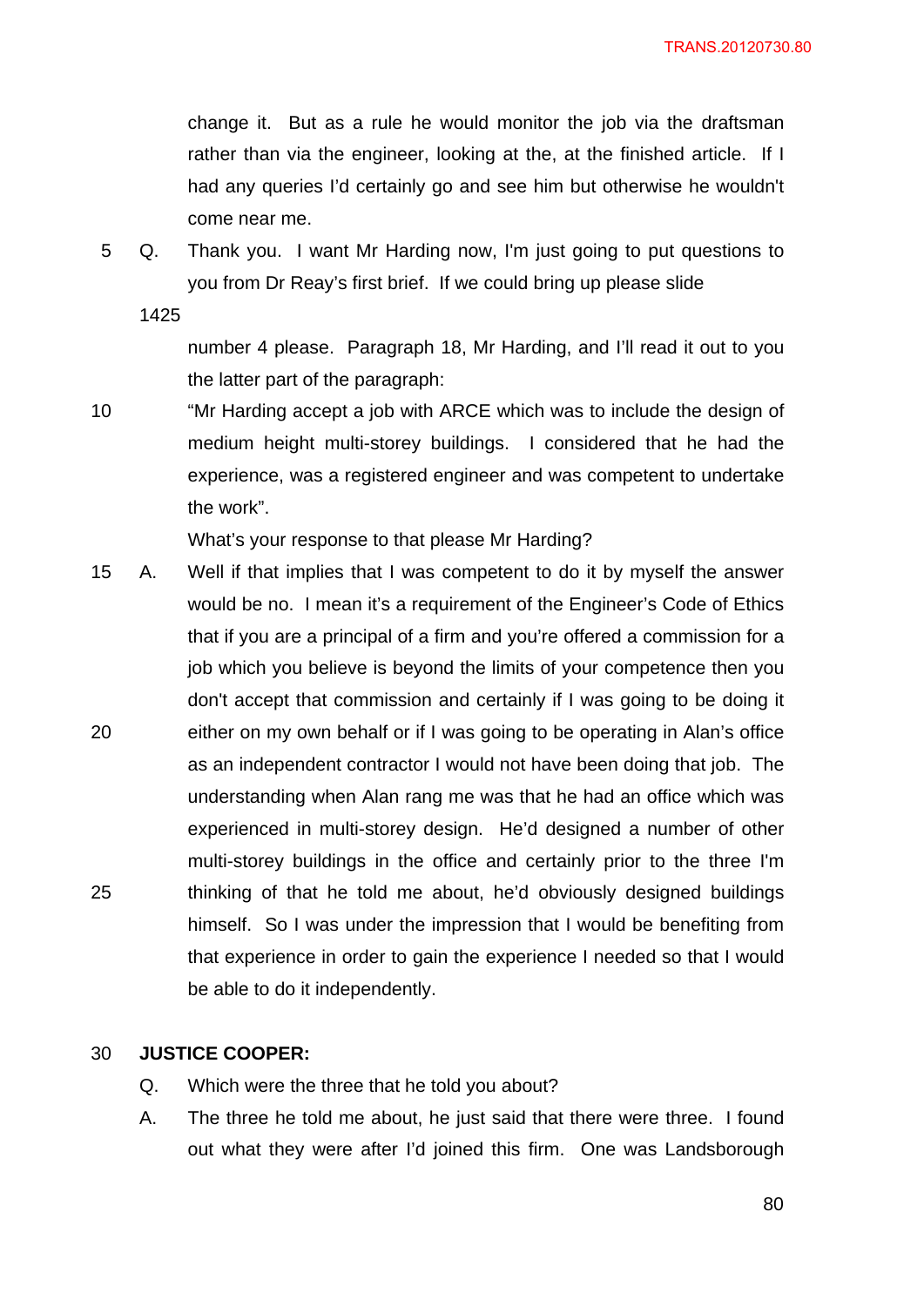change it. But as a rule he would monitor the job via the draftsman rather than via the engineer, looking at the, at the finished article. If I had any queries I'd certainly go and see him but otherwise he wouldn't come near me.

5 Q. Thank you. I want Mr Harding now, I'm just going to put questions to you from Dr Reay's first brief. If we could bring up please slide

1425

number 4 please. Paragraph 18, Mr Harding, and I'll read it out to you the latter part of the paragraph:

10 "Mr Harding accept a job with ARCE which was to include the design of medium height multi-storey buildings. I considered that he had the experience, was a registered engineer and was competent to undertake the work".

What's your response to that please Mr Harding?

15 A. Well if that implies that I was competent to do it by myself the answer would be no. I mean it's a requirement of the Engineer's Code of Ethics that if you are a principal of a firm and you're offered a commission for a job which you believe is beyond the limits of your competence then you don't accept that commission and certainly if I was going to be doing it

20 either on my own behalf or if I was going to be operating in Alan's office as an independent contractor I would not have been doing that job. The understanding when Alan rang me was that he had an office which was experienced in multi-storey design. He'd designed a number of other multi-storey buildings in the office and certainly prior to the three I'm

25 thinking of that he told me about, he'd obviously designed buildings himself. So I was under the impression that I would be benefiting from that experience in order to gain the experience I needed so that I would be able to do it independently.

30 **JUSTICE COOPER:**

Q. Which were the three that he told you about?

A. The three he told me about, he just said that there were three. I found out what they were after I'd joined this firm. One was Landsborough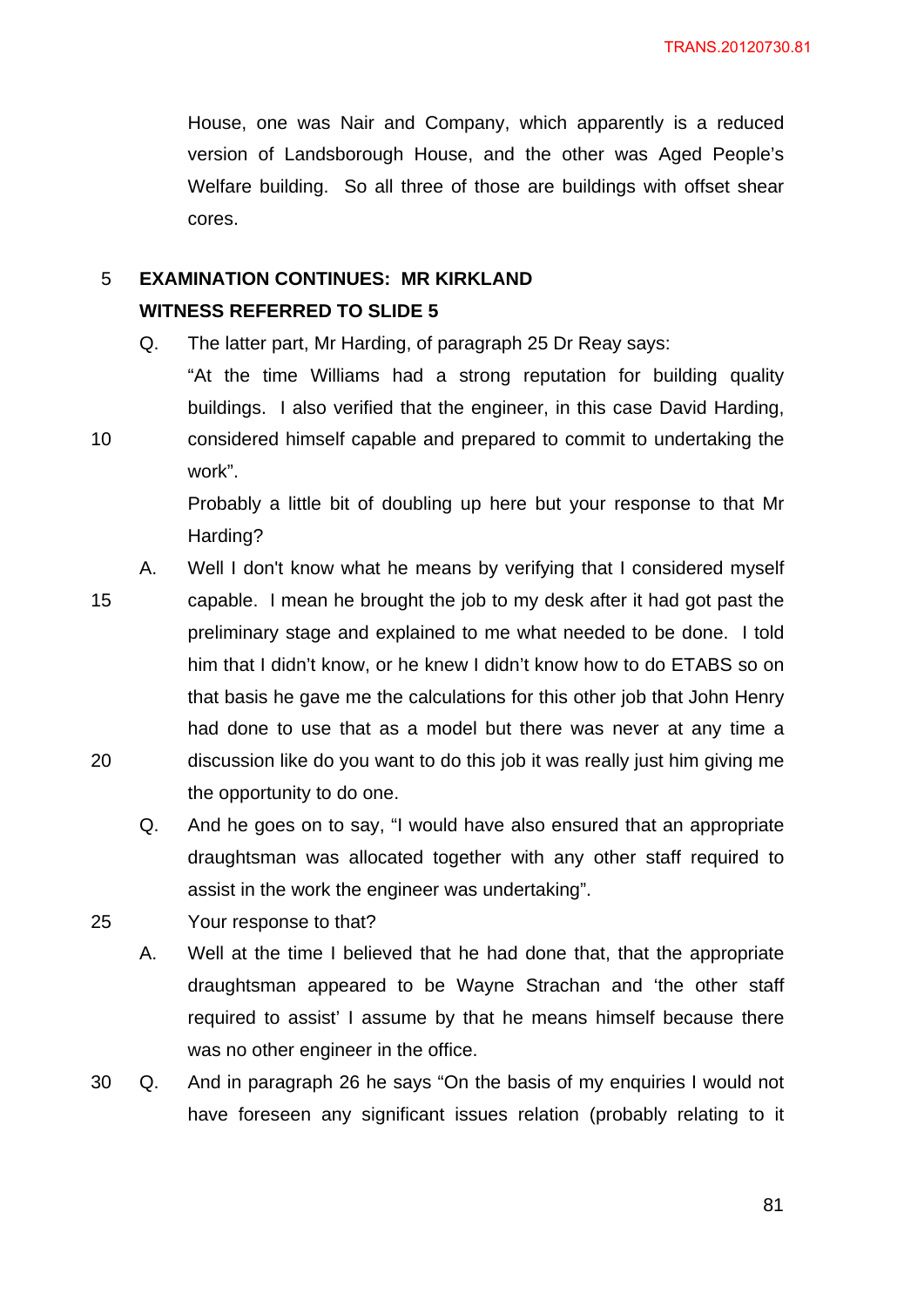House, one was Nair and Company, which apparently is a reduced version of Landsborough House, and the other was Aged People's Welfare building. So all three of those are buildings with offset shear cores.

**EXAMINATION CONTINUES: MR KIRKLAND**

**WITNESS REFERRED TO SLIDE 5**

Q. The latter part, Mr Harding, of paragraph 25 Dr Reay says:

"At the time Williams had a strong reputation for building quality buildings. I also verified that the engineer, in this case David Harding, considered himself capable and prepared to commit to undertaking the work".

Probably a little bit of doubling up here but your response to that Mr Harding?

A. Well I don't know what he means by verifying that I considered myself capable. I mean he brought the job to my desk after it had got past the preliminary stage and explained to me what needed to be done. I told him that I didn't know, or he knew I didn't know how to do ETABS so on that basis he gave me the calculations for this other job that John Henry had done to use that as a model but there was never at any time a discussion like do you want to do this job it was really just him giving me the opportunity to do one.

Q. And he goes on to say, "I would have also ensured that an appropriate draughtsman was allocated together with any other staff required to assist in the work the engineer was undertaking".

Your response to that?

A. Well at the time I believed that he had done that, that the appropriate draughtsman appeared to be Wayne Strachan and 'the other staff required to assist' I assume by that he means himself because there was no other engineer in the office.

Q. And in paragraph 26 he says "On the basis of my enquiries I would not have foreseen any significant issues relation (probably relating to it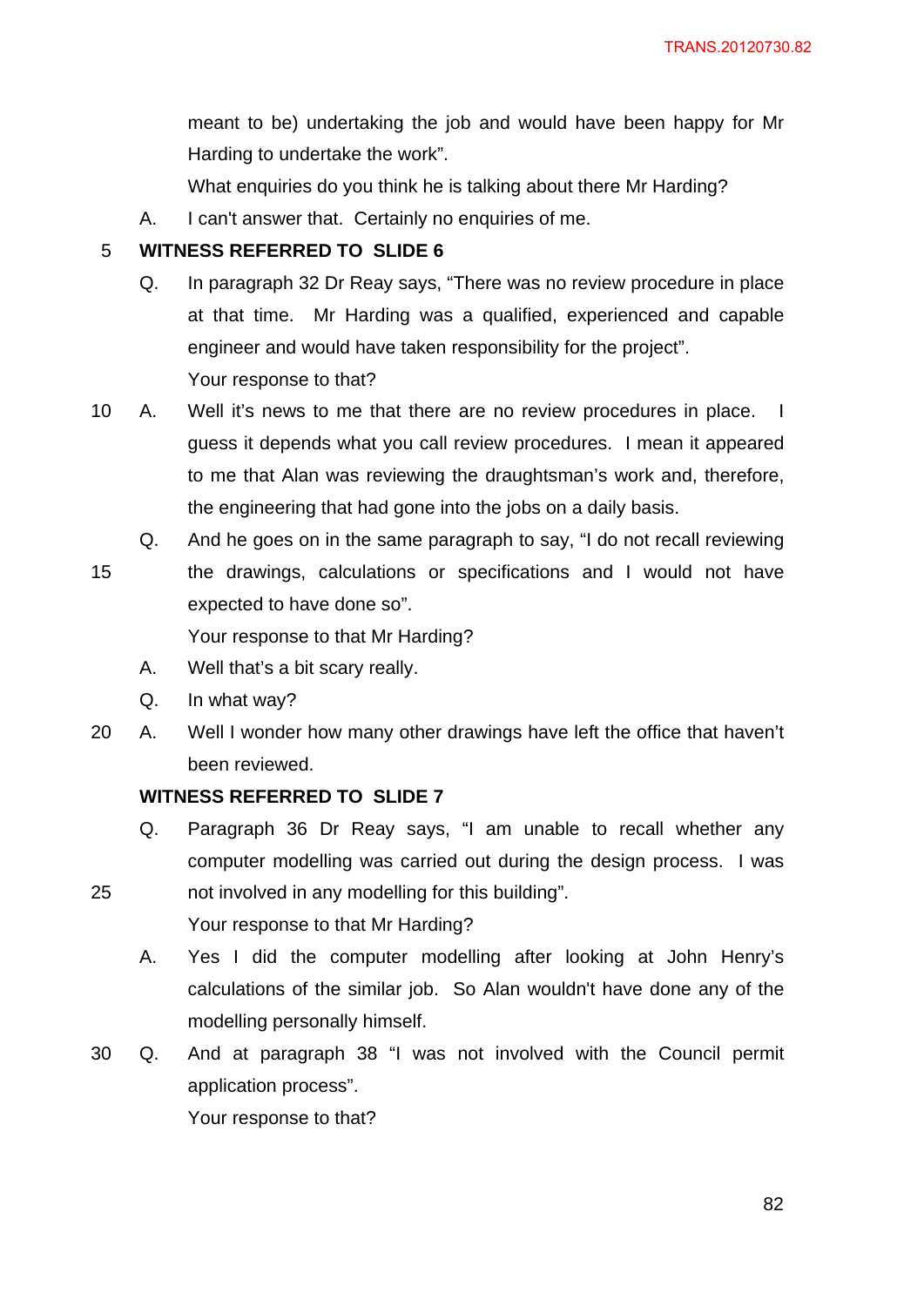meant to be) undertaking the job and would have been happy for Mr Harding to undertake the work".

What enquiries do you think he is talking about there Mr Harding?

A. I can't answer that. Certainly no enquiries of me.

**WITNESS REFERRED TO SLIDE 6**

Q. In paragraph 32 Dr Reay says, "There was no review procedure in place at that time. Mr Harding was a qualified, experienced and capable engineer and would have taken responsibility for the project".

Your response to that?

A. Well it's news to me that there are no review procedures in place. I guess it depends what you call review procedures. I mean it appeared to me that Alan was reviewing the draughtsman's work and, therefore, the engineering that had gone into the jobs on a daily basis.

Q. And he goes on in the same paragraph to say, "I do not recall reviewing the drawings, calculations or specifications and I would not have expected to have done so".

Your response to that Mr Harding?

A. Well that's a bit scary really.

Q. In what way?

A. Well I wonder how many other drawings have left the office that haven't been reviewed.

**WITNESS REFERRED TO SLIDE 7**

Q. Paragraph 36 Dr Reay says, "I am unable to recall whether any computer modelling was carried out during the design process. I was not involved in any modelling for this building".

Your response to that Mr Harding?

A. Yes I did the computer modelling after looking at John Henry's calculations of the similar job. So Alan wouldn't have done any of the modelling personally himself.

Q. And at paragraph 38 "I was not involved with the Council permit application process".

Your response to that?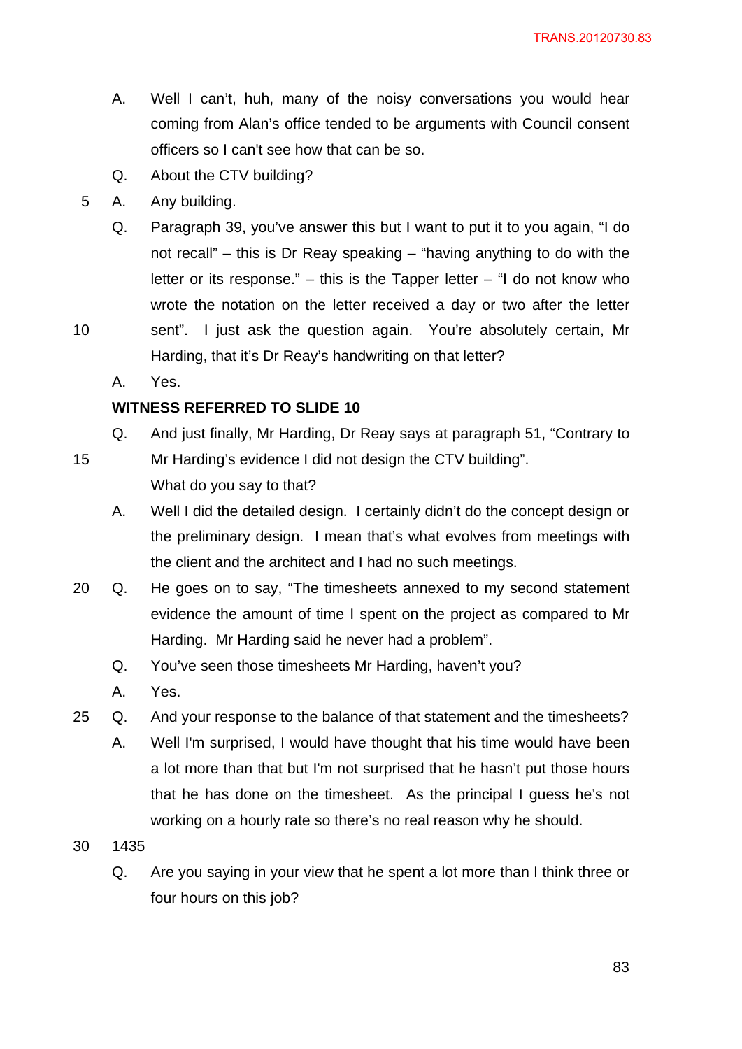A. Well I can't, huh, many of the noisy conversations you would hear coming from Alan's office tended to be arguments with Council consent officers so I can't see how that can be so.

Q. About the CTV building?

A. Any building.

Q. Paragraph 39, you've answer this but I want to put it to you again, "I do not recall" – this is Dr Reay speaking – "having anything to do with the letter or its response." – this is the Tapper letter – "I do not know who wrote the notation on the letter received a day or two after the letter sent". I just ask the question again. You're absolutely certain, Mr Harding, that it's Dr Reay's handwriting on that letter?

A. Yes.

**WITNESS REFERRED TO SLIDE 10**

Q. And just finally, Mr Harding, Dr Reay says at paragraph 51, "Contrary to Mr Harding's evidence I did not design the CTV building".
What do you say to that?

A. Well I did the detailed design. I certainly didn't do the concept design or the preliminary design. I mean that's what evolves from meetings with the client and the architect and I had no such meetings.

Q. He goes on to say, "The timesheets annexed to my second statement evidence the amount of time I spent on the project as compared to Mr Harding. Mr Harding said he never had a problem".

Q. You've seen those timesheets Mr Harding, haven't you?

A. Yes.

Q. And your response to the balance of that statement and the timesheets?

A. Well I'm surprised, I would have thought that his time would have been a lot more than that but I'm not surprised that he hasn't put those hours that he has done on the timesheet. As the principal I guess he's not working on a hourly rate so there's no real reason why he should.

1435

Q. Are you saying in your view that he spent a lot more than I think three or four hours on this job?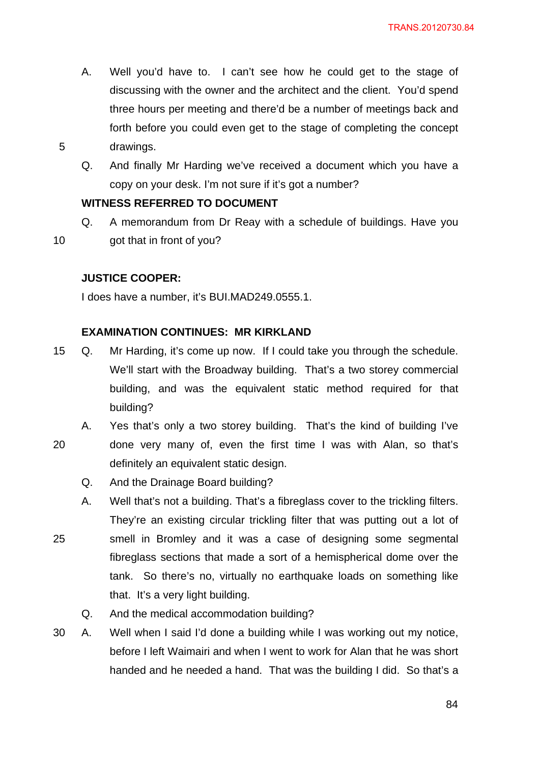A. Well you'd have to. I can't see how he could get to the stage of discussing with the owner and the architect and the client. You'd spend three hours per meeting and there'd be a number of meetings back and forth before you could even get to the stage of completing the concept drawings.

Q. And finally Mr Harding we've received a document which you have a copy on your desk. I'm not sure if it's got a number?

**WITNESS REFERRED TO DOCUMENT**

Q. A memorandum from Dr Reay with a schedule of buildings. Have you got that in front of you?

**JUSTICE COOPER:**

I does have a number, it's BUI.MAD249.0555.1.

**EXAMINATION CONTINUES: MR KIRKLAND**

Q. Mr Harding, it's come up now. If I could take you through the schedule. We'll start with the Broadway building. That's a two storey commercial building, and was the equivalent static method required for that building?

A. Yes that's only a two storey building. That's the kind of building I've done very many of, even the first time I was with Alan, so that's definitely an equivalent static design.

Q. And the Drainage Board building?

A. Well that's not a building. That's a fibreglass cover to the trickling filters. They're an existing circular trickling filter that was putting out a lot of smell in Bromley and it was a case of designing some segmental fibreglass sections that made a sort of a hemispherical dome over the tank. So there's no, virtually no earthquake loads on something like that. It's a very light building.

Q. And the medical accommodation building?

A. Well when I said I'd done a building while I was working out my notice, before I left Waimairi and when I went to work for Alan that he was short handed and he needed a hand. That was the building I did. So that's a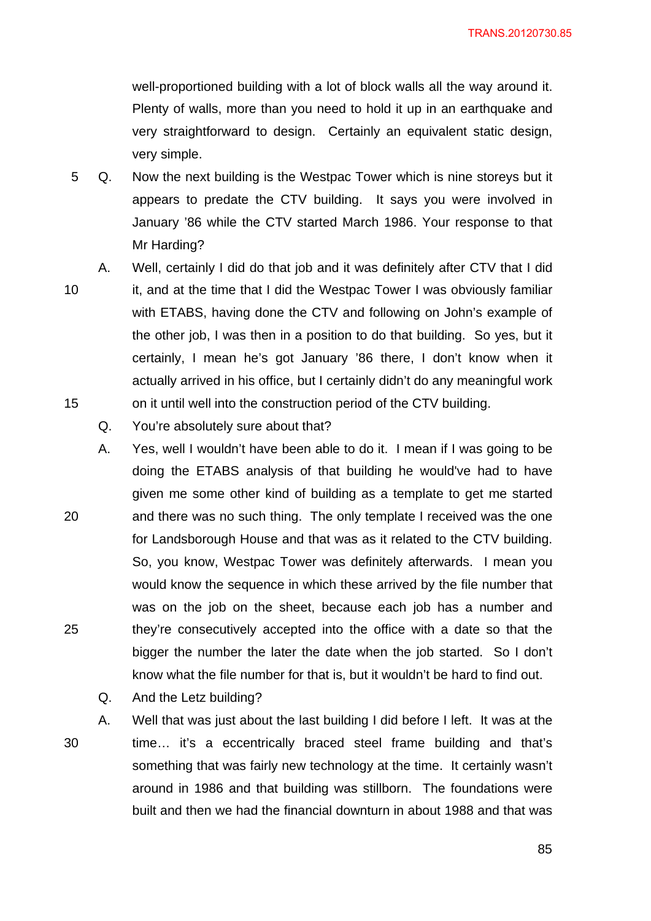well-proportioned building with a lot of block walls all the way around it. Plenty of walls, more than you need to hold it up in an earthquake and very straightforward to design. Certainly an equivalent static design, very simple.

Q. Now the next building is the Westpac Tower which is nine storeys but it appears to predate the CTV building. It says you were involved in January '86 while the CTV started March 1986. Your response to that Mr Harding?

A. Well, certainly I did do that job and it was definitely after CTV that I did it, and at the time that I did the Westpac Tower I was obviously familiar with ETABS, having done the CTV and following on John's example of the other job, I was then in a position to do that building. So yes, but it certainly, I mean he's got January '86 there, I don't know when it actually arrived in his office, but I certainly didn't do any meaningful work on it until well into the construction period of the CTV building.

Q. You're absolutely sure about that?

A. Yes, well I wouldn't have been able to do it. I mean if I was going to be doing the ETABS analysis of that building he would've had to have given me some other kind of building as a template to get me started and there was no such thing. The only template I received was the one for Landsborough House and that was as it related to the CTV building. So, you know, Westpac Tower was definitely afterwards. I mean you would know the sequence in which these arrived by the file number that was on the job on the sheet, because each job has a number and they're consecutively accepted into the office with a date so that the bigger the number the later the date when the job started. So I don't know what the file number for that is, but it wouldn't be hard to find out.

Q. And the Letz building?

A. Well that was just about the last building I did before I left. It was at the time… it's a eccentrically braced steel frame building and that's something that was fairly new technology at the time. It certainly wasn't around in 1986 and that building was stillborn. The foundations were built and then we had the financial downturn in about 1988 and that was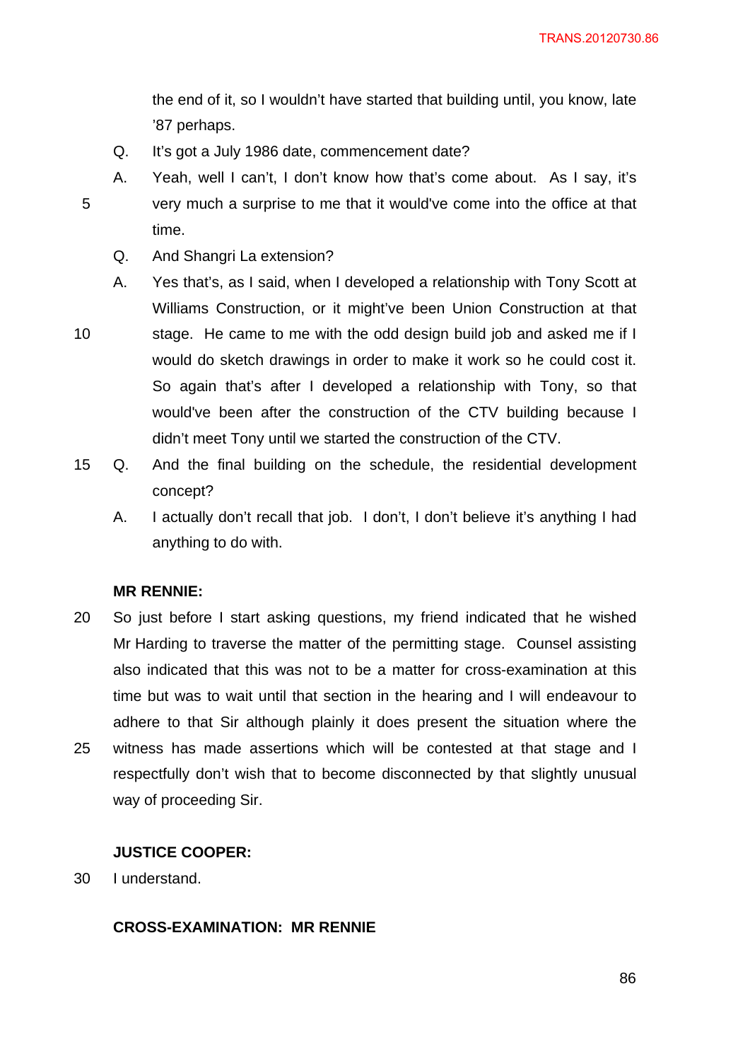the end of it, so I wouldn't have started that building until, you know, late '87 perhaps.

Q. It's got a July 1986 date, commencement date?

A. Yeah, well I can't, I don't know how that's come about. As I say, it's very much a surprise to me that it would've come into the office at that time.

Q. And Shangri La extension?

A. Yes that's, as I said, when I developed a relationship with Tony Scott at Williams Construction, or it might've been Union Construction at that stage. He came to me with the odd design build job and asked me if I would do sketch drawings in order to make it work so he could cost it. So again that's after I developed a relationship with Tony, so that would've been after the construction of the CTV building because I didn't meet Tony until we started the construction of the CTV.

Q. And the final building on the schedule, the residential development concept?

A. I actually don't recall that job. I don't, I don't believe it's anything I had anything to do with.

**MR RENNIE:**

So just before I start asking questions, my friend indicated that he wished Mr Harding to traverse the matter of the permitting stage. Counsel assisting also indicated that this was not to be a matter for cross-examination at this time but was to wait until that section in the hearing and I will endeavour to adhere to that Sir although plainly it does present the situation where the witness has made assertions which will be contested at that stage and I respectfully don't wish that to become disconnected by that slightly unusual way of proceeding Sir.

**JUSTICE COOPER:**

I understand.

**CROSS-EXAMINATION: MR RENNIE**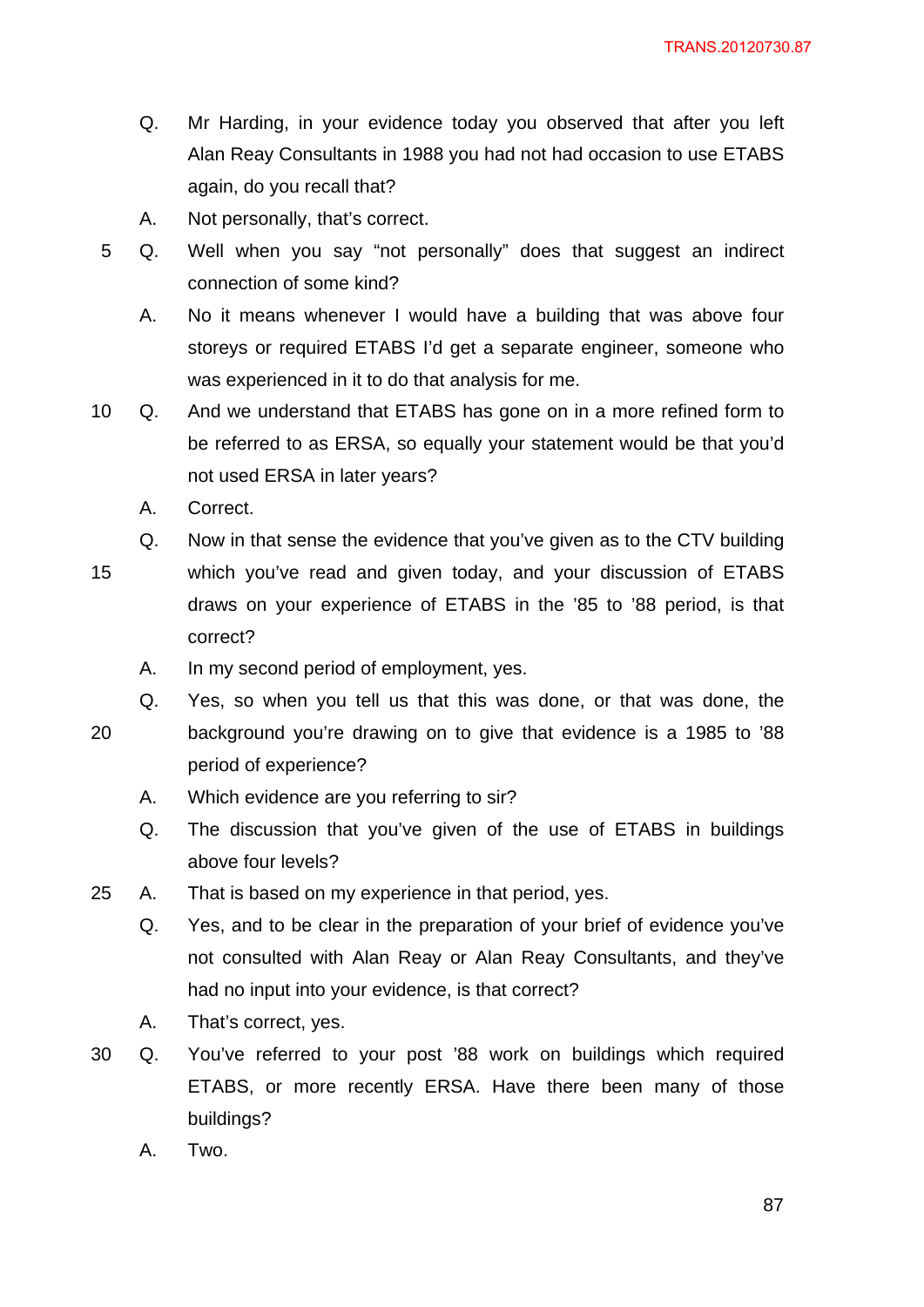Q. Mr Harding, in your evidence today you observed that after you left Alan Reay Consultants in 1988 you had not had occasion to use ETABS again, do you recall that?

A. Not personally, that's correct.

Q. Well when you say "not personally" does that suggest an indirect connection of some kind?

A. No it means whenever I would have a building that was above four storeys or required ETABS I'd get a separate engineer, someone who was experienced in it to do that analysis for me.

Q. And we understand that ETABS has gone on in a more refined form to be referred to as ERSA, so equally your statement would be that you'd not used ERSA in later years?

A. Correct.

Q. Now in that sense the evidence that you've given as to the CTV building which you've read and given today, and your discussion of ETABS draws on your experience of ETABS in the '85 to '88 period, is that correct?

A. In my second period of employment, yes.

Q. Yes, so when you tell us that this was done, or that was done, the background you're drawing on to give that evidence is a 1985 to '88 period of experience?

A. Which evidence are you referring to sir?

Q. The discussion that you've given of the use of ETABS in buildings above four levels?

A. That is based on my experience in that period, yes.

Q. Yes, and to be clear in the preparation of your brief of evidence you've not consulted with Alan Reay or Alan Reay Consultants, and they've had no input into your evidence, is that correct?

A. That's correct, yes.

Q. You've referred to your post '88 work on buildings which required ETABS, or more recently ERSA. Have there been many of those buildings?

A. Two.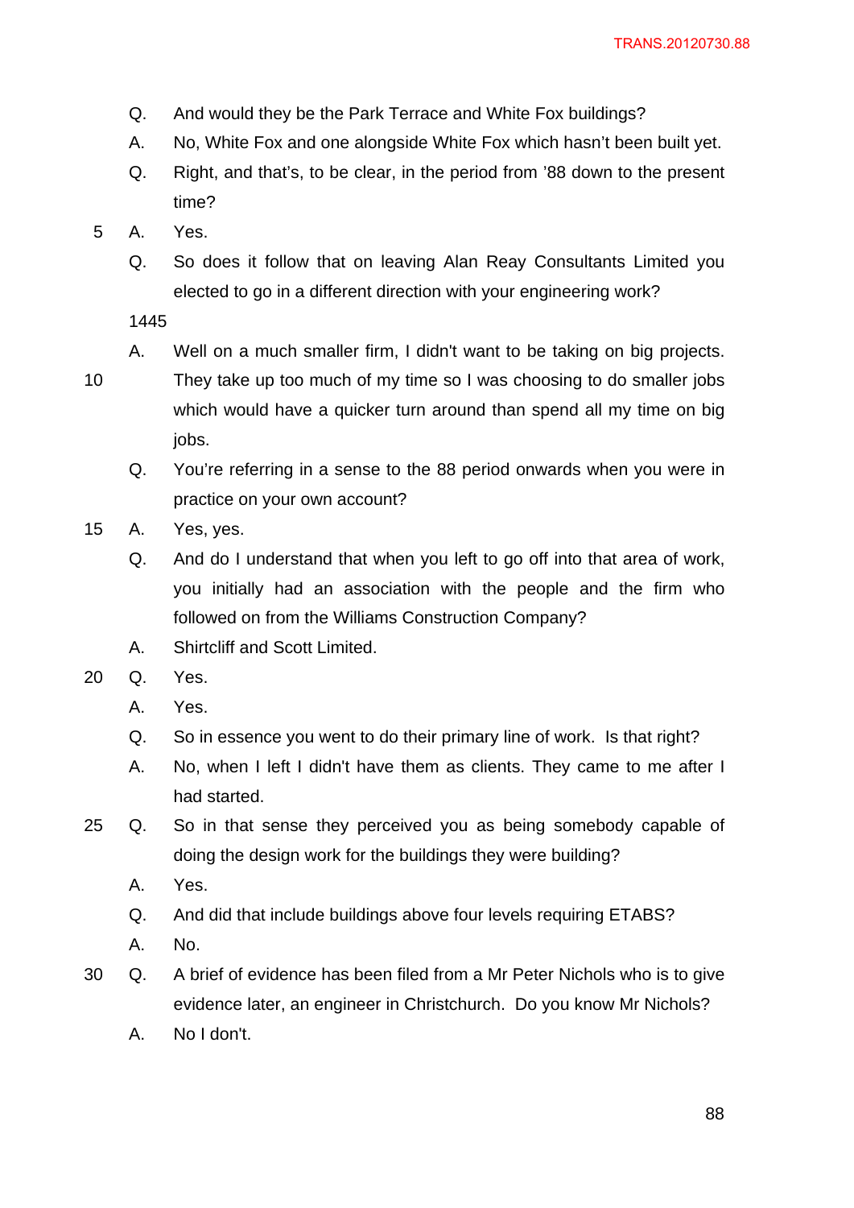Q. And would they be the Park Terrace and White Fox buildings?

A. No, White Fox and one alongside White Fox which hasn't been built yet.

Q. Right, and that's, to be clear, in the period from '88 down to the present time?

A. Yes.

Q. So does it follow that on leaving Alan Reay Consultants Limited you elected to go in a different direction with your engineering work?

1445

A. Well on a much smaller firm, I didn't want to be taking on big projects. They take up too much of my time so I was choosing to do smaller jobs which would have a quicker turn around than spend all my time on big jobs.

Q. You're referring in a sense to the 88 period onwards when you were in practice on your own account?

A. Yes, yes.

Q. And do I understand that when you left to go off into that area of work, you initially had an association with the people and the firm who followed on from the Williams Construction Company?

A. Shirtcliff and Scott Limited.

Q. Yes.

A. Yes.

Q. So in essence you went to do their primary line of work. Is that right?

A. No, when I left I didn't have them as clients. They came to me after I had started.

Q. So in that sense they perceived you as being somebody capable of doing the design work for the buildings they were building?

A. Yes.

Q. And did that include buildings above four levels requiring ETABS?

A. No.

Q. A brief of evidence has been filed from a Mr Peter Nichols who is to give evidence later, an engineer in Christchurch. Do you know Mr Nichols?

A. No I don't.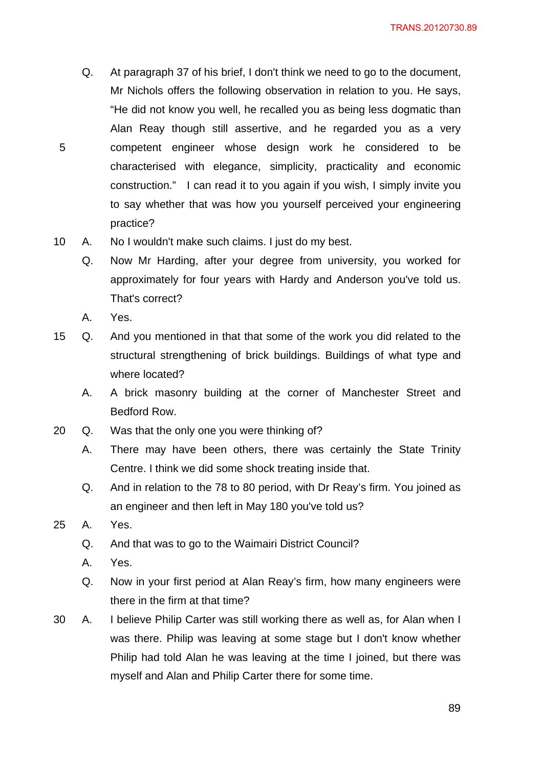Q. At paragraph 37 of his brief, I don't think we need to go to the document, Mr Nichols offers the following observation in relation to you. He says, "He did not know you well, he recalled you as being less dogmatic than Alan Reay though still assertive, and he regarded you as a very competent engineer whose design work he considered to be characterised with elegance, simplicity, practicality and economic construction." I can read it to you again if you wish, I simply invite you to say whether that was how you yourself perceived your engineering practice?

A. No I wouldn't make such claims. I just do my best.

Q. Now Mr Harding, after your degree from university, you worked for approximately for four years with Hardy and Anderson you've told us. That's correct?

A. Yes.

Q. And you mentioned in that that some of the work you did related to the structural strengthening of brick buildings. Buildings of what type and where located?

A. A brick masonry building at the corner of Manchester Street and Bedford Row.

Q. Was that the only one you were thinking of?

A. There may have been others, there was certainly the State Trinity Centre. I think we did some shock treating inside that.

Q. And in relation to the 78 to 80 period, with Dr Reay's firm. You joined as an engineer and then left in May 180 you've told us?

A. Yes.

Q. And that was to go to the Waimairi District Council?

A. Yes.

Q. Now in your first period at Alan Reay's firm, how many engineers were there in the firm at that time?

A. I believe Philip Carter was still working there as well as, for Alan when I was there. Philip was leaving at some stage but I don't know whether Philip had told Alan he was leaving at the time I joined, but there was myself and Alan and Philip Carter there for some time.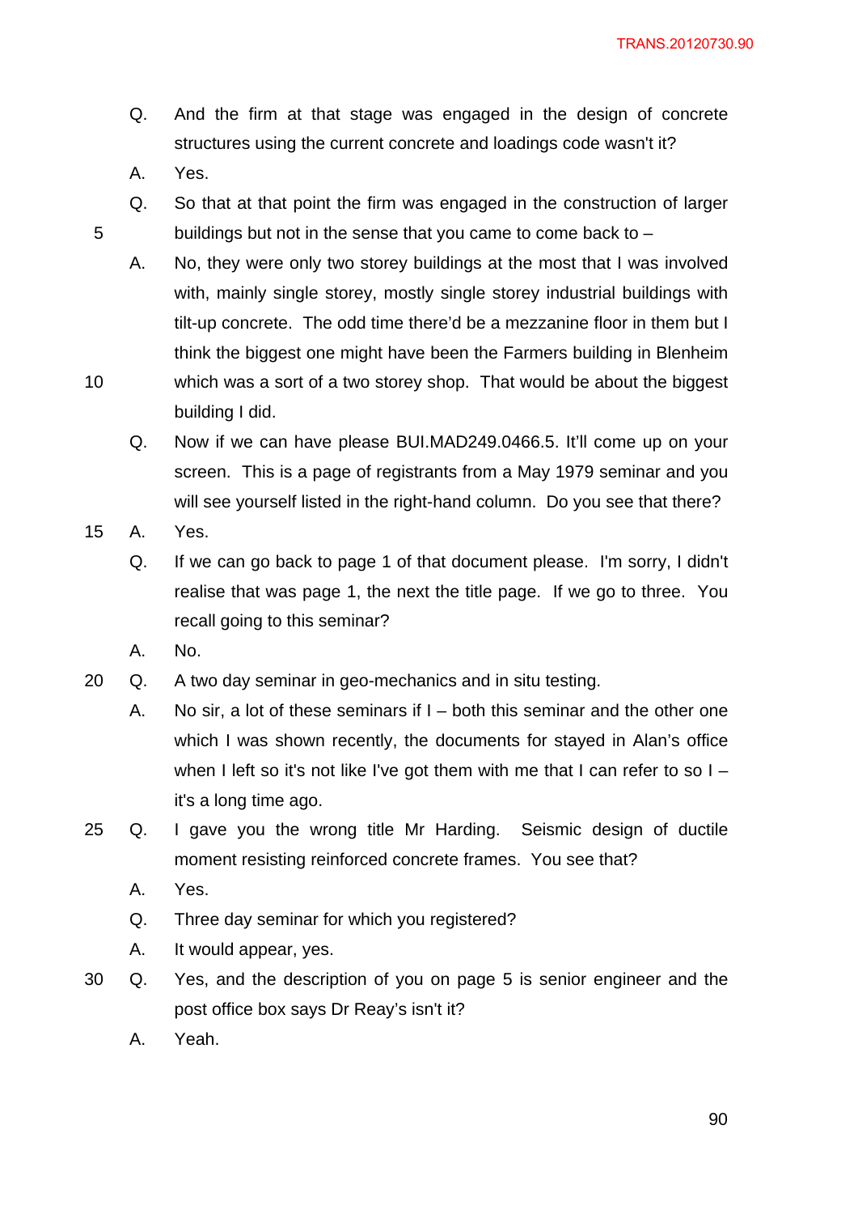Q. And the firm at that stage was engaged in the design of concrete structures using the current concrete and loadings code wasn't it?

A. Yes.

Q. So that at that point the firm was engaged in the construction of larger buildings but not in the sense that you came to come back to –

A. No, they were only two storey buildings at the most that I was involved with, mainly single storey, mostly single storey industrial buildings with tilt-up concrete. The odd time there'd be a mezzanine floor in them but I think the biggest one might have been the Farmers building in Blenheim which was a sort of a two storey shop. That would be about the biggest building I did.

Q. Now if we can have please BUI.MAD249.0466.5. It'll come up on your screen. This is a page of registrants from a May 1979 seminar and you will see yourself listed in the right-hand column. Do you see that there?

A. Yes.

Q. If we can go back to page 1 of that document please. I'm sorry, I didn't realise that was page 1, the next the title page. If we go to three. You recall going to this seminar?

A. No.

Q. A two day seminar in geo-mechanics and in situ testing.

A. No sir, a lot of these seminars if I – both this seminar and the other one which I was shown recently, the documents for stayed in Alan's office when I left so it's not like I've got them with me that I can refer to so I – it's a long time ago.

Q. I gave you the wrong title Mr Harding. Seismic design of ductile moment resisting reinforced concrete frames. You see that?

A. Yes.

Q. Three day seminar for which you registered?

A. It would appear, yes.

Q. Yes, and the description of you on page 5 is senior engineer and the post office box says Dr Reay's isn't it?

A. Yeah.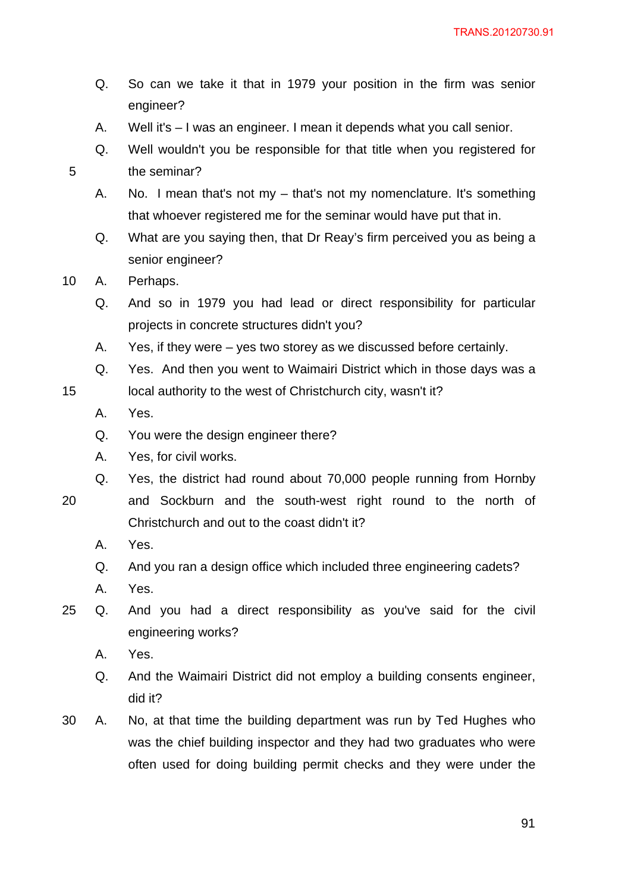Q. So can we take it that in 1979 your position in the firm was senior engineer?

A. Well it's – I was an engineer. I mean it depends what you call senior.

Q. Well wouldn't you be responsible for that title when you registered for the seminar?

A. No. I mean that's not my – that's not my nomenclature. It's something that whoever registered me for the seminar would have put that in.

Q. What are you saying then, that Dr Reay's firm perceived you as being a senior engineer?

A. Perhaps.

Q. And so in 1979 you had lead or direct responsibility for particular projects in concrete structures didn't you?

A. Yes, if they were – yes two storey as we discussed before certainly.

Q. Yes. And then you went to Waimairi District which in those days was a local authority to the west of Christchurch city, wasn't it?

A. Yes.

Q. You were the design engineer there?

A. Yes, for civil works.

Q. Yes, the district had round about 70,000 people running from Hornby and Sockburn and the south-west right round to the north of Christchurch and out to the coast didn't it?

A. Yes.

Q. And you ran a design office which included three engineering cadets?

A. Yes.

Q. And you had a direct responsibility as you've said for the civil engineering works?

A. Yes.

Q. And the Waimairi District did not employ a building consents engineer, did it?

A. No, at that time the building department was run by Ted Hughes who was the chief building inspector and they had two graduates who were often used for doing building permit checks and they were under the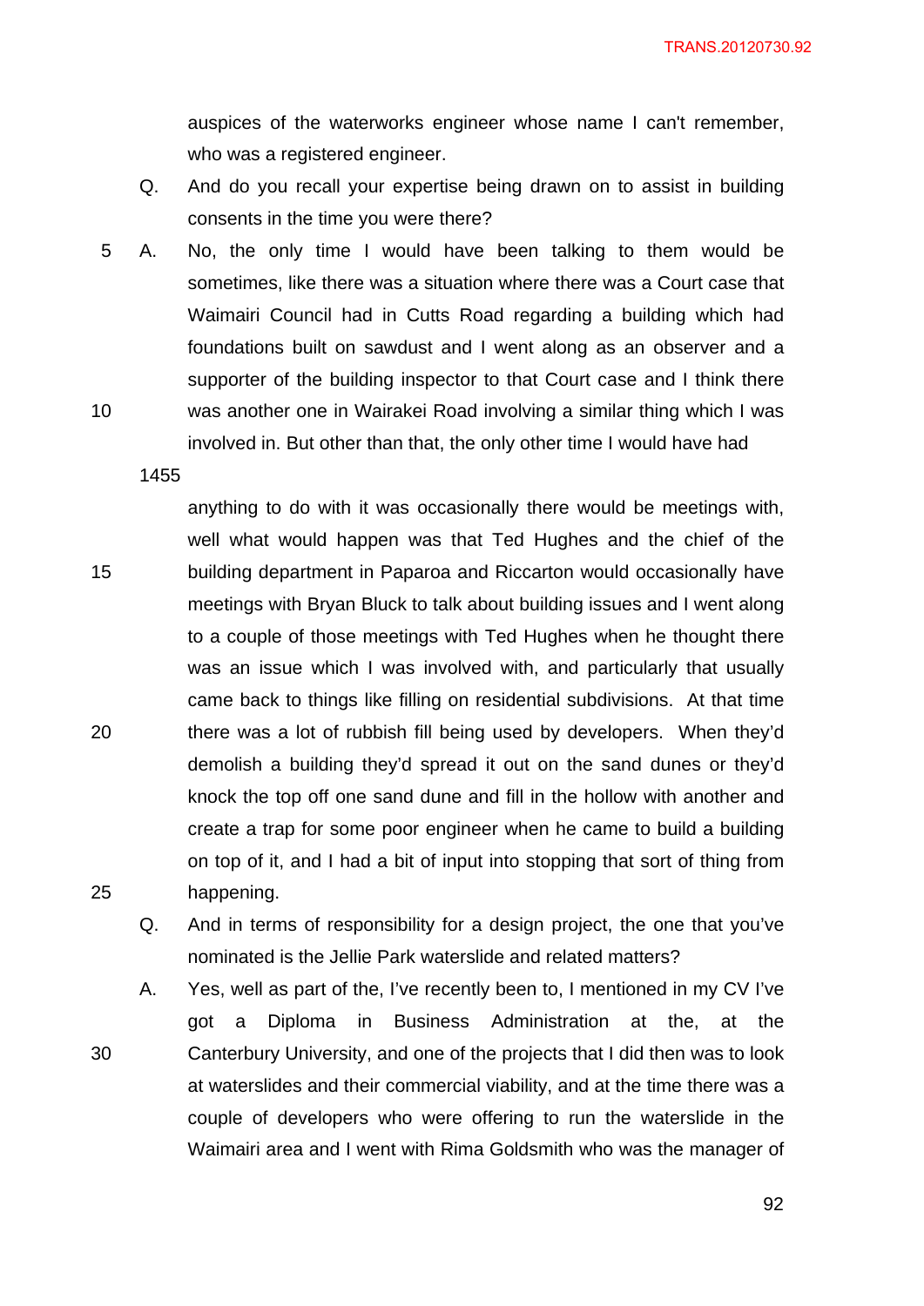auspices of the waterworks engineer whose name I can't remember, who was a registered engineer.

Q. And do you recall your expertise being drawn on to assist in building consents in the time you were there?

A. No, the only time I would have been talking to them would be sometimes, like there was a situation where there was a Court case that Waimairi Council had in Cutts Road regarding a building which had foundations built on sawdust and I went along as an observer and a supporter of the building inspector to that Court case and I think there was another one in Wairakei Road involving a similar thing which I was involved in. But other than that, the only other time I would have had

1455

anything to do with it was occasionally there would be meetings with, well what would happen was that Ted Hughes and the chief of the building department in Paparoa and Riccarton would occasionally have meetings with Bryan Bluck to talk about building issues and I went along to a couple of those meetings with Ted Hughes when he thought there was an issue which I was involved with, and particularly that usually came back to things like filling on residential subdivisions. At that time there was a lot of rubbish fill being used by developers. When they'd demolish a building they'd spread it out on the sand dunes or they'd knock the top off one sand dune and fill in the hollow with another and create a trap for some poor engineer when he came to build a building on top of it, and I had a bit of input into stopping that sort of thing from happening.

Q. And in terms of responsibility for a design project, the one that you've nominated is the Jellie Park waterslide and related matters?

A. Yes, well as part of the, I've recently been to, I mentioned in my CV I've got a Diploma in Business Administration at the, at the Canterbury University, and one of the projects that I did then was to look at waterslides and their commercial viability, and at the time there was a couple of developers who were offering to run the waterslide in the Waimairi area and I went with Rima Goldsmith who was the manager of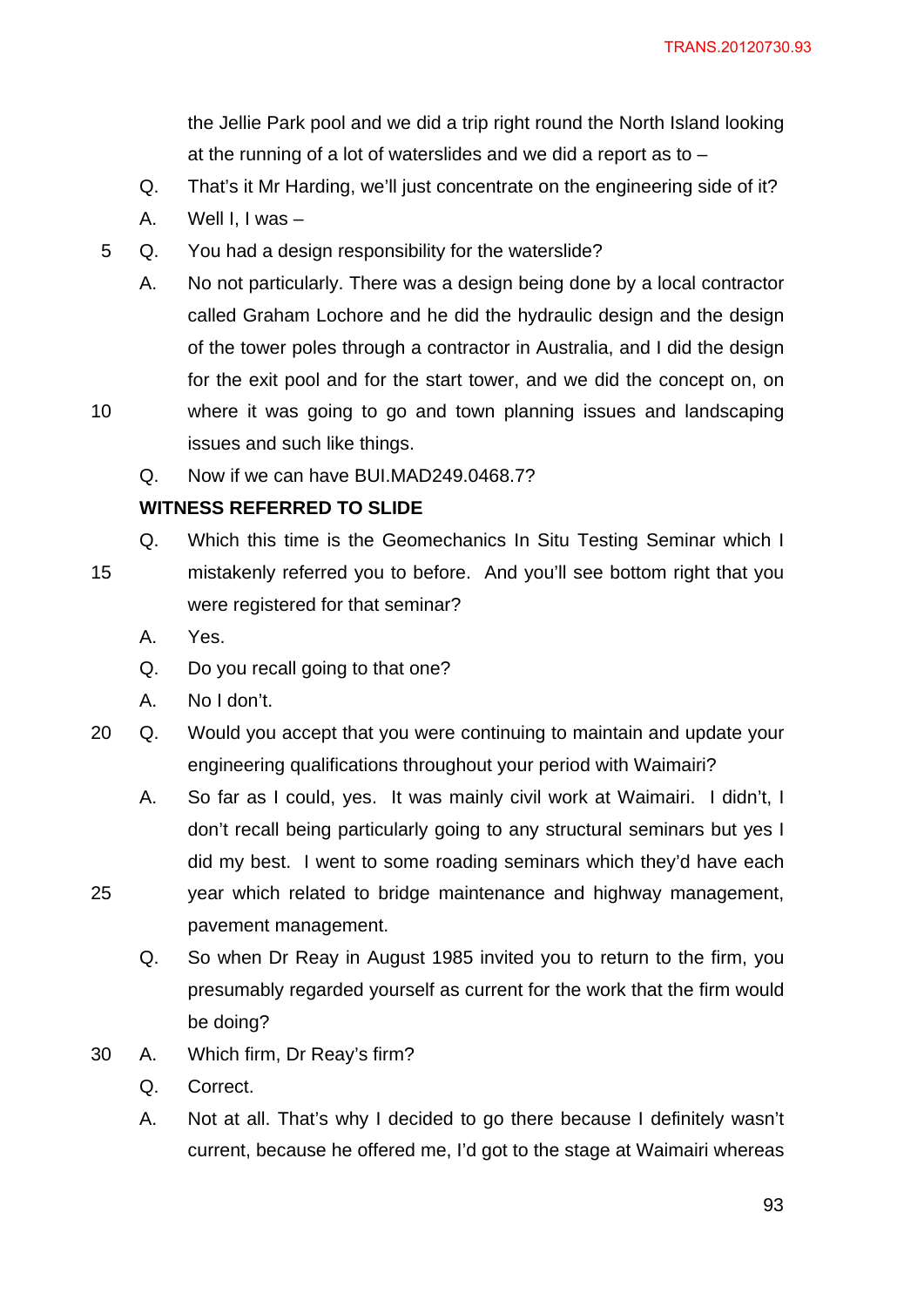the Jellie Park pool and we did a trip right round the North Island looking at the running of a lot of waterslides and we did a report as to –

Q. That's it Mr Harding, we'll just concentrate on the engineering side of it?

A. Well I, I was –

Q. You had a design responsibility for the waterslide?

A. No not particularly. There was a design being done by a local contractor called Graham Lochore and he did the hydraulic design and the design of the tower poles through a contractor in Australia, and I did the design for the exit pool and for the start tower, and we did the concept on, on where it was going to go and town planning issues and landscaping issues and such like things.

Q. Now if we can have BUI.MAD249.0468.7?

**WITNESS REFERRED TO SLIDE**

Q. Which this time is the Geomechanics In Situ Testing Seminar which I mistakenly referred you to before. And you'll see bottom right that you were registered for that seminar?

A. Yes.

Q. Do you recall going to that one?

A. No I don't.

Q. Would you accept that you were continuing to maintain and update your engineering qualifications throughout your period with Waimairi?

A. So far as I could, yes. It was mainly civil work at Waimairi. I didn't, I don't recall being particularly going to any structural seminars but yes I did my best. I went to some roading seminars which they'd have each year which related to bridge maintenance and highway management, pavement management.

Q. So when Dr Reay in August 1985 invited you to return to the firm, you presumably regarded yourself as current for the work that the firm would be doing?

A. Which firm, Dr Reay's firm?

Q. Correct.

A. Not at all. That's why I decided to go there because I definitely wasn't current, because he offered me, I'd got to the stage at Waimairi whereas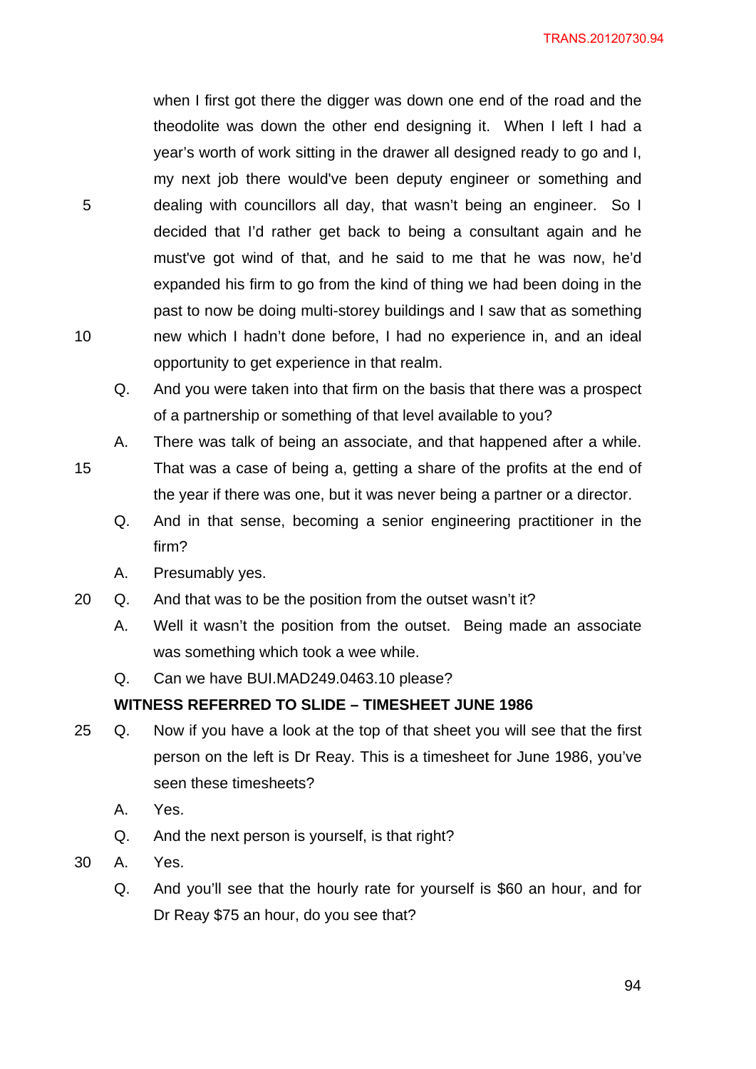when I first got there the digger was down one end of the road and the theodolite was down the other end designing it. When I left I had a year's worth of work sitting in the drawer all designed ready to go and I, my next job there would've been deputy engineer or something and dealing with councillors all day, that wasn't being an engineer. So I decided that I'd rather get back to being a consultant again and he must've got wind of that, and he said to me that he was now, he'd expanded his firm to go from the kind of thing we had been doing in the past to now be doing multi-storey buildings and I saw that as something new which I hadn't done before, I had no experience in, and an ideal opportunity to get experience in that realm.

Q. And you were taken into that firm on the basis that there was a prospect of a partnership or something of that level available to you?

A. There was talk of being an associate, and that happened after a while. That was a case of being a, getting a share of the profits at the end of the year if there was one, but it was never being a partner or a director.

Q. And in that sense, becoming a senior engineering practitioner in the firm?

A. Presumably yes.

Q. And that was to be the position from the outset wasn't it?

A. Well it wasn't the position from the outset. Being made an associate was something which took a wee while.

Q. Can we have BUI.MAD249.0463.10 please?

**WITNESS REFERRED TO SLIDE – TIMESHEET JUNE 1986**

Q. Now if you have a look at the top of that sheet you will see that the first person on the left is Dr Reay. This is a timesheet for June 1986, you've seen these timesheets?

A. Yes.

Q. And the next person is yourself, is that right?

A. Yes.

Q. And you'll see that the hourly rate for yourself is $60 an hour, and for Dr Reay $75 an hour, do you see that?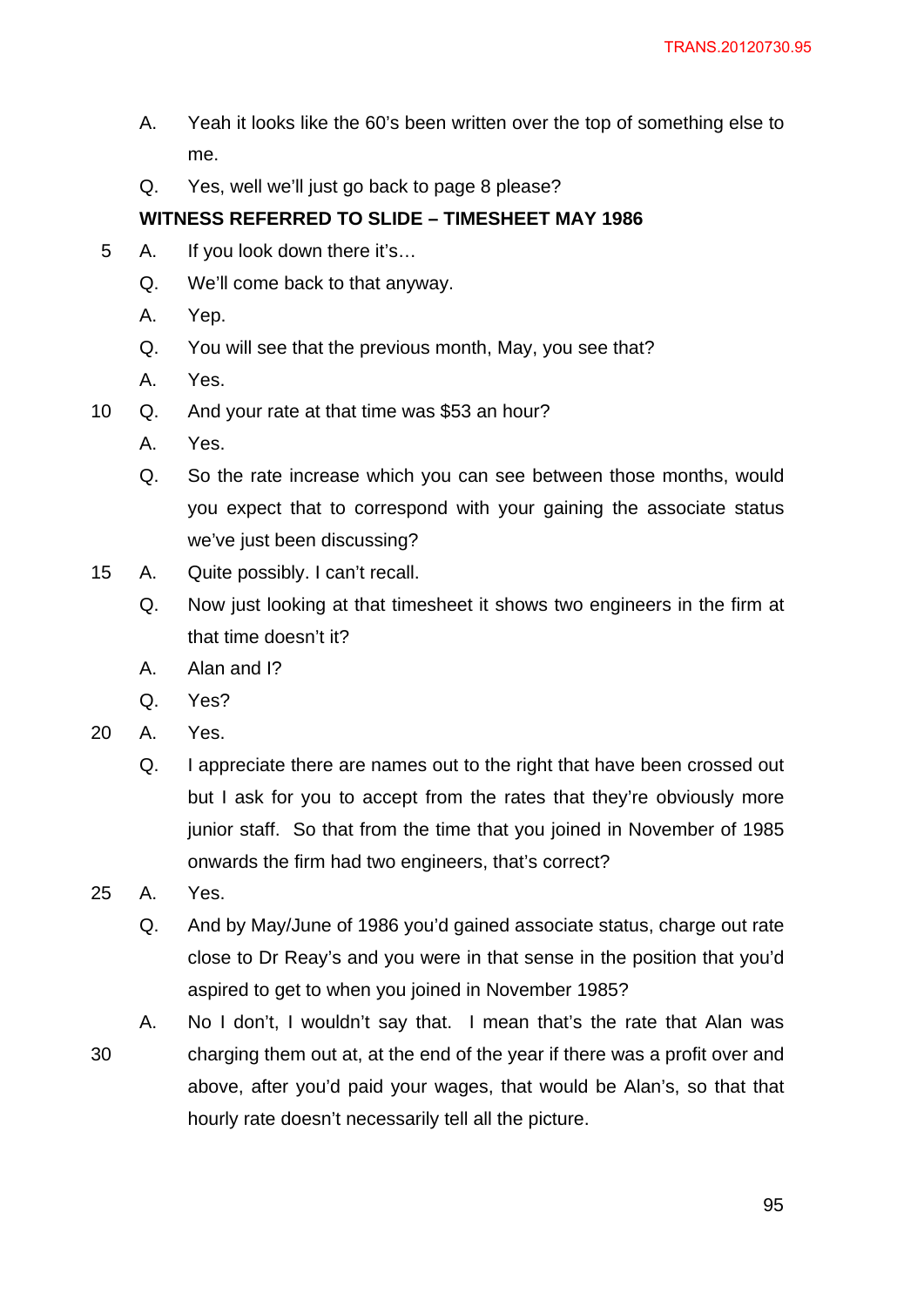A. Yeah it looks like the 60's been written over the top of something else to me.

Q. Yes, well we'll just go back to page 8 please?

**WITNESS REFERRED TO SLIDE – TIMESHEET MAY 1986**

A. If you look down there it's…

Q. We'll come back to that anyway.

A. Yep.

Q. You will see that the previous month, May, you see that?

A. Yes.

Q. And your rate at that time was $53 an hour?

A. Yes.

Q. So the rate increase which you can see between those months, would you expect that to correspond with your gaining the associate status we've just been discussing?

A. Quite possibly. I can't recall.

Q. Now just looking at that timesheet it shows two engineers in the firm at that time doesn't it?

A. Alan and I?

Q. Yes?

A. Yes.

Q. I appreciate there are names out to the right that have been crossed out but I ask for you to accept from the rates that they're obviously more junior staff. So that from the time that you joined in November of 1985 onwards the firm had two engineers, that's correct?

A. Yes.

Q. And by May/June of 1986 you'd gained associate status, charge out rate close to Dr Reay's and you were in that sense in the position that you'd aspired to get to when you joined in November 1985?

A. No I don't, I wouldn't say that. I mean that's the rate that Alan was charging them out at, at the end of the year if there was a profit over and above, after you'd paid your wages, that would be Alan's, so that that hourly rate doesn't necessarily tell all the picture.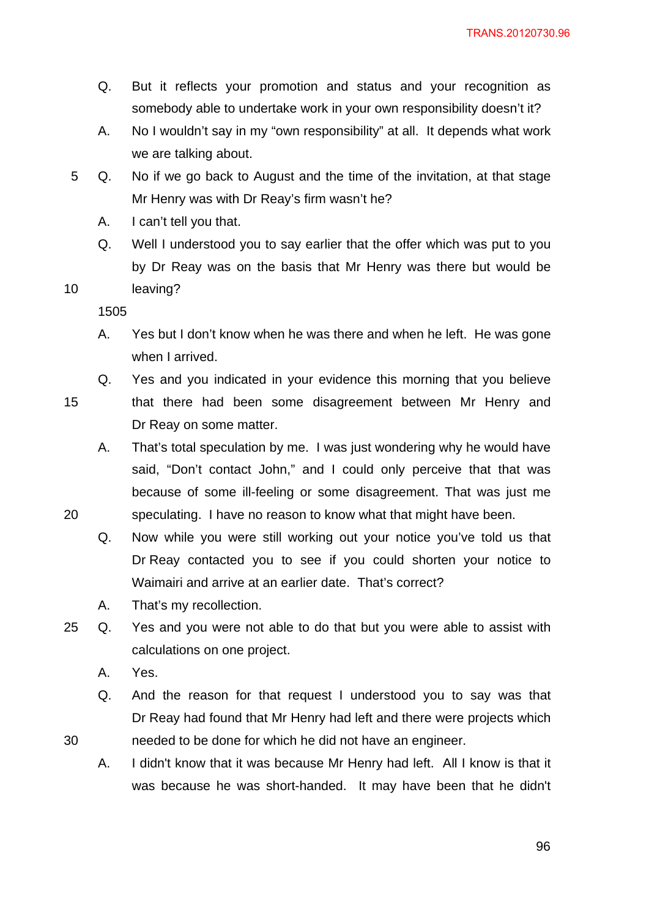Q. But it reflects your promotion and status and your recognition as somebody able to undertake work in your own responsibility doesn't it?

A. No I wouldn't say in my "own responsibility" at all. It depends what work we are talking about.

Q. No if we go back to August and the time of the invitation, at that stage Mr Henry was with Dr Reay's firm wasn't he?

A. I can't tell you that.

Q. Well I understood you to say earlier that the offer which was put to you by Dr Reay was on the basis that Mr Henry was there but would be leaving?

1505

A. Yes but I don't know when he was there and when he left. He was gone when I arrived.

Q. Yes and you indicated in your evidence this morning that you believe that there had been some disagreement between Mr Henry and Dr Reay on some matter.

A. That's total speculation by me. I was just wondering why he would have said, "Don't contact John," and I could only perceive that that was because of some ill-feeling or some disagreement. That was just me speculating. I have no reason to know what that might have been.

Q. Now while you were still working out your notice you've told us that Dr Reay contacted you to see if you could shorten your notice to Waimairi and arrive at an earlier date. That's correct?

A. That's my recollection.

Q. Yes and you were not able to do that but you were able to assist with calculations on one project.

A. Yes.

Q. And the reason for that request I understood you to say was that Dr Reay had found that Mr Henry had left and there were projects which needed to be done for which he did not have an engineer.

A. I didn't know that it was because Mr Henry had left. All I know is that it was because he was short-handed. It may have been that he didn't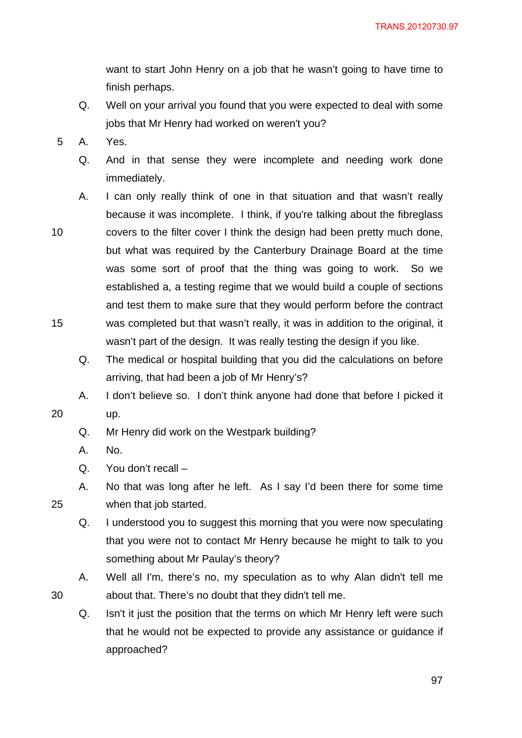want to start John Henry on a job that he wasn't going to have time to finish perhaps.

Q. Well on your arrival you found that you were expected to deal with some jobs that Mr Henry had worked on weren't you?

A. Yes.

Q. And in that sense they were incomplete and needing work done immediately.

A. I can only really think of one in that situation and that wasn't really because it was incomplete. I think, if you're talking about the fibreglass covers to the filter cover I think the design had been pretty much done, but what was required by the Canterbury Drainage Board at the time was some sort of proof that the thing was going to work. So we established a, a testing regime that we would build a couple of sections and test them to make sure that they would perform before the contract was completed but that wasn't really, it was in addition to the original, it wasn't part of the design. It was really testing the design if you like.

Q. The medical or hospital building that you did the calculations on before arriving, that had been a job of Mr Henry's?

A. I don't believe so. I don't think anyone had done that before I picked it up.

Q. Mr Henry did work on the Westpark building?

A. No.

Q. You don't recall –

A. No that was long after he left. As I say I'd been there for some time when that job started.

Q. I understood you to suggest this morning that you were now speculating that you were not to contact Mr Henry because he might to talk to you something about Mr Paulay's theory?

A. Well all I'm, there's no, my speculation as to why Alan didn't tell me about that. There's no doubt that they didn't tell me.

Q. Isn't it just the position that the terms on which Mr Henry left were such that he would not be expected to provide any assistance or guidance if approached?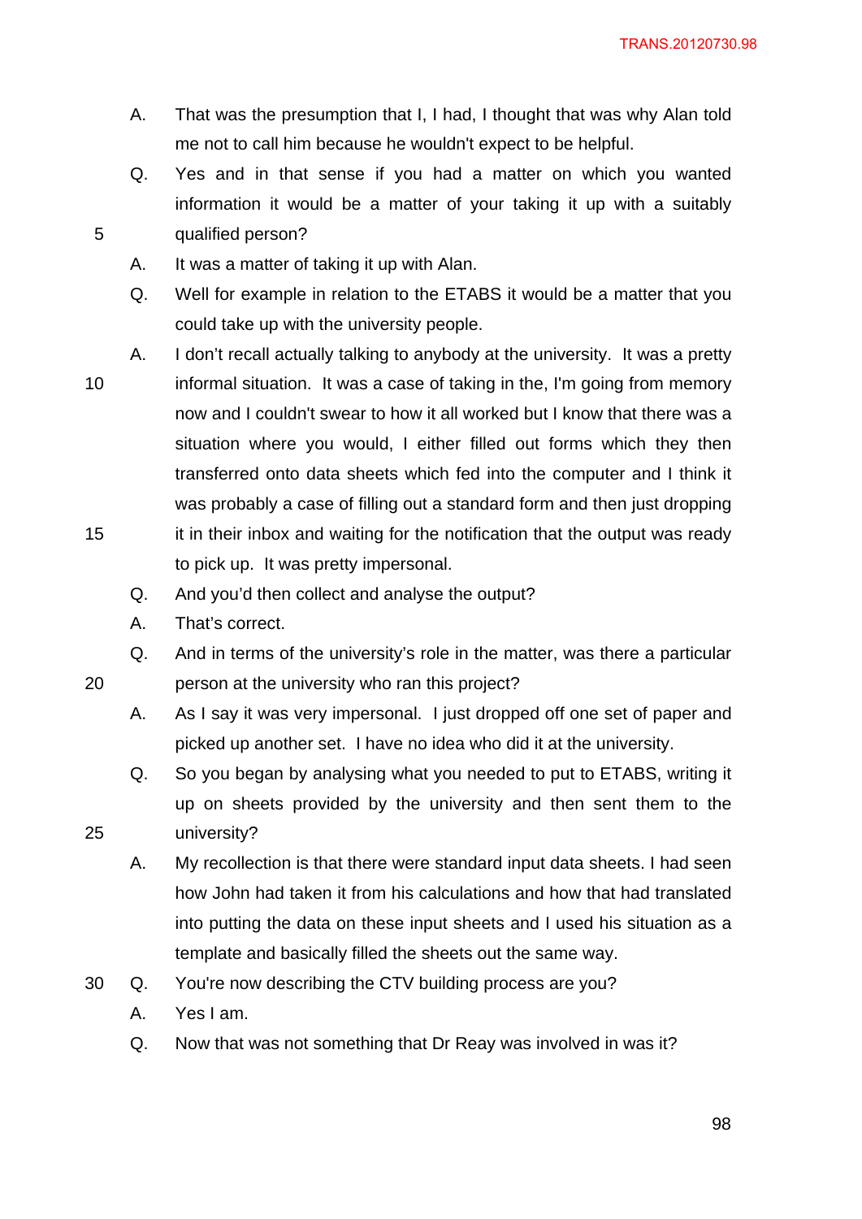A. That was the presumption that I, I had, I thought that was why Alan told me not to call him because he wouldn't expect to be helpful.

Q. Yes and in that sense if you had a matter on which you wanted information it would be a matter of your taking it up with a suitably qualified person?

A. It was a matter of taking it up with Alan.

Q. Well for example in relation to the ETABS it would be a matter that you could take up with the university people.

A. I don't recall actually talking to anybody at the university. It was a pretty informal situation. It was a case of taking in the, I'm going from memory now and I couldn't swear to how it all worked but I know that there was a situation where you would, I either filled out forms which they then transferred onto data sheets which fed into the computer and I think it was probably a case of filling out a standard form and then just dropping it in their inbox and waiting for the notification that the output was ready to pick up. It was pretty impersonal.

Q. And you'd then collect and analyse the output?

A. That's correct.

Q. And in terms of the university's role in the matter, was there a particular person at the university who ran this project?

A. As I say it was very impersonal. I just dropped off one set of paper and picked up another set. I have no idea who did it at the university.

Q. So you began by analysing what you needed to put to ETABS, writing it up on sheets provided by the university and then sent them to the university?

A. My recollection is that there were standard input data sheets. I had seen how John had taken it from his calculations and how that had translated into putting the data on these input sheets and I used his situation as a template and basically filled the sheets out the same way.

Q. You're now describing the CTV building process are you?

A. Yes I am.

Q. Now that was not something that Dr Reay was involved in was it?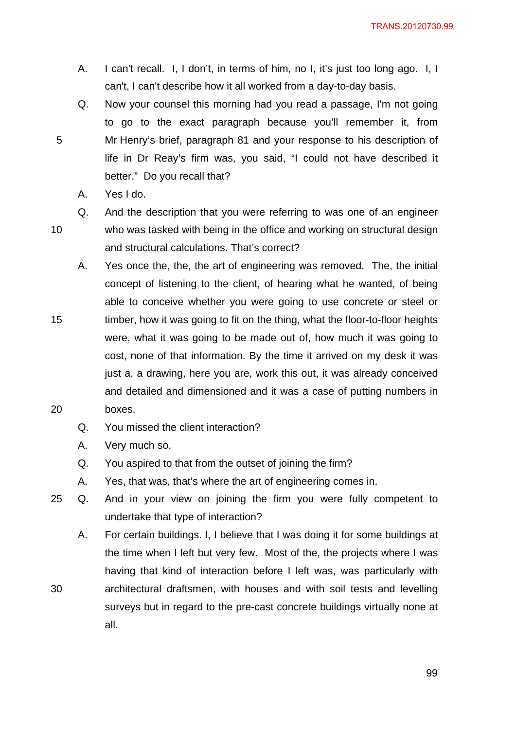A. I can't recall. I, I don't, in terms of him, no I, it's just too long ago. I, I can't, I can't describe how it all worked from a day-to-day basis.

Q. Now your counsel this morning had you read a passage, I'm not going to go to the exact paragraph because you'll remember it, from Mr Henry's brief, paragraph 81 and your response to his description of life in Dr Reay's firm was, you said, "I could not have described it better." Do you recall that?

A. Yes I do.

Q. And the description that you were referring to was one of an engineer who was tasked with being in the office and working on structural design and structural calculations. That's correct?

A. Yes once the, the, the art of engineering was removed. The, the initial concept of listening to the client, of hearing what he wanted, of being able to conceive whether you were going to use concrete or steel or timber, how it was going to fit on the thing, what the floor-to-floor heights were, what it was going to be made out of, how much it was going to cost, none of that information. By the time it arrived on my desk it was just a, a drawing, here you are, work this out, it was already conceived and detailed and dimensioned and it was a case of putting numbers in boxes.

Q. You missed the client interaction?

A. Very much so.

Q. You aspired to that from the outset of joining the firm?

A. Yes, that was, that's where the art of engineering comes in.

Q. And in your view on joining the firm you were fully competent to undertake that type of interaction?

A. For certain buildings. I, I believe that I was doing it for some buildings at the time when I left but very few. Most of the, the projects where I was having that kind of interaction before I left was, was particularly with architectural draftsmen, with houses and with soil tests and levelling surveys but in regard to the pre-cast concrete buildings virtually none at all.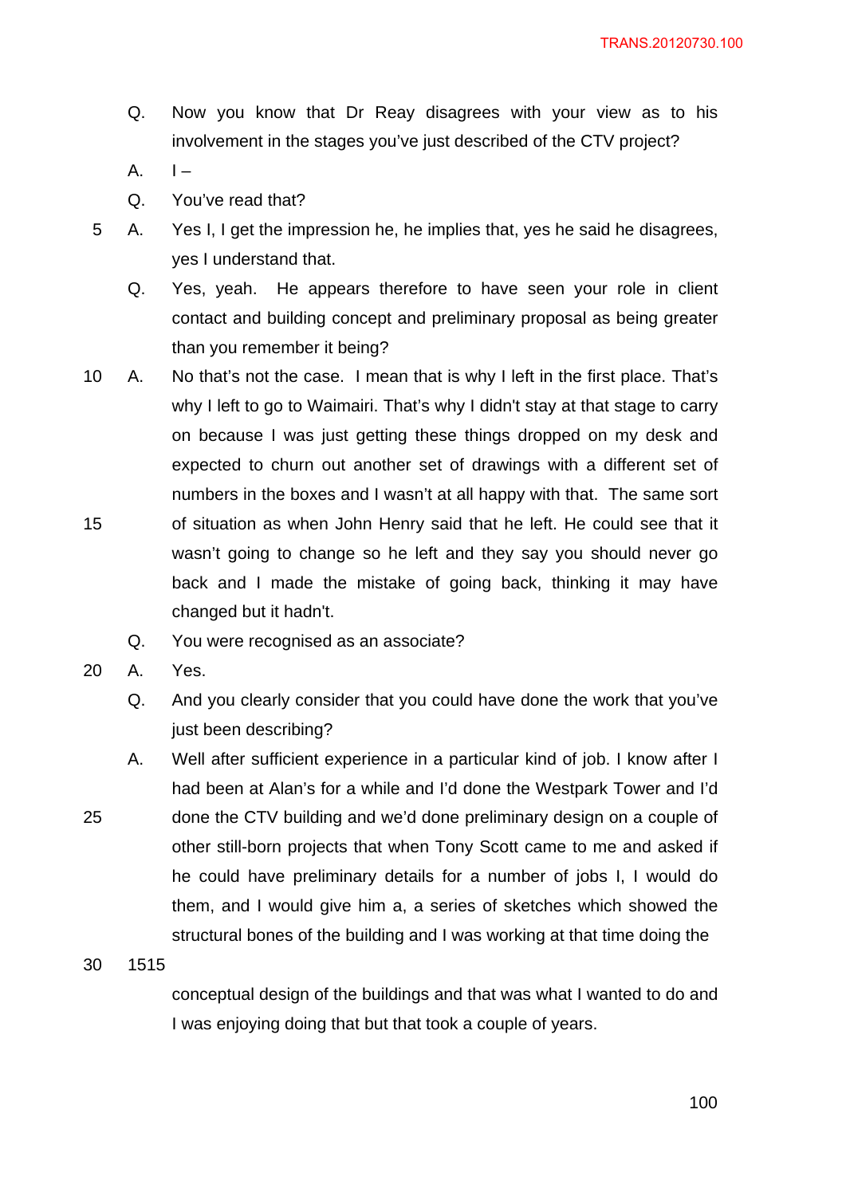Q. Now you know that Dr Reay disagrees with your view as to his involvement in the stages you've just described of the CTV project?

A. I –

Q. You've read that?

A. Yes I, I get the impression he, he implies that, yes he said he disagrees, yes I understand that.

Q. Yes, yeah. He appears therefore to have seen your role in client contact and building concept and preliminary proposal as being greater than you remember it being?

A. No that's not the case. I mean that is why I left in the first place. That's why I left to go to Waimairi. That's why I didn't stay at that stage to carry on because I was just getting these things dropped on my desk and expected to churn out another set of drawings with a different set of numbers in the boxes and I wasn't at all happy with that. The same sort of situation as when John Henry said that he left. He could see that it wasn't going to change so he left and they say you should never go back and I made the mistake of going back, thinking it may have changed but it hadn't.

Q. You were recognised as an associate?

A. Yes.

Q. And you clearly consider that you could have done the work that you've just been describing?

A. Well after sufficient experience in a particular kind of job. I know after I had been at Alan's for a while and I'd done the Westpark Tower and I'd done the CTV building and we'd done preliminary design on a couple of other still-born projects that when Tony Scott came to me and asked if he could have preliminary details for a number of jobs I, I would do them, and I would give him a, a series of sketches which showed the structural bones of the building and I was working at that time doing the

1515

conceptual design of the buildings and that was what I wanted to do and I was enjoying doing that but that took a couple of years.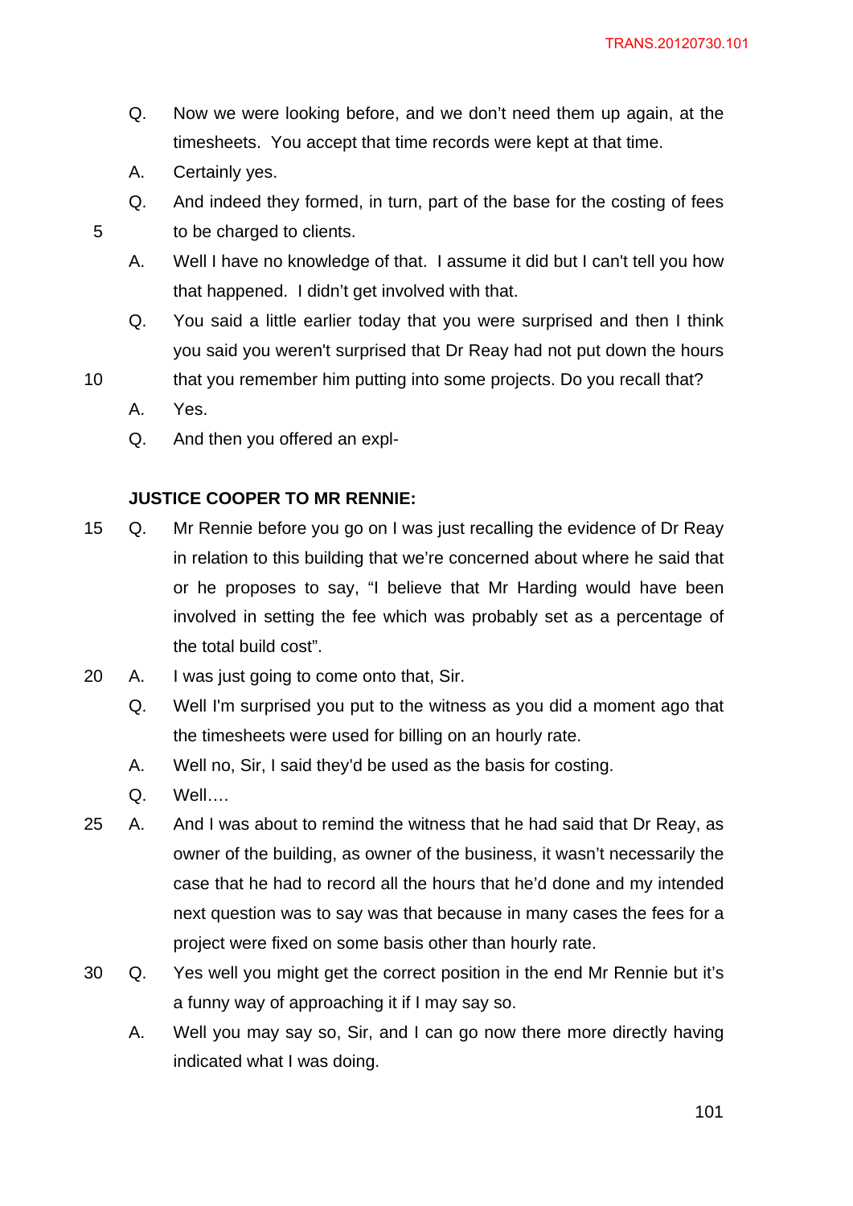Q. Now we were looking before, and we don't need them up again, at the timesheets. You accept that time records were kept at that time.

A. Certainly yes.

Q. And indeed they formed, in turn, part of the base for the costing of fees to be charged to clients.

A. Well I have no knowledge of that. I assume it did but I can't tell you how that happened. I didn't get involved with that.

Q. You said a little earlier today that you were surprised and then I think you said you weren't surprised that Dr Reay had not put down the hours that you remember him putting into some projects. Do you recall that?

A. Yes.

Q. And then you offered an expl-

**JUSTICE COOPER TO MR RENNIE:**

Q. Mr Rennie before you go on I was just recalling the evidence of Dr Reay in relation to this building that we're concerned about where he said that or he proposes to say, "I believe that Mr Harding would have been involved in setting the fee which was probably set as a percentage of the total build cost".

A. I was just going to come onto that, Sir.

Q. Well I'm surprised you put to the witness as you did a moment ago that the timesheets were used for billing on an hourly rate.

A. Well no, Sir, I said they'd be used as the basis for costing.

Q. Well….

A. And I was about to remind the witness that he had said that Dr Reay, as owner of the building, as owner of the business, it wasn't necessarily the case that he had to record all the hours that he'd done and my intended next question was to say was that because in many cases the fees for a project were fixed on some basis other than hourly rate.

Q. Yes well you might get the correct position in the end Mr Rennie but it's a funny way of approaching it if I may say so.

A. Well you may say so, Sir, and I can go now there more directly having indicated what I was doing.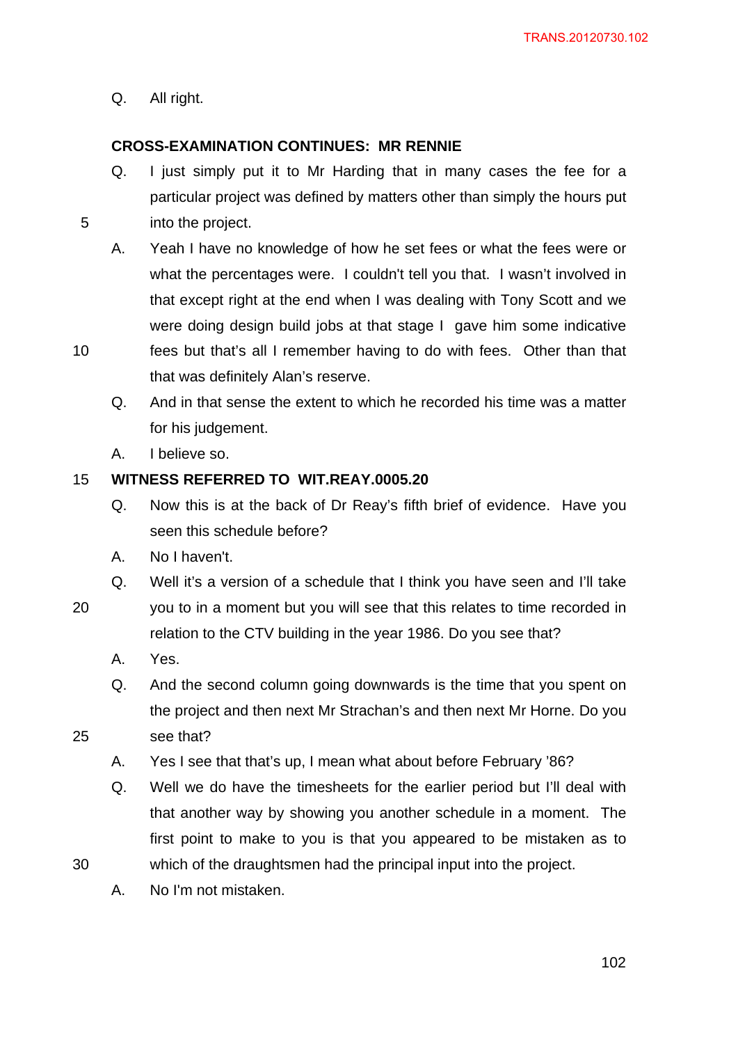Q. All right.

**CROSS-EXAMINATION CONTINUES: MR RENNIE**

Q. I just simply put it to Mr Harding that in many cases the fee for a particular project was defined by matters other than simply the hours put into the project.

A. Yeah I have no knowledge of how he set fees or what the fees were or what the percentages were. I couldn't tell you that. I wasn't involved in that except right at the end when I was dealing with Tony Scott and we were doing design build jobs at that stage I gave him some indicative fees but that's all I remember having to do with fees. Other than that that was definitely Alan's reserve.

Q. And in that sense the extent to which he recorded his time was a matter for his judgement.

A. I believe so.

**WITNESS REFERRED TO WIT.REAY.0005.20**

Q. Now this is at the back of Dr Reay's fifth brief of evidence. Have you seen this schedule before?

A. No I haven't.

Q. Well it's a version of a schedule that I think you have seen and I'll take you to in a moment but you will see that this relates to time recorded in relation to the CTV building in the year 1986. Do you see that?

A. Yes.

Q. And the second column going downwards is the time that you spent on the project and then next Mr Strachan's and then next Mr Horne. Do you see that?

A. Yes I see that that's up, I mean what about before February '86?

Q. Well we do have the timesheets for the earlier period but I'll deal with that another way by showing you another schedule in a moment. The first point to make to you is that you appeared to be mistaken as to which of the draughtsmen had the principal input into the project.

A. No I'm not mistaken.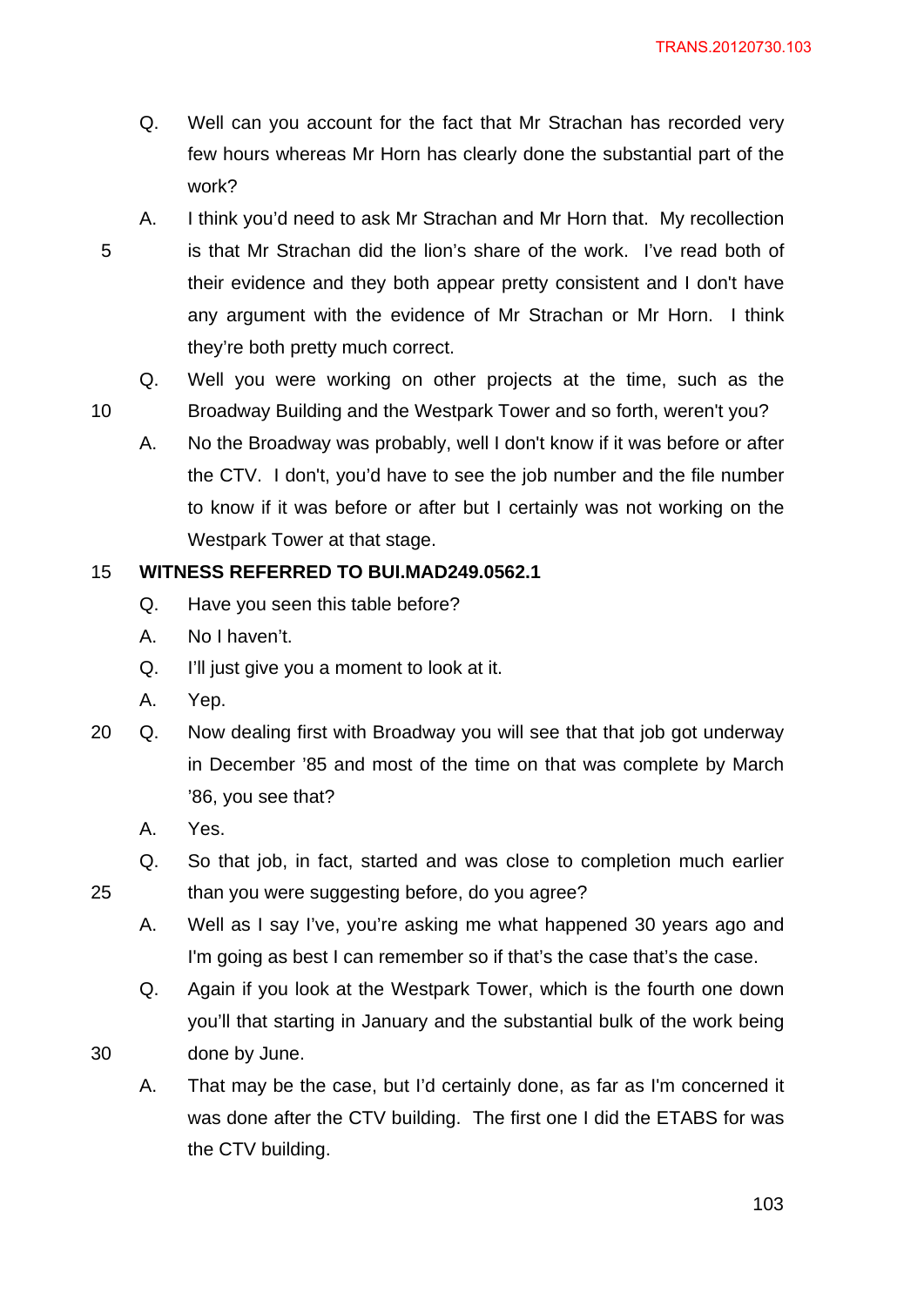Q. Well can you account for the fact that Mr Strachan has recorded very few hours whereas Mr Horn has clearly done the substantial part of the work?

A. I think you'd need to ask Mr Strachan and Mr Horn that. My recollection is that Mr Strachan did the lion's share of the work. I've read both of their evidence and they both appear pretty consistent and I don't have any argument with the evidence of Mr Strachan or Mr Horn. I think they're both pretty much correct.

Q. Well you were working on other projects at the time, such as the Broadway Building and the Westpark Tower and so forth, weren't you?

A. No the Broadway was probably, well I don't know if it was before or after the CTV. I don't, you'd have to see the job number and the file number to know if it was before or after but I certainly was not working on the Westpark Tower at that stage.

**WITNESS REFERRED TO BUI.MAD249.0562.1**

Q. Have you seen this table before?

A. No I haven't.

Q. I'll just give you a moment to look at it.

A. Yep.

Q. Now dealing first with Broadway you will see that that job got underway in December '85 and most of the time on that was complete by March '86, you see that?

A. Yes.

Q. So that job, in fact, started and was close to completion much earlier than you were suggesting before, do you agree?

A. Well as I say I've, you're asking me what happened 30 years ago and I'm going as best I can remember so if that's the case that's the case.

Q. Again if you look at the Westpark Tower, which is the fourth one down you'll that starting in January and the substantial bulk of the work being done by June.

A. That may be the case, but I'd certainly done, as far as I'm concerned it was done after the CTV building. The first one I did the ETABS for was the CTV building.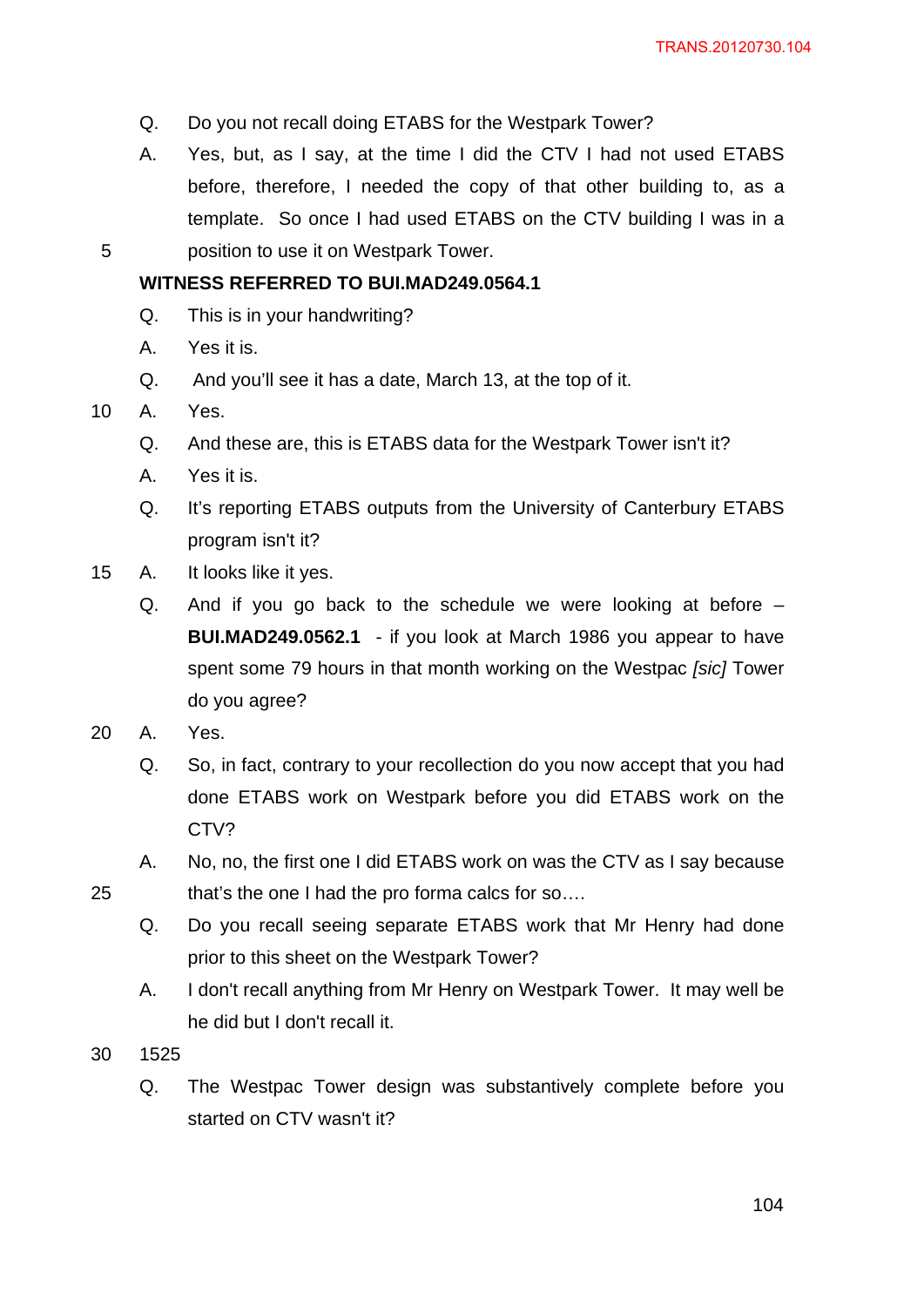Q. Do you not recall doing ETABS for the Westpark Tower?

A. Yes, but, as I say, at the time I did the CTV I had not used ETABS before, therefore, I needed the copy of that other building to, as a template. So once I had used ETABS on the CTV building I was in a position to use it on Westpark Tower.

**WITNESS REFERRED TO BUI.MAD249.0564.1**

Q. This is in your handwriting?

A. Yes it is.

Q. And you'll see it has a date, March 13, at the top of it.

A. Yes.

Q. And these are, this is ETABS data for the Westpark Tower isn't it?

A. Yes it is.

Q. It's reporting ETABS outputs from the University of Canterbury ETABS program isn't it?

A. It looks like it yes.

Q. And if you go back to the schedule we were looking at before – **BUI.MAD249.0562.1** - if you look at March 1986 you appear to have spent some 79 hours in that month working on the Westpac *[sic]* Tower do you agree?

A. Yes.

Q. So, in fact, contrary to your recollection do you now accept that you had done ETABS work on Westpark before you did ETABS work on the CTV?

A. No, no, the first one I did ETABS work on was the CTV as I say because that's the one I had the pro forma calcs for so….

Q. Do you recall seeing separate ETABS work that Mr Henry had done prior to this sheet on the Westpark Tower?

A. I don't recall anything from Mr Henry on Westpark Tower. It may well be he did but I don't recall it.

1525

Q. The Westpac Tower design was substantively complete before you started on CTV wasn't it?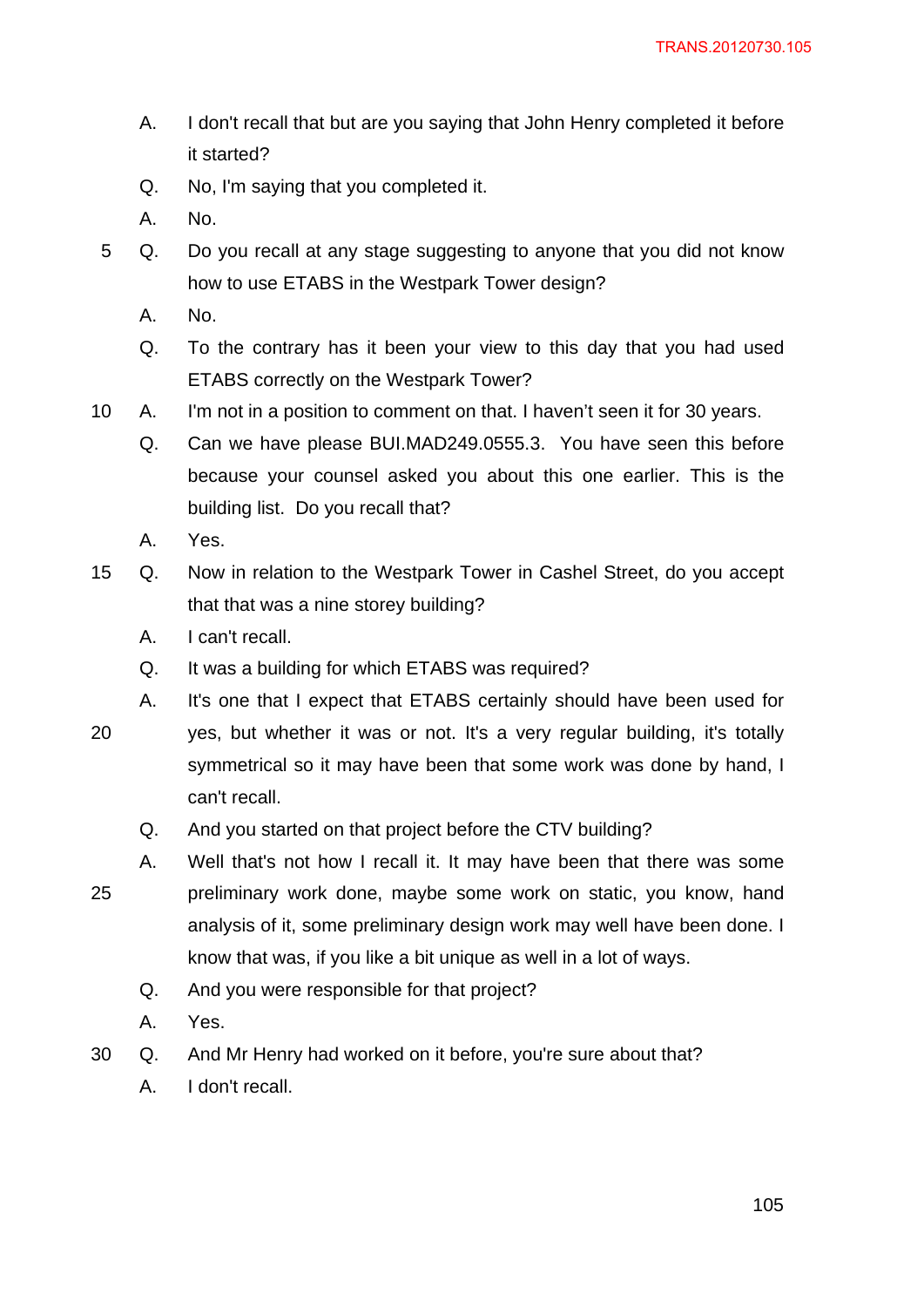A. I don't recall that but are you saying that John Henry completed it before it started?

Q. No, I'm saying that you completed it.

A. No.

Q. Do you recall at any stage suggesting to anyone that you did not know how to use ETABS in the Westpark Tower design?

A. No.

Q. To the contrary has it been your view to this day that you had used ETABS correctly on the Westpark Tower?

A. I'm not in a position to comment on that. I haven't seen it for 30 years.

Q. Can we have please BUI.MAD249.0555.3. You have seen this before because your counsel asked you about this one earlier. This is the building list. Do you recall that?

A. Yes.

Q. Now in relation to the Westpark Tower in Cashel Street, do you accept that that was a nine storey building?

A. I can't recall.

Q. It was a building for which ETABS was required?

A. It's one that I expect that ETABS certainly should have been used for yes, but whether it was or not. It's a very regular building, it's totally symmetrical so it may have been that some work was done by hand, I can't recall.

Q. And you started on that project before the CTV building?

A. Well that's not how I recall it. It may have been that there was some preliminary work done, maybe some work on static, you know, hand analysis of it, some preliminary design work may well have been done. I know that was, if you like a bit unique as well in a lot of ways.

Q. And you were responsible for that project?

A. Yes.

Q. And Mr Henry had worked on it before, you're sure about that?

A. I don't recall.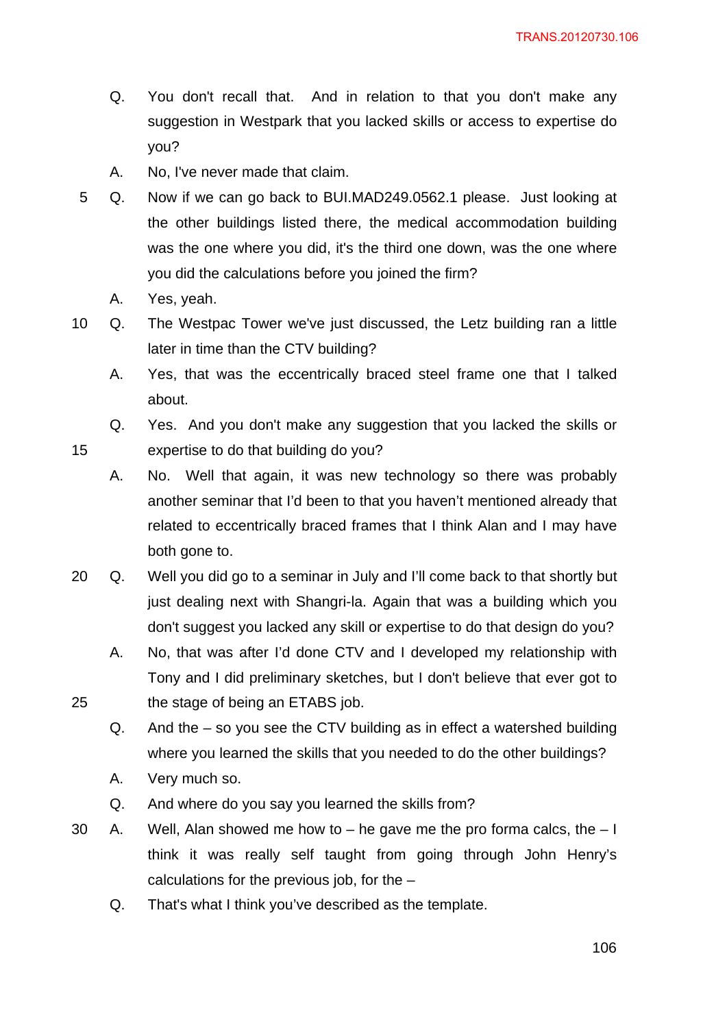Q. You don't recall that. And in relation to that you don't make any suggestion in Westpark that you lacked skills or access to expertise do you?

A. No, I've never made that claim.

5 Q. Now if we can go back to BUI.MAD249.0562.1 please. Just looking at the other buildings listed there, the medical accommodation building was the one where you did, it's the third one down, was the one where you did the calculations before you joined the firm?

A. Yes, yeah.

10 Q. The Westpac Tower we've just discussed, the Letz building ran a little later in time than the CTV building?

A. Yes, that was the eccentrically braced steel frame one that I talked about.

Q. Yes. And you don't make any suggestion that you lacked the skills or

15 expertise to do that building do you?

A. No. Well that again, it was new technology so there was probably another seminar that I'd been to that you haven't mentioned already that related to eccentrically braced frames that I think Alan and I may have both gone to.

20 Q. Well you did go to a seminar in July and I'll come back to that shortly but just dealing next with Shangri-la. Again that was a building which you don't suggest you lacked any skill or expertise to do that design do you?

A. No, that was after I'd done CTV and I developed my relationship with Tony and I did preliminary sketches, but I don't believe that ever got to

25 the stage of being an ETABS job.

Q. And the – so you see the CTV building as in effect a watershed building where you learned the skills that you needed to do the other buildings?

A. Very much so.

Q. And where do you say you learned the skills from?

30 A. Well, Alan showed me how to – he gave me the pro forma calcs, the – I think it was really self taught from going through John Henry's calculations for the previous job, for the –

Q. That's what I think you've described as the template.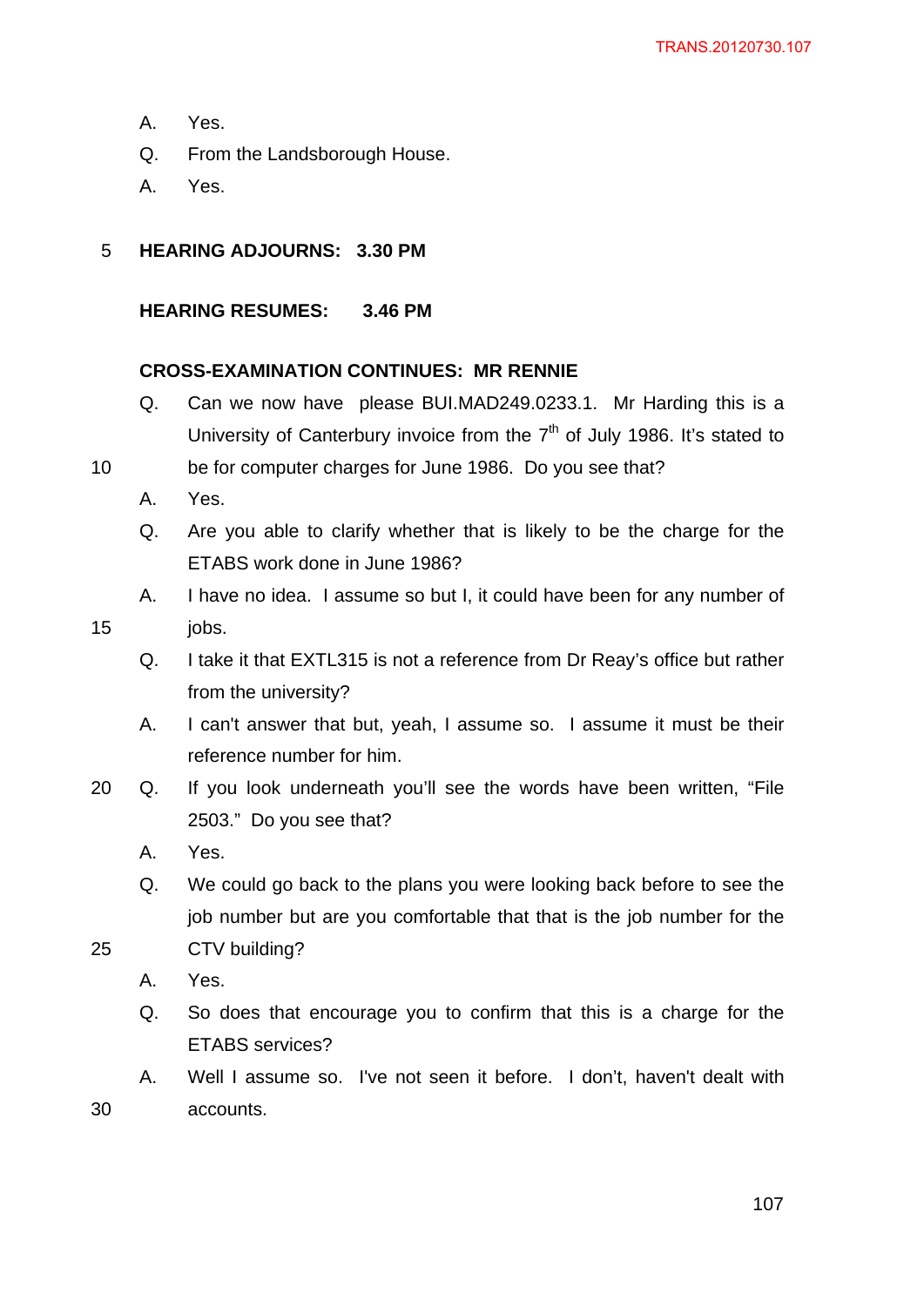A. Yes.

Q. From the Landsborough House.

A. Yes.

**HEARING ADJOURNS: 3.30 PM**

**HEARING RESUMES: 3.46 PM**

**CROSS-EXAMINATION CONTINUES: MR RENNIE**

Q. Can we now have please BUI.MAD249.0233.1. Mr Harding this is a University of Canterbury invoice from the 7th of July 1986. It's stated to be for computer charges for June 1986. Do you see that?

A. Yes.

Q. Are you able to clarify whether that is likely to be the charge for the ETABS work done in June 1986?

A. I have no idea. I assume so but I, it could have been for any number of jobs.

Q. I take it that EXTL315 is not a reference from Dr Reay's office but rather from the university?

A. I can't answer that but, yeah, I assume so. I assume it must be their reference number for him.

Q. If you look underneath you'll see the words have been written, "File 2503." Do you see that?

A. Yes.

Q. We could go back to the plans you were looking back before to see the job number but are you comfortable that that is the job number for the CTV building?

A. Yes.

Q. So does that encourage you to confirm that this is a charge for the ETABS services?

A. Well I assume so. I've not seen it before. I don't, haven't dealt with accounts.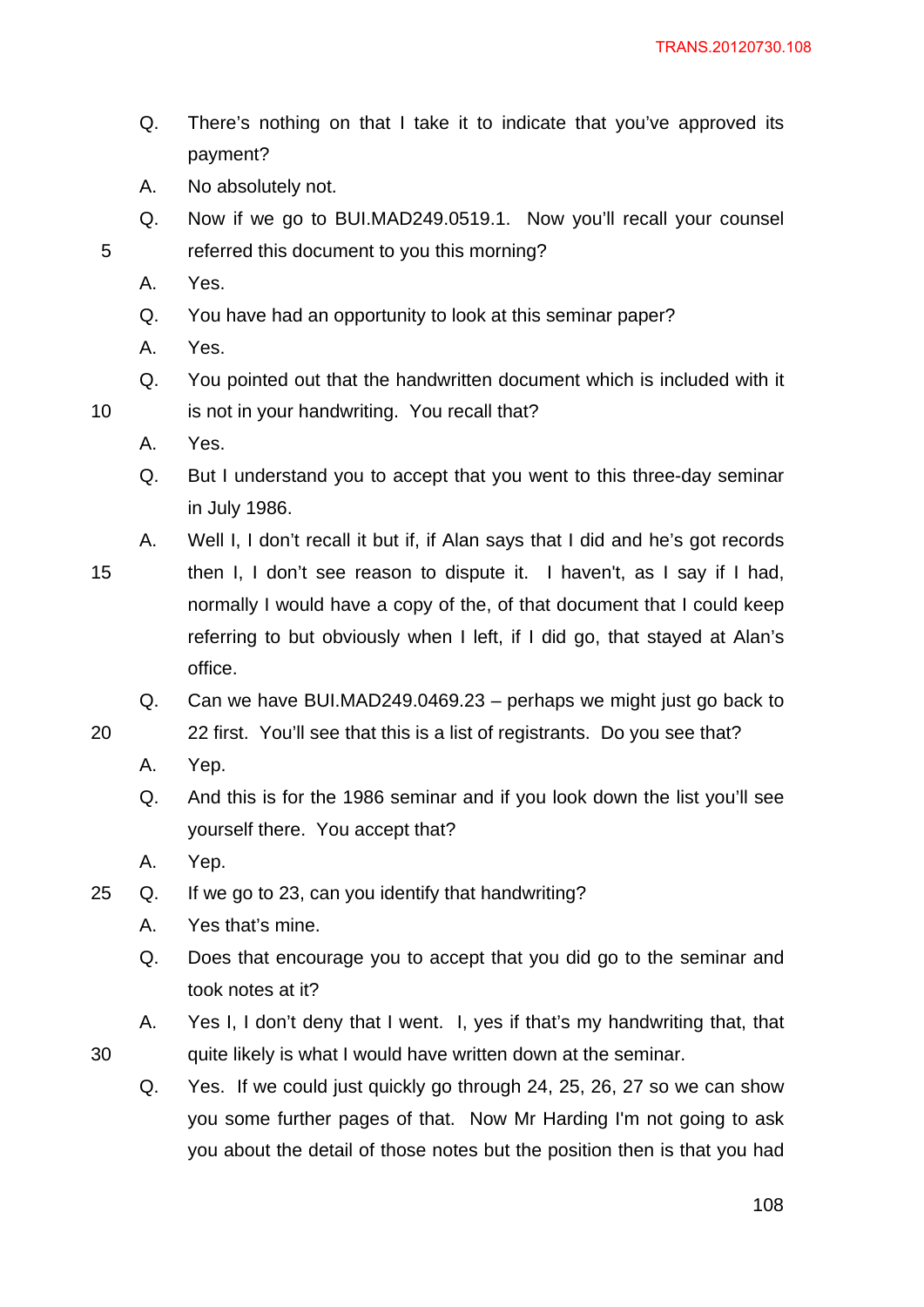Q. There's nothing on that I take it to indicate that you've approved its payment?

A. No absolutely not.

Q. Now if we go to BUI.MAD249.0519.1. Now you'll recall your counsel referred this document to you this morning?

A. Yes.

Q. You have had an opportunity to look at this seminar paper?

A. Yes.

Q. You pointed out that the handwritten document which is included with it is not in your handwriting. You recall that?

A. Yes.

Q. But I understand you to accept that you went to this three-day seminar in July 1986.

A. Well I, I don't recall it but if, if Alan says that I did and he's got records then I, I don't see reason to dispute it. I haven't, as I say if I had, normally I would have a copy of the, of that document that I could keep referring to but obviously when I left, if I did go, that stayed at Alan's office.

Q. Can we have BUI.MAD249.0469.23 – perhaps we might just go back to 22 first. You'll see that this is a list of registrants. Do you see that?

A. Yep.

Q. And this is for the 1986 seminar and if you look down the list you'll see yourself there. You accept that?

A. Yep.

Q. If we go to 23, can you identify that handwriting?

A. Yes that's mine.

Q. Does that encourage you to accept that you did go to the seminar and took notes at it?

A. Yes I, I don't deny that I went. I, yes if that's my handwriting that, that quite likely is what I would have written down at the seminar.

Q. Yes. If we could just quickly go through 24, 25, 26, 27 so we can show you some further pages of that. Now Mr Harding I'm not going to ask you about the detail of those notes but the position then is that you had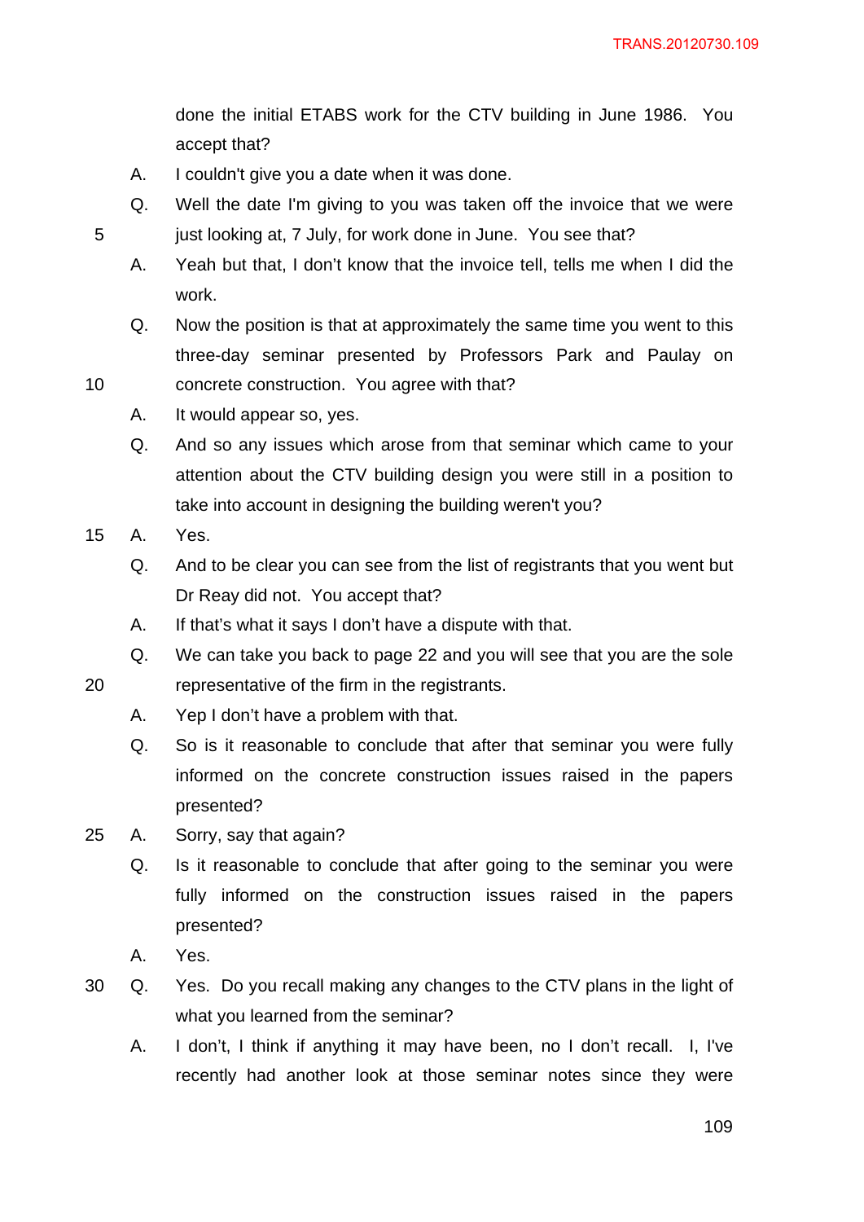done the initial ETABS work for the CTV building in June 1986. You accept that?

A. I couldn't give you a date when it was done.

Q. Well the date I'm giving to you was taken off the invoice that we were just looking at, 7 July, for work done in June. You see that?

A. Yeah but that, I don't know that the invoice tell, tells me when I did the work.

Q. Now the position is that at approximately the same time you went to this three-day seminar presented by Professors Park and Paulay on concrete construction. You agree with that?

A. It would appear so, yes.

Q. And so any issues which arose from that seminar which came to your attention about the CTV building design you were still in a position to take into account in designing the building weren't you?

A. Yes.

Q. And to be clear you can see from the list of registrants that you went but Dr Reay did not. You accept that?

A. If that's what it says I don't have a dispute with that.

Q. We can take you back to page 22 and you will see that you are the sole representative of the firm in the registrants.

A. Yep I don't have a problem with that.

Q. So is it reasonable to conclude that after that seminar you were fully informed on the concrete construction issues raised in the papers presented?

A. Sorry, say that again?

Q. Is it reasonable to conclude that after going to the seminar you were fully informed on the construction issues raised in the papers presented?

A. Yes.

Q. Yes. Do you recall making any changes to the CTV plans in the light of what you learned from the seminar?

A. I don't, I think if anything it may have been, no I don't recall. I, I've recently had another look at those seminar notes since they were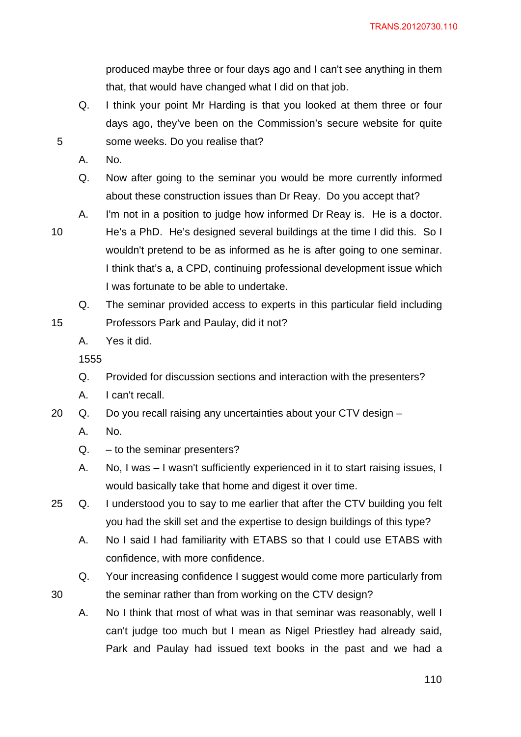produced maybe three or four days ago and I can't see anything in them that, that would have changed what I did on that job.

Q. I think your point Mr Harding is that you looked at them three or four days ago, they've been on the Commission's secure website for quite some weeks. Do you realise that?

A. No.

Q. Now after going to the seminar you would be more currently informed about these construction issues than Dr Reay. Do you accept that?

A. I'm not in a position to judge how informed Dr Reay is. He is a doctor. He's a PhD. He's designed several buildings at the time I did this. So I wouldn't pretend to be as informed as he is after going to one seminar. I think that's a, a CPD, continuing professional development issue which I was fortunate to be able to undertake.

Q. The seminar provided access to experts in this particular field including Professors Park and Paulay, did it not?

A. Yes it did.

1555

Q. Provided for discussion sections and interaction with the presenters?

A. I can't recall.

Q. Do you recall raising any uncertainties about your CTV design –

A. No.

Q. – to the seminar presenters?

A. No, I was – I wasn't sufficiently experienced in it to start raising issues, I would basically take that home and digest it over time.

Q. I understood you to say to me earlier that after the CTV building you felt you had the skill set and the expertise to design buildings of this type?

A. No I said I had familiarity with ETABS so that I could use ETABS with confidence, with more confidence.

Q. Your increasing confidence I suggest would come more particularly from the seminar rather than from working on the CTV design?

A. No I think that most of what was in that seminar was reasonably, well I can't judge too much but I mean as Nigel Priestley had already said, Park and Paulay had issued text books in the past and we had a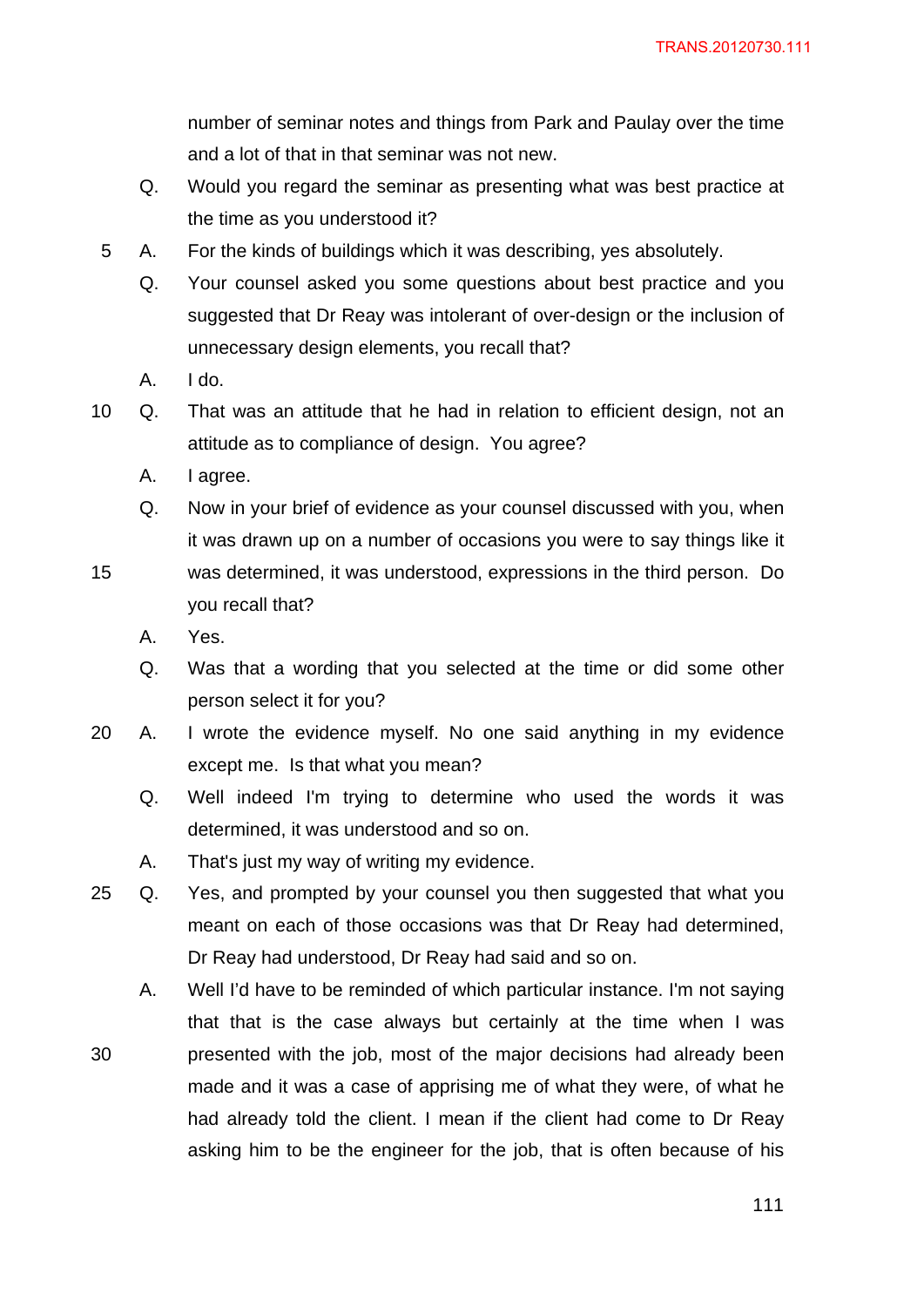number of seminar notes and things from Park and Paulay over the time and a lot of that in that seminar was not new.

Q. Would you regard the seminar as presenting what was best practice at the time as you understood it?

A. For the kinds of buildings which it was describing, yes absolutely.

Q. Your counsel asked you some questions about best practice and you suggested that Dr Reay was intolerant of over-design or the inclusion of unnecessary design elements, you recall that?

A. I do.

Q. That was an attitude that he had in relation to efficient design, not an attitude as to compliance of design. You agree?

A. I agree.

Q. Now in your brief of evidence as your counsel discussed with you, when it was drawn up on a number of occasions you were to say things like it was determined, it was understood, expressions in the third person. Do you recall that?

A. Yes.

Q. Was that a wording that you selected at the time or did some other person select it for you?

A. I wrote the evidence myself. No one said anything in my evidence except me. Is that what you mean?

Q. Well indeed I'm trying to determine who used the words it was determined, it was understood and so on.

A. That's just my way of writing my evidence.

Q. Yes, and prompted by your counsel you then suggested that what you meant on each of those occasions was that Dr Reay had determined, Dr Reay had understood, Dr Reay had said and so on.

A. Well I'd have to be reminded of which particular instance. I'm not saying that that is the case always but certainly at the time when I was presented with the job, most of the major decisions had already been made and it was a case of apprising me of what they were, of what he had already told the client. I mean if the client had come to Dr Reay asking him to be the engineer for the job, that is often because of his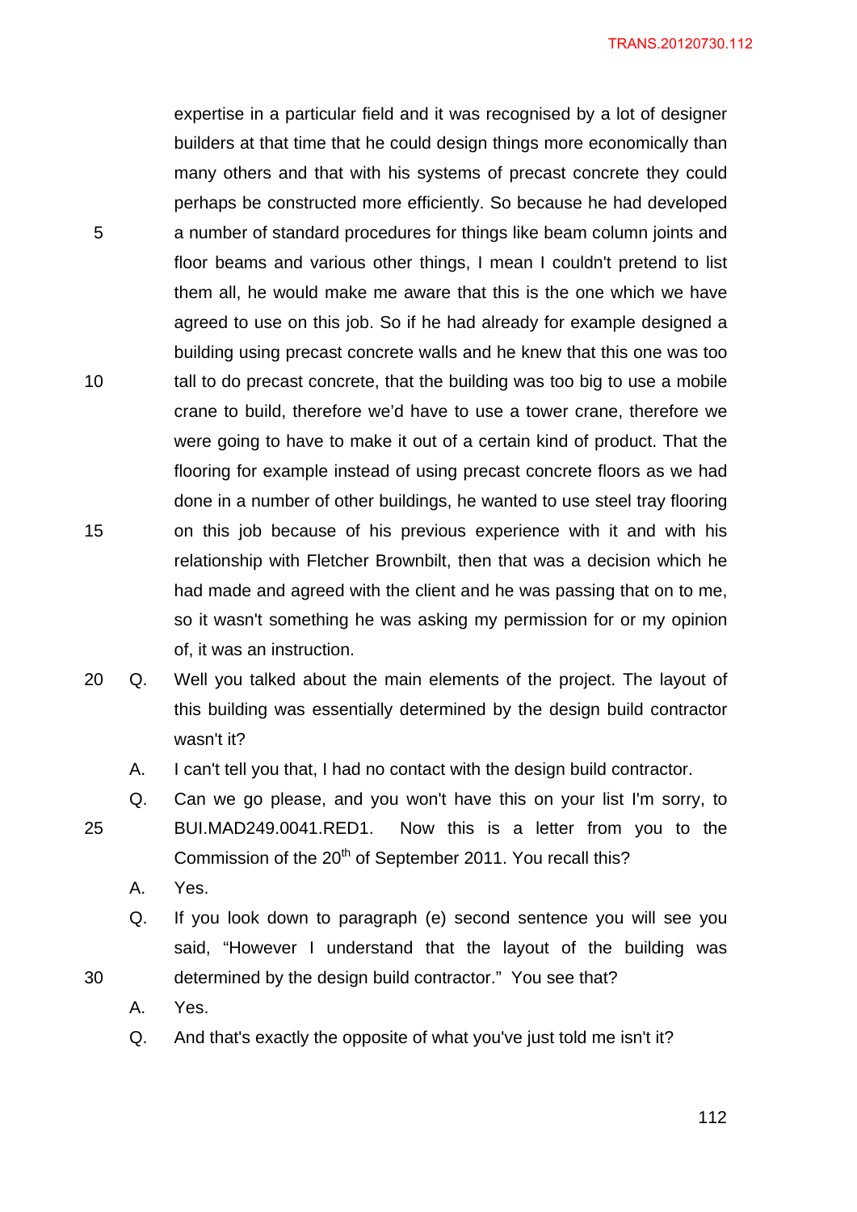expertise in a particular field and it was recognised by a lot of designer builders at that time that he could design things more economically than many others and that with his systems of precast concrete they could perhaps be constructed more efficiently. So because he had developed a number of standard procedures for things like beam column joints and floor beams and various other things, I mean I couldn't pretend to list them all, he would make me aware that this is the one which we have agreed to use on this job. So if he had already for example designed a building using precast concrete walls and he knew that this one was too tall to do precast concrete, that the building was too big to use a mobile crane to build, therefore we'd have to use a tower crane, therefore we were going to have to make it out of a certain kind of product. That the flooring for example instead of using precast concrete floors as we had done in a number of other buildings, he wanted to use steel tray flooring on this job because of his previous experience with it and with his relationship with Fletcher Brownbilt, then that was a decision which he had made and agreed with the client and he was passing that on to me, so it wasn't something he was asking my permission for or my opinion of, it was an instruction.

Q. Well you talked about the main elements of the project. The layout of this building was essentially determined by the design build contractor wasn't it?

A. I can't tell you that, I had no contact with the design build contractor.

Q. Can we go please, and you won't have this on your list I'm sorry, to BUI.MAD249.0041.RED1. Now this is a letter from you to the Commission of the 20th of September 2011. You recall this?

A. Yes.

Q. If you look down to paragraph (e) second sentence you will see you said, "However I understand that the layout of the building was determined by the design build contractor." You see that?

A. Yes.

Q. And that's exactly the opposite of what you've just told me isn't it?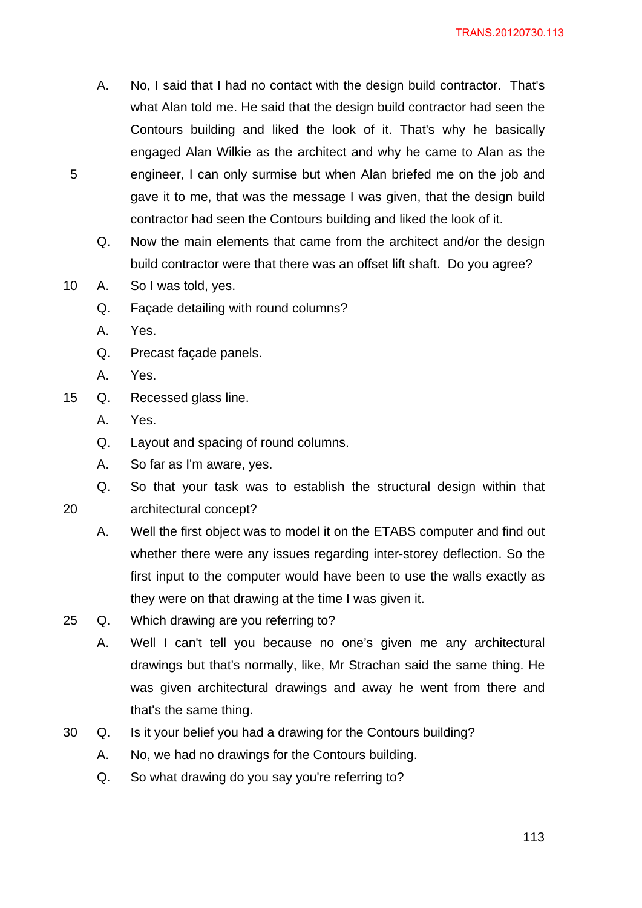A. No, I said that I had no contact with the design build contractor. That's what Alan told me. He said that the design build contractor had seen the Contours building and liked the look of it. That's why he basically engaged Alan Wilkie as the architect and why he came to Alan as the engineer, I can only surmise but when Alan briefed me on the job and gave it to me, that was the message I was given, that the design build contractor had seen the Contours building and liked the look of it.

Q. Now the main elements that came from the architect and/or the design build contractor were that there was an offset lift shaft. Do you agree?

A. So I was told, yes.

Q. Façade detailing with round columns?

A. Yes.

Q. Precast façade panels.

A. Yes.

Q. Recessed glass line.

A. Yes.

Q. Layout and spacing of round columns.

A. So far as I'm aware, yes.

Q. So that your task was to establish the structural design within that architectural concept?

A. Well the first object was to model it on the ETABS computer and find out whether there were any issues regarding inter-storey deflection. So the first input to the computer would have been to use the walls exactly as they were on that drawing at the time I was given it.

Q. Which drawing are you referring to?

A. Well I can't tell you because no one's given me any architectural drawings but that's normally, like, Mr Strachan said the same thing. He was given architectural drawings and away he went from there and that's the same thing.

Q. Is it your belief you had a drawing for the Contours building?

A. No, we had no drawings for the Contours building.

Q. So what drawing do you say you're referring to?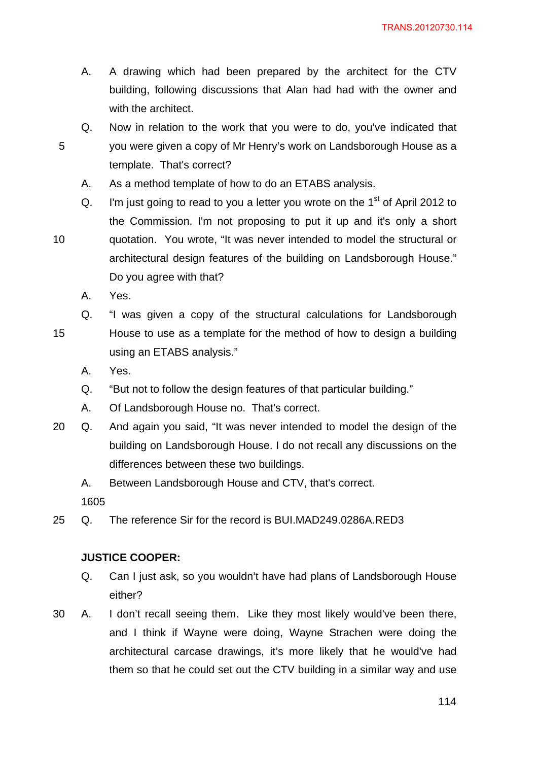A. A drawing which had been prepared by the architect for the CTV building, following discussions that Alan had had with the owner and with the architect.

Q. Now in relation to the work that you were to do, you've indicated that you were given a copy of Mr Henry's work on Landsborough House as a template. That's correct?

A. As a method template of how to do an ETABS analysis.

Q. I'm just going to read to you a letter you wrote on the 1st of April 2012 to the Commission. I'm not proposing to put it up and it's only a short quotation. You wrote, "It was never intended to model the structural or architectural design features of the building on Landsborough House." Do you agree with that?

A. Yes.

Q. "I was given a copy of the structural calculations for Landsborough House to use as a template for the method of how to design a building using an ETABS analysis."

A. Yes.

Q. "But not to follow the design features of that particular building."

A. Of Landsborough House no. That's correct.

Q. And again you said, "It was never intended to model the design of the building on Landsborough House. I do not recall any discussions on the differences between these two buildings.

A. Between Landsborough House and CTV, that's correct.

1605

Q. The reference Sir for the record is BUI.MAD249.0286A.RED3

**JUSTICE COOPER:**

Q. Can I just ask, so you wouldn't have had plans of Landsborough House either?

A. I don't recall seeing them. Like they most likely would've been there, and I think if Wayne were doing, Wayne Strachen were doing the architectural carcase drawings, it's more likely that he would've had them so that he could set out the CTV building in a similar way and use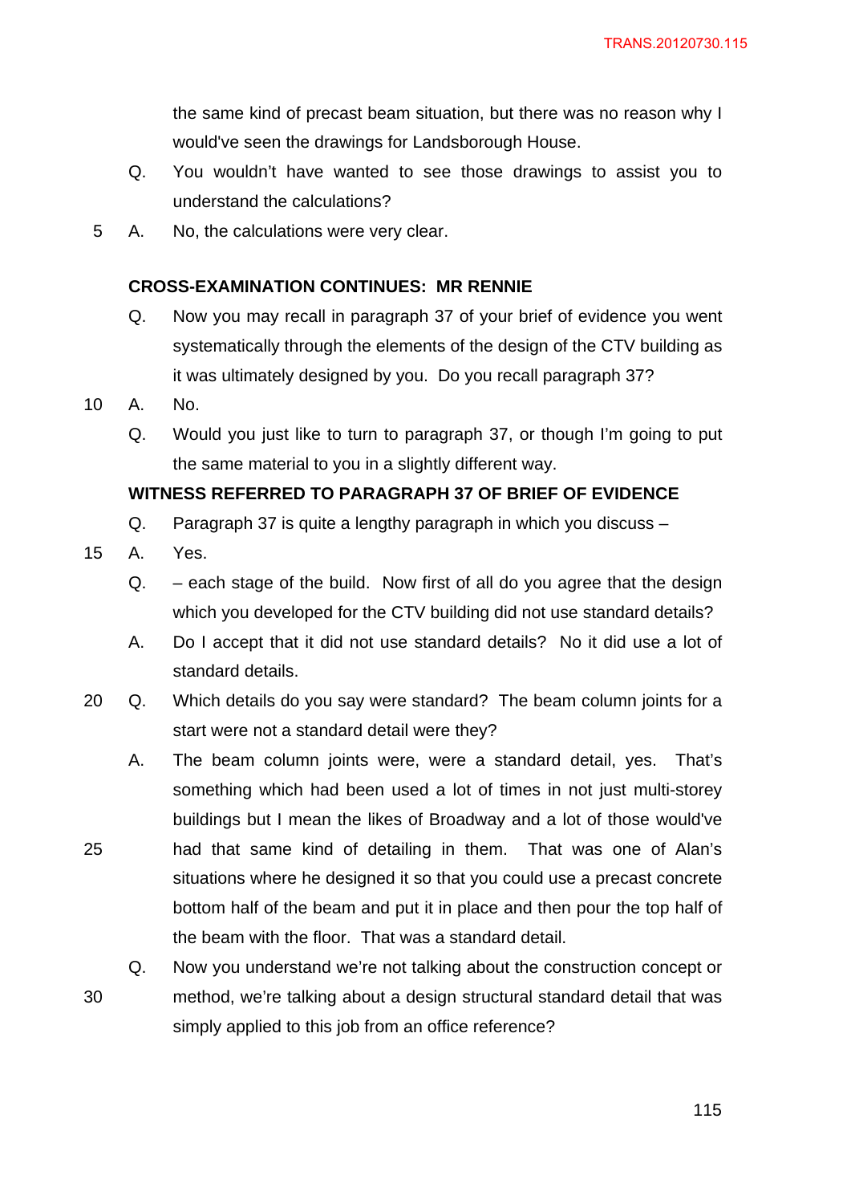the same kind of precast beam situation, but there was no reason why I would've seen the drawings for Landsborough House.

Q. You wouldn't have wanted to see those drawings to assist you to understand the calculations?

A. No, the calculations were very clear.

**CROSS-EXAMINATION CONTINUES: MR RENNIE**

Q. Now you may recall in paragraph 37 of your brief of evidence you went systematically through the elements of the design of the CTV building as it was ultimately designed by you. Do you recall paragraph 37?

A. No.

Q. Would you just like to turn to paragraph 37, or though I'm going to put the same material to you in a slightly different way.

**WITNESS REFERRED TO PARAGRAPH 37 OF BRIEF OF EVIDENCE**

Q. Paragraph 37 is quite a lengthy paragraph in which you discuss –

A. Yes.

Q. – each stage of the build. Now first of all do you agree that the design which you developed for the CTV building did not use standard details?

A. Do I accept that it did not use standard details? No it did use a lot of standard details.

Q. Which details do you say were standard? The beam column joints for a start were not a standard detail were they?

A. The beam column joints were, were a standard detail, yes. That's something which had been used a lot of times in not just multi-storey buildings but I mean the likes of Broadway and a lot of those would've had that same kind of detailing in them. That was one of Alan's situations where he designed it so that you could use a precast concrete bottom half of the beam and put it in place and then pour the top half of the beam with the floor. That was a standard detail.

Q. Now you understand we're not talking about the construction concept or method, we're talking about a design structural standard detail that was simply applied to this job from an office reference?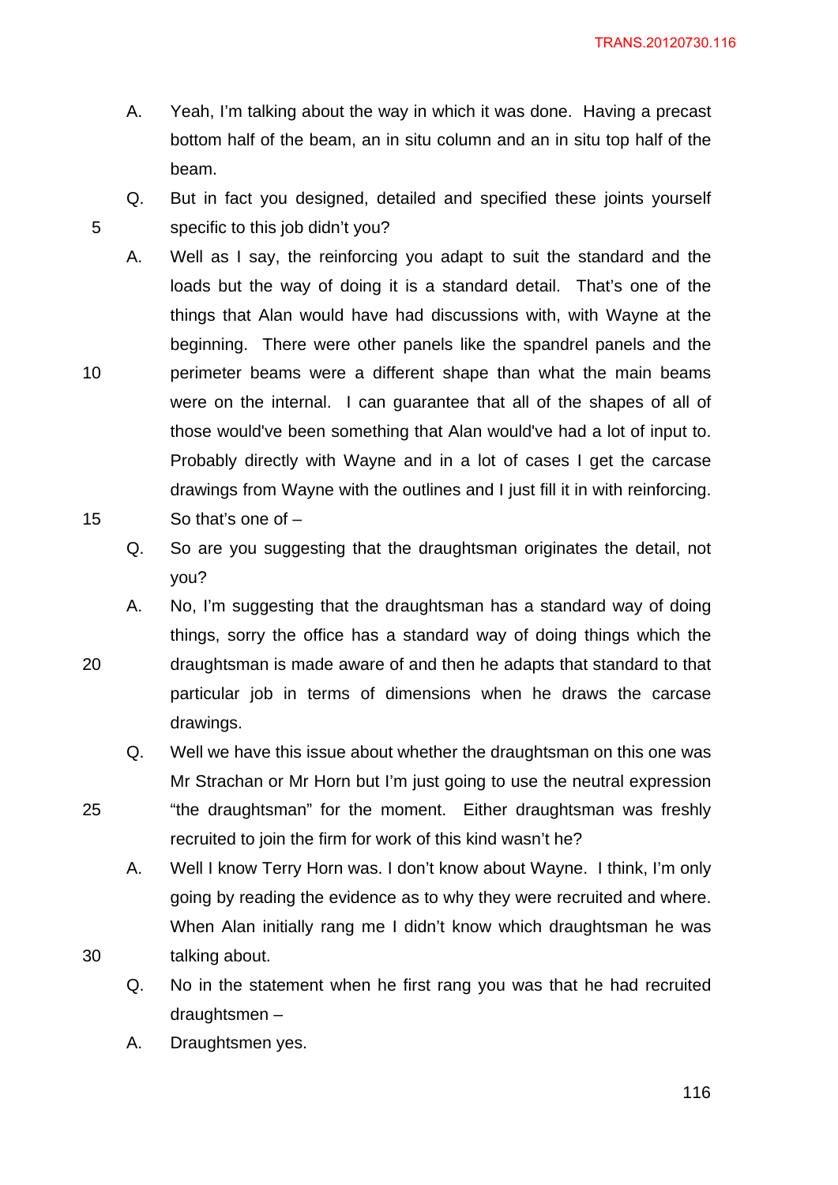A. Yeah, I'm talking about the way in which it was done. Having a precast bottom half of the beam, an in situ column and an in situ top half of the beam.

Q. But in fact you designed, detailed and specified these joints yourself specific to this job didn't you?

A. Well as I say, the reinforcing you adapt to suit the standard and the loads but the way of doing it is a standard detail. That's one of the things that Alan would have had discussions with, with Wayne at the beginning. There were other panels like the spandrel panels and the perimeter beams were a different shape than what the main beams were on the internal. I can guarantee that all of the shapes of all of those would've been something that Alan would've had a lot of input to. Probably directly with Wayne and in a lot of cases I get the carcase drawings from Wayne with the outlines and I just fill it in with reinforcing. So that's one of –

Q. So are you suggesting that the draughtsman originates the detail, not you?

A. No, I'm suggesting that the draughtsman has a standard way of doing things, sorry the office has a standard way of doing things which the draughtsman is made aware of and then he adapts that standard to that particular job in terms of dimensions when he draws the carcase drawings.

Q. Well we have this issue about whether the draughtsman on this one was Mr Strachan or Mr Horn but I'm just going to use the neutral expression "the draughtsman" for the moment. Either draughtsman was freshly recruited to join the firm for work of this kind wasn't he?

A. Well I know Terry Horn was. I don't know about Wayne. I think, I'm only going by reading the evidence as to why they were recruited and where. When Alan initially rang me I didn't know which draughtsman he was talking about.

Q. No in the statement when he first rang you was that he had recruited draughtsmen –

A. Draughtsmen yes.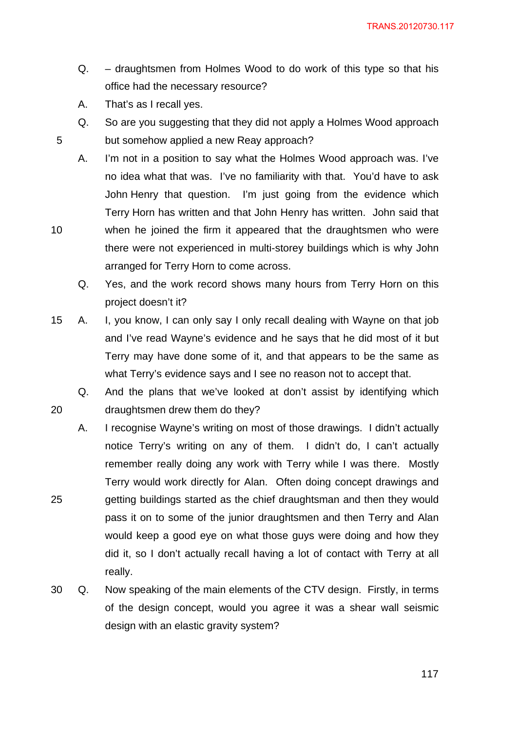Q. – draughtsmen from Holmes Wood to do work of this type so that his office had the necessary resource?

A. That's as I recall yes.

Q. So are you suggesting that they did not apply a Holmes Wood approach but somehow applied a new Reay approach?

A. I'm not in a position to say what the Holmes Wood approach was. I've no idea what that was. I've no familiarity with that. You'd have to ask John Henry that question. I'm just going from the evidence which Terry Horn has written and that John Henry has written. John said that when he joined the firm it appeared that the draughtsmen who were there were not experienced in multi-storey buildings which is why John arranged for Terry Horn to come across.

Q. Yes, and the work record shows many hours from Terry Horn on this project doesn't it?

A. I, you know, I can only say I only recall dealing with Wayne on that job and I've read Wayne's evidence and he says that he did most of it but Terry may have done some of it, and that appears to be the same as what Terry's evidence says and I see no reason not to accept that.

Q. And the plans that we've looked at don't assist by identifying which draughtsmen drew them do they?

A. I recognise Wayne's writing on most of those drawings. I didn't actually notice Terry's writing on any of them. I didn't do, I can't actually remember really doing any work with Terry while I was there. Mostly Terry would work directly for Alan. Often doing concept drawings and getting buildings started as the chief draughtsman and then they would pass it on to some of the junior draughtsmen and then Terry and Alan would keep a good eye on what those guys were doing and how they did it, so I don't actually recall having a lot of contact with Terry at all really.

Q. Now speaking of the main elements of the CTV design. Firstly, in terms of the design concept, would you agree it was a shear wall seismic design with an elastic gravity system?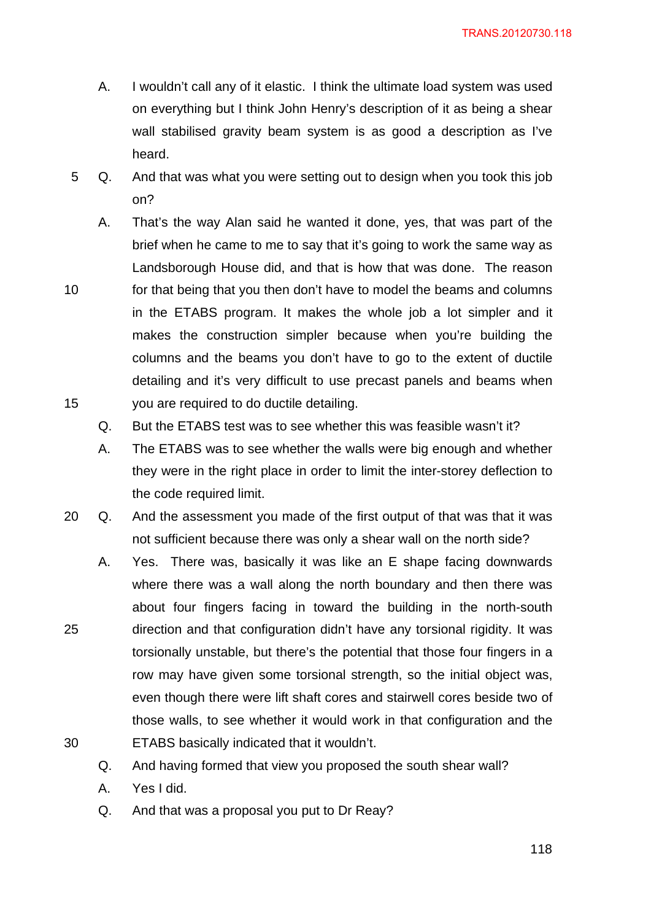A. I wouldn't call any of it elastic. I think the ultimate load system was used on everything but I think John Henry's description of it as being a shear wall stabilised gravity beam system is as good a description as I've heard.

Q. And that was what you were setting out to design when you took this job on?

A. That's the way Alan said he wanted it done, yes, that was part of the brief when he came to me to say that it's going to work the same way as Landsborough House did, and that is how that was done. The reason for that being that you then don't have to model the beams and columns in the ETABS program. It makes the whole job a lot simpler and it makes the construction simpler because when you're building the columns and the beams you don't have to go to the extent of ductile detailing and it's very difficult to use precast panels and beams when you are required to do ductile detailing.

Q. But the ETABS test was to see whether this was feasible wasn't it?

A. The ETABS was to see whether the walls were big enough and whether they were in the right place in order to limit the inter-storey deflection to the code required limit.

Q. And the assessment you made of the first output of that was that it was not sufficient because there was only a shear wall on the north side?

A. Yes. There was, basically it was like an E shape facing downwards where there was a wall along the north boundary and then there was about four fingers facing in toward the building in the north-south direction and that configuration didn't have any torsional rigidity. It was torsionally unstable, but there's the potential that those four fingers in a row may have given some torsional strength, so the initial object was, even though there were lift shaft cores and stairwell cores beside two of those walls, to see whether it would work in that configuration and the ETABS basically indicated that it wouldn't.

Q. And having formed that view you proposed the south shear wall?

A. Yes I did.

Q. And that was a proposal you put to Dr Reay?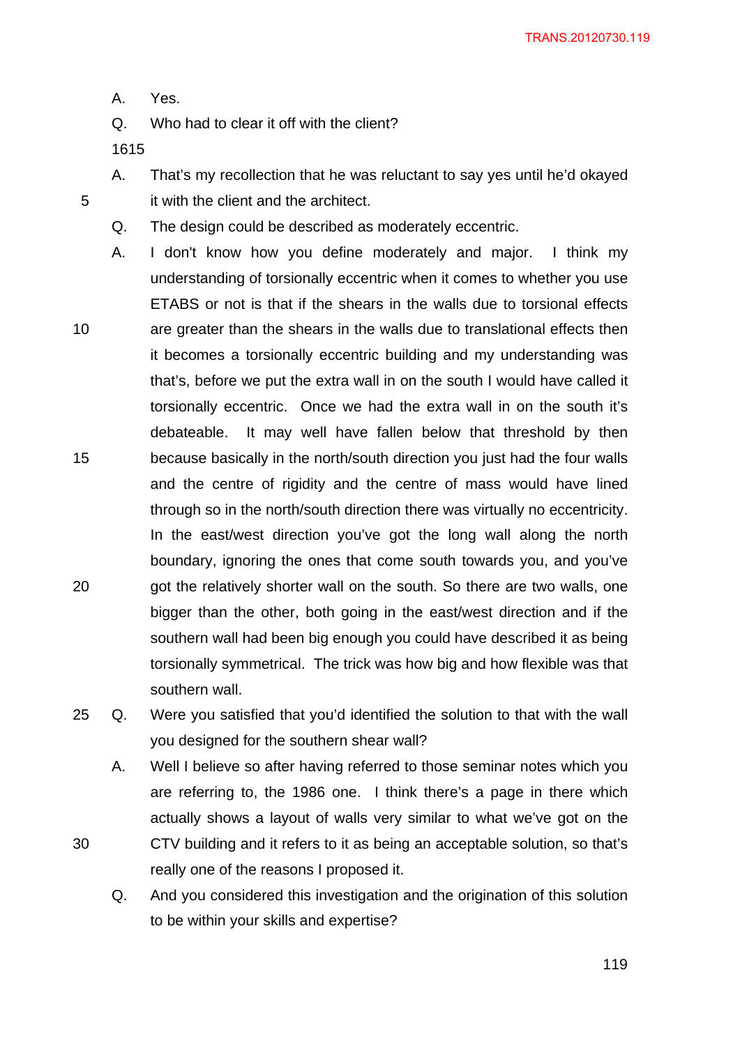A. Yes.

Q. Who had to clear it off with the client?

1615

A. That's my recollection that he was reluctant to say yes until he'd okayed it with the client and the architect.

Q. The design could be described as moderately eccentric.

A. I don't know how you define moderately and major. I think my understanding of torsionally eccentric when it comes to whether you use ETABS or not is that if the shears in the walls due to torsional effects are greater than the shears in the walls due to translational effects then it becomes a torsionally eccentric building and my understanding was that's, before we put the extra wall in on the south I would have called it torsionally eccentric. Once we had the extra wall in on the south it's debateable. It may well have fallen below that threshold by then because basically in the north/south direction you just had the four walls and the centre of rigidity and the centre of mass would have lined through so in the north/south direction there was virtually no eccentricity. In the east/west direction you've got the long wall along the north boundary, ignoring the ones that come south towards you, and you've got the relatively shorter wall on the south. So there are two walls, one bigger than the other, both going in the east/west direction and if the southern wall had been big enough you could have described it as being torsionally symmetrical. The trick was how big and how flexible was that southern wall.

Q. Were you satisfied that you'd identified the solution to that with the wall you designed for the southern shear wall?

A. Well I believe so after having referred to those seminar notes which you are referring to, the 1986 one. I think there's a page in there which actually shows a layout of walls very similar to what we've got on the CTV building and it refers to it as being an acceptable solution, so that's really one of the reasons I proposed it.

Q. And you considered this investigation and the origination of this solution to be within your skills and expertise?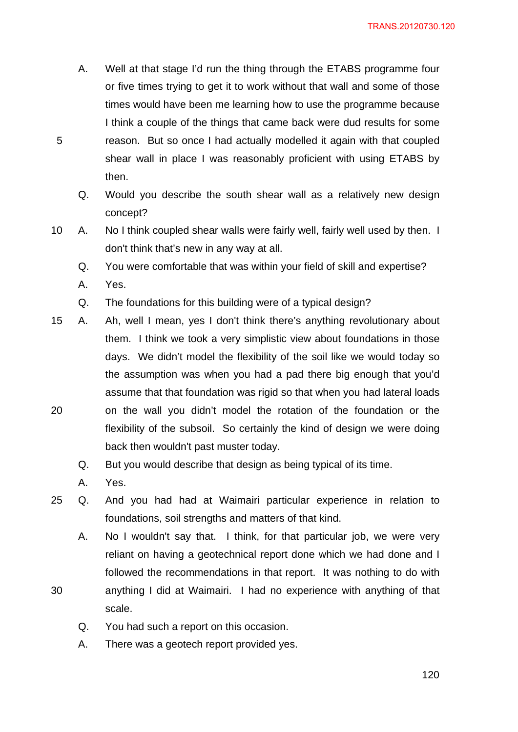A. Well at that stage I'd run the thing through the ETABS programme four or five times trying to get it to work without that wall and some of those times would have been me learning how to use the programme because I think a couple of the things that came back were dud results for some reason. But so once I had actually modelled it again with that coupled shear wall in place I was reasonably proficient with using ETABS by then.

Q. Would you describe the south shear wall as a relatively new design concept?

A. No I think coupled shear walls were fairly well, fairly well used by then. I don't think that's new in any way at all.

Q. You were comfortable that was within your field of skill and expertise?

A. Yes.

Q. The foundations for this building were of a typical design?

A. Ah, well I mean, yes I don't think there's anything revolutionary about them. I think we took a very simplistic view about foundations in those days. We didn't model the flexibility of the soil like we would today so the assumption was when you had a pad there big enough that you'd assume that that foundation was rigid so that when you had lateral loads on the wall you didn't model the rotation of the foundation or the flexibility of the subsoil. So certainly the kind of design we were doing back then wouldn't past muster today.

Q. But you would describe that design as being typical of its time.

A. Yes.

Q. And you had had at Waimairi particular experience in relation to foundations, soil strengths and matters of that kind.

A. No I wouldn't say that. I think, for that particular job, we were very reliant on having a geotechnical report done which we had done and I followed the recommendations in that report. It was nothing to do with anything I did at Waimairi. I had no experience with anything of that scale.

Q. You had such a report on this occasion.

A. There was a geotech report provided yes.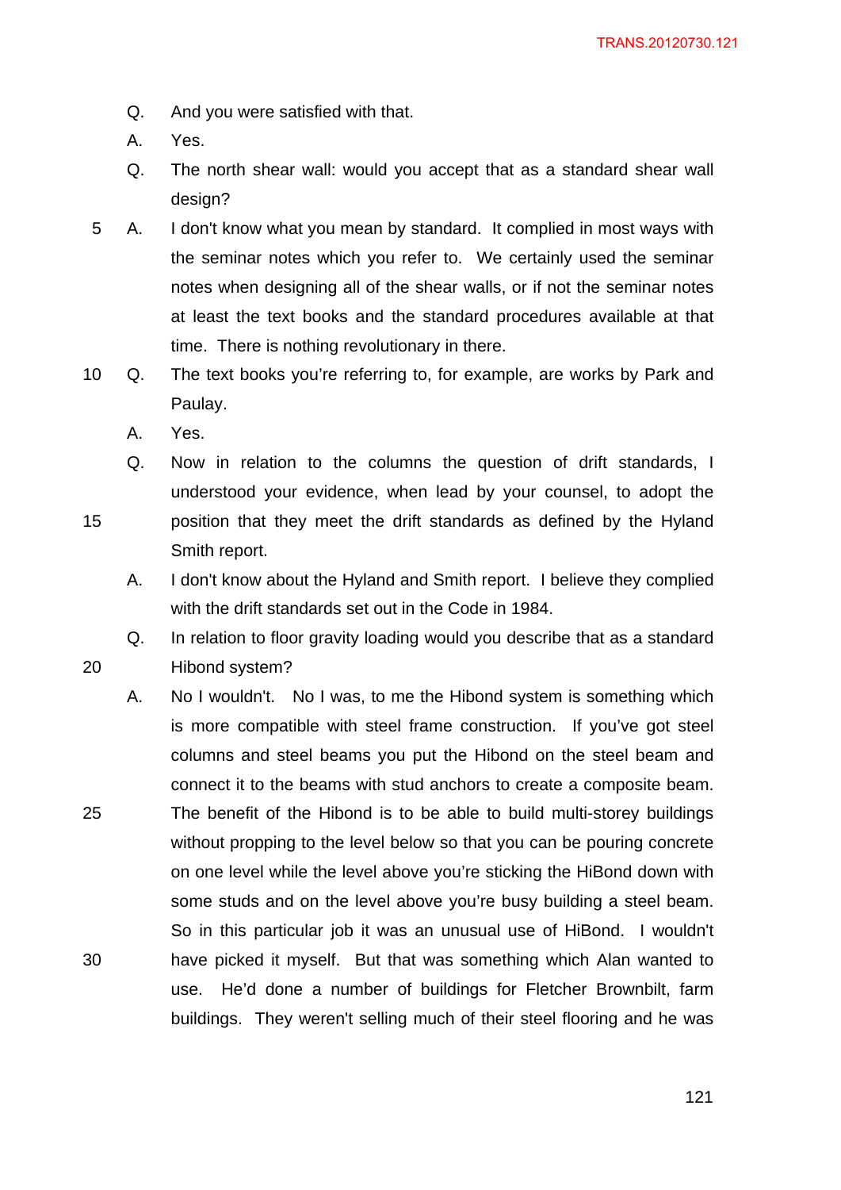Q. And you were satisfied with that.

A. Yes.

Q. The north shear wall: would you accept that as a standard shear wall design?

A. I don't know what you mean by standard. It complied in most ways with the seminar notes which you refer to. We certainly used the seminar notes when designing all of the shear walls, or if not the seminar notes at least the text books and the standard procedures available at that time. There is nothing revolutionary in there.

Q. The text books you're referring to, for example, are works by Park and Paulay.

A. Yes.

Q. Now in relation to the columns the question of drift standards, I understood your evidence, when lead by your counsel, to adopt the position that they meet the drift standards as defined by the Hyland Smith report.

A. I don't know about the Hyland and Smith report. I believe they complied with the drift standards set out in the Code in 1984.

Q. In relation to floor gravity loading would you describe that as a standard Hibond system?

A. No I wouldn't. No I was, to me the Hibond system is something which is more compatible with steel frame construction. If you've got steel columns and steel beams you put the Hibond on the steel beam and connect it to the beams with stud anchors to create a composite beam. The benefit of the Hibond is to be able to build multi-storey buildings without propping to the level below so that you can be pouring concrete on one level while the level above you're sticking the HiBond down with some studs and on the level above you're busy building a steel beam. So in this particular job it was an unusual use of HiBond. I wouldn't have picked it myself. But that was something which Alan wanted to use. He'd done a number of buildings for Fletcher Brownbilt, farm buildings. They weren't selling much of their steel flooring and he was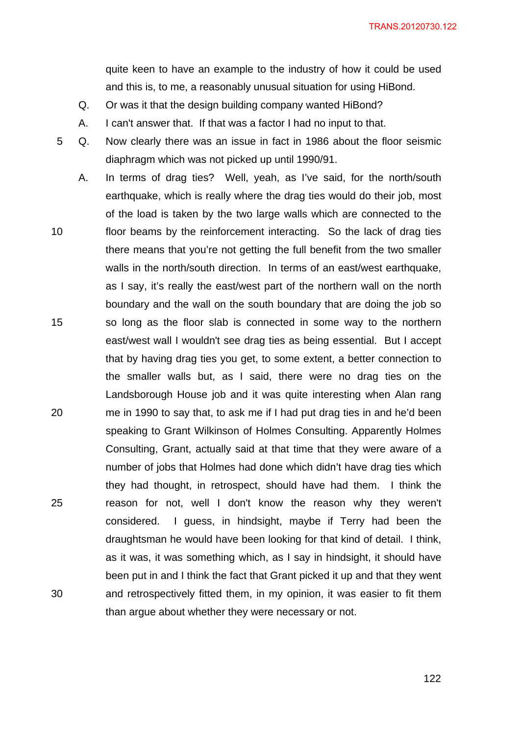quite keen to have an example to the industry of how it could be used and this is, to me, a reasonably unusual situation for using HiBond.

Q. Or was it that the design building company wanted HiBond?

A. I can't answer that. If that was a factor I had no input to that.

Q. Now clearly there was an issue in fact in 1986 about the floor seismic diaphragm which was not picked up until 1990/91.

A. In terms of drag ties? Well, yeah, as I've said, for the north/south earthquake, which is really where the drag ties would do their job, most of the load is taken by the two large walls which are connected to the floor beams by the reinforcement interacting. So the lack of drag ties there means that you're not getting the full benefit from the two smaller walls in the north/south direction. In terms of an east/west earthquake, as I say, it's really the east/west part of the northern wall on the north boundary and the wall on the south boundary that are doing the job so so long as the floor slab is connected in some way to the northern east/west wall I wouldn't see drag ties as being essential. But I accept that by having drag ties you get, to some extent, a better connection to the smaller walls but, as I said, there were no drag ties on the Landsborough House job and it was quite interesting when Alan rang me in 1990 to say that, to ask me if I had put drag ties in and he'd been speaking to Grant Wilkinson of Holmes Consulting. Apparently Holmes Consulting, Grant, actually said at that time that they were aware of a number of jobs that Holmes had done which didn't have drag ties which they had thought, in retrospect, should have had them. I think the reason for not, well I don't know the reason why they weren't considered. I guess, in hindsight, maybe if Terry had been the draughtsman he would have been looking for that kind of detail. I think, as it was, it was something which, as I say in hindsight, it should have been put in and I think the fact that Grant picked it up and that they went and retrospectively fitted them, in my opinion, it was easier to fit them than argue about whether they were necessary or not.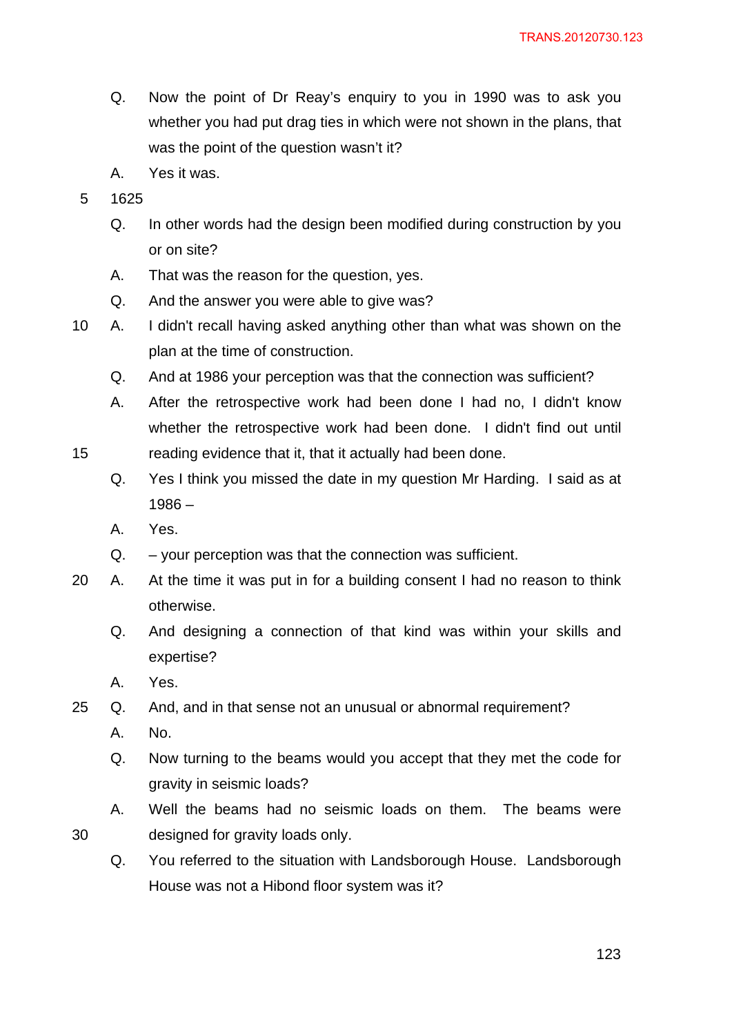Q. Now the point of Dr Reay's enquiry to you in 1990 was to ask you whether you had put drag ties in which were not shown in the plans, that was the point of the question wasn't it?

A. Yes it was.

1625

Q. In other words had the design been modified during construction by you or on site?

A. That was the reason for the question, yes.

Q. And the answer you were able to give was?

A. I didn't recall having asked anything other than what was shown on the plan at the time of construction.

Q. And at 1986 your perception was that the connection was sufficient?

A. After the retrospective work had been done I had no, I didn't know whether the retrospective work had been done. I didn't find out until reading evidence that it, that it actually had been done.

Q. Yes I think you missed the date in my question Mr Harding. I said as at 1986 –

A. Yes.

Q. – your perception was that the connection was sufficient.

A. At the time it was put in for a building consent I had no reason to think otherwise.

Q. And designing a connection of that kind was within your skills and expertise?

A. Yes.

Q. And, and in that sense not an unusual or abnormal requirement?

A. No.

Q. Now turning to the beams would you accept that they met the code for gravity in seismic loads?

A. Well the beams had no seismic loads on them. The beams were designed for gravity loads only.

Q. You referred to the situation with Landsborough House. Landsborough House was not a Hibond floor system was it?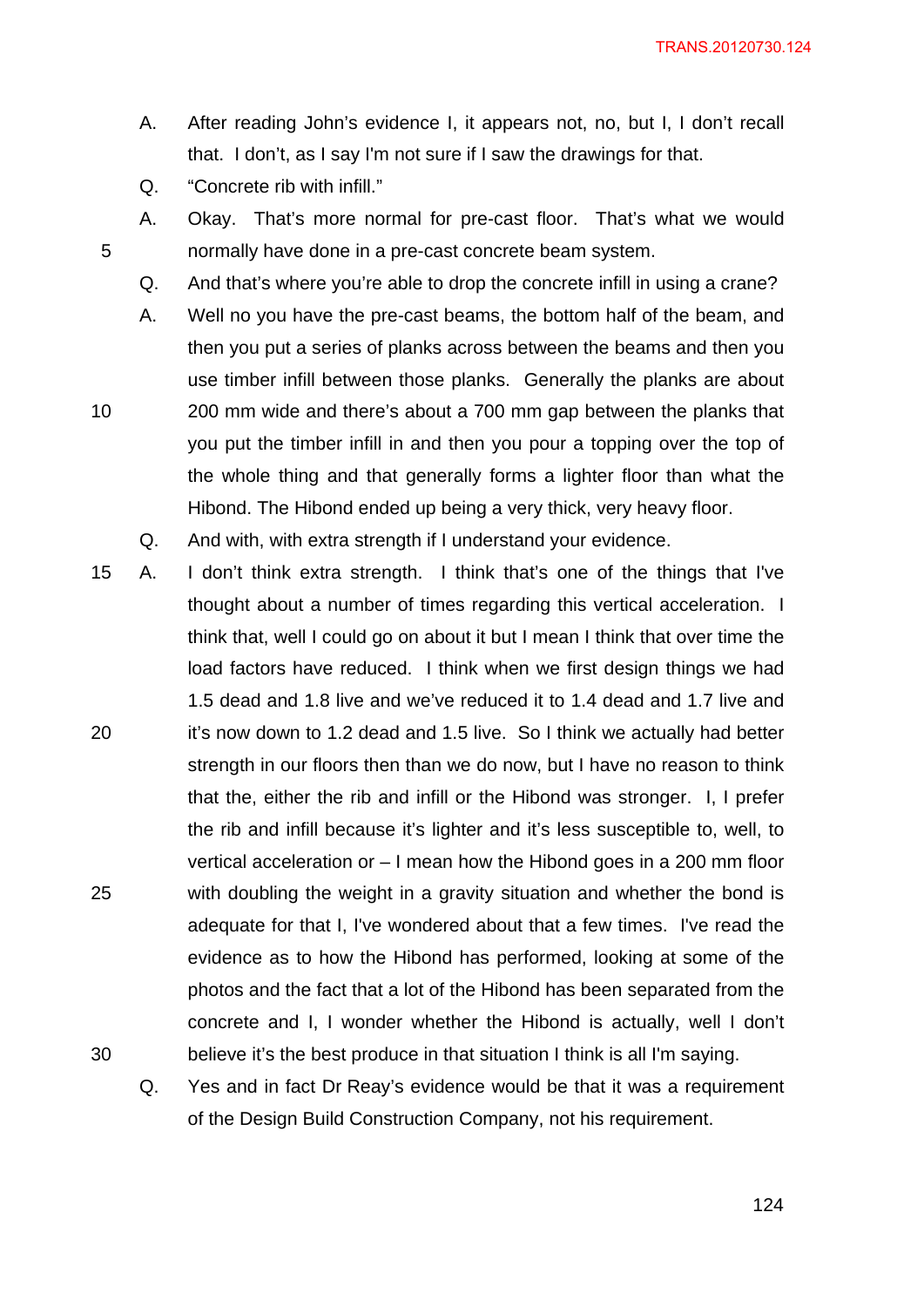A. After reading John's evidence I, it appears not, no, but I, I don't recall that. I don't, as I say I'm not sure if I saw the drawings for that.

Q. "Concrete rib with infill."

A. Okay. That's more normal for pre-cast floor. That's what we would normally have done in a pre-cast concrete beam system.

Q. And that's where you're able to drop the concrete infill in using a crane?

A. Well no you have the pre-cast beams, the bottom half of the beam, and then you put a series of planks across between the beams and then you use timber infill between those planks. Generally the planks are about 200 mm wide and there's about a 700 mm gap between the planks that you put the timber infill in and then you pour a topping over the top of the whole thing and that generally forms a lighter floor than what the Hibond. The Hibond ended up being a very thick, very heavy floor.

Q. And with, with extra strength if I understand your evidence.

A. I don't think extra strength. I think that's one of the things that I've thought about a number of times regarding this vertical acceleration. I think that, well I could go on about it but I mean I think that over time the load factors have reduced. I think when we first design things we had 1.5 dead and 1.8 live and we've reduced it to 1.4 dead and 1.7 live and it's now down to 1.2 dead and 1.5 live. So I think we actually had better strength in our floors then than we do now, but I have no reason to think that the, either the rib and infill or the Hibond was stronger. I, I prefer the rib and infill because it's lighter and it's less susceptible to, well, to vertical acceleration or – I mean how the Hibond goes in a 200 mm floor with doubling the weight in a gravity situation and whether the bond is adequate for that I, I've wondered about that a few times. I've read the evidence as to how the Hibond has performed, looking at some of the photos and the fact that a lot of the Hibond has been separated from the concrete and I, I wonder whether the Hibond is actually, well I don't believe it's the best produce in that situation I think is all I'm saying.

Q. Yes and in fact Dr Reay's evidence would be that it was a requirement of the Design Build Construction Company, not his requirement.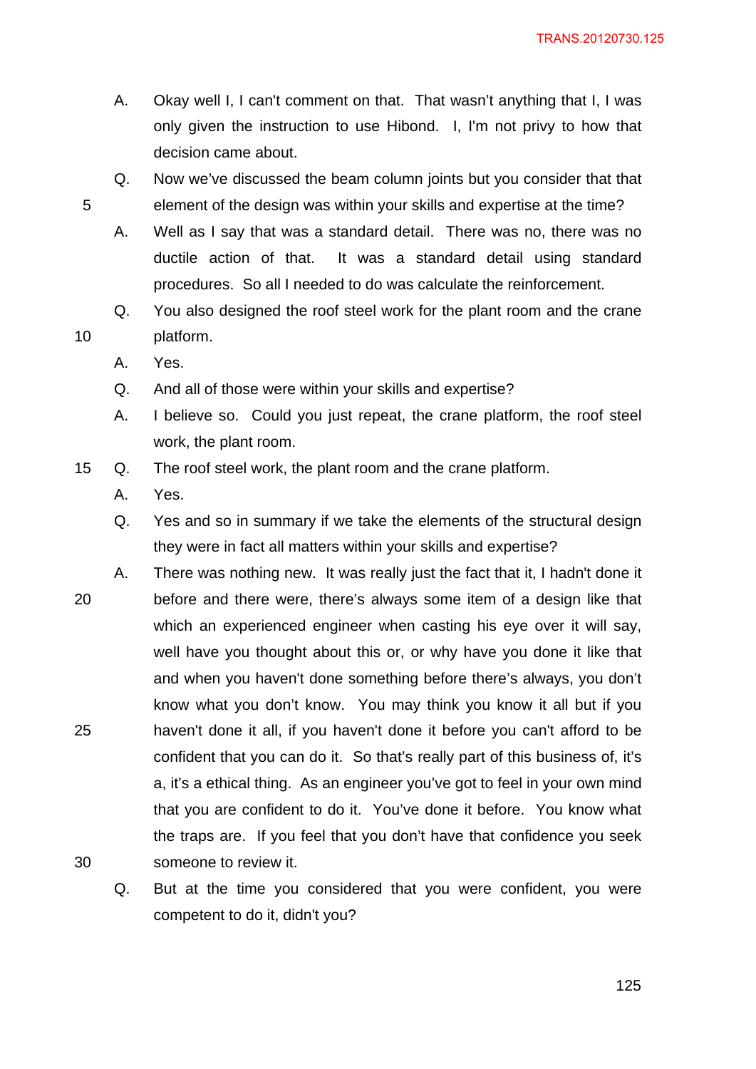A. Okay well I, I can't comment on that. That wasn't anything that I, I was only given the instruction to use Hibond. I, I'm not privy to how that decision came about.

Q. Now we've discussed the beam column joints but you consider that that element of the design was within your skills and expertise at the time?

A. Well as I say that was a standard detail. There was no, there was no ductile action of that. It was a standard detail using standard procedures. So all I needed to do was calculate the reinforcement.

Q. You also designed the roof steel work for the plant room and the crane platform.

A. Yes.

Q. And all of those were within your skills and expertise?

A. I believe so. Could you just repeat, the crane platform, the roof steel work, the plant room.

Q. The roof steel work, the plant room and the crane platform.

A. Yes.

Q. Yes and so in summary if we take the elements of the structural design they were in fact all matters within your skills and expertise?

A. There was nothing new. It was really just the fact that it, I hadn't done it before and there were, there's always some item of a design like that which an experienced engineer when casting his eye over it will say, well have you thought about this or, or why have you done it like that and when you haven't done something before there's always, you don't know what you don't know. You may think you know it all but if you haven't done it all, if you haven't done it before you can't afford to be confident that you can do it. So that's really part of this business of, it's a, it's a ethical thing. As an engineer you've got to feel in your own mind that you are confident to do it. You've done it before. You know what the traps are. If you feel that you don't have that confidence you seek someone to review it.

Q. But at the time you considered that you were confident, you were competent to do it, didn't you?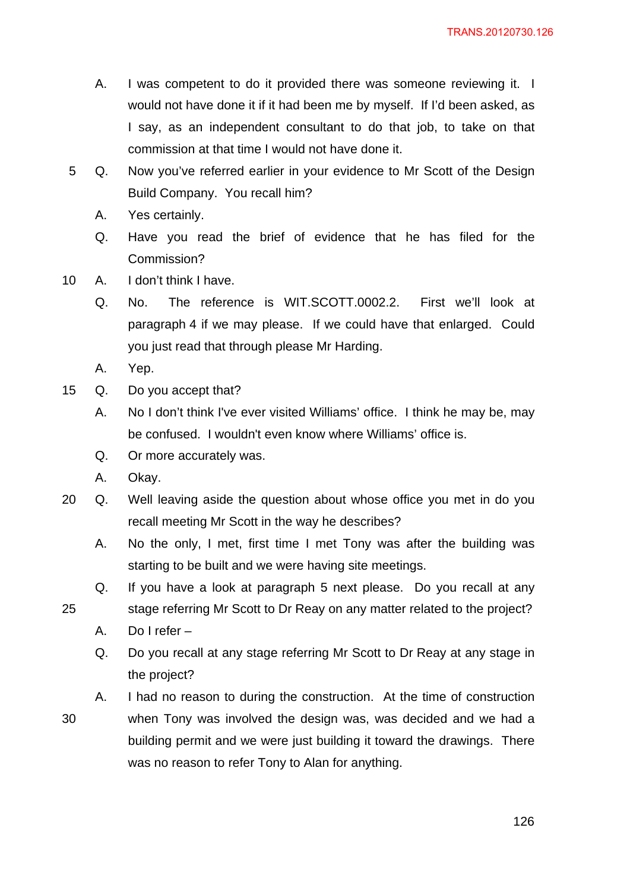A. I was competent to do it provided there was someone reviewing it. I would not have done it if it had been me by myself. If I'd been asked, as I say, as an independent consultant to do that job, to take on that commission at that time I would not have done it.

Q. Now you've referred earlier in your evidence to Mr Scott of the Design Build Company. You recall him?

A. Yes certainly.

Q. Have you read the brief of evidence that he has filed for the Commission?

A. I don't think I have.

Q. No. The reference is WIT.SCOTT.0002.2. First we'll look at paragraph 4 if we may please. If we could have that enlarged. Could you just read that through please Mr Harding.

A. Yep.

Q. Do you accept that?

A. No I don't think I've ever visited Williams' office. I think he may be, may be confused. I wouldn't even know where Williams' office is.

Q. Or more accurately was.

A. Okay.

Q. Well leaving aside the question about whose office you met in do you recall meeting Mr Scott in the way he describes?

A. No the only, I met, first time I met Tony was after the building was starting to be built and we were having site meetings.

Q. If you have a look at paragraph 5 next please. Do you recall at any stage referring Mr Scott to Dr Reay on any matter related to the project?

A. Do I refer –

Q. Do you recall at any stage referring Mr Scott to Dr Reay at any stage in the project?

A. I had no reason to during the construction. At the time of construction when Tony was involved the design was, was decided and we had a building permit and we were just building it toward the drawings. There was no reason to refer Tony to Alan for anything.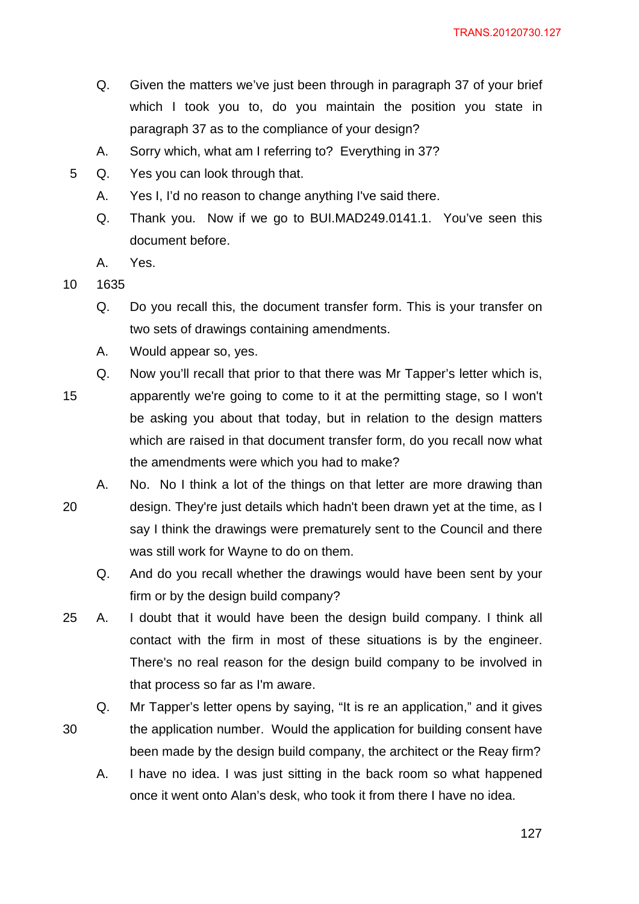Q. Given the matters we've just been through in paragraph 37 of your brief which I took you to, do you maintain the position you state in paragraph 37 as to the compliance of your design?

A. Sorry which, what am I referring to? Everything in 37?

Q. Yes you can look through that.

A. Yes I, I'd no reason to change anything I've said there.

Q. Thank you. Now if we go to BUI.MAD249.0141.1. You've seen this document before.

A. Yes.

1635

Q. Do you recall this, the document transfer form. This is your transfer on two sets of drawings containing amendments.

A. Would appear so, yes.

Q. Now you'll recall that prior to that there was Mr Tapper's letter which is, apparently we're going to come to it at the permitting stage, so I won't be asking you about that today, but in relation to the design matters which are raised in that document transfer form, do you recall now what the amendments were which you had to make?

A. No. No I think a lot of the things on that letter are more drawing than design. They're just details which hadn't been drawn yet at the time, as I say I think the drawings were prematurely sent to the Council and there was still work for Wayne to do on them.

Q. And do you recall whether the drawings would have been sent by your firm or by the design build company?

A. I doubt that it would have been the design build company. I think all contact with the firm in most of these situations is by the engineer. There's no real reason for the design build company to be involved in that process so far as I'm aware.

Q. Mr Tapper's letter opens by saying, "It is re an application," and it gives the application number. Would the application for building consent have been made by the design build company, the architect or the Reay firm?

A. I have no idea. I was just sitting in the back room so what happened once it went onto Alan's desk, who took it from there I have no idea.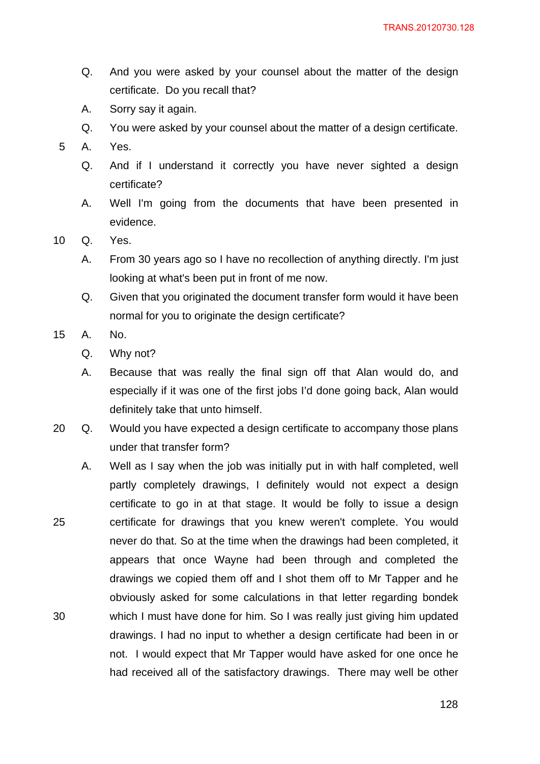Q. And you were asked by your counsel about the matter of the design certificate. Do you recall that?

A. Sorry say it again.

Q. You were asked by your counsel about the matter of a design certificate.

A. Yes.

Q. And if I understand it correctly you have never sighted a design certificate?

A. Well I'm going from the documents that have been presented in evidence.

Q. Yes.

A. From 30 years ago so I have no recollection of anything directly. I'm just looking at what's been put in front of me now.

Q. Given that you originated the document transfer form would it have been normal for you to originate the design certificate?

A. No.

Q. Why not?

A. Because that was really the final sign off that Alan would do, and especially if it was one of the first jobs I'd done going back, Alan would definitely take that unto himself.

Q. Would you have expected a design certificate to accompany those plans under that transfer form?

A. Well as I say when the job was initially put in with half completed, well partly completely drawings, I definitely would not expect a design certificate to go in at that stage. It would be folly to issue a design certificate for drawings that you knew weren't complete. You would never do that. So at the time when the drawings had been completed, it appears that once Wayne had been through and completed the drawings we copied them off and I shot them off to Mr Tapper and he obviously asked for some calculations in that letter regarding bondek which I must have done for him. So I was really just giving him updated drawings. I had no input to whether a design certificate had been in or not. I would expect that Mr Tapper would have asked for one once he had received all of the satisfactory drawings. There may well be other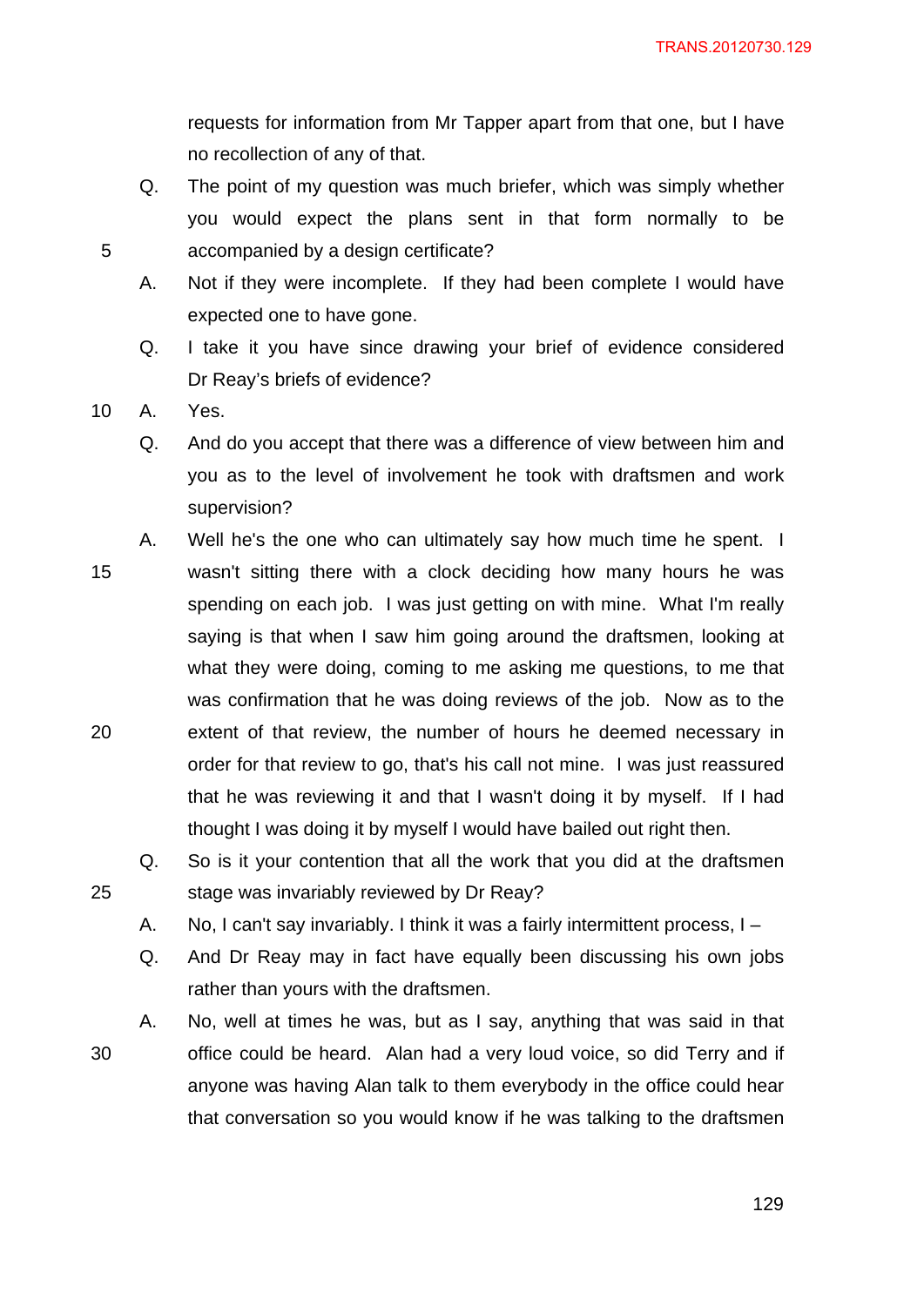requests for information from Mr Tapper apart from that one, but I have no recollection of any of that.

Q. The point of my question was much briefer, which was simply whether you would expect the plans sent in that form normally to be accompanied by a design certificate?

A. Not if they were incomplete. If they had been complete I would have expected one to have gone.

Q. I take it you have since drawing your brief of evidence considered Dr Reay's briefs of evidence?

A. Yes.

Q. And do you accept that there was a difference of view between him and you as to the level of involvement he took with draftsmen and work supervision?

A. Well he's the one who can ultimately say how much time he spent. I wasn't sitting there with a clock deciding how many hours he was spending on each job. I was just getting on with mine. What I'm really saying is that when I saw him going around the draftsmen, looking at what they were doing, coming to me asking me questions, to me that was confirmation that he was doing reviews of the job. Now as to the extent of that review, the number of hours he deemed necessary in order for that review to go, that's his call not mine. I was just reassured that he was reviewing it and that I wasn't doing it by myself. If I had thought I was doing it by myself I would have bailed out right then.

Q. So is it your contention that all the work that you did at the draftsmen stage was invariably reviewed by Dr Reay?

A. No, I can't say invariably. I think it was a fairly intermittent process, I –

Q. And Dr Reay may in fact have equally been discussing his own jobs rather than yours with the draftsmen.

A. No, well at times he was, but as I say, anything that was said in that office could be heard. Alan had a very loud voice, so did Terry and if anyone was having Alan talk to them everybody in the office could hear that conversation so you would know if he was talking to the draftsmen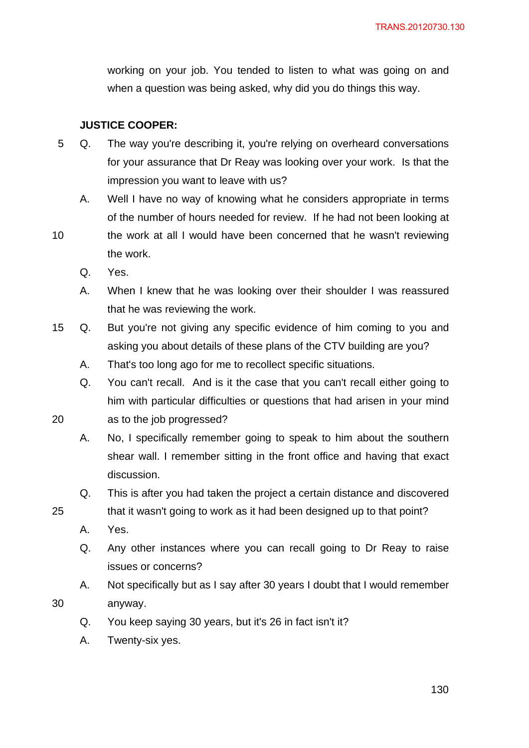working on your job. You tended to listen to what was going on and when a question was being asked, why did you do things this way.

**JUSTICE COOPER:**

Q. The way you're describing it, you're relying on overheard conversations for your assurance that Dr Reay was looking over your work. Is that the impression you want to leave with us?

A. Well I have no way of knowing what he considers appropriate in terms of the number of hours needed for review. If he had not been looking at the work at all I would have been concerned that he wasn't reviewing the work.

Q. Yes.

A. When I knew that he was looking over their shoulder I was reassured that he was reviewing the work.

Q. But you're not giving any specific evidence of him coming to you and asking you about details of these plans of the CTV building are you?

A. That's too long ago for me to recollect specific situations.

Q. You can't recall. And is it the case that you can't recall either going to him with particular difficulties or questions that had arisen in your mind as to the job progressed?

A. No, I specifically remember going to speak to him about the southern shear wall. I remember sitting in the front office and having that exact discussion.

Q. This is after you had taken the project a certain distance and discovered that it wasn't going to work as it had been designed up to that point?

A. Yes.

Q. Any other instances where you can recall going to Dr Reay to raise issues or concerns?

A. Not specifically but as I say after 30 years I doubt that I would remember anyway.

Q. You keep saying 30 years, but it's 26 in fact isn't it?

A. Twenty-six yes.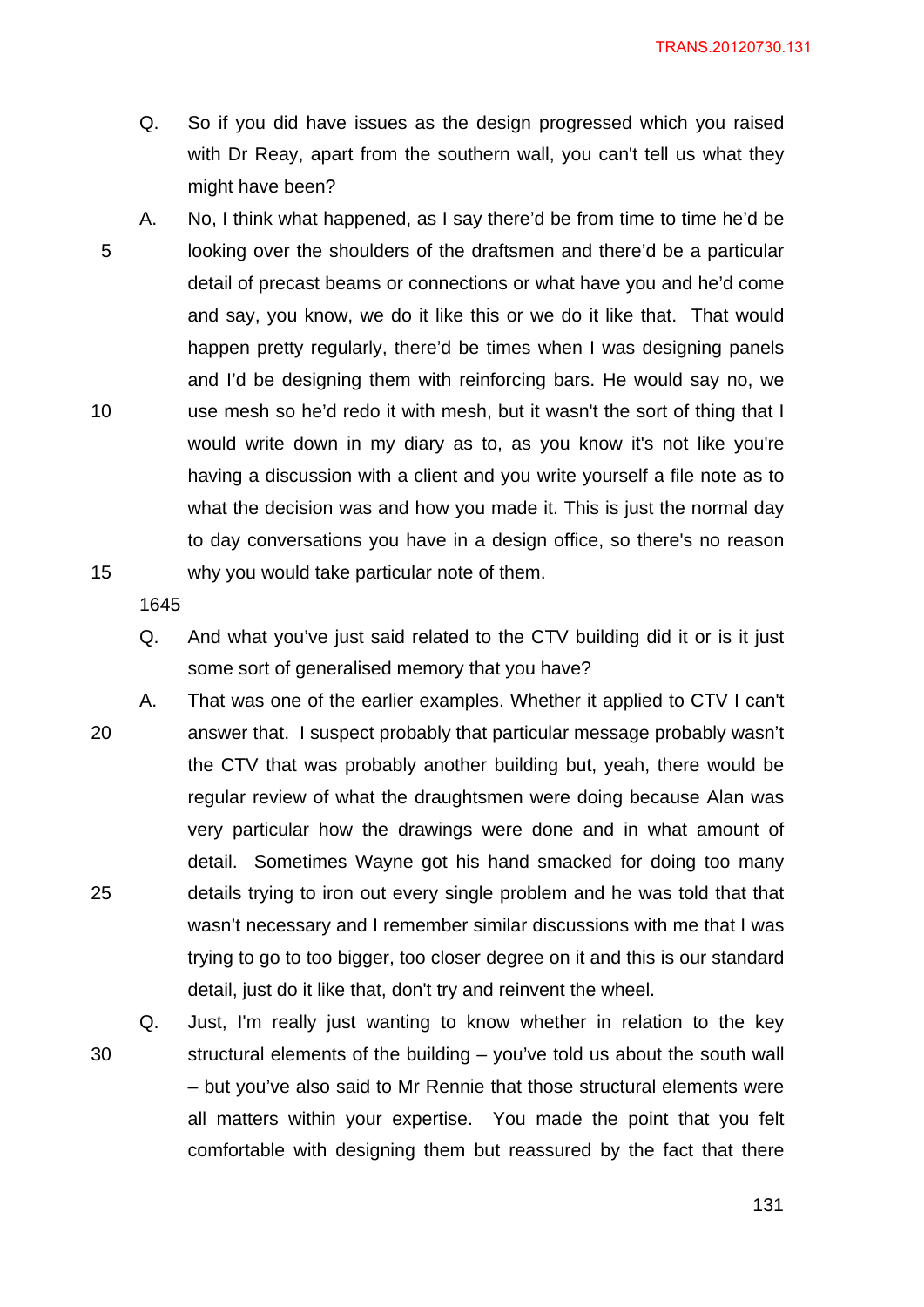Q. So if you did have issues as the design progressed which you raised with Dr Reay, apart from the southern wall, you can't tell us what they might have been?

A. No, I think what happened, as I say there'd be from time to time he'd be looking over the shoulders of the draftsmen and there'd be a particular detail of precast beams or connections or what have you and he'd come and say, you know, we do it like this or we do it like that. That would happen pretty regularly, there'd be times when I was designing panels and I'd be designing them with reinforcing bars. He would say no, we use mesh so he'd redo it with mesh, but it wasn't the sort of thing that I would write down in my diary as to, as you know it's not like you're having a discussion with a client and you write yourself a file note as to what the decision was and how you made it. This is just the normal day to day conversations you have in a design office, so there's no reason why you would take particular note of them.

1645

Q. And what you've just said related to the CTV building did it or is it just some sort of generalised memory that you have?

A. That was one of the earlier examples. Whether it applied to CTV I can't answer that. I suspect probably that particular message probably wasn't the CTV that was probably another building but, yeah, there would be regular review of what the draughtsmen were doing because Alan was very particular how the drawings were done and in what amount of detail. Sometimes Wayne got his hand smacked for doing too many details trying to iron out every single problem and he was told that that wasn't necessary and I remember similar discussions with me that I was trying to go to too bigger, too closer degree on it and this is our standard detail, just do it like that, don't try and reinvent the wheel.

Q. Just, I'm really just wanting to know whether in relation to the key structural elements of the building – you've told us about the south wall – but you've also said to Mr Rennie that those structural elements were all matters within your expertise. You made the point that you felt comfortable with designing them but reassured by the fact that there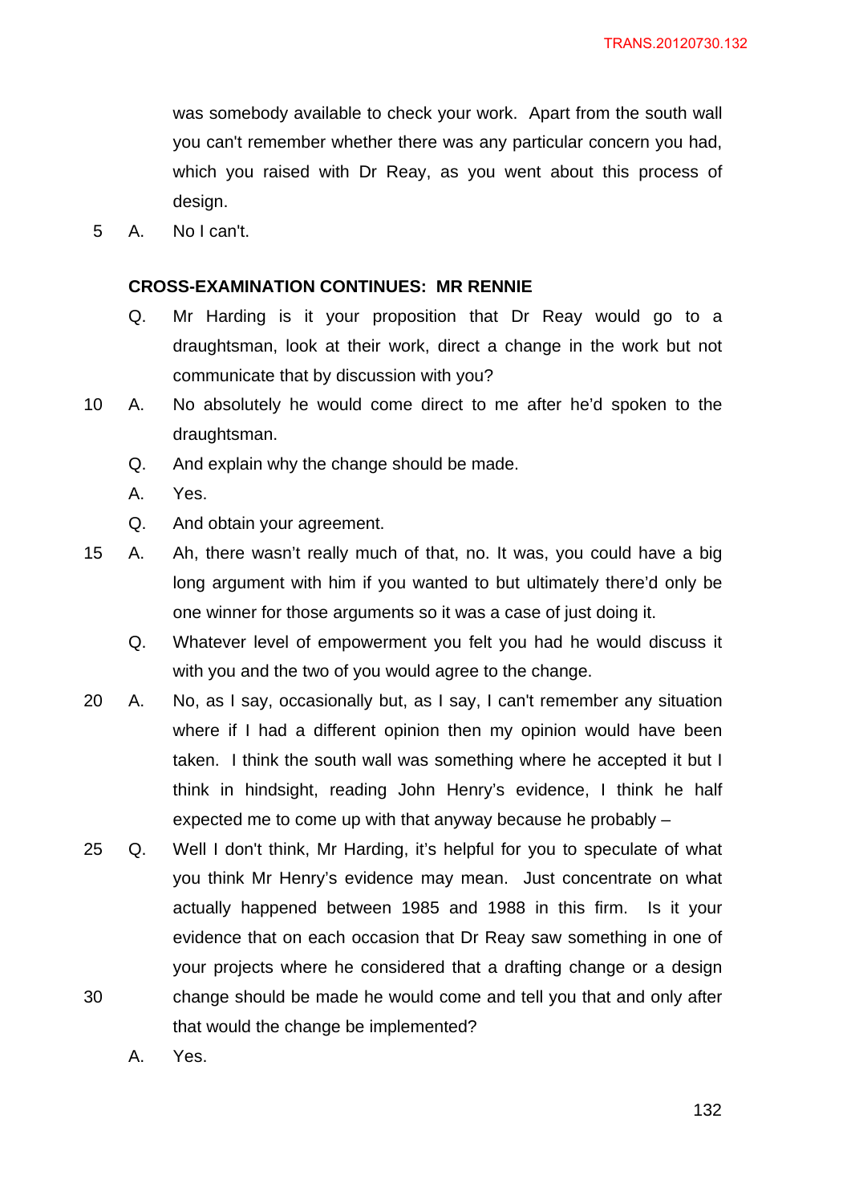was somebody available to check your work. Apart from the south wall you can't remember whether there was any particular concern you had, which you raised with Dr Reay, as you went about this process of design.

A. No I can't.

**CROSS-EXAMINATION CONTINUES: MR RENNIE**

Q. Mr Harding is it your proposition that Dr Reay would go to a draughtsman, look at their work, direct a change in the work but not communicate that by discussion with you?

A. No absolutely he would come direct to me after he'd spoken to the draughtsman.

Q. And explain why the change should be made.

A. Yes.

Q. And obtain your agreement.

A. Ah, there wasn't really much of that, no. It was, you could have a big long argument with him if you wanted to but ultimately there'd only be one winner for those arguments so it was a case of just doing it.

Q. Whatever level of empowerment you felt you had he would discuss it with you and the two of you would agree to the change.

A. No, as I say, occasionally but, as I say, I can't remember any situation where if I had a different opinion then my opinion would have been taken. I think the south wall was something where he accepted it but I think in hindsight, reading John Henry's evidence, I think he half expected me to come up with that anyway because he probably –

Q. Well I don't think, Mr Harding, it's helpful for you to speculate of what you think Mr Henry's evidence may mean. Just concentrate on what actually happened between 1985 and 1988 in this firm. Is it your evidence that on each occasion that Dr Reay saw something in one of your projects where he considered that a drafting change or a design change should be made he would come and tell you that and only after that would the change be implemented?

A. Yes.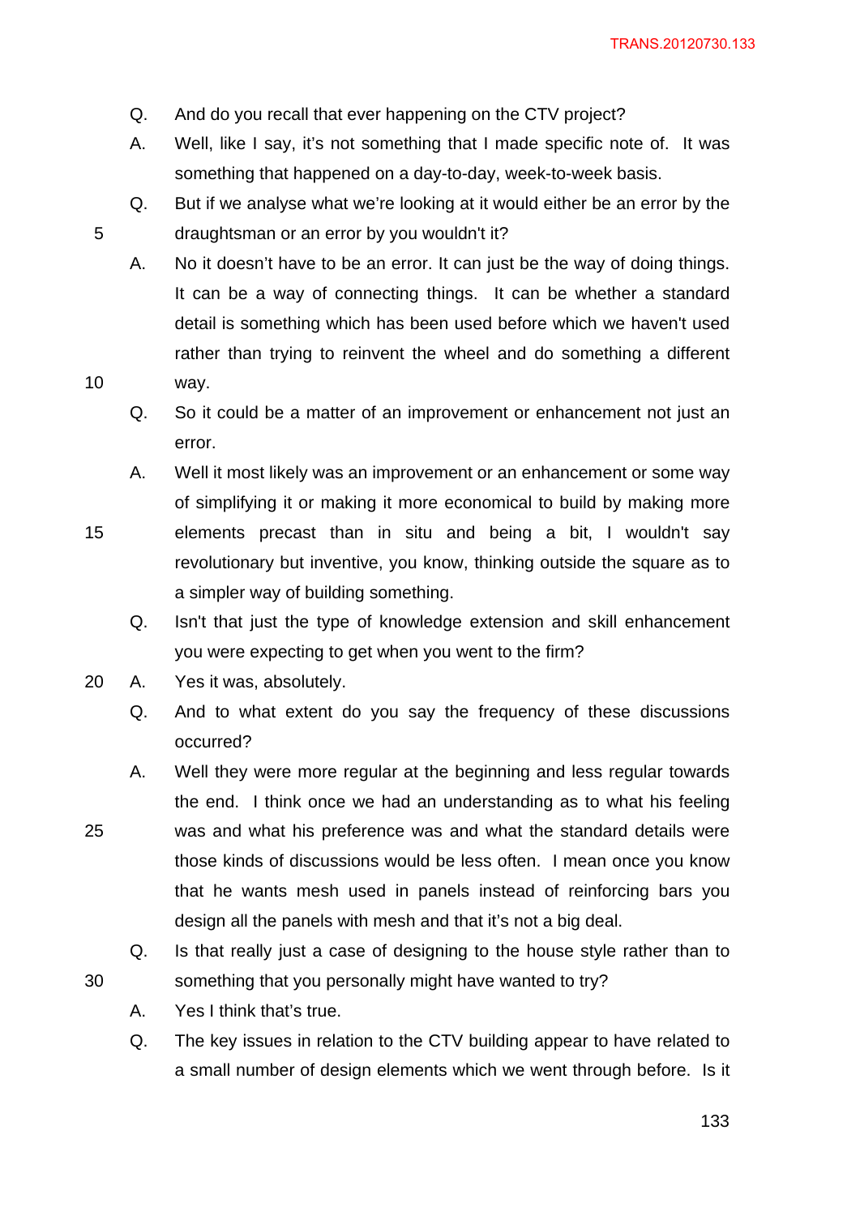Q. And do you recall that ever happening on the CTV project?

A. Well, like I say, it's not something that I made specific note of. It was something that happened on a day-to-day, week-to-week basis.

Q. But if we analyse what we're looking at it would either be an error by the draughtsman or an error by you wouldn't it?

A. No it doesn't have to be an error. It can just be the way of doing things. It can be a way of connecting things. It can be whether a standard detail is something which has been used before which we haven't used rather than trying to reinvent the wheel and do something a different way.

Q. So it could be a matter of an improvement or enhancement not just an error.

A. Well it most likely was an improvement or an enhancement or some way of simplifying it or making it more economical to build by making more elements precast than in situ and being a bit, I wouldn't say revolutionary but inventive, you know, thinking outside the square as to a simpler way of building something.

Q. Isn't that just the type of knowledge extension and skill enhancement you were expecting to get when you went to the firm?

A. Yes it was, absolutely.

Q. And to what extent do you say the frequency of these discussions occurred?

A. Well they were more regular at the beginning and less regular towards the end. I think once we had an understanding as to what his feeling was and what his preference was and what the standard details were those kinds of discussions would be less often. I mean once you know that he wants mesh used in panels instead of reinforcing bars you design all the panels with mesh and that it's not a big deal.

Q. Is that really just a case of designing to the house style rather than to something that you personally might have wanted to try?

A. Yes I think that's true.

Q. The key issues in relation to the CTV building appear to have related to a small number of design elements which we went through before. Is it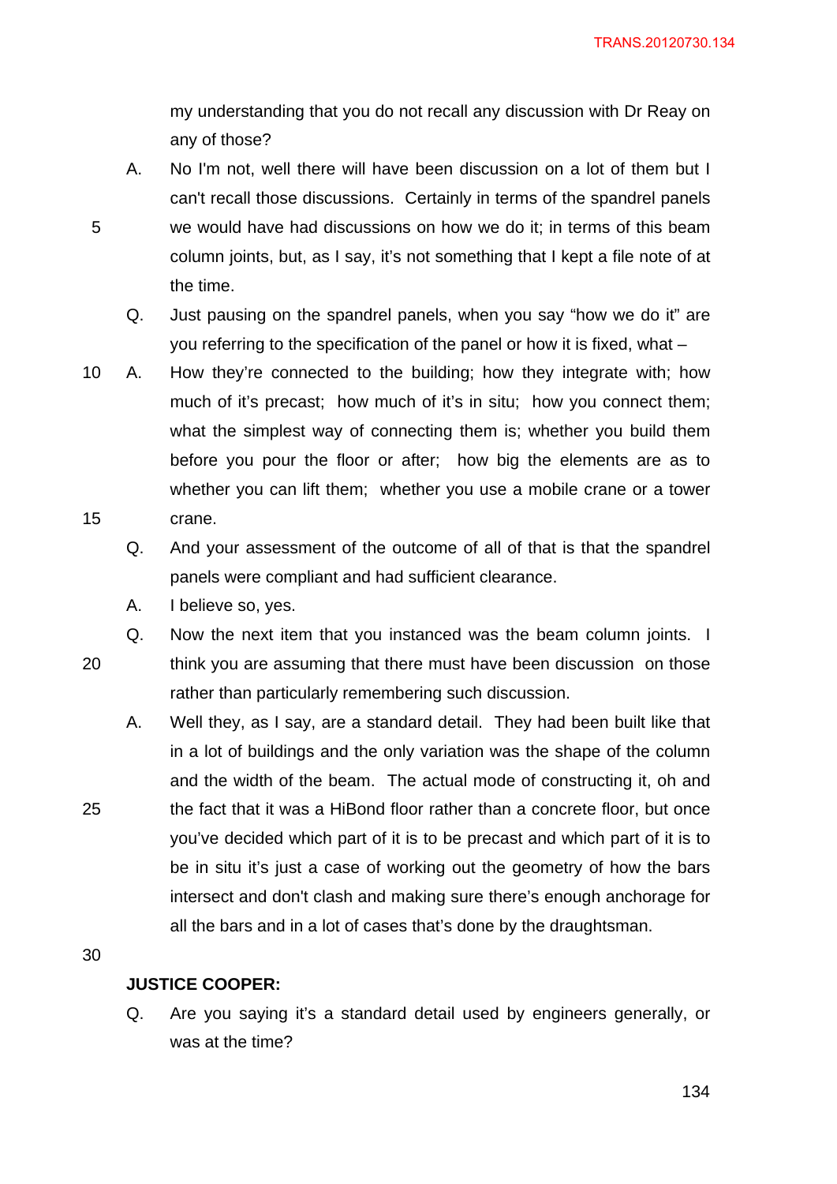my understanding that you do not recall any discussion with Dr Reay on any of those?

A. No I'm not, well there will have been discussion on a lot of them but I can't recall those discussions. Certainly in terms of the spandrel panels we would have had discussions on how we do it; in terms of this beam column joints, but, as I say, it's not something that I kept a file note of at the time.

Q. Just pausing on the spandrel panels, when you say "how we do it" are you referring to the specification of the panel or how it is fixed, what –

A. How they're connected to the building; how they integrate with; how much of it's precast; how much of it's in situ; how you connect them; what the simplest way of connecting them is; whether you build them before you pour the floor or after; how big the elements are as to whether you can lift them; whether you use a mobile crane or a tower crane.

Q. And your assessment of the outcome of all of that is that the spandrel panels were compliant and had sufficient clearance.

A. I believe so, yes.

Q. Now the next item that you instanced was the beam column joints. I think you are assuming that there must have been discussion on those rather than particularly remembering such discussion.

A. Well they, as I say, are a standard detail. They had been built like that in a lot of buildings and the only variation was the shape of the column and the width of the beam. The actual mode of constructing it, oh and the fact that it was a HiBond floor rather than a concrete floor, but once you've decided which part of it is to be precast and which part of it is to be in situ it's just a case of working out the geometry of how the bars intersect and don't clash and making sure there's enough anchorage for all the bars and in a lot of cases that's done by the draughtsman.

**JUSTICE COOPER:**

Q. Are you saying it's a standard detail used by engineers generally, or was at the time?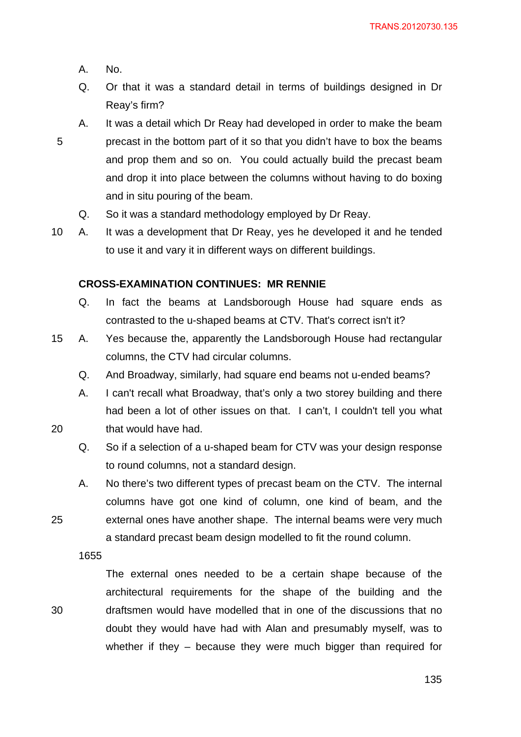A. No.

Q. Or that it was a standard detail in terms of buildings designed in Dr Reay's firm?

A. It was a detail which Dr Reay had developed in order to make the beam precast in the bottom part of it so that you didn't have to box the beams and prop them and so on. You could actually build the precast beam and drop it into place between the columns without having to do boxing and in situ pouring of the beam.

Q. So it was a standard methodology employed by Dr Reay.

A. It was a development that Dr Reay, yes he developed it and he tended to use it and vary it in different ways on different buildings.

**CROSS-EXAMINATION CONTINUES: MR RENNIE**

Q. In fact the beams at Landsborough House had square ends as contrasted to the u-shaped beams at CTV. That's correct isn't it?

A. Yes because the, apparently the Landsborough House had rectangular columns, the CTV had circular columns.

Q. And Broadway, similarly, had square end beams not u-ended beams?

A. I can't recall what Broadway, that's only a two storey building and there had been a lot of other issues on that. I can't, I couldn't tell you what that would have had.

Q. So if a selection of a u-shaped beam for CTV was your design response to round columns, not a standard design.

A. No there's two different types of precast beam on the CTV. The internal columns have got one kind of column, one kind of beam, and the external ones have another shape. The internal beams were very much a standard precast beam design modelled to fit the round column.

1655

The external ones needed to be a certain shape because of the architectural requirements for the shape of the building and the draftsmen would have modelled that in one of the discussions that no doubt they would have had with Alan and presumably myself, was to whether if they – because they were much bigger than required for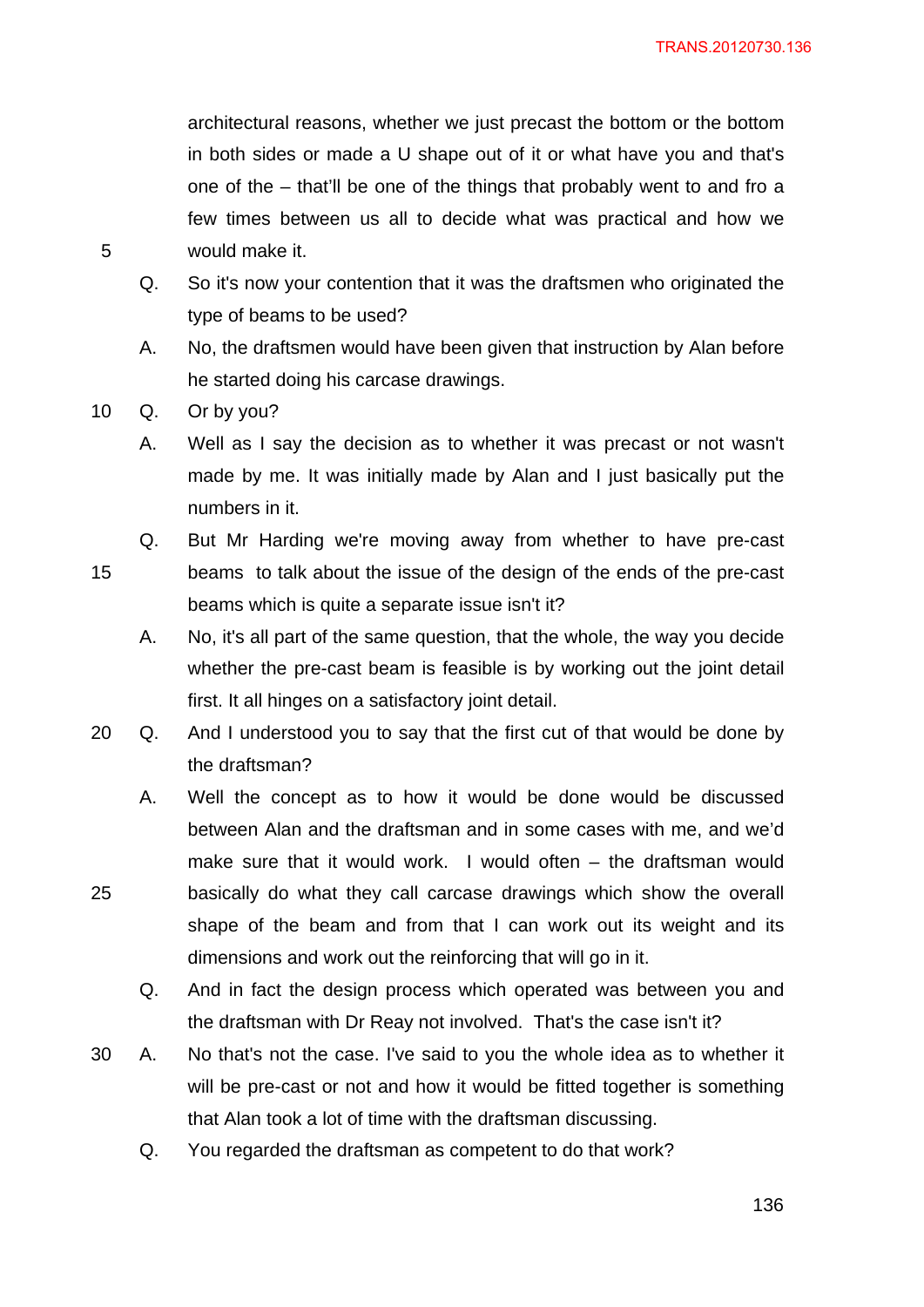architectural reasons, whether we just precast the bottom or the bottom in both sides or made a U shape out of it or what have you and that's one of the – that'll be one of the things that probably went to and fro a few times between us all to decide what was practical and how we would make it.

Q. So it's now your contention that it was the draftsmen who originated the type of beams to be used?

A. No, the draftsmen would have been given that instruction by Alan before he started doing his carcase drawings.

Q. Or by you?

A. Well as I say the decision as to whether it was precast or not wasn't made by me. It was initially made by Alan and I just basically put the numbers in it.

Q. But Mr Harding we're moving away from whether to have pre-cast beams to talk about the issue of the design of the ends of the pre-cast beams which is quite a separate issue isn't it?

A. No, it's all part of the same question, that the whole, the way you decide whether the pre-cast beam is feasible is by working out the joint detail first. It all hinges on a satisfactory joint detail.

Q. And I understood you to say that the first cut of that would be done by the draftsman?

A. Well the concept as to how it would be done would be discussed between Alan and the draftsman and in some cases with me, and we'd make sure that it would work. I would often – the draftsman would basically do what they call carcase drawings which show the overall shape of the beam and from that I can work out its weight and its dimensions and work out the reinforcing that will go in it.

Q. And in fact the design process which operated was between you and the draftsman with Dr Reay not involved. That's the case isn't it?

A. No that's not the case. I've said to you the whole idea as to whether it will be pre-cast or not and how it would be fitted together is something that Alan took a lot of time with the draftsman discussing.

Q. You regarded the draftsman as competent to do that work?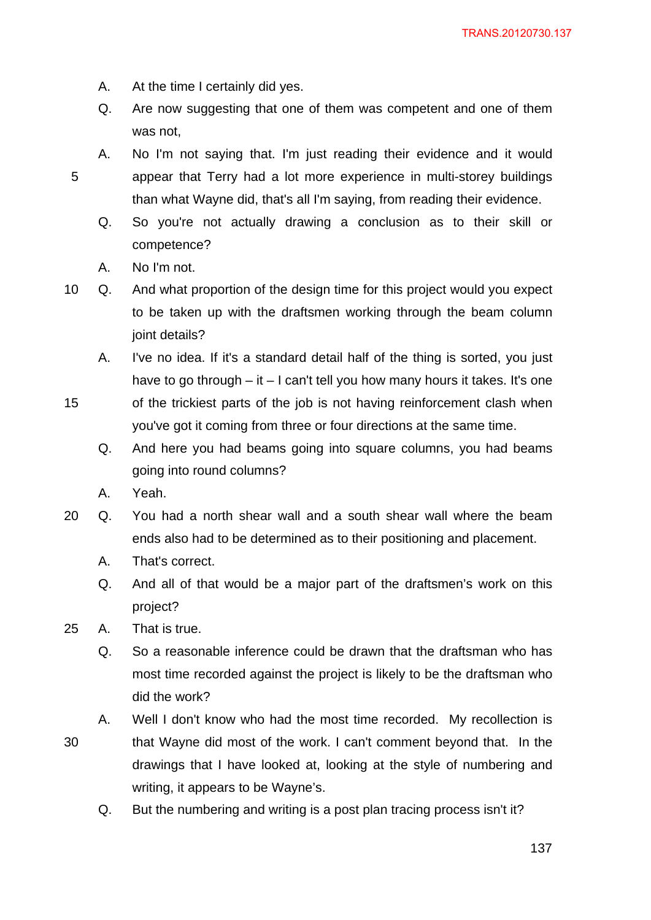A. At the time I certainly did yes.

Q. Are now suggesting that one of them was competent and one of them was not,

A. No I'm not saying that. I'm just reading their evidence and it would appear that Terry had a lot more experience in multi-storey buildings than what Wayne did, that's all I'm saying, from reading their evidence.

Q. So you're not actually drawing a conclusion as to their skill or competence?

A. No I'm not.

Q. And what proportion of the design time for this project would you expect to be taken up with the draftsmen working through the beam column joint details?

A. I've no idea. If it's a standard detail half of the thing is sorted, you just have to go through – it – I can't tell you how many hours it takes. It's one of the trickiest parts of the job is not having reinforcement clash when you've got it coming from three or four directions at the same time.

Q. And here you had beams going into square columns, you had beams going into round columns?

A. Yeah.

Q. You had a north shear wall and a south shear wall where the beam ends also had to be determined as to their positioning and placement.

A. That's correct.

Q. And all of that would be a major part of the draftsmen's work on this project?

A. That is true.

Q. So a reasonable inference could be drawn that the draftsman who has most time recorded against the project is likely to be the draftsman who did the work?

A. Well I don't know who had the most time recorded. My recollection is that Wayne did most of the work. I can't comment beyond that. In the drawings that I have looked at, looking at the style of numbering and writing, it appears to be Wayne's.

Q. But the numbering and writing is a post plan tracing process isn't it?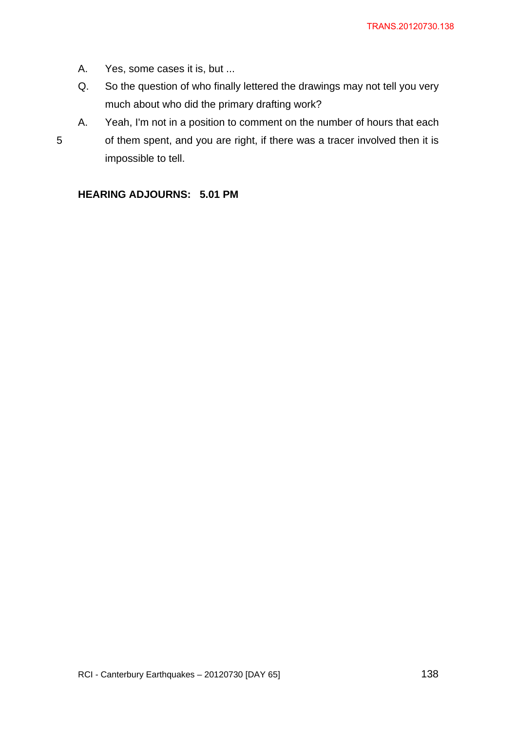A. Yes, some cases it is, but ...

Q. So the question of who finally lettered the drawings may not tell you very much about who did the primary drafting work?

A. Yeah, I'm not in a position to comment on the number of hours that each of them spent, and you are right, if there was a tracer involved then it is impossible to tell.

**HEARING ADJOURNS: 5.01 PM**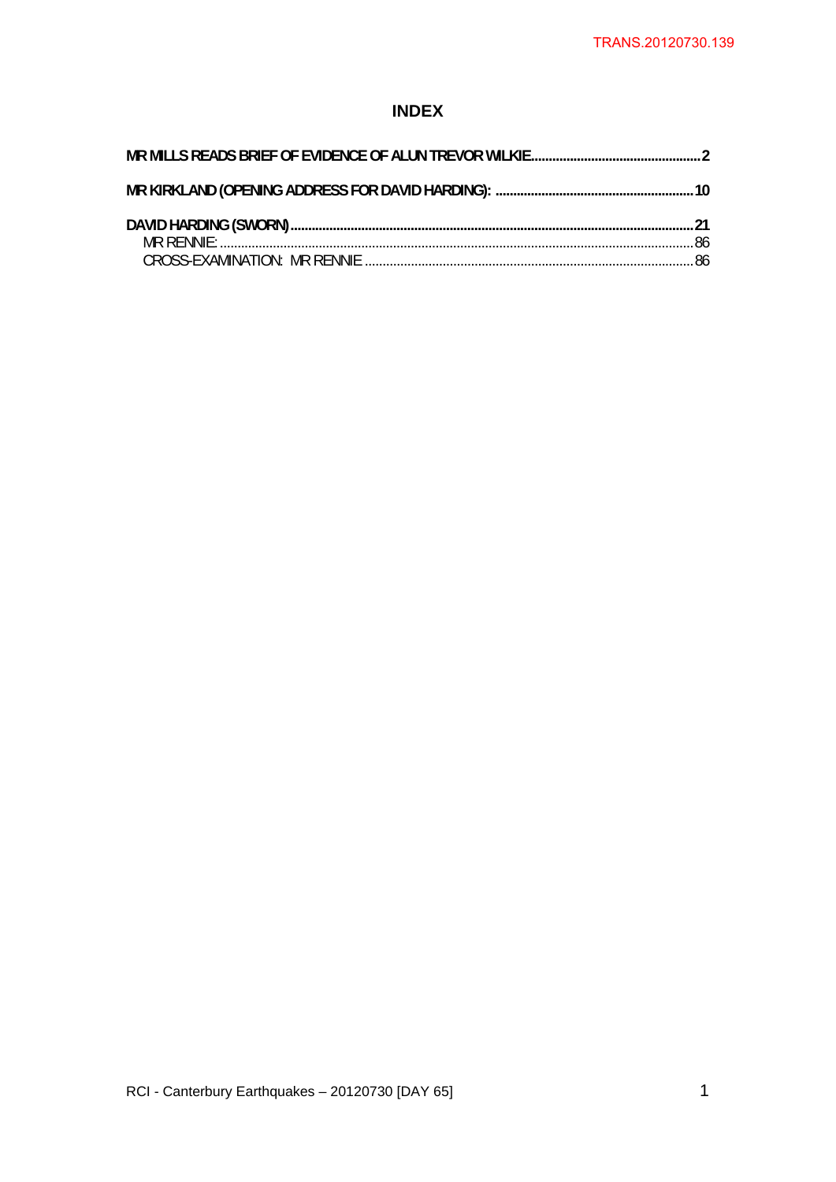# INDEX

**MR MILLS READS BRIEF OF EVIDENCE OF ALUN TREVOR WILKIE................................................2**

**MR KIRKLAND (OPENING ADDRESS FOR DAVID HARDING): ........................................................10**

**DAVID HARDING (SWORN).................................................................................................................21**

MR RENNIE:..........................................................................................................................................86

CROSS-EXAMINATION: MR RENNIE ...............................................................................................86